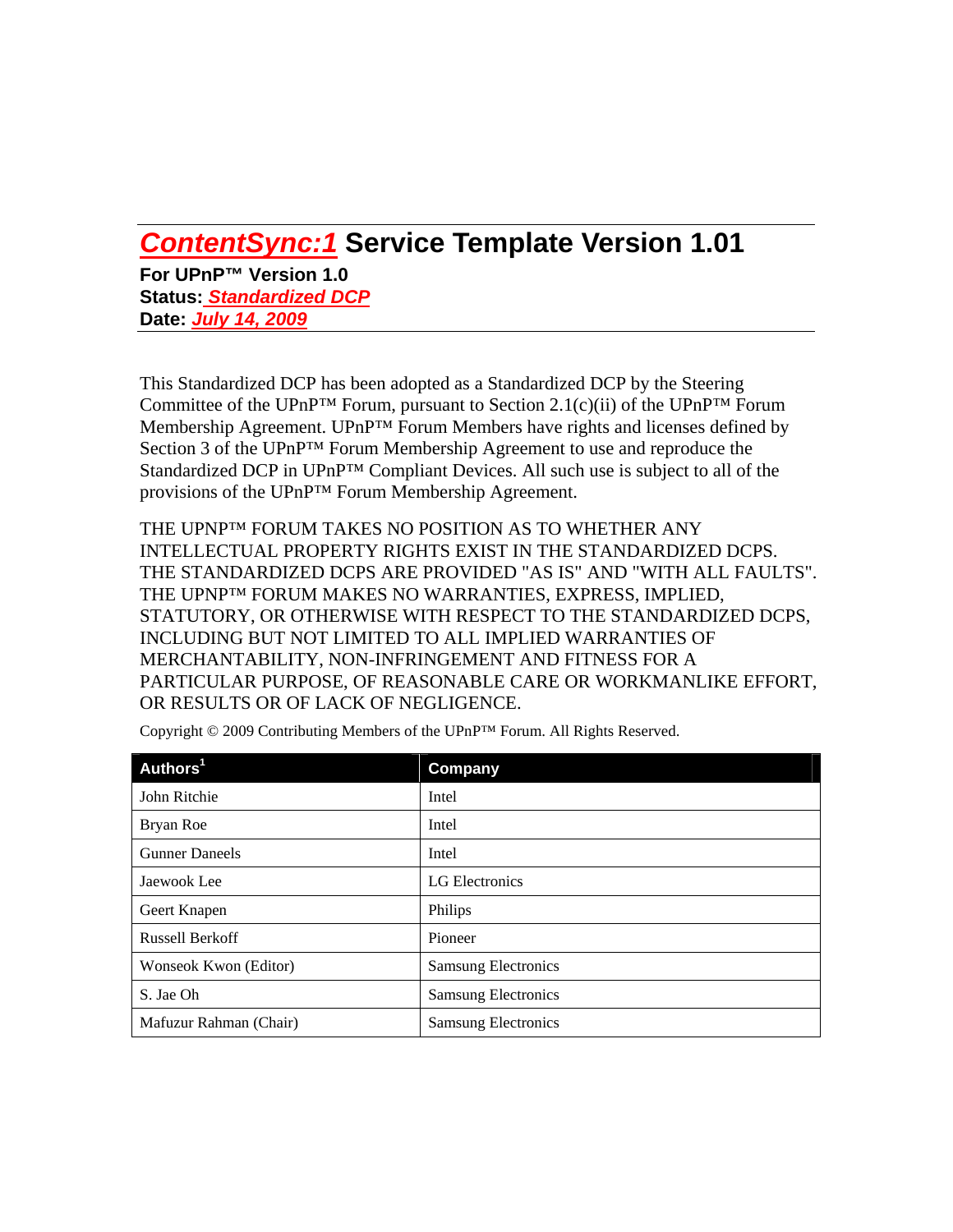# ContentSync:1 Service Template Version 1.01

**For UPnP™ Version 1.0**
**Status: *Standardized DCP***
**Date: *July 14, 2009***

This Standardized DCP has been adopted as a Standardized DCP by the Steering Committee of the UPnP™ Forum, pursuant to Section 2.1(c)(ii) of the UPnP™ Forum Membership Agreement. UPnP™ Forum Members have rights and licenses defined by Section 3 of the UPnP™ Forum Membership Agreement to use and reproduce the Standardized DCP in UPnP™ Compliant Devices. All such use is subject to all of the provisions of the UPnP™ Forum Membership Agreement.

THE UPNP™ FORUM TAKES NO POSITION AS TO WHETHER ANY INTELLECTUAL PROPERTY RIGHTS EXIST IN THE STANDARDIZED DCPS. THE STANDARDIZED DCPS ARE PROVIDED "AS IS" AND "WITH ALL FAULTS". THE UPNP™ FORUM MAKES NO WARRANTIES, EXPRESS, IMPLIED, STATUTORY, OR OTHERWISE WITH RESPECT TO THE STANDARDIZED DCPS, INCLUDING BUT NOT LIMITED TO ALL IMPLIED WARRANTIES OF MERCHANTABILITY, NON-INFRINGEMENT AND FITNESS FOR A PARTICULAR PURPOSE, OF REASONABLE CARE OR WORKMANLIKE EFFORT, OR RESULTS OR OF LACK OF NEGLIGENCE.

Copyright © 2009 Contributing Members of the UPnP™ Forum. All Rights Reserved.

| Authors[1] | Company |
|---|---|
| John Ritchie | Intel |
| Bryan Roe | Intel |
| Gunner Daneels | Intel |
| Jaewook Lee | LG Electronics |
| Geert Knapen | Philips |
| Russell Berkoff | Pioneer |
| Wonseok Kwon (Editor) | Samsung Electronics |
| S. Jae Oh | Samsung Electronics |
| Mafuzur Rahman (Chair) | Samsung Electronics |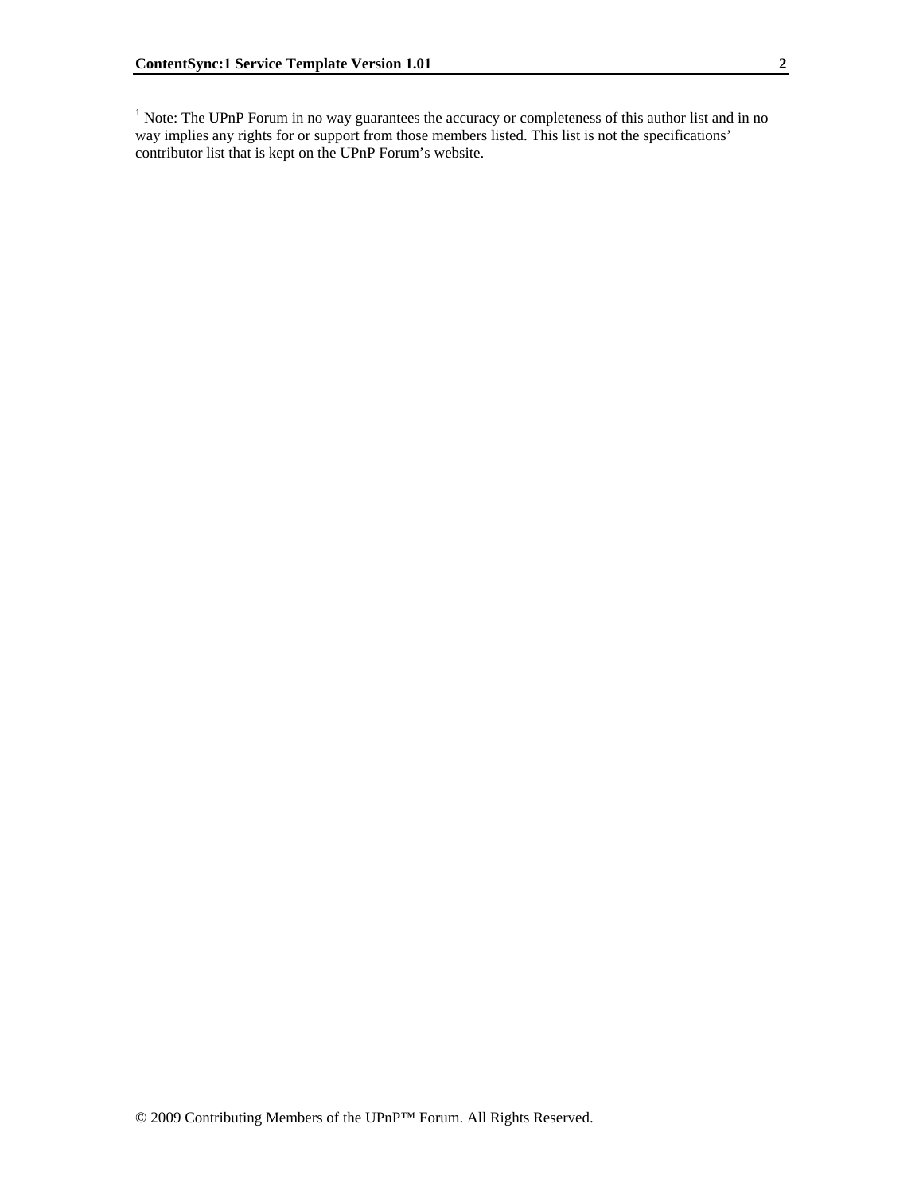[1] Note: The UPnP Forum in no way guarantees the accuracy or completeness of this author list and in no way implies any rights for or support from those members listed. This list is not the specifications' contributor list that is kept on the UPnP Forum's website.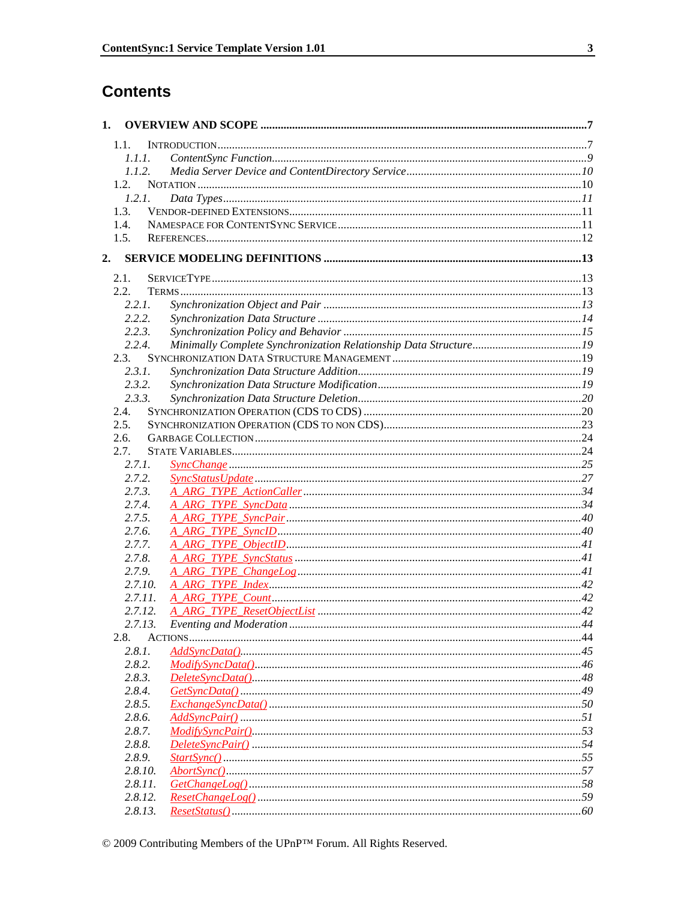# Contents

**1. OVERVIEW AND SCOPE ........................................................................................................7**

- 1.1. INTRODUCTION.......................................................................................................................7
  - *1.1.1. ContentSync Function.........................................................................................................9*
  - *1.1.2. Media Server Device and ContentDirectory Service...........................................................10*
- 1.2. NOTATION ...........................................................................................................................10
  - *1.2.1. Data Types.......................................................................................................................11*
- 1.3. VENDOR-DEFINED EXTENSIONS...........................................................................................11
- 1.4. NAMESPACE FOR CONTENTSYNC SERVICE...........................................................................11
- 1.5. REFERENCES........................................................................................................................12

**2. SERVICE MODELING DEFINITIONS ........................................................................................13**

- 2.1. SERVICETYPE.......................................................................................................................13
- 2.2. TERMS.................................................................................................................................13
  - *2.2.1. Synchronization Object and Pair .......................................................................................13*
  - *2.2.2. Synchronization Data Structure ........................................................................................14*
  - *2.2.3. Synchronization Policy and Behavior ................................................................................15*
  - *2.2.4. Minimally Complete Synchronization Relationship Data Structure....................................19*
- 2.3. SYNCHRONIZATION DATA STRUCTURE MANAGEMENT ........................................................19
  - *2.3.1. Synchronization Data Structure Addition...........................................................................19*
  - *2.3.2. Synchronization Data Structure Modification....................................................................19*
  - *2.3.3. Synchronization Data Structure Deletion...........................................................................20*
- 2.4. SYNCHRONIZATION OPERATION (CDS TO CDS) ..................................................................20
- 2.5. SYNCHRONIZATION OPERATION (CDS TO NON CDS)...........................................................23
- 2.6. GARBAGE COLLECTION.......................................................................................................24
- 2.7. STATE VARIABLES...............................................................................................................24
  - *2.7.1. SyncChange .......................................................................................................................25*
  - *2.7.2. SyncStatusUpdate ...............................................................................................................27*
  - *2.7.3. A_ARG_TYPE_ActionCaller ..............................................................................................34*
  - *2.7.4. A_ARG_TYPE_SyncData ...................................................................................................34*
  - *2.7.5. A_ARG_TYPE_SyncPair ....................................................................................................40*
  - *2.7.6. A_ARG_TYPE_SyncID.......................................................................................................40*
  - *2.7.7. A_ARG_TYPE_ObjectID.....................................................................................................41*
  - *2.7.8. A_ARG_TYPE_SyncStatus .................................................................................................41*
  - *2.7.9. A_ARG_TYPE_ChangeLog ................................................................................................41*
  - *2.7.10. A_ARG_TYPE_Index..........................................................................................................42*
  - *2.7.11. A_ARG_TYPE_Count.........................................................................................................42*
  - *2.7.12. A_ARG_TYPE_ResetObjectList .........................................................................................42*
  - *2.7.13. Eventing and Moderation ..................................................................................................44*
- 2.8. ACTIONS..............................................................................................................................44
  - *2.8.1. AddSyncData()....................................................................................................................45*
  - *2.8.2. ModifySyncData()...............................................................................................................46*
  - *2.8.3. DeleteSyncData()................................................................................................................48*
  - *2.8.4. GetSyncData() ....................................................................................................................49*
  - *2.8.5. ExchangeSyncData() ..........................................................................................................50*
  - *2.8.6. AddSyncPair() ....................................................................................................................51*
  - *2.8.7. ModifySyncPair()................................................................................................................53*
  - *2.8.8. DeleteSyncPair() ................................................................................................................54*
  - *2.8.9. StartSync() .........................................................................................................................55*
  - *2.8.10. AbortSync().........................................................................................................................57*
  - *2.8.11. GetChangeLog() .................................................................................................................58*
  - *2.8.12. ResetChangeLog() ..............................................................................................................59*
  - *2.8.13. ResetStatus() .......................................................................................................................60*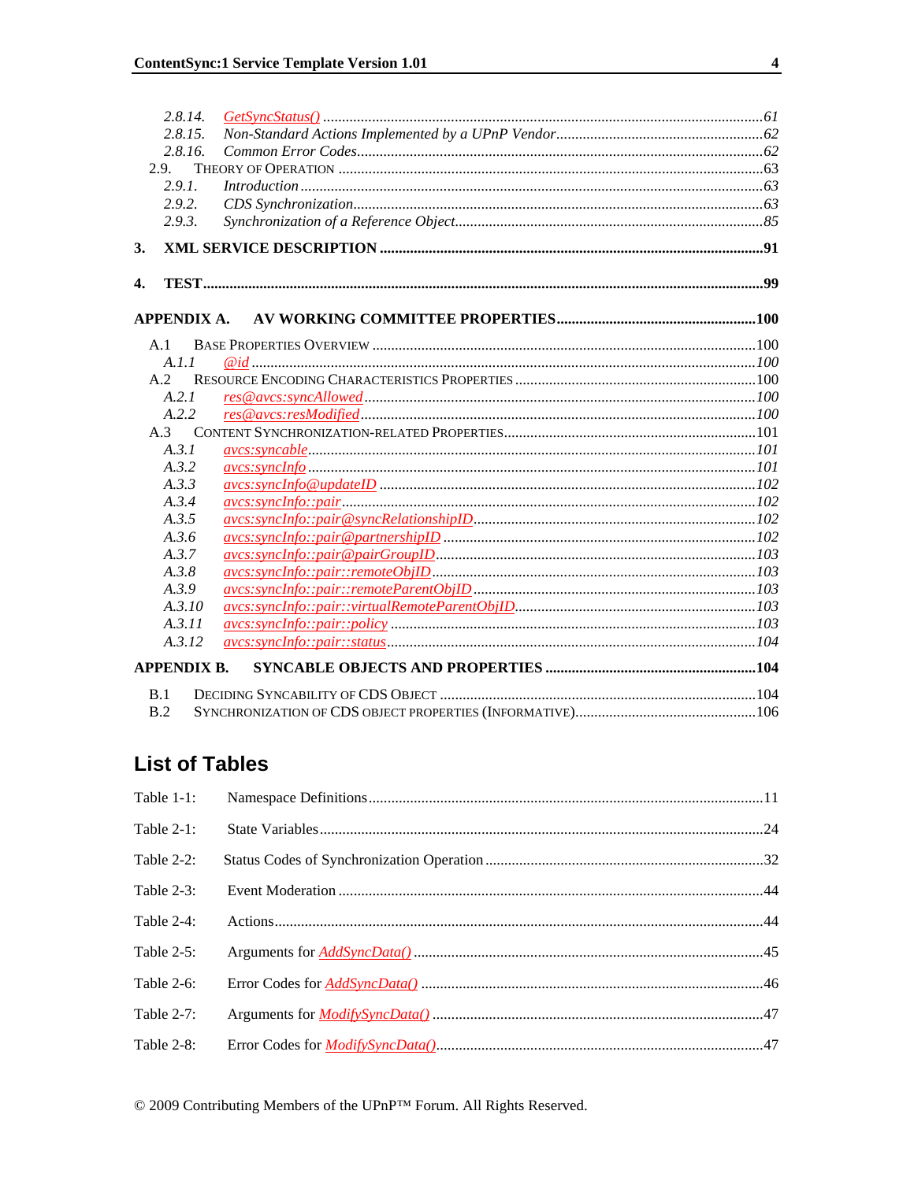2.8.14. *GetSyncStatus()* ....61
2.8.15. *Non-Standard Actions Implemented by a UPnP Vendor* ....62
2.8.16. *Common Error Codes* ....62
2.9. THEORY OF OPERATION ....63
2.9.1. *Introduction* ....63
2.9.2. *CDS Synchronization* ....63
2.9.3. *Synchronization of a Reference Object* ....85

**3. XML SERVICE DESCRIPTION ....91**

**4. TEST ....99**

**APPENDIX A. AV WORKING COMMITTEE PROPERTIES ....100**

A.1 BASE PROPERTIES OVERVIEW ....100
*A.1.1 @id ....100*
A.2 RESOURCE ENCODING CHARACTERISTICS PROPERTIES ....100
*A.2.1 res@avcs:syncAllowed ....100*
*A.2.2 res@avcs:resModified ....100*
A.3 CONTENT SYNCHRONIZATION-RELATED PROPERTIES ....101
*A.3.1 avcs:syncable ....101*
*A.3.2 avcs:syncInfo ....101*
*A.3.3 avcs:syncInfo@updateID ....102*
*A.3.4 avcs:syncInfo::pair ....102*
*A.3.5 avcs:syncInfo::pair@syncRelationshipID ....102*
*A.3.6 avcs:syncInfo::pair@partnershipID ....102*
*A.3.7 avcs:syncInfo::pair@pairGroupID ....103*
*A.3.8 avcs:syncInfo::pair::remoteObjID ....103*
*A.3.9 avcs:syncInfo::pair::remoteParentObjID ....103*
*A.3.10 avcs:syncInfo::pair::virtualRemoteParentObjID ....103*
*A.3.11 avcs:syncInfo::pair::policy ....103*
*A.3.12 avcs:syncInfo::pair::status ....104*

**APPENDIX B. SYNCABLE OBJECTS AND PROPERTIES ....104**

B.1 DECIDING SYNCABILITY OF CDS OBJECT ....104
B.2 SYNCHRONIZATION OF CDS OBJECT PROPERTIES (INFORMATIVE) ....106

## List of Tables

Table 1-1: Namespace Definitions ....11

Table 2-1: State Variables ....24

Table 2-2: Status Codes of Synchronization Operation ....32

Table 2-3: Event Moderation ....44

Table 2-4: Actions ....44

Table 2-5: Arguments for *AddSyncData()* ....45

Table 2-6: Error Codes for *AddSyncData()* ....46

Table 2-7: Arguments for *ModifySyncData()* ....47

Table 2-8: Error Codes for *ModifySyncData()* ....47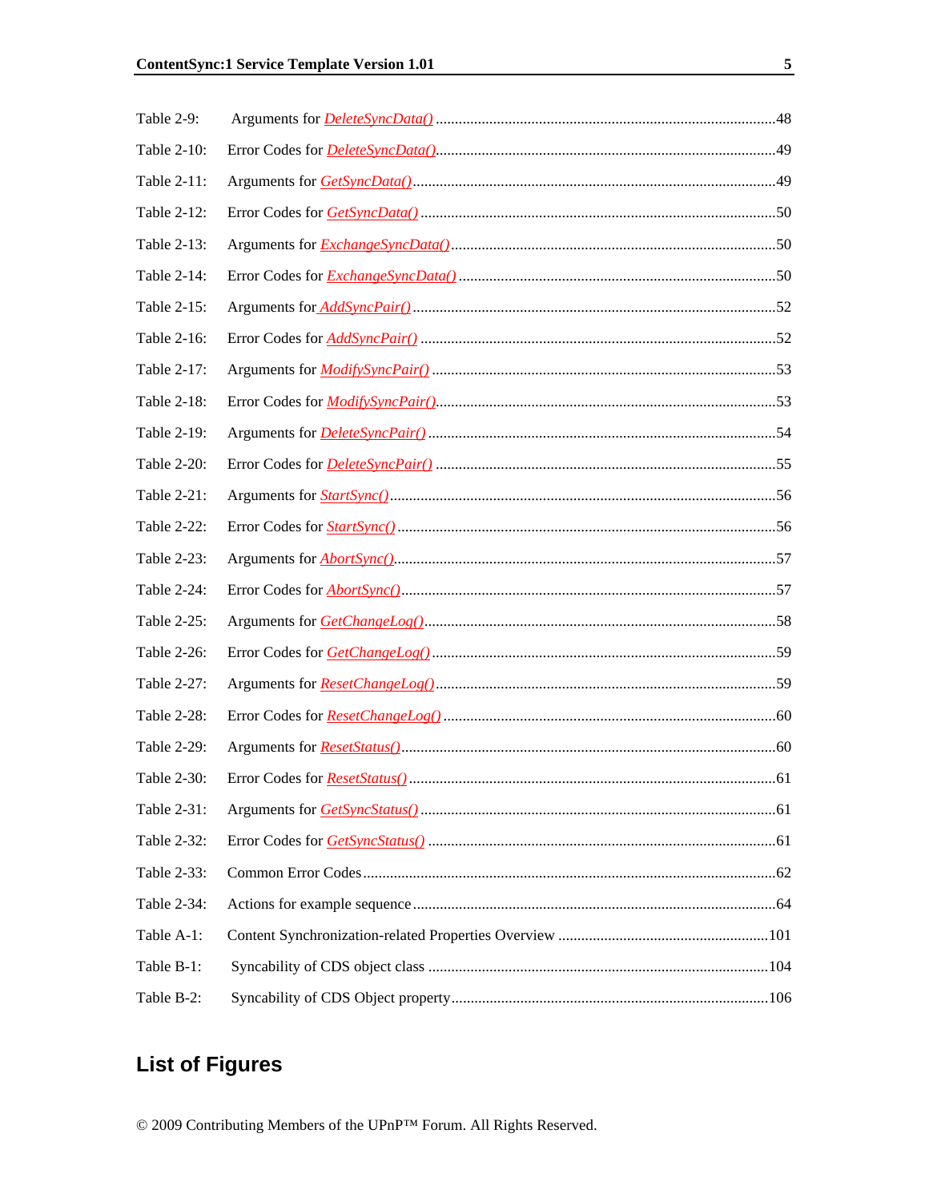Table 2-9: Arguments for *DeleteSyncData()* ........................................................................................48

Table 2-10: Error Codes for *DeleteSyncData()*.......................................................................................49

Table 2-11: Arguments for *GetSyncData()*..............................................................................................49

Table 2-12: Error Codes for *GetSyncData()* ..........................................................................................50

Table 2-13: Arguments for *ExchangeSyncData()*..................................................................................50

Table 2-14: Error Codes for *ExchangeSyncData()* ................................................................................50

Table 2-15: Arguments for *AddSyncPair()* .............................................................................................52

Table 2-16: Error Codes for *AddSyncPair()* ..........................................................................................52

Table 2-17: Arguments for *ModifySyncPair()* ........................................................................................53

Table 2-18: Error Codes for *ModifySyncPair()*.......................................................................................53

Table 2-19: Arguments for *DeleteSyncPair()* .........................................................................................54

Table 2-20: Error Codes for *DeleteSyncPair()* .......................................................................................55

Table 2-21: Arguments for *StartSync()*...................................................................................................56

Table 2-22: Error Codes for *StartSync()* .................................................................................................56

Table 2-23: Arguments for *AbortSync()*..................................................................................................57

Table 2-24: Error Codes for *AbortSync()*................................................................................................57

Table 2-25: Arguments for *GetChangeLog()*..........................................................................................58

Table 2-26: Error Codes for *GetChangeLog()* ........................................................................................59

Table 2-27: Arguments for *ResetChangeLog()*.......................................................................................59

Table 2-28: Error Codes for *ResetChangeLog()* .....................................................................................60

Table 2-29: Arguments for *ResetStatus()*................................................................................................60

Table 2-30: Error Codes for *ResetStatus()* ..............................................................................................61

Table 2-31: Arguments for *GetSyncStatus()* ..........................................................................................61

Table 2-32: Error Codes for *GetSyncStatus()* ........................................................................................61

Table 2-33: Common Error Codes..........................................................................................................62

Table 2-34: Actions for example sequence..............................................................................................64

Table A-1: Content Synchronization-related Properties Overview ......................................................101

Table B-1: Syncability of CDS object class ........................................................................................104

Table B-2: Syncability of CDS Object property.................................................................................106

## List of Figures

© 2009 Contributing Members of the UPnP™ Forum. All Rights Reserved.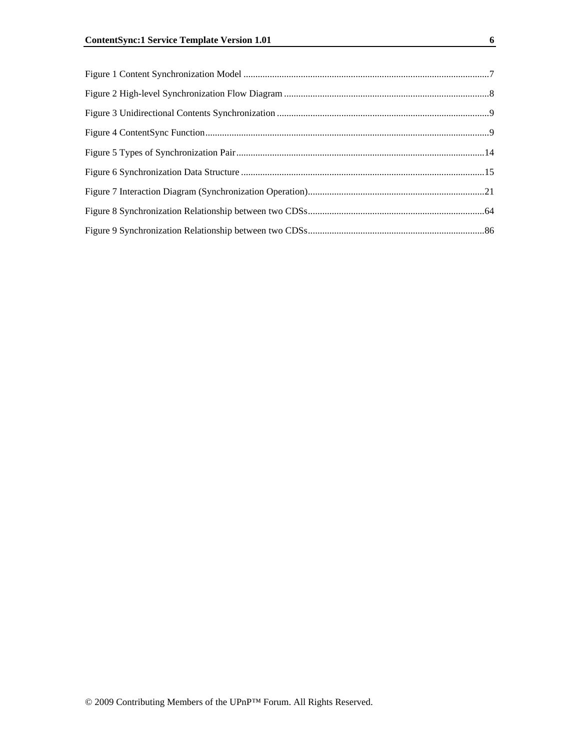Figure 1 Content Synchronization Model .......................................................................................................7

Figure 2 High-level Synchronization Flow Diagram ......................................................................................8

Figure 3 Unidirectional Contents Synchronization .........................................................................................9

Figure 4 ContentSync Function.......................................................................................................................9

Figure 5 Types of Synchronization Pair.........................................................................................................14

Figure 6 Synchronization Data Structure .......................................................................................................15

Figure 7 Interaction Diagram (Synchronization Operation)...........................................................................21

Figure 8 Synchronization Relationship between two CDSs..........................................................................64

Figure 9 Synchronization Relationship between two CDSs..........................................................................86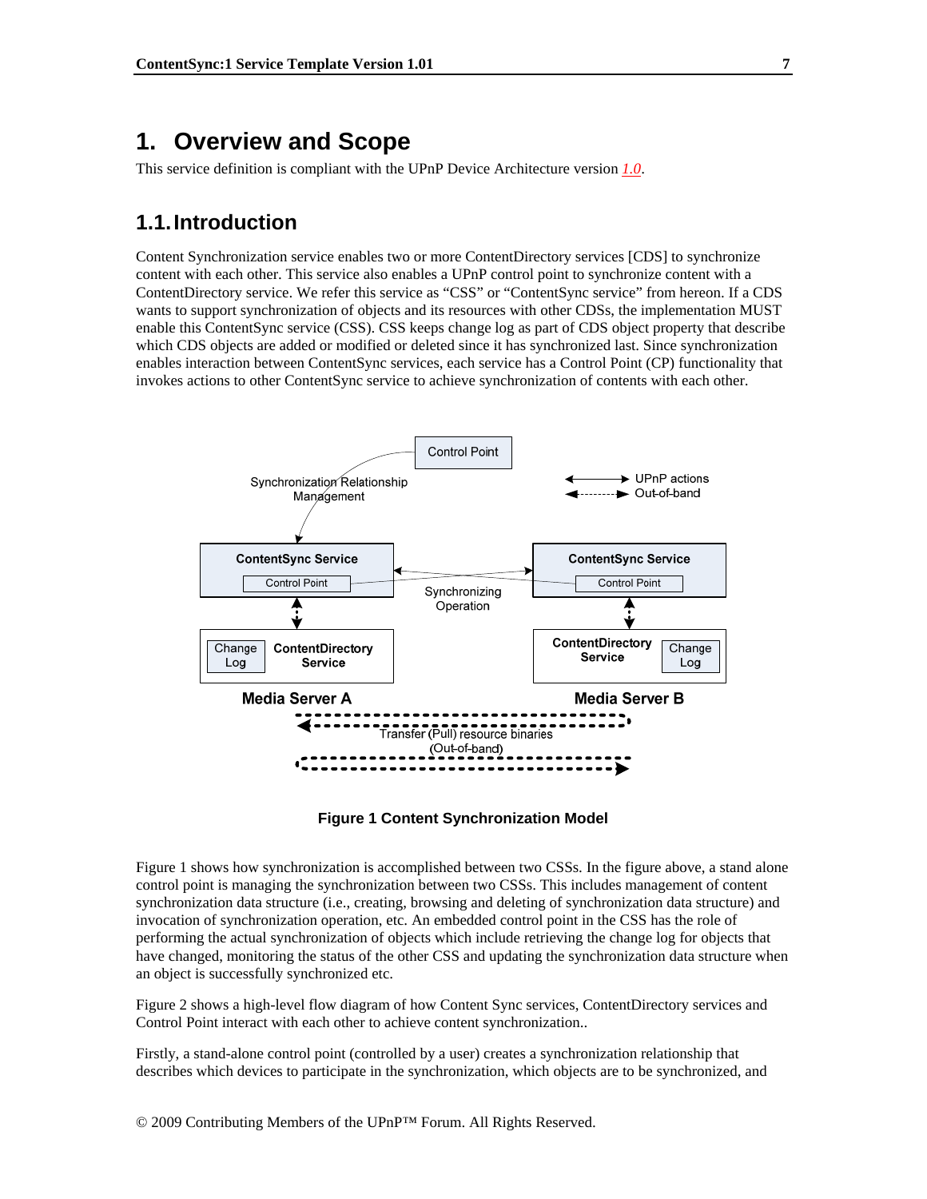# 1. Overview and Scope

This service definition is compliant with the UPnP Device Architecture version 1.0.

## 1.1. Introduction

Content Synchronization service enables two or more ContentDirectory services [CDS] to synchronize content with each other. This service also enables a UPnP control point to synchronize content with a ContentDirectory service. We refer this service as "CSS" or "ContentSync service" from hereon. If a CDS wants to support synchronization of objects and its resources with other CDSs, the implementation MUST enable this ContentSync service (CSS). CSS keeps change log as part of CDS object property that describe which CDS objects are added or modified or deleted since it has synchronized last. Since synchronization enables interaction between ContentSync services, each service has a Control Point (CP) functionality that invokes actions to other ContentSync service to achieve synchronization of contents with each other.

**Figure 1 Content Synchronization Model**

Figure 1 shows how synchronization is accomplished between two CSSs. In the figure above, a stand alone control point is managing the synchronization between two CSSs. This includes management of content synchronization data structure (i.e., creating, browsing and deleting of synchronization data structure) and invocation of synchronization operation, etc. An embedded control point in the CSS has the role of performing the actual synchronization of objects which include retrieving the change log for objects that have changed, monitoring the status of the other CSS and updating the synchronization data structure when an object is successfully synchronized etc.

Figure 2 shows a high-level flow diagram of how Content Sync services, ContentDirectory services and Control Point interact with each other to achieve content synchronization..

Firstly, a stand-alone control point (controlled by a user) creates a synchronization relationship that describes which devices to participate in the synchronization, which objects are to be synchronized, and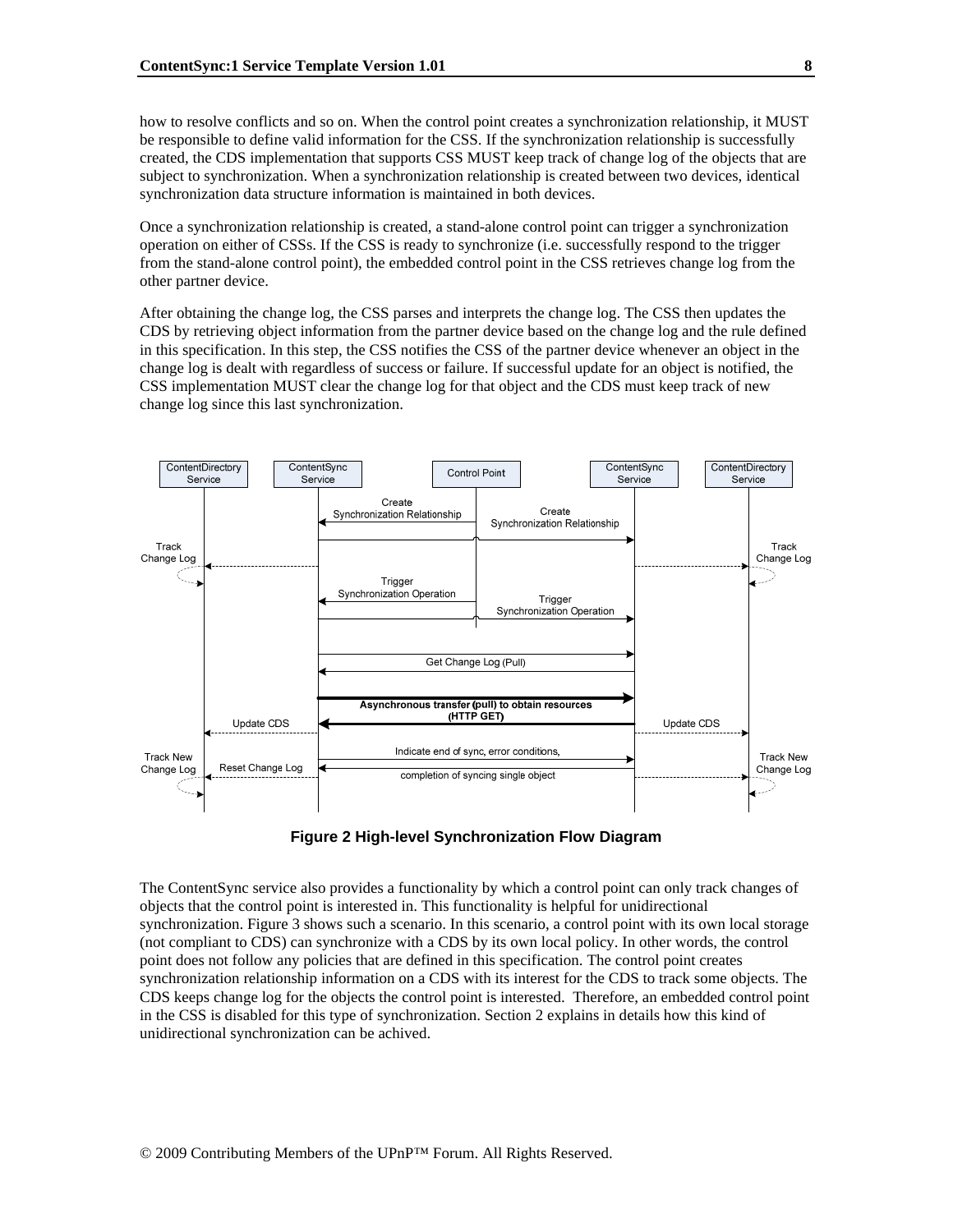how to resolve conflicts and so on. When the control point creates a synchronization relationship, it MUST be responsible to define valid information for the CSS. If the synchronization relationship is successfully created, the CDS implementation that supports CSS MUST keep track of change log of the objects that are subject to synchronization. When a synchronization relationship is created between two devices, identical synchronization data structure information is maintained in both devices.

Once a synchronization relationship is created, a stand-alone control point can trigger a synchronization operation on either of CSSs. If the CSS is ready to synchronize (i.e. successfully respond to the trigger from the stand-alone control point), the embedded control point in the CSS retrieves change log from the other partner device.

After obtaining the change log, the CSS parses and interprets the change log. The CSS then updates the CDS by retrieving object information from the partner device based on the change log and the rule defined in this specification. In this step, the CSS notifies the CSS of the partner device whenever an object in the change log is dealt with regardless of success or failure. If successful update for an object is notified, the CSS implementation MUST clear the change log for that object and the CDS must keep track of new change log since this last synchronization.

ContentDirectory Service | ContentSync Service | Control Point | ContentSync Service | ContentDirectory Service

Create Synchronization Relationship | Create Synchronization Relationship | Track Change Log | Track Change Log | Trigger Synchronization Operation | Trigger Synchronization Operation | Get Change Log (Pull) | **Asynchronous transfer (pull) to obtain resources (HTTP GET)** | Update CDS | Update CDS | Indicate end of sync, error conditions, completion of syncing single object | Track New Change Log | Reset Change Log | Track New Change Log

**Figure 2 High-level Synchronization Flow Diagram**

The ContentSync service also provides a functionality by which a control point can only track changes of objects that the control point is interested in. This functionality is helpful for unidirectional synchronization. Figure 3 shows such a scenario. In this scenario, a control point with its own local storage (not compliant to CDS) can synchronize with a CDS by its own local policy. In other words, the control point does not follow any policies that are defined in this specification. The control point creates synchronization relationship information on a CDS with its interest for the CDS to track some objects. The CDS keeps change log for the objects the control point is interested. Therefore, an embedded control point in the CSS is disabled for this type of synchronization. Section 2 explains in details how this kind of unidirectional synchronization can be achived.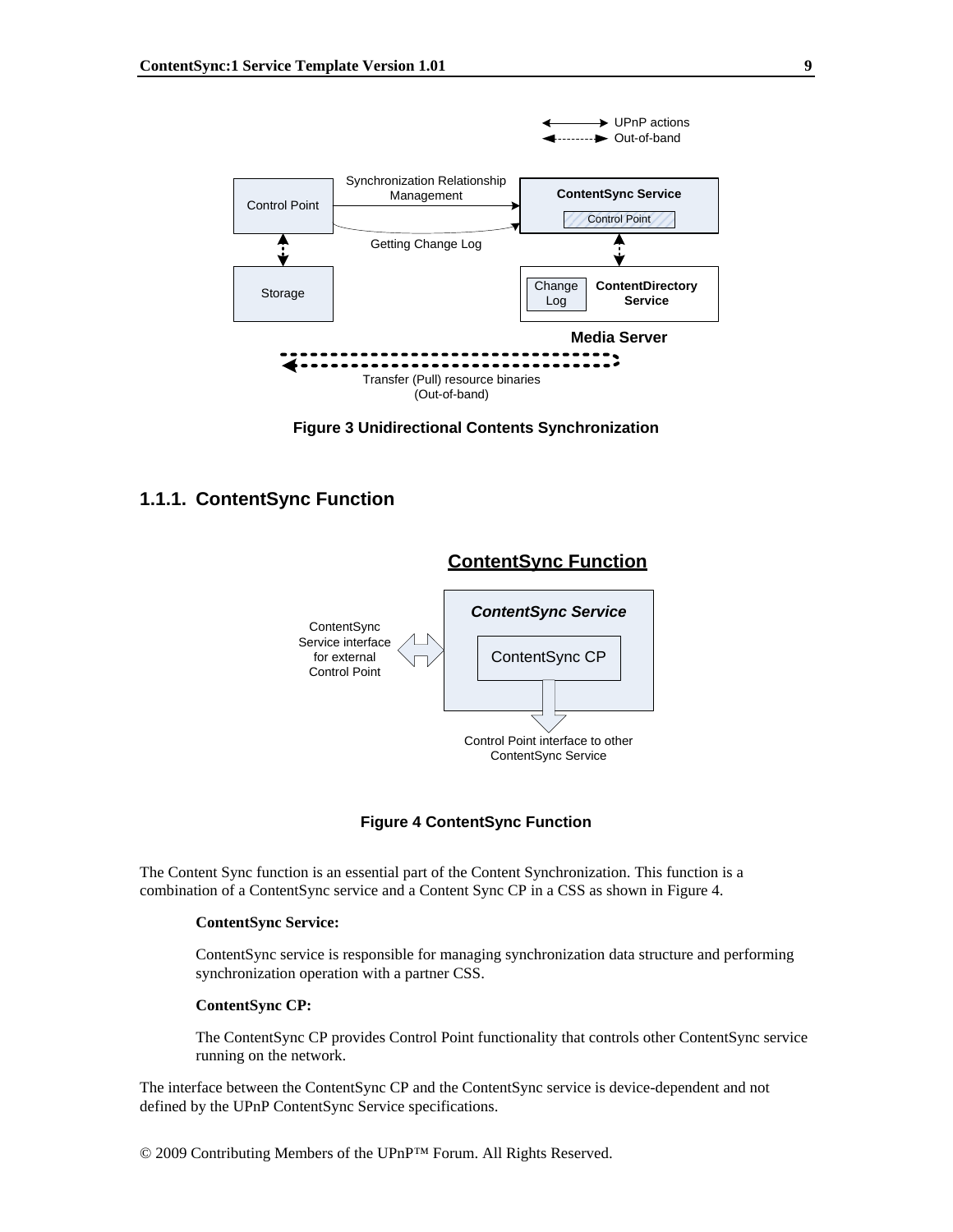Figure 3 Unidirectional Contents Synchronization

### 1.1.1. ContentSync Function

Figure 4 ContentSync Function

The Content Sync function is an essential part of the Content Synchronization. This function is a combination of a ContentSync service and a Content Sync CP in a CSS as shown in Figure 4.

**ContentSync Service:**

ContentSync service is responsible for managing synchronization data structure and performing synchronization operation with a partner CSS.

**ContentSync CP:**

The ContentSync CP provides Control Point functionality that controls other ContentSync service running on the network.

The interface between the ContentSync CP and the ContentSync service is device-dependent and not defined by the UPnP ContentSync Service specifications.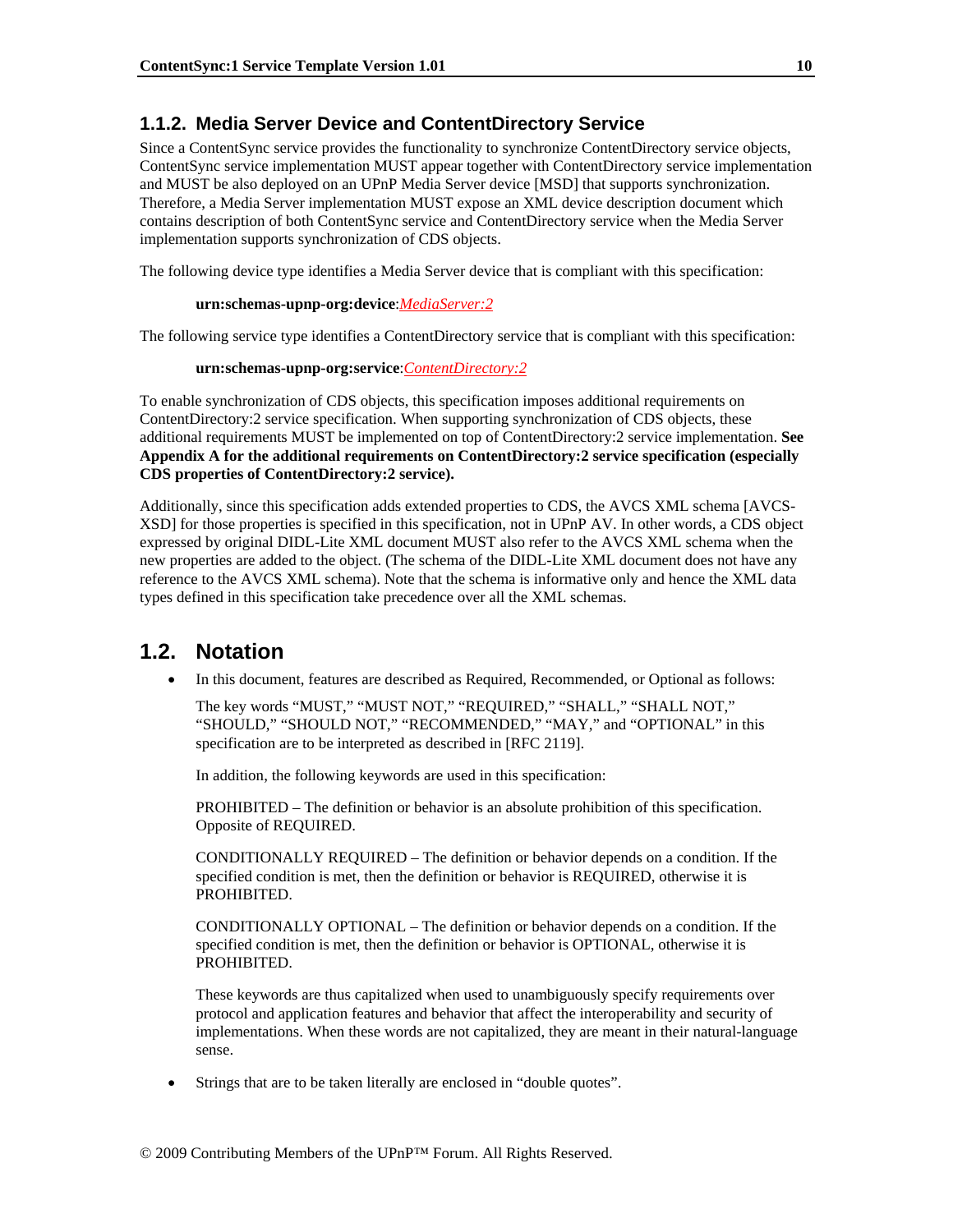### 1.1.2. Media Server Device and ContentDirectory Service

Since a ContentSync service provides the functionality to synchronize ContentDirectory service objects, ContentSync service implementation MUST appear together with ContentDirectory service implementation and MUST be also deployed on an UPnP Media Server device [MSD] that supports synchronization. Therefore, a Media Server implementation MUST expose an XML device description document which contains description of both ContentSync service and ContentDirectory service when the Media Server implementation supports synchronization of CDS objects.

The following device type identifies a Media Server device that is compliant with this specification:

> **urn:schemas-upnp-org:device**:*MediaServer:2*

The following service type identifies a ContentDirectory service that is compliant with this specification:

> **urn:schemas-upnp-org:service**:*ContentDirectory:2*

To enable synchronization of CDS objects, this specification imposes additional requirements on ContentDirectory:2 service specification. When supporting synchronization of CDS objects, these additional requirements MUST be implemented on top of ContentDirectory:2 service implementation. **See Appendix A for the additional requirements on ContentDirectory:2 service specification (especially CDS properties of ContentDirectory:2 service).**

Additionally, since this specification adds extended properties to CDS, the AVCS XML schema [AVCS-XSD] for those properties is specified in this specification, not in UPnP AV. In other words, a CDS object expressed by original DIDL-Lite XML document MUST also refer to the AVCS XML schema when the new properties are added to the object. (The schema of the DIDL-Lite XML document does not have any reference to the AVCS XML schema). Note that the schema is informative only and hence the XML data types defined in this specification take precedence over all the XML schemas.

## 1.2. Notation

- In this document, features are described as Required, Recommended, or Optional as follows:

  The key words "MUST," "MUST NOT," "REQUIRED," "SHALL," "SHALL NOT," "SHOULD," "SHOULD NOT," "RECOMMENDED," "MAY," and "OPTIONAL" in this specification are to be interpreted as described in [RFC 2119].

  In addition, the following keywords are used in this specification:

  PROHIBITED – The definition or behavior is an absolute prohibition of this specification. Opposite of REQUIRED.

  CONDITIONALLY REQUIRED – The definition or behavior depends on a condition. If the specified condition is met, then the definition or behavior is REQUIRED, otherwise it is PROHIBITED.

  CONDITIONALLY OPTIONAL – The definition or behavior depends on a condition. If the specified condition is met, then the definition or behavior is OPTIONAL, otherwise it is PROHIBITED.

  These keywords are thus capitalized when used to unambiguously specify requirements over protocol and application features and behavior that affect the interoperability and security of implementations. When these words are not capitalized, they are meant in their natural-language sense.

- Strings that are to be taken literally are enclosed in "double quotes".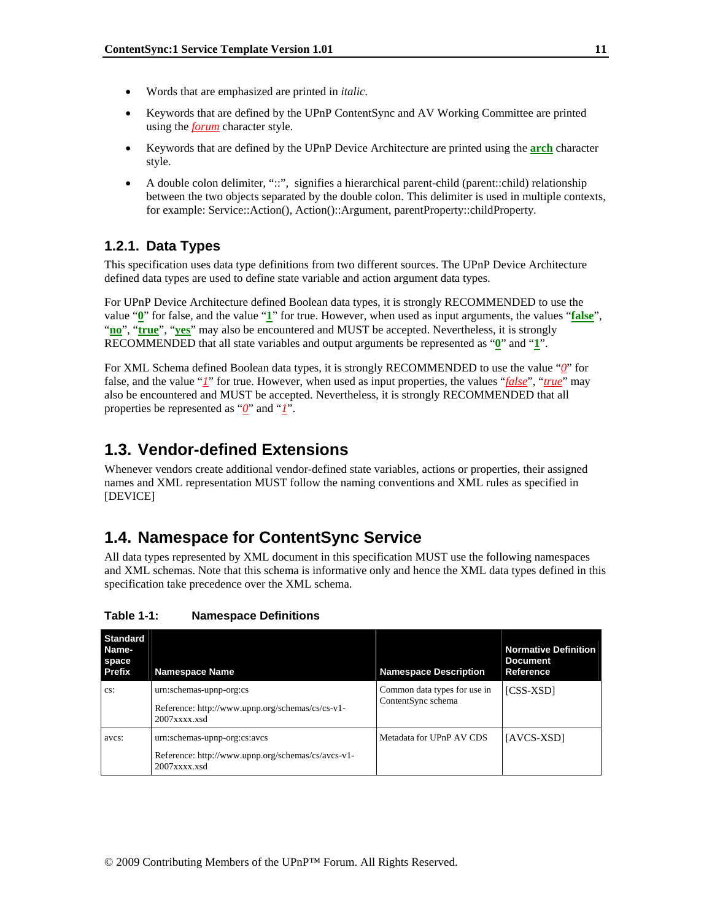- Words that are emphasized are printed in *italic*.
- Keywords that are defined by the UPnP ContentSync and AV Working Committee are printed using the *forum* character style.
- Keywords that are defined by the UPnP Device Architecture are printed using the **arch** character style.
- A double colon delimiter, "::", signifies a hierarchical parent-child (parent::child) relationship between the two objects separated by the double colon. This delimiter is used in multiple contexts, for example: Service::Action(), Action()::Argument, parentProperty::childProperty.

### 1.2.1. Data Types

This specification uses data type definitions from two different sources. The UPnP Device Architecture defined data types are used to define state variable and action argument data types.

For UPnP Device Architecture defined Boolean data types, it is strongly RECOMMENDED to use the value "**0**" for false, and the value "**1**" for true. However, when used as input arguments, the values "**false**", "**no**", "**true**", "**yes**" may also be encountered and MUST be accepted. Nevertheless, it is strongly RECOMMENDED that all state variables and output arguments be represented as "**0**" and "**1**".

For XML Schema defined Boolean data types, it is strongly RECOMMENDED to use the value "*0*" for false, and the value "*1*" for true. However, when used as input properties, the values "*false*", "*true*" may also be encountered and MUST be accepted. Nevertheless, it is strongly RECOMMENDED that all properties be represented as "*0*" and "*1*".

## 1.3. Vendor-defined Extensions

Whenever vendors create additional vendor-defined state variables, actions or properties, their assigned names and XML representation MUST follow the naming conventions and XML rules as specified in [DEVICE]

## 1.4. Namespace for ContentSync Service

All data types represented by XML document in this specification MUST use the following namespaces and XML schemas. Note that this schema is informative only and hence the XML data types defined in this specification take precedence over the XML schema.

**Table 1-1: Namespace Definitions**

| Standard Name-space Prefix | Namespace Name | Namespace Description | Normative Definition Document Reference |
|---|---|---|---|
| cs: | urn:schemas-upnp-org:cs<br><br>Reference: http://www.upnp.org/schemas/cs/cs-v1-2007xxxx.xsd | Common data types for use in ContentSync schema | [CSS-XSD] |
| avcs: | urn:schemas-upnp-org:cs:avcs<br><br>Reference: http://www.upnp.org/schemas/cs/avcs-v1-2007xxxx.xsd | Metadata for UPnP AV CDS | [AVCS-XSD] |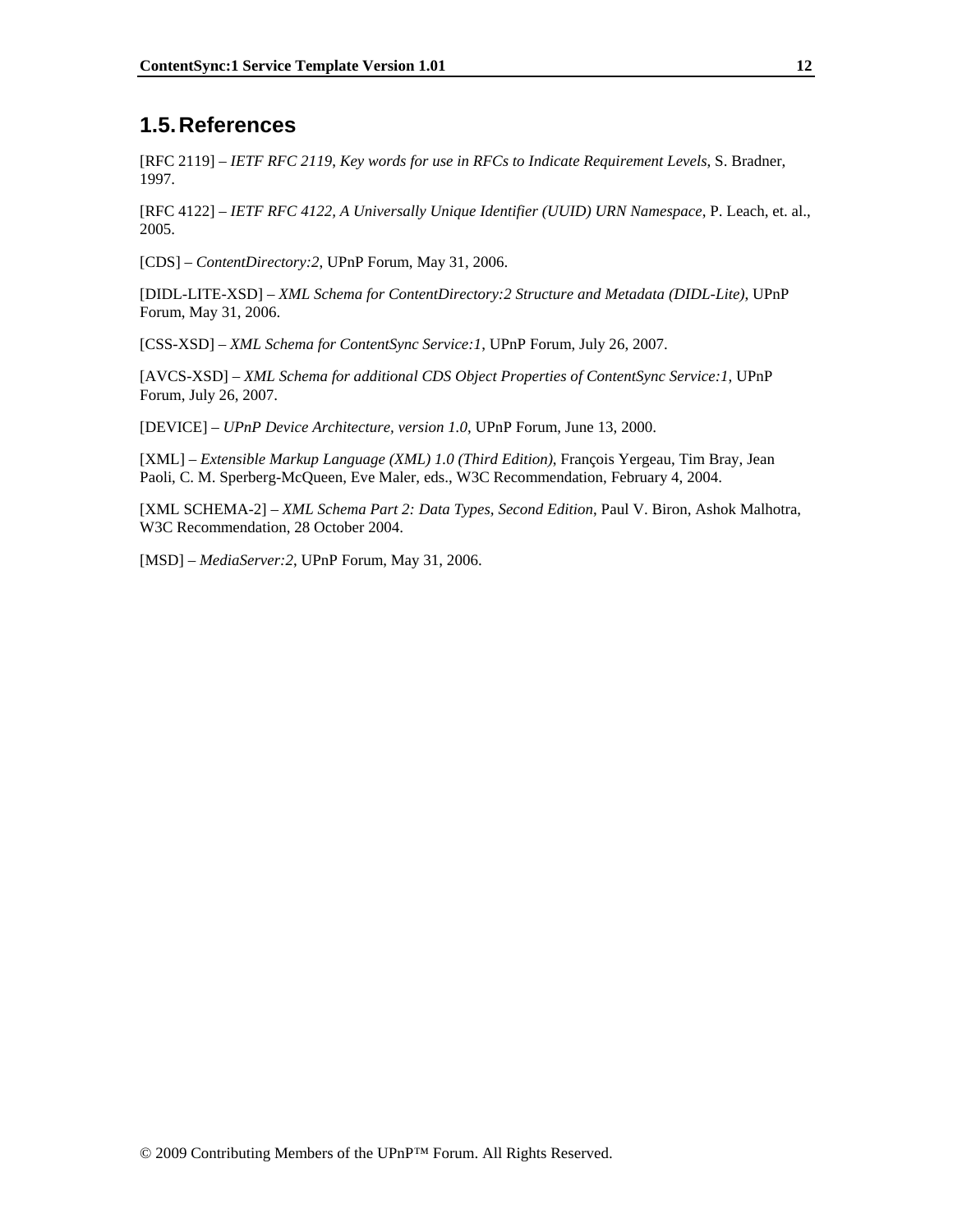## 1.5. References

[RFC 2119] – *IETF RFC 2119, Key words for use in RFCs to Indicate Requirement Levels*, S. Bradner, 1997.

[RFC 4122] – *IETF RFC 4122, A Universally Unique Identifier (UUID) URN Namespace*, P. Leach, et. al., 2005.

[CDS] – *ContentDirectory:2*, UPnP Forum, May 31, 2006.

[DIDL-LITE-XSD] – *XML Schema for ContentDirectory:2 Structure and Metadata (DIDL-Lite)*, UPnP Forum, May 31, 2006.

[CSS-XSD] – *XML Schema for ContentSync Service:1*, UPnP Forum, July 26, 2007.

[AVCS-XSD] – *XML Schema for additional CDS Object Properties of ContentSync Service:1*, UPnP Forum, July 26, 2007.

[DEVICE] – *UPnP Device Architecture, version 1.0*, UPnP Forum, June 13, 2000.

[XML] – *Extensible Markup Language (XML) 1.0 (Third Edition)*, François Yergeau, Tim Bray, Jean Paoli, C. M. Sperberg-McQueen, Eve Maler, eds., W3C Recommendation, February 4, 2004.

[XML SCHEMA-2] – *XML Schema Part 2: Data Types, Second Edition*, Paul V. Biron, Ashok Malhotra, W3C Recommendation, 28 October 2004.

[MSD] – *MediaServer:2*, UPnP Forum, May 31, 2006.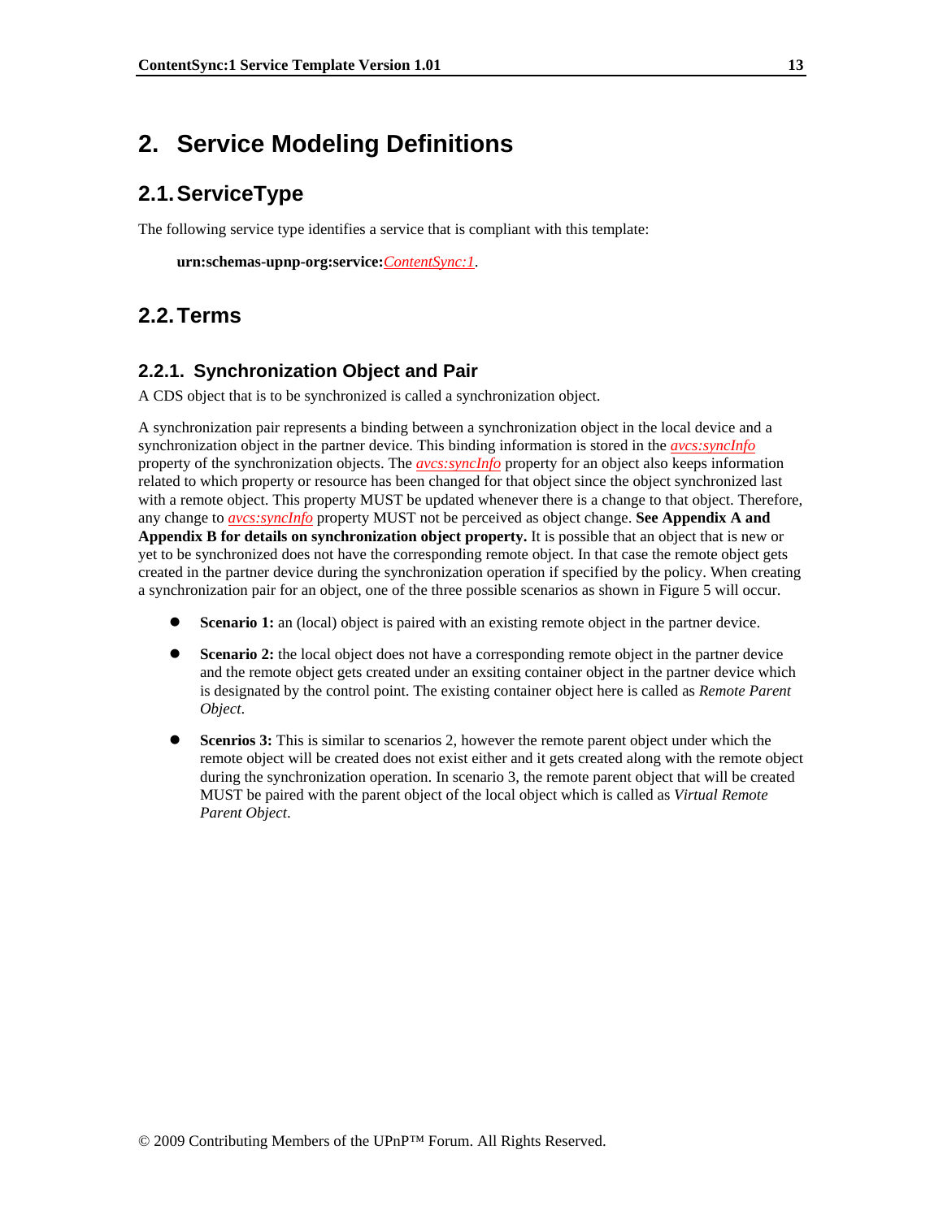# 2. Service Modeling Definitions

## 2.1. ServiceType

The following service type identifies a service that is compliant with this template:

**urn:schemas-upnp-org:service:***ContentSync:1*.

## 2.2. Terms

### 2.2.1. Synchronization Object and Pair

A CDS object that is to be synchronized is called a synchronization object.

A synchronization pair represents a binding between a synchronization object in the local device and a synchronization object in the partner device. This binding information is stored in the *avcs:syncInfo* property of the synchronization objects. The *avcs:syncInfo* property for an object also keeps information related to which property or resource has been changed for that object since the object synchronized last with a remote object. This property MUST be updated whenever there is a change to that object. Therefore, any change to *avcs:syncInfo* property MUST not be perceived as object change. **See Appendix A and Appendix B for details on synchronization object property.** It is possible that an object that is new or yet to be synchronized does not have the corresponding remote object. In that case the remote object gets created in the partner device during the synchronization operation if specified by the policy. When creating a synchronization pair for an object, one of the three possible scenarios as shown in Figure 5 will occur.

- **Scenario 1:** an (local) object is paired with an existing remote object in the partner device.
- **Scenario 2:** the local object does not have a corresponding remote object in the partner device and the remote object gets created under an exsiting container object in the partner device which is designated by the control point. The existing container object here is called as *Remote Parent Object*.
- **Scenrios 3:** This is similar to scenarios 2, however the remote parent object under which the remote object will be created does not exist either and it gets created along with the remote object during the synchronization operation. In scenario 3, the remote parent object that will be created MUST be paired with the parent object of the local object which is called as *Virtual Remote Parent Object*.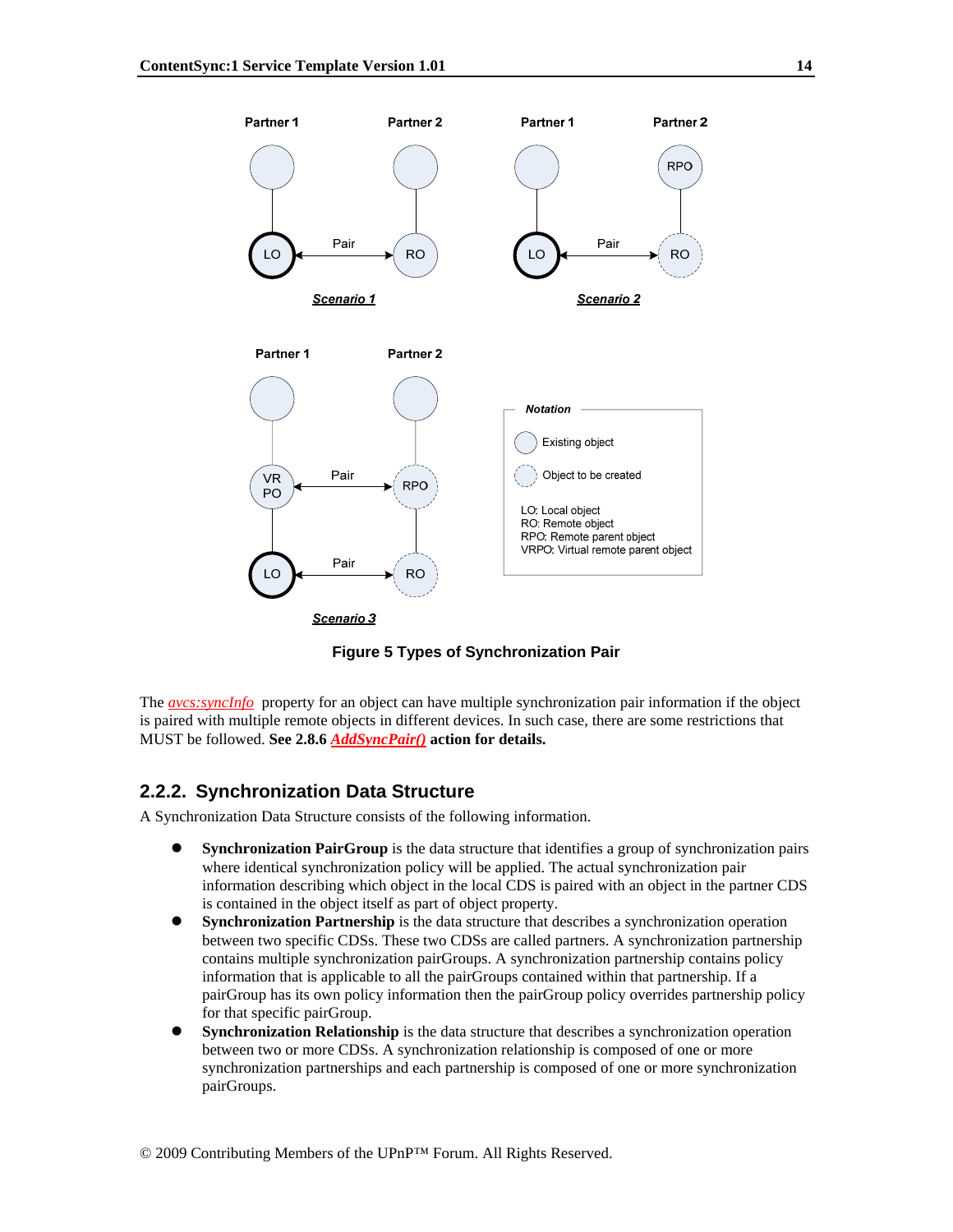Figure 5 Types of Synchronization Pair

The *avcs:syncInfo* property for an object can have multiple synchronization pair information if the object is paired with multiple remote objects in different devices. In such case, there are some restrictions that MUST be followed. **See 2.8.6 *AddSyncPair()* action for details.**

## 2.2.2. Synchronization Data Structure

A Synchronization Data Structure consists of the following information.

- **Synchronization PairGroup** is the data structure that identifies a group of synchronization pairs where identical synchronization policy will be applied. The actual synchronization pair information describing which object in the local CDS is paired with an object in the partner CDS is contained in the object itself as part of object property.
- **Synchronization Partnership** is the data structure that describes a synchronization operation between two specific CDSs. These two CDSs are called partners. A synchronization partnership contains multiple synchronization pairGroups. A synchronization partnership contains policy information that is applicable to all the pairGroups contained within that partnership. If a pairGroup has its own policy information then the pairGroup policy overrides partnership policy for that specific pairGroup.
- **Synchronization Relationship** is the data structure that describes a synchronization operation between two or more CDSs. A synchronization relationship is composed of one or more synchronization partnerships and each partnership is composed of one or more synchronization pairGroups.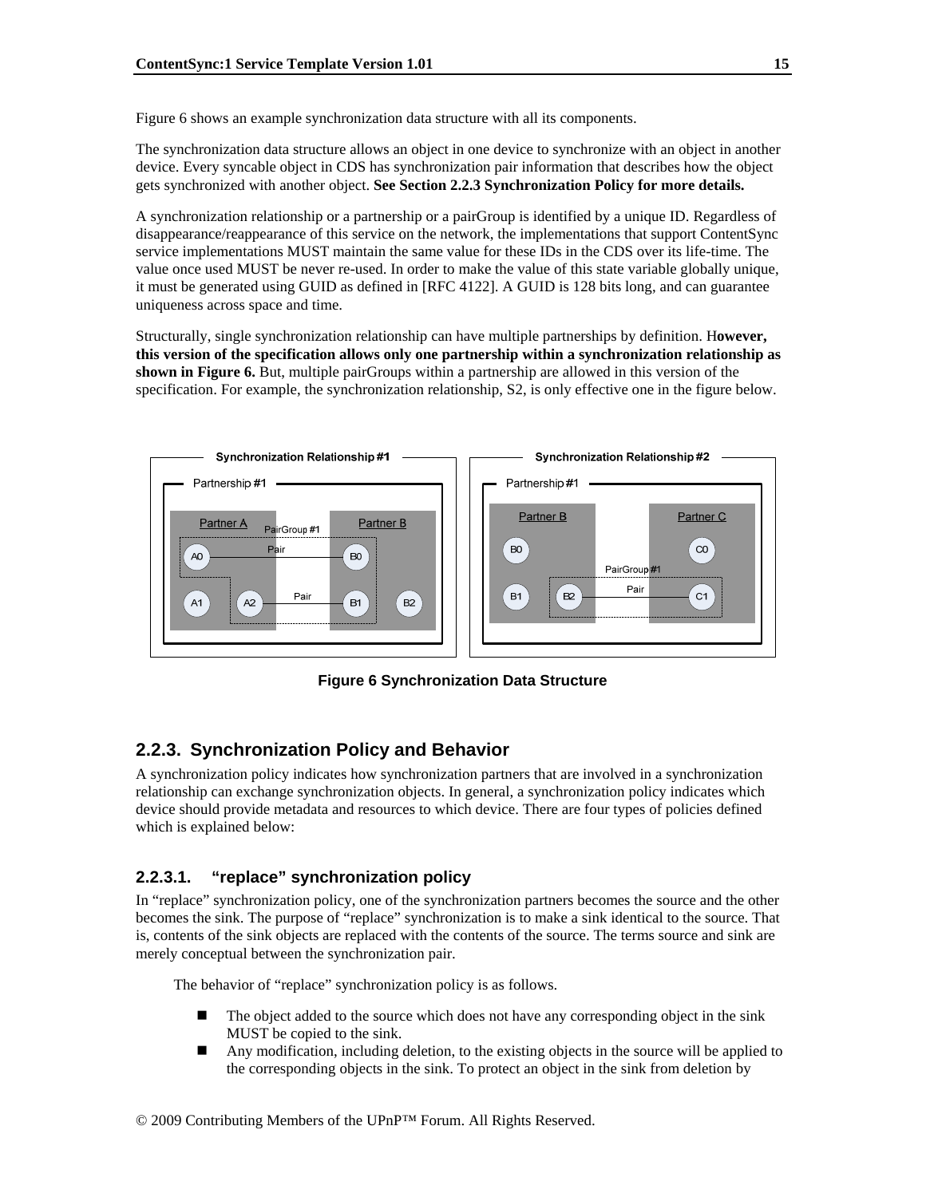Figure 6 shows an example synchronization data structure with all its components.

The synchronization data structure allows an object in one device to synchronize with an object in another device. Every syncable object in CDS has synchronization pair information that describes how the object gets synchronized with another object. **See Section 2.2.3 Synchronization Policy for more details.**

A synchronization relationship or a partnership or a pairGroup is identified by a unique ID. Regardless of disappearance/reappearance of this service on the network, the implementations that support ContentSync service implementations MUST maintain the same value for these IDs in the CDS over its life-time. The value once used MUST be never re-used. In order to make the value of this state variable globally unique, it must be generated using GUID as defined in [RFC 4122]. A GUID is 128 bits long, and can guarantee uniqueness across space and time.

Structurally, single synchronization relationship can have multiple partnerships by definition. H**owever, this version of the specification allows only one partnership within a synchronization relationship as shown in Figure 6.** But, multiple pairGroups within a partnership are allowed in this version of the specification. For example, the synchronization relationship, S2, is only effective one in the figure below.

**Figure 6 Synchronization Data Structure**

### 2.2.3. Synchronization Policy and Behavior

A synchronization policy indicates how synchronization partners that are involved in a synchronization relationship can exchange synchronization objects. In general, a synchronization policy indicates which device should provide metadata and resources to which device. There are four types of policies defined which is explained below:

#### 2.2.3.1. "replace" synchronization policy

In "replace" synchronization policy, one of the synchronization partners becomes the source and the other becomes the sink. The purpose of "replace" synchronization is to make a sink identical to the source. That is, contents of the sink objects are replaced with the contents of the source. The terms source and sink are merely conceptual between the synchronization pair.

The behavior of "replace" synchronization policy is as follows.

- The object added to the source which does not have any corresponding object in the sink MUST be copied to the sink.
- Any modification, including deletion, to the existing objects in the source will be applied to the corresponding objects in the sink. To protect an object in the sink from deletion by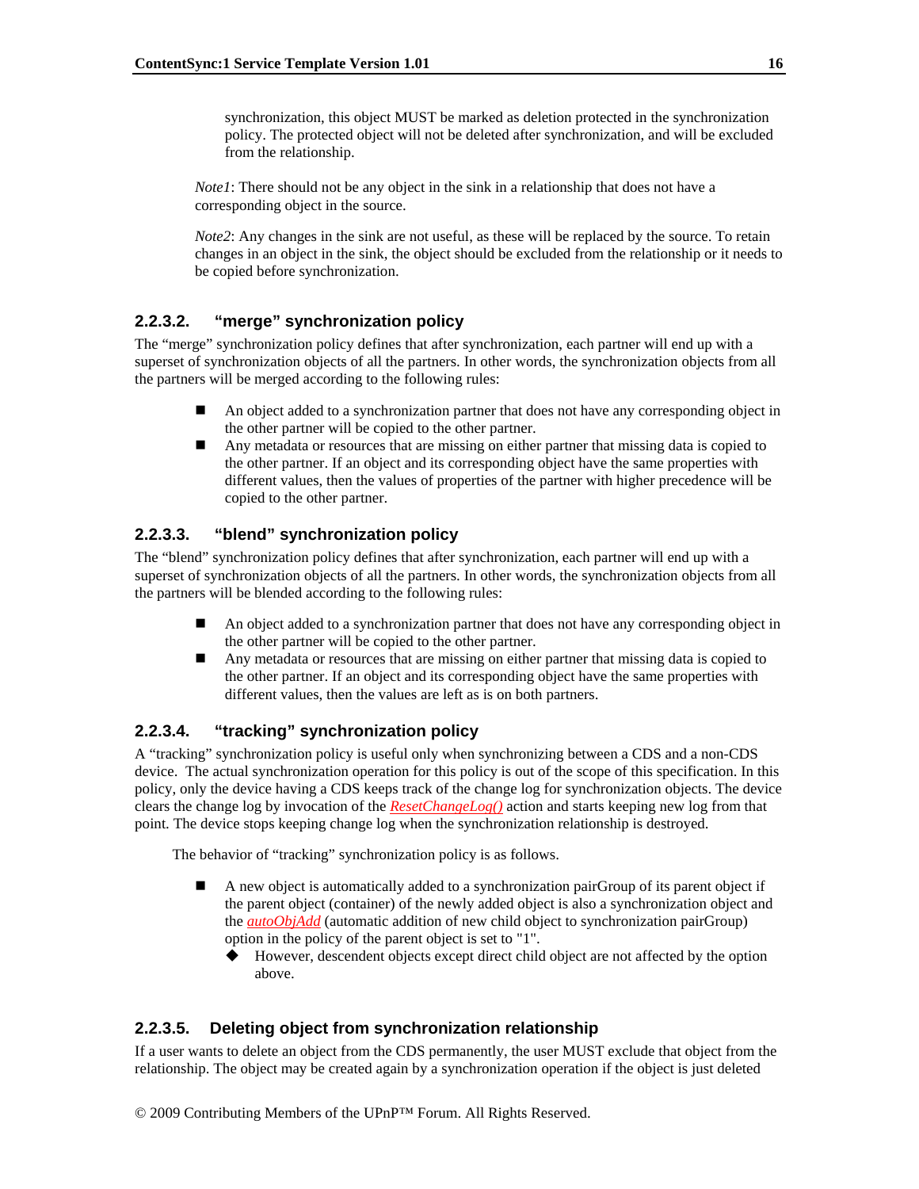synchronization, this object MUST be marked as deletion protected in the synchronization policy. The protected object will not be deleted after synchronization, and will be excluded from the relationship.

*Note1*: There should not be any object in the sink in a relationship that does not have a corresponding object in the source.

*Note2*: Any changes in the sink are not useful, as these will be replaced by the source. To retain changes in an object in the sink, the object should be excluded from the relationship or it needs to be copied before synchronization.

#### 2.2.3.2. "merge" synchronization policy

The "merge" synchronization policy defines that after synchronization, each partner will end up with a superset of synchronization objects of all the partners. In other words, the synchronization objects from all the partners will be merged according to the following rules:

- An object added to a synchronization partner that does not have any corresponding object in the other partner will be copied to the other partner.
- Any metadata or resources that are missing on either partner that missing data is copied to the other partner. If an object and its corresponding object have the same properties with different values, then the values of properties of the partner with higher precedence will be copied to the other partner.

#### 2.2.3.3. "blend" synchronization policy

The "blend" synchronization policy defines that after synchronization, each partner will end up with a superset of synchronization objects of all the partners. In other words, the synchronization objects from all the partners will be blended according to the following rules:

- An object added to a synchronization partner that does not have any corresponding object in the other partner will be copied to the other partner.
- Any metadata or resources that are missing on either partner that missing data is copied to the other partner. If an object and its corresponding object have the same properties with different values, then the values are left as is on both partners.

#### 2.2.3.4. "tracking" synchronization policy

A "tracking" synchronization policy is useful only when synchronizing between a CDS and a non-CDS device. The actual synchronization operation for this policy is out of the scope of this specification. In this policy, only the device having a CDS keeps track of the change log for synchronization objects. The device clears the change log by invocation of the *ResetChangeLog()* action and starts keeping new log from that point. The device stops keeping change log when the synchronization relationship is destroyed.

The behavior of "tracking" synchronization policy is as follows.

- A new object is automatically added to a synchronization pairGroup of its parent object if the parent object (container) of the newly added object is also a synchronization object and the *autoObjAdd* (automatic addition of new child object to synchronization pairGroup) option in the policy of the parent object is set to "1".
  - However, descendent objects except direct child object are not affected by the option above.

#### 2.2.3.5. Deleting object from synchronization relationship

If a user wants to delete an object from the CDS permanently, the user MUST exclude that object from the relationship. The object may be created again by a synchronization operation if the object is just deleted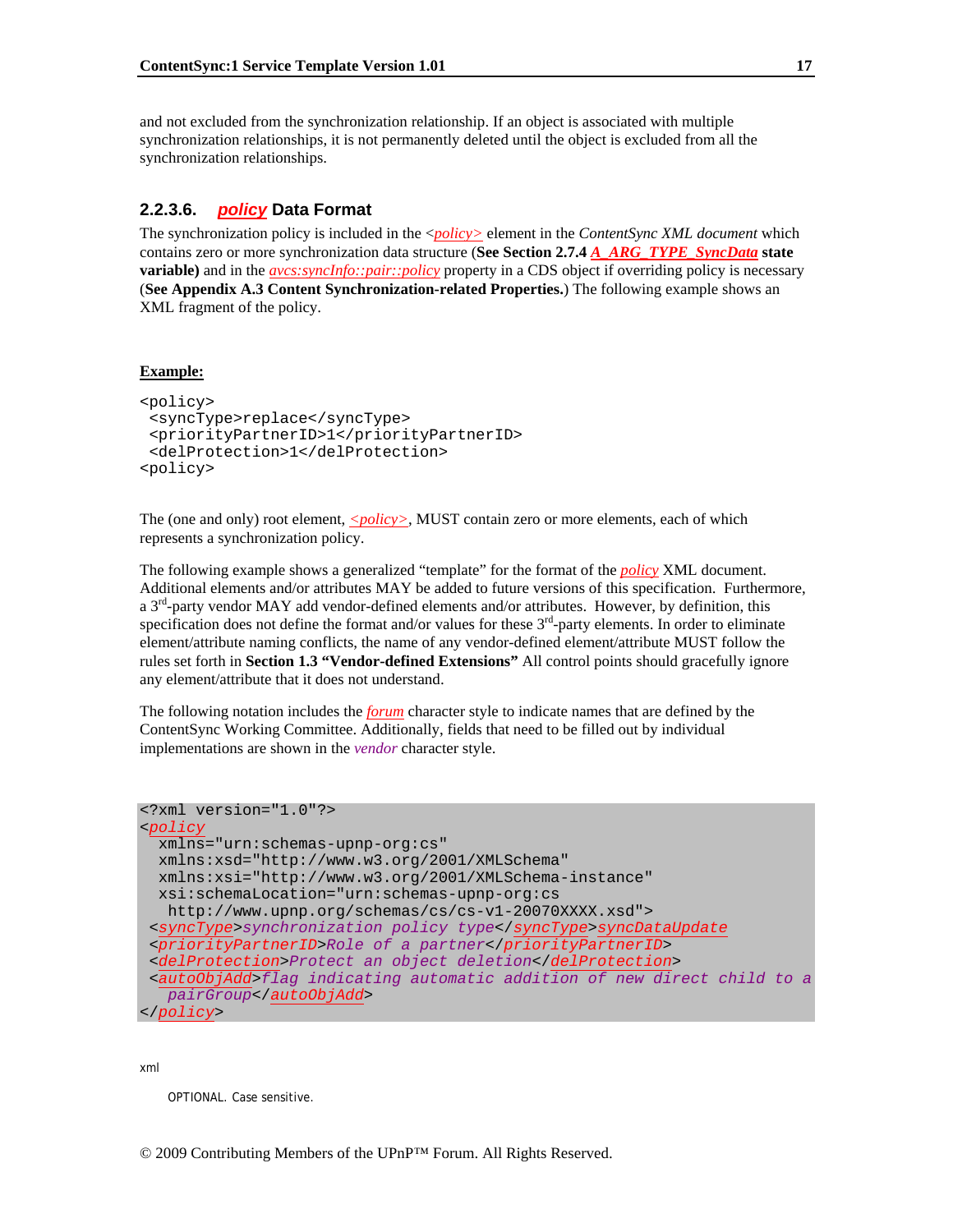and not excluded from the synchronization relationship. If an object is associated with multiple synchronization relationships, it is not permanently deleted until the object is excluded from all the synchronization relationships.

### 2.2.3.6. *policy* Data Format

The synchronization policy is included in the *<policy>* element in the *ContentSync XML document* which contains zero or more synchronization data structure (**See Section 2.7.4 *A_ARG_TYPE_SyncData* state variable)** and in the *avcs:syncInfo::pair::policy* property in a CDS object if overriding policy is necessary (**See Appendix A.3 Content Synchronization-related Properties.**) The following example shows an XML fragment of the policy.

**Example:**

```
<policy>
 <syncType>replace</syncType>
 <priorityPartnerID>1</priorityPartnerID>
 <delProtection>1</delProtection>
<policy>
```

The (one and only) root element, *<policy>*, MUST contain zero or more elements, each of which represents a synchronization policy.

The following example shows a generalized "template" for the format of the *policy* XML document. Additional elements and/or attributes MAY be added to future versions of this specification. Furthermore, a 3rd-party vendor MAY add vendor-defined elements and/or attributes. However, by definition, this specification does not define the format and/or values for these 3rd-party elements. In order to eliminate element/attribute naming conflicts, the name of any vendor-defined element/attribute MUST follow the rules set forth in **Section 1.3 "Vendor-defined Extensions"** All control points should gracefully ignore any element/attribute that it does not understand.

The following notation includes the *forum* character style to indicate names that are defined by the ContentSync Working Committee. Additionally, fields that need to be filled out by individual implementations are shown in the *vendor* character style.

```
<?xml version="1.0"?>
<policy
  xmlns="urn:schemas-upnp-org:cs"
  xmlns:xsd="http://www.w3.org/2001/XMLSchema"
  xmlns:xsi="http://www.w3.org/2001/XMLSchema-instance"
  xsi:schemaLocation="urn:schemas-upnp-org:cs
   http://www.upnp.org/schemas/cs/cs-v1-20070XXXX.xsd">
 <syncType>synchronization policy type</syncType>syncDataUpdate
 <priorityPartnerID>Role of a partner</priorityPartnerID>
 <delProtection>Protect an object deletion</delProtection>
 <autoObjAdd>flag indicating automatic addition of new direct child to a
   pairGroup</autoObjAdd>
</policy>
```

xml

OPTIONAL. Case sensitive.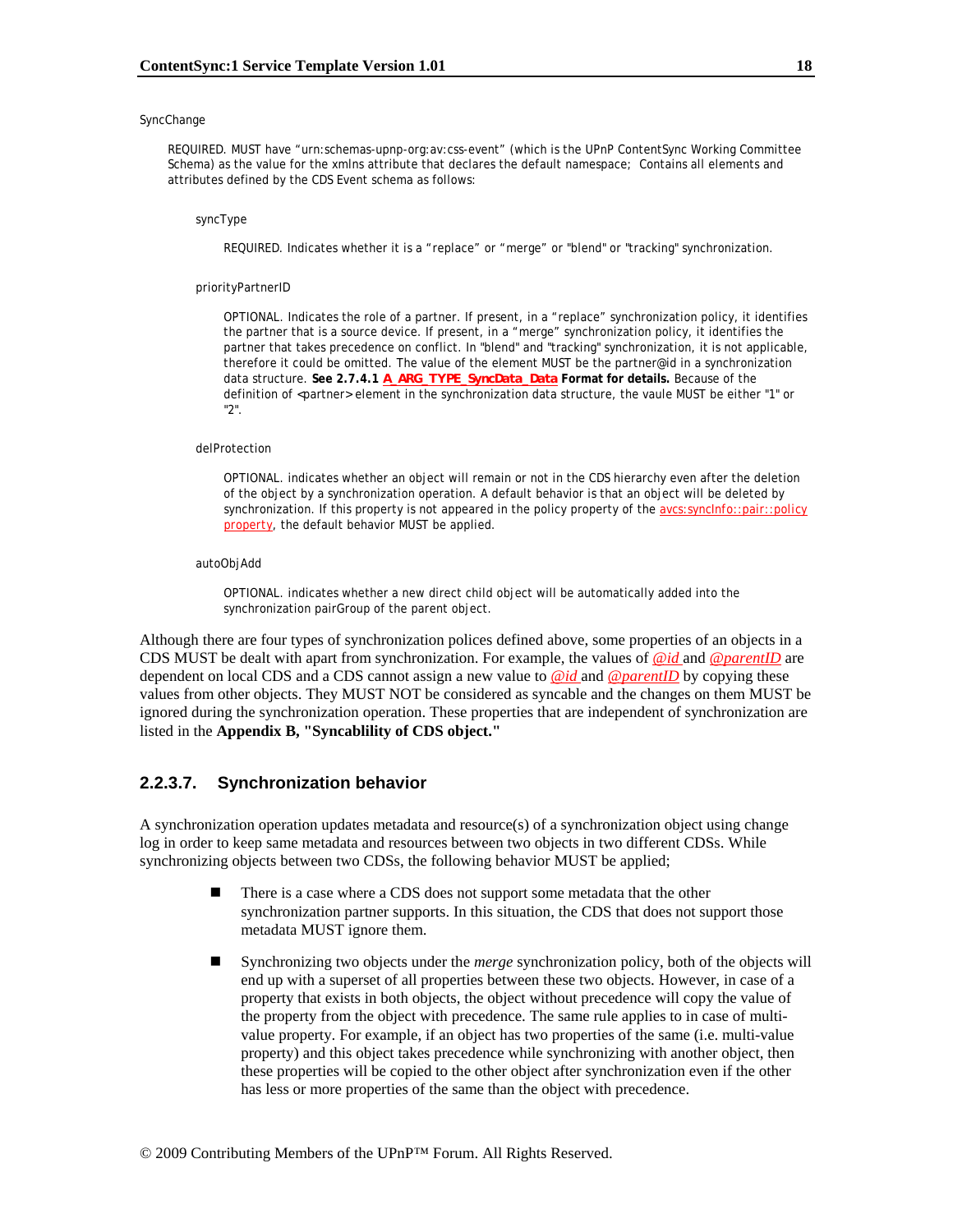SyncChange

REQUIRED. MUST have "urn:schemas-upnp-org:av:css-event" (which is the UPnP ContentSync Working Committee Schema) as the value for the xmlns attribute that declares the default namespace; Contains all elements and attributes defined by the CDS Event schema as follows:

syncType

REQUIRED. Indicates whether it is a "replace" or "merge" or "blend" or "tracking" synchronization.

priorityPartnerID

OPTIONAL. Indicates the role of a partner. If present, in a "replace" synchronization policy, it identifies the partner that is a source device. If present, in a "merge" synchronization policy, it identifies the partner that takes precedence on conflict. In "blend" and "tracking" synchronization, it is not applicable, therefore it could be omitted. The value of the element MUST be the partner@id in a synchronization data structure. **See 2.7.4.1 A_ARG_TYPE_SyncData_Data Format for details.** Because of the definition of <partner> element in the synchronization data structure, the vaule MUST be either "1" or "2".

delProtection

OPTIONAL. indicates whether an object will remain or not in the CDS hierarchy even after the deletion of the object by a synchronization operation. A default behavior is that an object will be deleted by synchronization. If this property is not appeared in the policy property of the avcs:syncInfo::pair::policy property, the default behavior MUST be applied.

autoObjAdd

OPTIONAL. indicates whether a new direct child object will be automatically added into the synchronization pairGroup of the parent object.

Although there are four types of synchronization polices defined above, some properties of an objects in a CDS MUST be dealt with apart from synchronization. For example, the values of *@id* and *@parentID* are dependent on local CDS and a CDS cannot assign a new value to *@id* and *@parentID* by copying these values from other objects. They MUST NOT be considered as syncable and the changes on them MUST be ignored during the synchronization operation. These properties that are independent of synchronization are listed in the **Appendix B, "Syncablility of CDS object."**

### 2.2.3.7. Synchronization behavior

A synchronization operation updates metadata and resource(s) of a synchronization object using change log in order to keep same metadata and resources between two objects in two different CDSs. While synchronizing objects between two CDSs, the following behavior MUST be applied;

- There is a case where a CDS does not support some metadata that the other synchronization partner supports. In this situation, the CDS that does not support those metadata MUST ignore them.
- Synchronizing two objects under the *merge* synchronization policy, both of the objects will end up with a superset of all properties between these two objects. However, in case of a property that exists in both objects, the object without precedence will copy the value of the property from the object with precedence. The same rule applies to in case of multi-value property. For example, if an object has two properties of the same (i.e. multi-value property) and this object takes precedence while synchronizing with another object, then these properties will be copied to the other object after synchronization even if the other has less or more properties of the same than the object with precedence.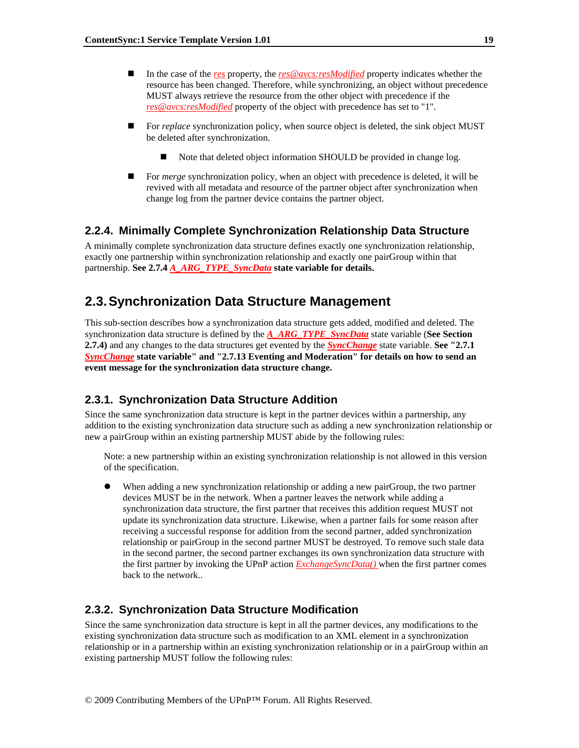- In the case of the *res* property, the *res@avcs:resModified* property indicates whether the resource has been changed. Therefore, while synchronizing, an object without precedence MUST always retrieve the resource from the other object with precedence if the *res@avcs:resModified* property of the object with precedence has set to "1".

- For *replace* synchronization policy, when source object is deleted, the sink object MUST be deleted after synchronization.

  - Note that deleted object information SHOULD be provided in change log.

- For *merge* synchronization policy, when an object with precedence is deleted, it will be revived with all metadata and resource of the partner object after synchronization when change log from the partner device contains the partner object.

### 2.2.4. Minimally Complete Synchronization Relationship Data Structure

A minimally complete synchronization data structure defines exactly one synchronization relationship, exactly one partnership within synchronization relationship and exactly one pairGroup within that partnership. **See 2.7.4 *A_ARG_TYPE_SyncData* state variable for details.**

## 2.3. Synchronization Data Structure Management

This sub-section describes how a synchronization data structure gets added, modified and deleted. The synchronization data structure is defined by the ***A_ARG_TYPE_SyncData*** state variable (**See Section 2.7.4)** and any changes to the data structures get evented by the ***SyncChange*** state variable. **See "2.7.1 *SyncChange* state variable" and "2.7.13 Eventing and Moderation" for details on how to send an event message for the synchronization data structure change.**

### 2.3.1. Synchronization Data Structure Addition

Since the same synchronization data structure is kept in the partner devices within a partnership, any addition to the existing synchronization data structure such as adding a new synchronization relationship or new a pairGroup within an existing partnership MUST abide by the following rules:

> Note: a new partnership within an existing synchronization relationship is not allowed in this version of the specification.

- When adding a new synchronization relationship or adding a new pairGroup, the two partner devices MUST be in the network. When a partner leaves the network while adding a synchronization data structure, the first partner that receives this addition request MUST not update its synchronization data structure. Likewise, when a partner fails for some reason after receiving a successful response for addition from the second partner, added synchronization relationship or pairGroup in the second partner MUST be destroyed. To remove such stale data in the second partner, the second partner exchanges its own synchronization data structure with the first partner by invoking the UPnP action *ExchangeSyncData()* when the first partner comes back to the network..

### 2.3.2. Synchronization Data Structure Modification

Since the same synchronization data structure is kept in all the partner devices, any modifications to the existing synchronization data structure such as modification to an XML element in a synchronization relationship or in a partnership within an existing synchronization relationship or in a pairGroup within an existing partnership MUST follow the following rules: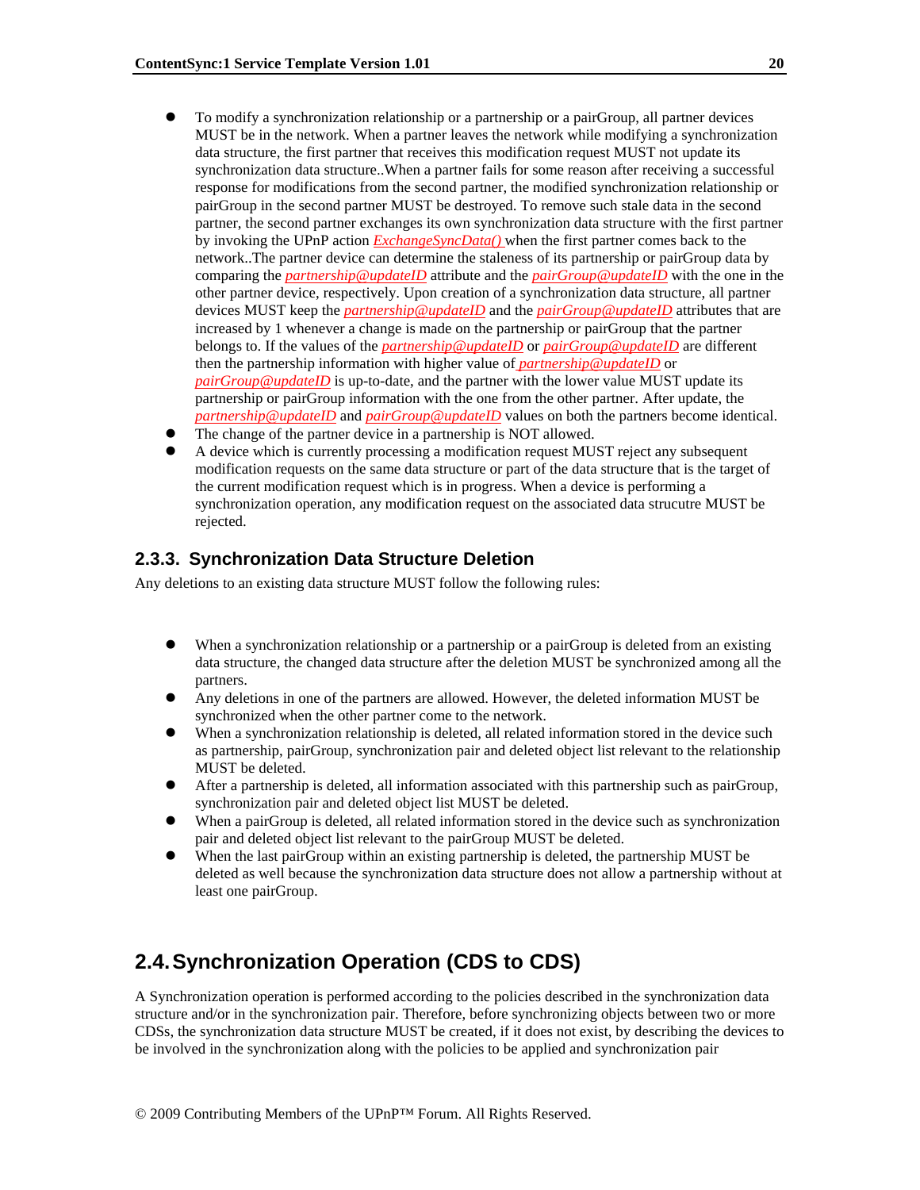- To modify a synchronization relationship or a partnership or a pairGroup, all partner devices MUST be in the network. When a partner leaves the network while modifying a synchronization data structure, the first partner that receives this modification request MUST not update its synchronization data structure..When a partner fails for some reason after receiving a successful response for modifications from the second partner, the modified synchronization relationship or pairGroup in the second partner MUST be destroyed. To remove such stale data in the second partner, the second partner exchanges its own synchronization data structure with the first partner by invoking the UPnP action *ExchangeSyncData()* when the first partner comes back to the network..The partner device can determine the staleness of its partnership or pairGroup data by comparing the *partnership@updateID* attribute and the *pairGroup@updateID* with the one in the other partner device, respectively. Upon creation of a synchronization data structure, all partner devices MUST keep the *partnership@updateID* and the *pairGroup@updateID* attributes that are increased by 1 whenever a change is made on the partnership or pairGroup that the partner belongs to. If the values of the *partnership@updateID* or *pairGroup@updateID* are different then the partnership information with higher value of *partnership@updateID* or *pairGroup@updateID* is up-to-date, and the partner with the lower value MUST update its partnership or pairGroup information with the one from the other partner. After update, the *partnership@updateID* and *pairGroup@updateID* values on both the partners become identical.
- The change of the partner device in a partnership is NOT allowed.
- A device which is currently processing a modification request MUST reject any subsequent modification requests on the same data structure or part of the data structure that is the target of the current modification request which is in progress. When a device is performing a synchronization operation, any modification request on the associated data strucutre MUST be rejected.

### 2.3.3. Synchronization Data Structure Deletion

Any deletions to an existing data structure MUST follow the following rules:

- When a synchronization relationship or a partnership or a pairGroup is deleted from an existing data structure, the changed data structure after the deletion MUST be synchronized among all the partners.
- Any deletions in one of the partners are allowed. However, the deleted information MUST be synchronized when the other partner come to the network.
- When a synchronization relationship is deleted, all related information stored in the device such as partnership, pairGroup, synchronization pair and deleted object list relevant to the relationship MUST be deleted.
- After a partnership is deleted, all information associated with this partnership such as pairGroup, synchronization pair and deleted object list MUST be deleted.
- When a pairGroup is deleted, all related information stored in the device such as synchronization pair and deleted object list relevant to the pairGroup MUST be deleted.
- When the last pairGroup within an existing partnership is deleted, the partnership MUST be deleted as well because the synchronization data structure does not allow a partnership without at least one pairGroup.

## 2.4. Synchronization Operation (CDS to CDS)

A Synchronization operation is performed according to the policies described in the synchronization data structure and/or in the synchronization pair. Therefore, before synchronizing objects between two or more CDSs, the synchronization data structure MUST be created, if it does not exist, by describing the devices to be involved in the synchronization along with the policies to be applied and synchronization pair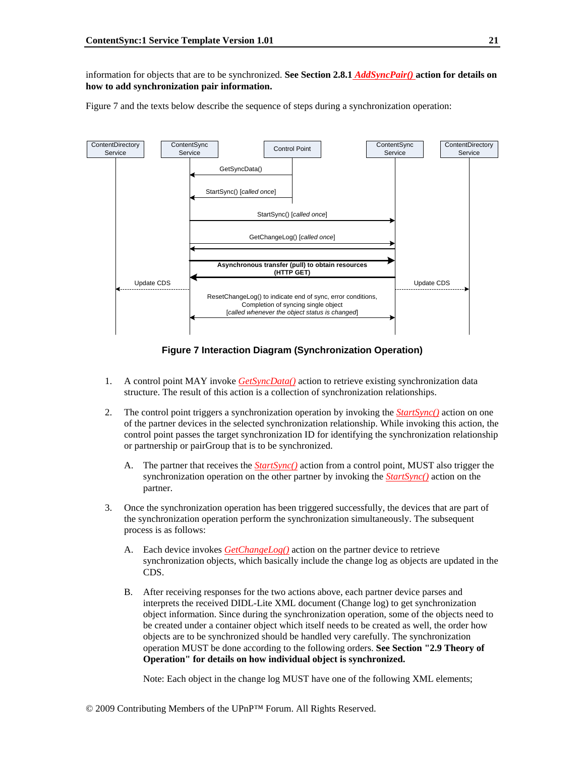information for objects that are to be synchronized. **See Section 2.8.1 *AddSyncPair()* action for details on how to add synchronization pair information.**

Figure 7 and the texts below describe the sequence of steps during a synchronization operation:

**Figure 7 Interaction Diagram (Synchronization Operation)**

1. A control point MAY invoke *GetSyncData()* action to retrieve existing synchronization data structure. The result of this action is a collection of synchronization relationships.

2. The control point triggers a synchronization operation by invoking the *StartSync()* action on one of the partner devices in the selected synchronization relationship. While invoking this action, the control point passes the target synchronization ID for identifying the synchronization relationship or partnership or pairGroup that is to be synchronized.

   A. The partner that receives the *StartSync()* action from a control point, MUST also trigger the synchronization operation on the other partner by invoking the *StartSync()* action on the partner.

3. Once the synchronization operation has been triggered successfully, the devices that are part of the synchronization operation perform the synchronization simultaneously. The subsequent process is as follows:

   A. Each device invokes *GetChangeLog()* action on the partner device to retrieve synchronization objects, which basically include the change log as objects are updated in the CDS.

   B. After receiving responses for the two actions above, each partner device parses and interprets the received DIDL-Lite XML document (Change log) to get synchronization object information. Since during the synchronization operation, some of the objects need to be created under a container object which itself needs to be created as well, the order how objects are to be synchronized should be handled very carefully. The synchronization operation MUST be done according to the following orders. **See Section "2.9 Theory of Operation" for details on how individual object is synchronized.**

      Note: Each object in the change log MUST have one of the following XML elements;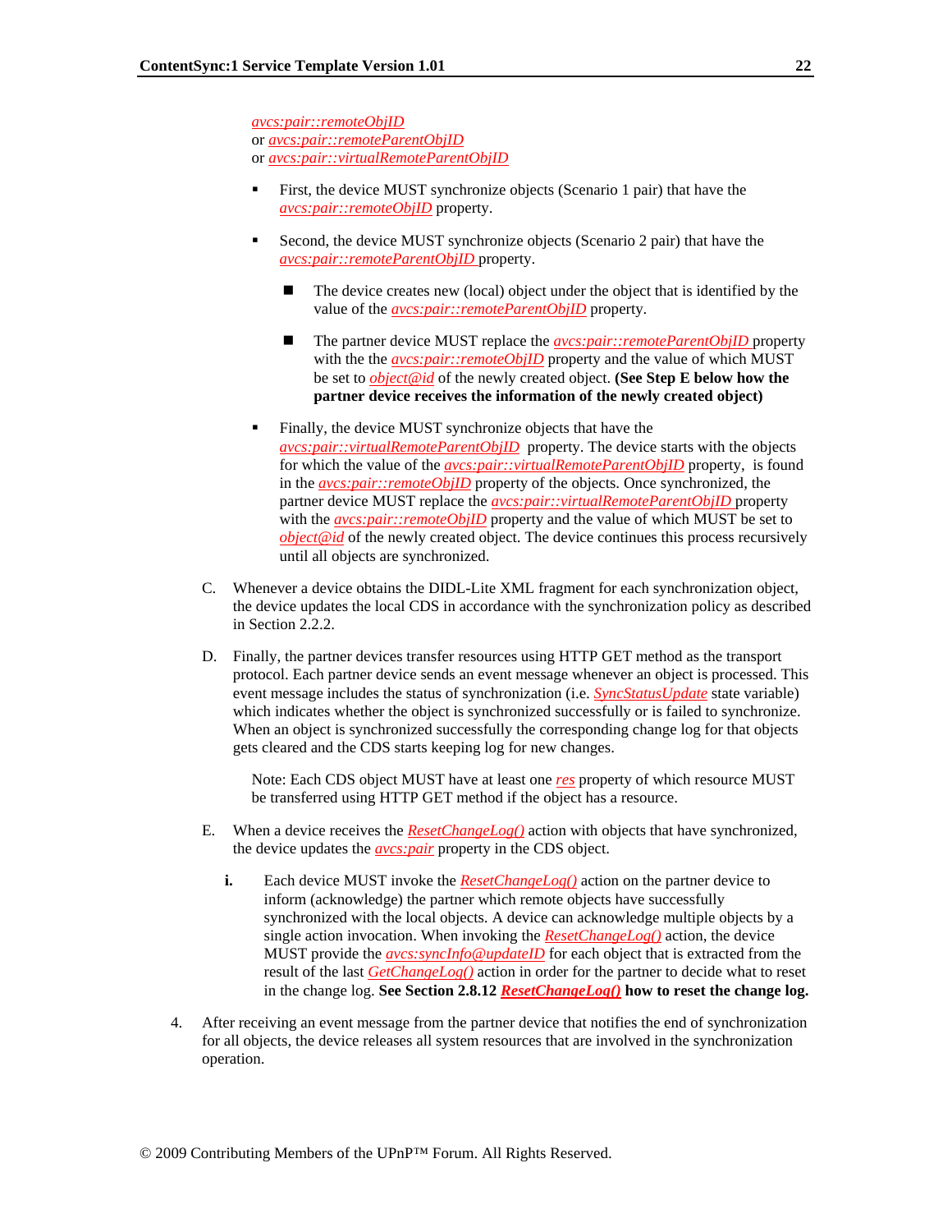*avcs:pair::remoteObjID*
or *avcs:pair::remoteParentObjID*
or *avcs:pair::virtualRemoteParentObjID*

- First, the device MUST synchronize objects (Scenario 1 pair) that have the *avcs:pair::remoteObjID* property.
- Second, the device MUST synchronize objects (Scenario 2 pair) that have the *avcs:pair::remoteParentObjID* property.
  - The device creates new (local) object under the object that is identified by the value of the *avcs:pair::remoteParentObjID* property.
  - The partner device MUST replace the *avcs:pair::remoteParentObjID* property with the the *avcs:pair::remoteObjID* property and the value of which MUST be set to *object@id* of the newly created object. **(See Step E below how the partner device receives the information of the newly created object)**
- Finally, the device MUST synchronize objects that have the *avcs:pair::virtualRemoteParentObjID* property. The device starts with the objects for which the value of the *avcs:pair::virtualRemoteParentObjID* property, is found in the *avcs:pair::remoteObjID* property of the objects. Once synchronized, the partner device MUST replace the *avcs:pair::virtualRemoteParentObjID* property with the *avcs:pair::remoteObjID* property and the value of which MUST be set to *object@id* of the newly created object. The device continues this process recursively until all objects are synchronized.

C. Whenever a device obtains the DIDL-Lite XML fragment for each synchronization object, the device updates the local CDS in accordance with the synchronization policy as described in Section 2.2.2.

D. Finally, the partner devices transfer resources using HTTP GET method as the transport protocol. Each partner device sends an event message whenever an object is processed. This event message includes the status of synchronization (i.e. *SyncStatusUpdate* state variable) which indicates whether the object is synchronized successfully or is failed to synchronize. When an object is synchronized successfully the corresponding change log for that objects gets cleared and the CDS starts keeping log for new changes.

   Note: Each CDS object MUST have at least one *res* property of which resource MUST be transferred using HTTP GET method if the object has a resource.

E. When a device receives the *ResetChangeLog()* action with objects that have synchronized, the device updates the *avcs:pair* property in the CDS object.

   **i.** Each device MUST invoke the *ResetChangeLog()* action on the partner device to inform (acknowledge) the partner which remote objects have successfully synchronized with the local objects. A device can acknowledge multiple objects by a single action invocation. When invoking the *ResetChangeLog()* action, the device MUST provide the *avcs:syncInfo@updateID* for each object that is extracted from the result of the last *GetChangeLog()* action in order for the partner to decide what to reset in the change log. **See Section 2.8.12 *ResetChangeLog()* how to reset the change log.**

4. After receiving an event message from the partner device that notifies the end of synchronization for all objects, the device releases all system resources that are involved in the synchronization operation.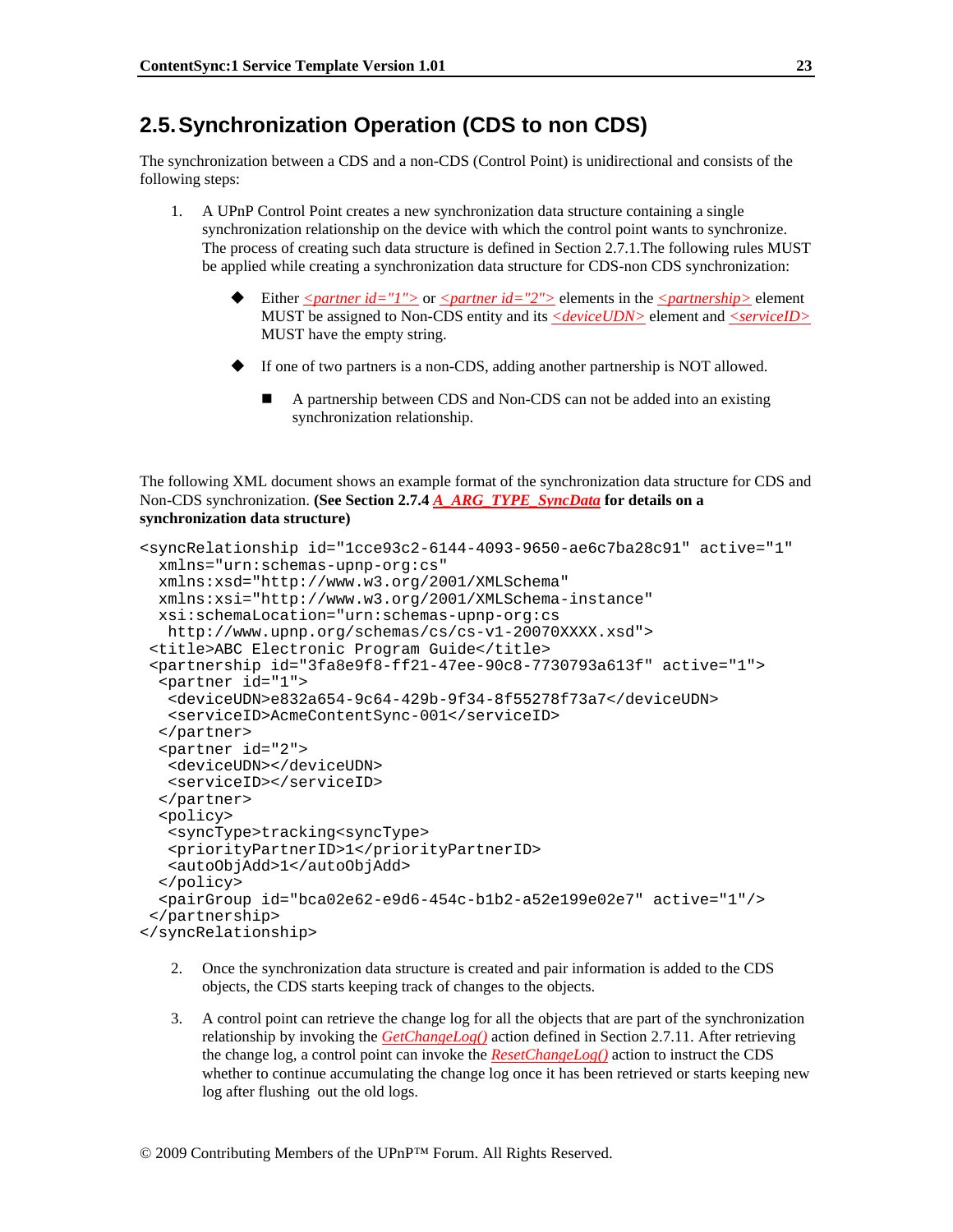## 2.5. Synchronization Operation (CDS to non CDS)

The synchronization between a CDS and a non-CDS (Control Point) is unidirectional and consists of the following steps:

1. A UPnP Control Point creates a new synchronization data structure containing a single synchronization relationship on the device with which the control point wants to synchronize. The process of creating such data structure is defined in Section 2.7.1.The following rules MUST be applied while creating a synchronization data structure for CDS-non CDS synchronization:

   - Either *<partner id="1">* or *<partner id="2">* elements in the *<partnership>* element MUST be assigned to Non-CDS entity and its *<deviceUDN>* element and *<serviceID>* MUST have the empty string.

   - If one of two partners is a non-CDS, adding another partnership is NOT allowed.

     - A partnership between CDS and Non-CDS can not be added into an existing synchronization relationship.

The following XML document shows an example format of the synchronization data structure for CDS and Non-CDS synchronization. **(See Section 2.7.4 *A_ARG_TYPE_SyncData* for details on a synchronization data structure)**

```
<syncRelationship id="1cce93c2-6144-4093-9650-ae6c7ba28c91" active="1"
  xmlns="urn:schemas-upnp-org:cs"
  xmlns:xsd="http://www.w3.org/2001/XMLSchema"
  xmlns:xsi="http://www.w3.org/2001/XMLSchema-instance"
  xsi:schemaLocation="urn:schemas-upnp-org:cs
   http://www.upnp.org/schemas/cs/cs-v1-20070XXXX.xsd">
 <title>ABC Electronic Program Guide</title>
 <partnership id="3fa8e9f8-ff21-47ee-90c8-7730793a613f" active="1">
  <partner id="1">
   <deviceUDN>e832a654-9c64-429b-9f34-8f55278f73a7</deviceUDN>
   <serviceID>AcmeContentSync-001</serviceID>
  </partner>
  <partner id="2">
   <deviceUDN></deviceUDN>
   <serviceID></serviceID>
  </partner>
  <policy>
   <syncType>tracking<syncType>
   <priorityPartnerID>1</priorityPartnerID>
   <autoObjAdd>1</autoObjAdd>
  </policy>
  <pairGroup id="bca02e62-e9d6-454c-b1b2-a52e199e02e7" active="1"/>
 </partnership>
</syncRelationship>
```

2. Once the synchronization data structure is created and pair information is added to the CDS objects, the CDS starts keeping track of changes to the objects.

3. A control point can retrieve the change log for all the objects that are part of the synchronization relationship by invoking the *GetChangeLog()* action defined in Section 2.7.11. After retrieving the change log, a control point can invoke the *ResetChangeLog()* action to instruct the CDS whether to continue accumulating the change log once it has been retrieved or starts keeping new log after flushing out the old logs.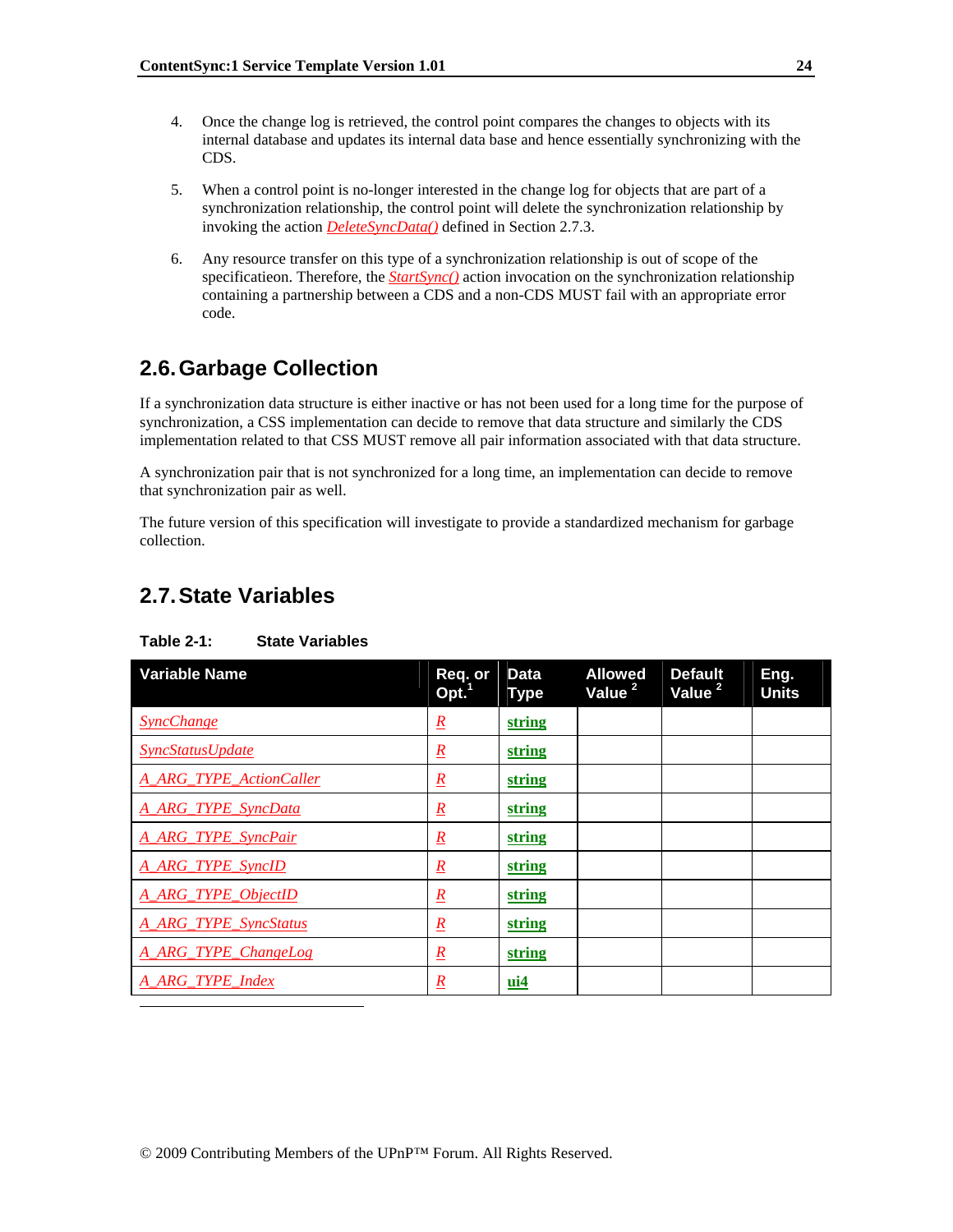4. Once the change log is retrieved, the control point compares the changes to objects with its internal database and updates its internal data base and hence essentially synchronizing with the CDS.

5. When a control point is no-longer interested in the change log for objects that are part of a synchronization relationship, the control point will delete the synchronization relationship by invoking the action *DeleteSyncData()* defined in Section 2.7.3.

6. Any resource transfer on this type of a synchronization relationship is out of scope of the specificatieon. Therefore, the *StartSync()* action invocation on the synchronization relationship containing a partnership between a CDS and a non-CDS MUST fail with an appropriate error code.

## 2.6. Garbage Collection

If a synchronization data structure is either inactive or has not been used for a long time for the purpose of synchronization, a CSS implementation can decide to remove that data structure and similarly the CDS implementation related to that CSS MUST remove all pair information associated with that data structure.

A synchronization pair that is not synchronized for a long time, an implementation can decide to remove that synchronization pair as well.

The future version of this specification will investigate to provide a standardized mechanism for garbage collection.

## 2.7. State Variables

**Table 2-1: State Variables**

| Variable Name | Req. or Opt.[1] | Data Type | Allowed Value [2] | Default Value [2] | Eng. Units |
|---|---|---|---|---|---|
| *SyncChange* | *R* | **string** | | | |
| *SyncStatusUpdate* | *R* | **string** | | | |
| *A_ARG_TYPE_ActionCaller* | *R* | **string** | | | |
| *A_ARG_TYPE_SyncData* | *R* | **string** | | | |
| *A_ARG_TYPE_SyncPair* | *R* | **string** | | | |
| *A_ARG_TYPE_SyncID* | *R* | **string** | | | |
| *A_ARG_TYPE_ObjectID* | *R* | **string** | | | |
| *A_ARG_TYPE_SyncStatus* | *R* | **string** | | | |
| *A_ARG_TYPE_ChangeLog* | *R* | **string** | | | |
| *A_ARG_TYPE_Index* | *R* | **ui4** | | | |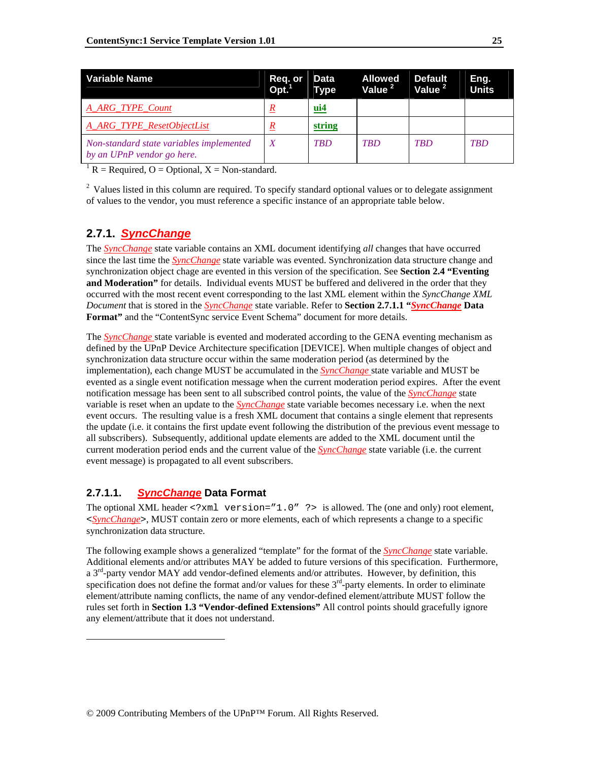| Variable Name | Req. or Opt.[1] | Data Type | Allowed Value [2] | Default Value [2] | Eng. Units |
|---|---|---|---|---|---|
| *A_ARG_TYPE_Count* | *R* | **ui4** | | | |
| *A_ARG_TYPE_ResetObjectList* | *R* | **string** | | | |
| *Non-standard state variables implemented by an UPnP vendor go here.* | *X* | *TBD* | *TBD* | *TBD* | *TBD* |

[1] R = Required, O = Optional, X = Non-standard.

[2] Values listed in this column are required. To specify standard optional values or to delegate assignment of values to the vendor, you must reference a specific instance of an appropriate table below.

### 2.7.1. *SyncChange*

The *SyncChange* state variable contains an XML document identifying *all* changes that have occurred since the last time the *SyncChange* state variable was evented. Synchronization data structure change and synchronization object chage are evented in this version of the specification. See **Section 2.4 "Eventing and Moderation"** for details. Individual events MUST be buffered and delivered in the order that they occurred with the most recent event corresponding to the last XML element within the *SyncChange XML Document* that is stored in the *SyncChange* state variable. Refer to **Section 2.7.1.1 "*SyncChange* Data Format"** and the "ContentSync service Event Schema" document for more details.

The *SyncChange* state variable is evented and moderated according to the GENA eventing mechanism as defined by the UPnP Device Architecture specification [DEVICE]. When multiple changes of object and synchronization data structure occur within the same moderation period (as determined by the implementation), each change MUST be accumulated in the *SyncChange* state variable and MUST be evented as a single event notification message when the current moderation period expires. After the event notification message has been sent to all subscribed control points, the value of the *SyncChange* state variable is reset when an update to the *SyncChange* state variable becomes necessary i.e. when the next event occurs. The resulting value is a fresh XML document that contains a single element that represents the update (i.e. it contains the first update event following the distribution of the previous event message to all subscribers). Subsequently, additional update elements are added to the XML document until the current moderation period ends and the current value of the *SyncChange* state variable (i.e. the current event message) is propagated to all event subscribers.

#### 2.7.1.1. *SyncChange* Data Format

The optional XML header `<?xml version="1.0" ?>` is allowed. The (one and only) root element, <*SyncChange*>, MUST contain zero or more elements, each of which represents a change to a specific synchronization data structure.

The following example shows a generalized "template" for the format of the *SyncChange* state variable. Additional elements and/or attributes MAY be added to future versions of this specification. Furthermore, a 3rd-party vendor MAY add vendor-defined elements and/or attributes. However, by definition, this specification does not define the format and/or values for these 3rd-party elements. In order to eliminate element/attribute naming conflicts, the name of any vendor-defined element/attribute MUST follow the rules set forth in **Section 1.3 "Vendor-defined Extensions"** All control points should gracefully ignore any element/attribute that it does not understand.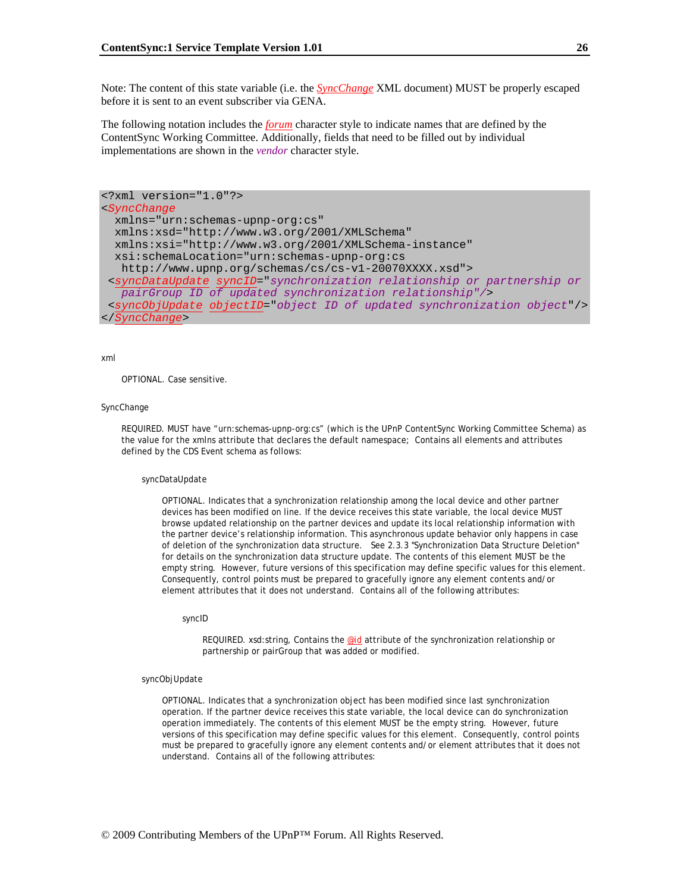Note: The content of this state variable (i.e. the *SyncChange* XML document) MUST be properly escaped before it is sent to an event subscriber via GENA.

The following notation includes the *forum* character style to indicate names that are defined by the ContentSync Working Committee. Additionally, fields that need to be filled out by individual implementations are shown in the *vendor* character style.

```
<?xml version="1.0"?>
<SyncChange
  xmlns="urn:schemas-upnp-org:cs"
  xmlns:xsd="http://www.w3.org/2001/XMLSchema"
  xmlns:xsi="http://www.w3.org/2001/XMLSchema-instance"
  xsi:schemaLocation="urn:schemas-upnp-org:cs
   http://www.upnp.org/schemas/cs/cs-v1-20070XXXX.xsd">
 <syncDataUpdate syncID="synchronization relationship or partnership or
   pairGroup ID of updated synchronization relationship"/>
 <syncObjUpdate objectID="object ID of updated synchronization object"/>
</SyncChange>
```

xml

OPTIONAL. Case sensitive.

SyncChange

REQUIRED. MUST have "urn:schemas-upnp-org:cs" (which is the UPnP ContentSync Working Committee Schema) as the value for the xmlns attribute that declares the default namespace; Contains all elements and attributes defined by the CDS Event schema as follows:

syncDataUpdate

OPTIONAL. Indicates that a synchronization relationship among the local device and other partner devices has been modified on line. If the device receives this state variable, the local device MUST browse updated relationship on the partner devices and update its local relationship information with the partner device's relationship information. This asynchronous update behavior only happens in case of deletion of the synchronization data structure. See 2.3.3 "Synchronization Data Structure Deletion" for details on the synchronization data structure update. The contents of this element MUST be the empty string. However, future versions of this specification may define specific values for this element. Consequently, control points must be prepared to gracefully ignore any element contents and/or element attributes that it does not understand. Contains all of the following attributes:

syncID

REQUIRED. xsd:string, Contains the @id attribute of the synchronization relationship or partnership or pairGroup that was added or modified.

syncObjUpdate

OPTIONAL. Indicates that a synchronization object has been modified since last synchronization operation. If the partner device receives this state variable, the local device can do synchronization operation immediately. The contents of this element MUST be the empty string. However, future versions of this specification may define specific values for this element. Consequently, control points must be prepared to gracefully ignore any element contents and/or element attributes that it does not understand. Contains all of the following attributes: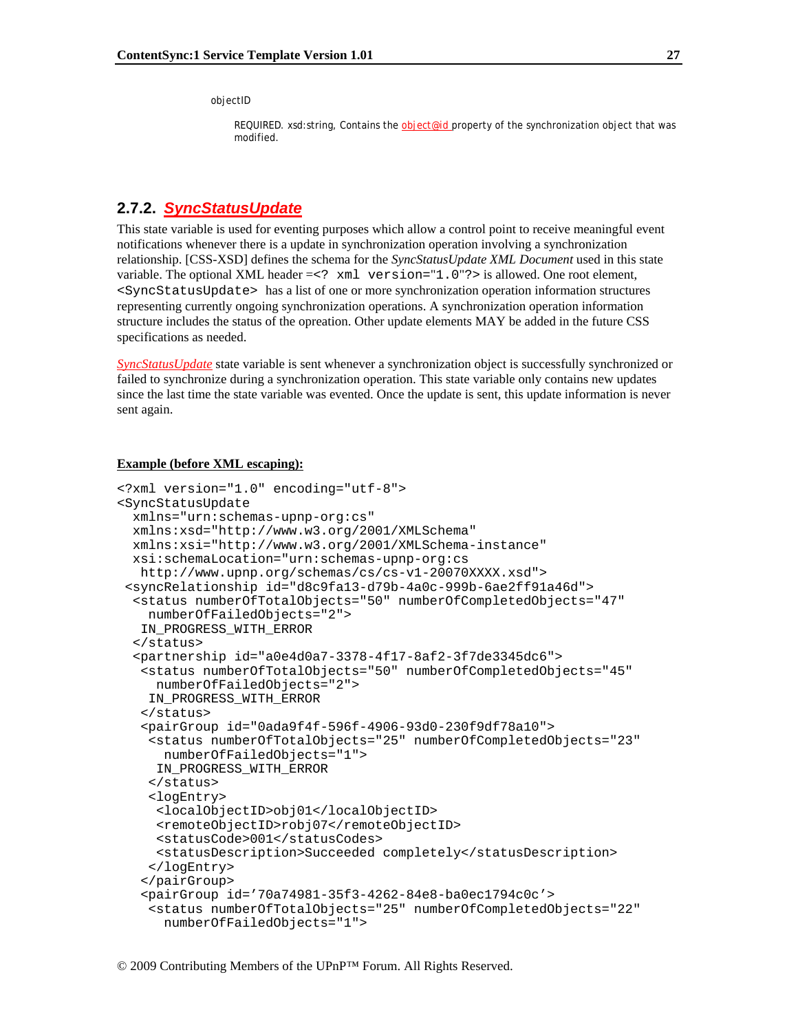objectID

REQUIRED. xsd:string, Contains the object@id property of the synchronization object that was modified.

### 2.7.2. *SyncStatusUpdate*

This state variable is used for eventing purposes which allow a control point to receive meaningful event notifications whenever there is a update in synchronization operation involving a synchronization relationship. [CSS-XSD] defines the schema for the *SyncStatusUpdate XML Document* used in this state variable. The optional XML header =`<? xml version="1.0"?>` is allowed. One root element, `<SyncStatusUpdate>` has a list of one or more synchronization operation information structures representing currently ongoing synchronization operations. A synchronization operation information structure includes the status of the opreation. Other update elements MAY be added in the future CSS specifications as needed.

*SyncStatusUpdate* state variable is sent whenever a synchronization object is successfully synchronized or failed to synchronize during a synchronization operation. This state variable only contains new updates since the last time the state variable was evented. Once the update is sent, this update information is never sent again.

**Example (before XML escaping):**

```
<?xml version="1.0" encoding="utf-8">
<SyncStatusUpdate
  xmlns="urn:schemas-upnp-org:cs"
  xmlns:xsd="http://www.w3.org/2001/XMLSchema"
  xmlns:xsi="http://www.w3.org/2001/XMLSchema-instance"
  xsi:schemaLocation="urn:schemas-upnp-org:cs
   http://www.upnp.org/schemas/cs/cs-v1-20070XXXX.xsd">
 <syncRelationship id="d8c9fa13-d79b-4a0c-999b-6ae2ff91a46d">
  <status numberOfTotalObjects="50" numberOfCompletedObjects="47"
    numberOfFailedObjects="2">
   IN_PROGRESS_WITH_ERROR
  </status>
  <partnership id="a0e4d0a7-3378-4f17-8af2-3f7de3345dc6">
   <status numberOfTotalObjects="50" numberOfCompletedObjects="45"
     numberOfFailedObjects="2">
    IN_PROGRESS_WITH_ERROR
   </status>
   <pairGroup id="0ada9f4f-596f-4906-93d0-230f9df78a10">
    <status numberOfTotalObjects="25" numberOfCompletedObjects="23"
      numberOfFailedObjects="1">
     IN_PROGRESS_WITH_ERROR
    </status>
    <logEntry>
     <localObjectID>obj01</localObjectID>
     <remoteObjectID>robj07</remoteObjectID>
     <statusCode>001</statusCodes>
     <statusDescription>Succeeded completely</statusDescription>
    </logEntry>
   </pairGroup>
   <pairGroup id='70a74981-35f3-4262-84e8-ba0ec1794c0c'>
    <status numberOfTotalObjects="25" numberOfCompletedObjects="22"
      numberOfFailedObjects="1">
```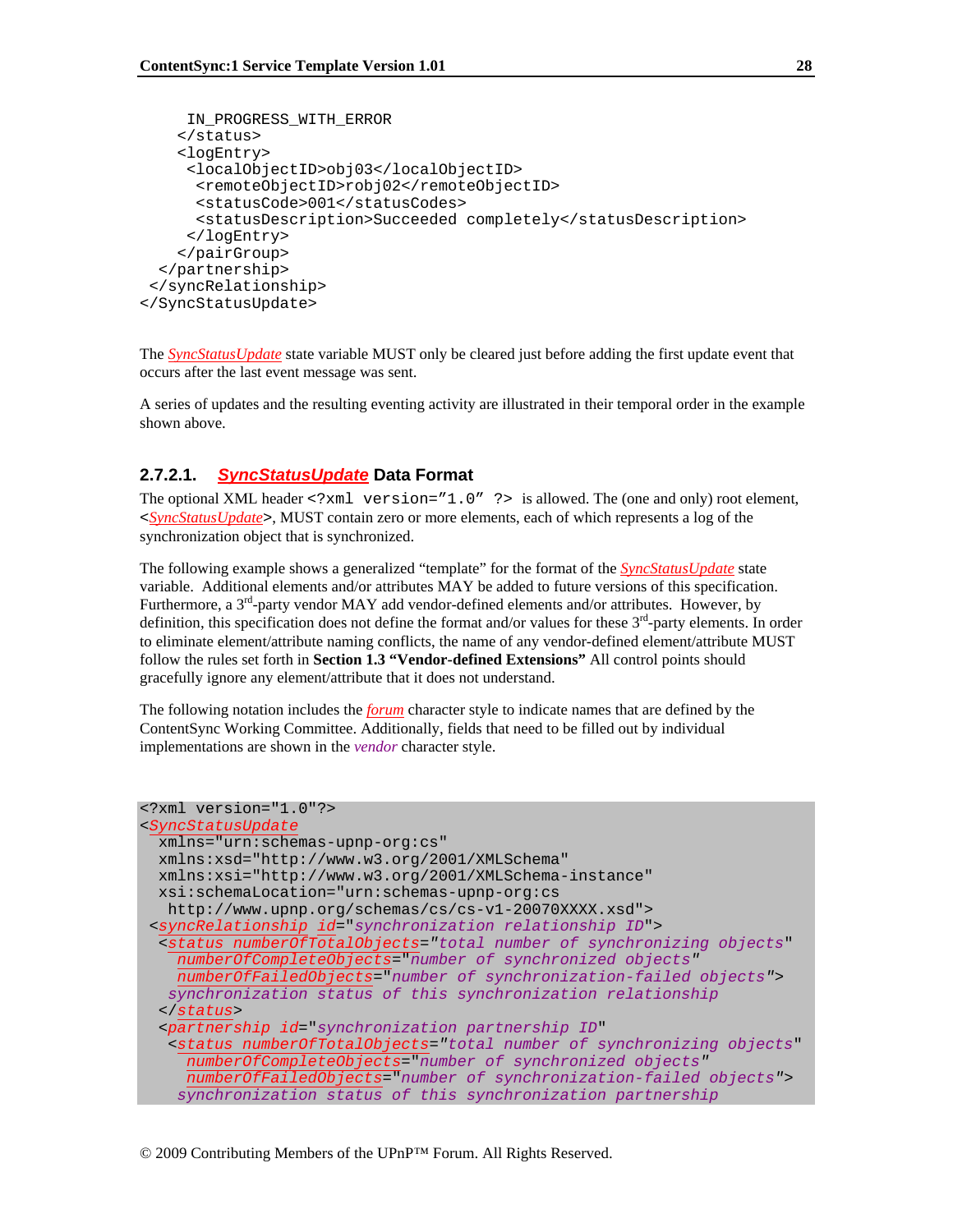```
    IN_PROGRESS_WITH_ERROR
   </status>
   <logEntry>
    <localObjectID>obj03</localObjectID>
     <remoteObjectID>robj02</remoteObjectID>
     <statusCode>001</statusCodes>
     <statusDescription>Succeeded completely</statusDescription>
    </logEntry>
   </pairGroup>
  </partnership>
 </syncRelationship>
</SyncStatusUpdate>
```

The *SyncStatusUpdate* state variable MUST only be cleared just before adding the first update event that occurs after the last event message was sent.

A series of updates and the resulting eventing activity are illustrated in their temporal order in the example shown above.

### 2.7.2.1. *SyncStatusUpdate* Data Format

The optional XML header `<?xml version="1.0" ?>` is allowed. The (one and only) root element, <*SyncStatusUpdate*>, MUST contain zero or more elements, each of which represents a log of the synchronization object that is synchronized.

The following example shows a generalized "template" for the format of the *SyncStatusUpdate* state variable. Additional elements and/or attributes MAY be added to future versions of this specification. Furthermore, a 3rd-party vendor MAY add vendor-defined elements and/or attributes. However, by definition, this specification does not define the format and/or values for these 3rd-party elements. In order to eliminate element/attribute naming conflicts, the name of any vendor-defined element/attribute MUST follow the rules set forth in **Section 1.3 "Vendor-defined Extensions"** All control points should gracefully ignore any element/attribute that it does not understand.

The following notation includes the *forum* character style to indicate names that are defined by the ContentSync Working Committee. Additionally, fields that need to be filled out by individual implementations are shown in the *vendor* character style.

```
<?xml version="1.0"?>
<SyncStatusUpdate
  xmlns="urn:schemas-upnp-org:cs"
  xmlns:xsd="http://www.w3.org/2001/XMLSchema"
  xmlns:xsi="http://www.w3.org/2001/XMLSchema-instance"
  xsi:schemaLocation="urn:schemas-upnp-org:cs
   http://www.upnp.org/schemas/cs/cs-v1-20070XXXX.xsd">
 <syncRelationship id="synchronization relationship ID">
  <status numberOfTotalObjects="total number of synchronizing objects"
    numberOfCompleteObjects="number of synchronized objects"
    numberOfFailedObjects="number of synchronization-failed objects">
   synchronization status of this synchronization relationship
  </status>
  <partnership id="synchronization partnership ID"
   <status numberOfTotalObjects="total number of synchronizing objects"
     numberOfCompleteObjects="number of synchronized objects"
     numberOfFailedObjects="number of synchronization-failed objects">
    synchronization status of this synchronization partnership
```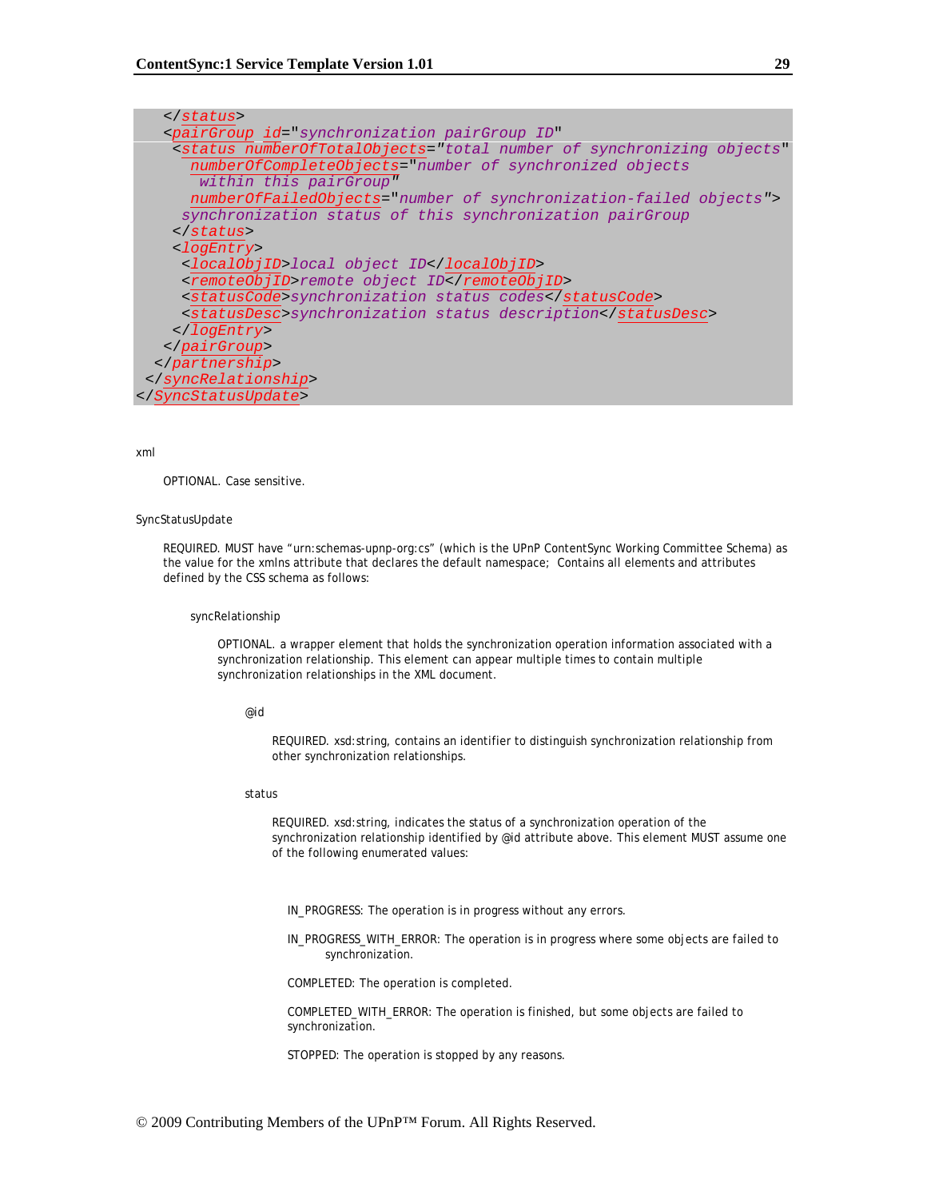```
   </status>
   <pairGroup id="synchronization pairGroup ID"
    <status numberOfTotalObjects="total number of synchronizing objects"
      numberOfCompleteObjects="number of synchronized objects
       within this pairGroup"
      numberOfFailedObjects="number of synchronization-failed objects">
     synchronization status of this synchronization pairGroup
    </status>
    <logEntry>
     <localObjID>local object ID</localObjID>
     <remoteObjID>remote object ID</remoteObjID>
     <statusCode>synchronization status codes</statusCode>
     <statusDesc>synchronization status description</statusDesc>
    </logEntry>
   </pairGroup>
  </partnership>
 </syncRelationship>
</SyncStatusUpdate>
```

xml

OPTIONAL. Case sensitive.

SyncStatusUpdate

REQUIRED. MUST have "urn:schemas-upnp-org:cs" (which is the UPnP ContentSync Working Committee Schema) as the value for the xmlns attribute that declares the default namespace; Contains all elements and attributes defined by the CSS schema as follows:

syncRelationship

OPTIONAL. a wrapper element that holds the synchronization operation information associated with a synchronization relationship. This element can appear multiple times to contain multiple synchronization relationships in the XML document.

@id

REQUIRED. xsd:string, contains an identifier to distinguish synchronization relationship from other synchronization relationships.

status

REQUIRED. xsd:string, indicates the status of a synchronization operation of the synchronization relationship identified by @id attribute above. This element MUST assume one of the following enumerated values:

IN_PROGRESS: The operation is in progress without any errors.

IN_PROGRESS_WITH_ERROR: The operation is in progress where some objects are failed to synchronization.

COMPLETED: The operation is completed.

COMPLETED_WITH_ERROR: The operation is finished, but some objects are failed to synchronization.

STOPPED: The operation is stopped by any reasons.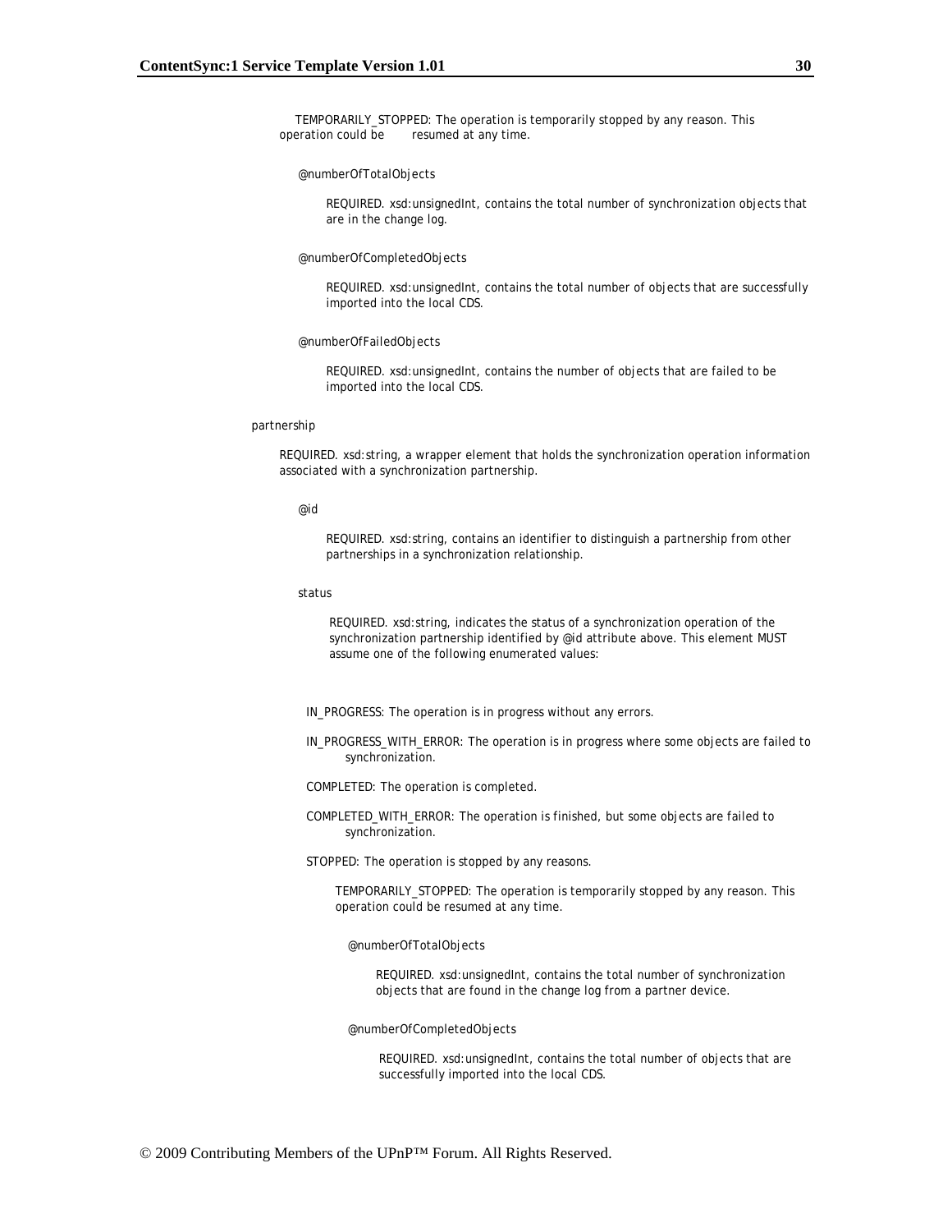TEMPORARILY_STOPPED: The operation is temporarily stopped by any reason. This operation could be resumed at any time.

@numberOfTotalObjects

REQUIRED. xsd:unsignedInt, contains the total number of synchronization objects that are in the change log.

@numberOfCompletedObjects

REQUIRED. xsd:unsignedInt, contains the total number of objects that are successfully imported into the local CDS.

@numberOfFailedObjects

REQUIRED. xsd:unsignedInt, contains the number of objects that are failed to be imported into the local CDS.

partnership

REQUIRED. xsd:string, a wrapper element that holds the synchronization operation information associated with a synchronization partnership.

@id

REQUIRED. xsd:string, contains an identifier to distinguish a partnership from other partnerships in a synchronization relationship.

status

REQUIRED. xsd:string, indicates the status of a synchronization operation of the synchronization partnership identified by @id attribute above. This element MUST assume one of the following enumerated values:

IN_PROGRESS: The operation is in progress without any errors.

IN_PROGRESS_WITH_ERROR: The operation is in progress where some objects are failed to synchronization.

COMPLETED: The operation is completed.

COMPLETED_WITH_ERROR: The operation is finished, but some objects are failed to synchronization.

STOPPED: The operation is stopped by any reasons.

TEMPORARILY_STOPPED: The operation is temporarily stopped by any reason. This operation could be resumed at any time.

@numberOfTotalObjects

REQUIRED. xsd:unsignedInt, contains the total number of synchronization objects that are found in the change log from a partner device.

@numberOfCompletedObjects

REQUIRED. xsd:unsignedInt, contains the total number of objects that are successfully imported into the local CDS.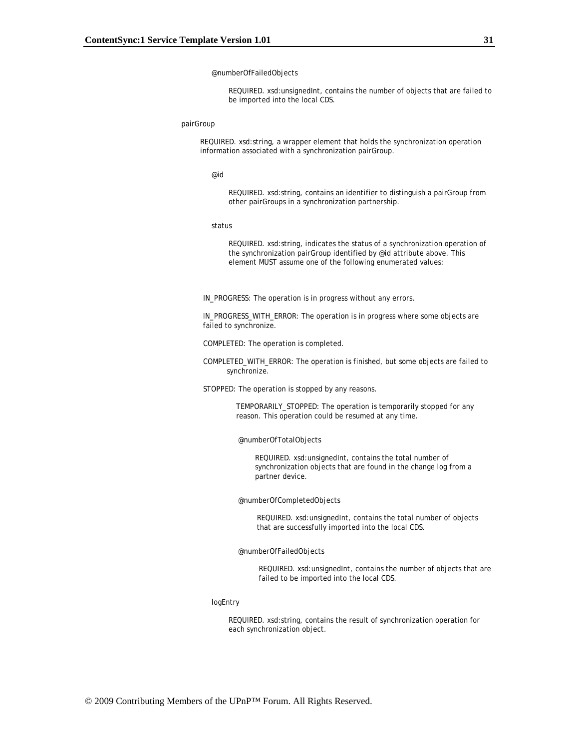@numberOfFailedObjects

REQUIRED. xsd:unsignedInt, contains the number of objects that are failed to be imported into the local CDS.

pairGroup

REQUIRED. xsd:string, a wrapper element that holds the synchronization operation information associated with a synchronization pairGroup.

@id

REQUIRED. xsd:string, contains an identifier to distinguish a pairGroup from other pairGroups in a synchronization partnership.

status

REQUIRED. xsd:string, indicates the status of a synchronization operation of the synchronization pairGroup identified by @id attribute above. This element MUST assume one of the following enumerated values:

IN_PROGRESS: The operation is in progress without any errors.

IN_PROGRESS_WITH_ERROR: The operation is in progress where some objects are failed to synchronize.

COMPLETED: The operation is completed.

COMPLETED_WITH_ERROR: The operation is finished, but some objects are failed to synchronize.

STOPPED: The operation is stopped by any reasons.

TEMPORARILY_STOPPED: The operation is temporarily stopped for any reason. This operation could be resumed at any time.

@numberOfTotalObjects

REQUIRED. xsd:unsignedInt, contains the total number of synchronization objects that are found in the change log from a partner device.

@numberOfCompletedObjects

REQUIRED. xsd:unsignedInt, contains the total number of objects that are successfully imported into the local CDS.

@numberOfFailedObjects

REQUIRED. xsd:unsignedInt, contains the number of objects that are failed to be imported into the local CDS.

logEntry

REQUIRED. xsd:string, contains the result of synchronization operation for each synchronization object.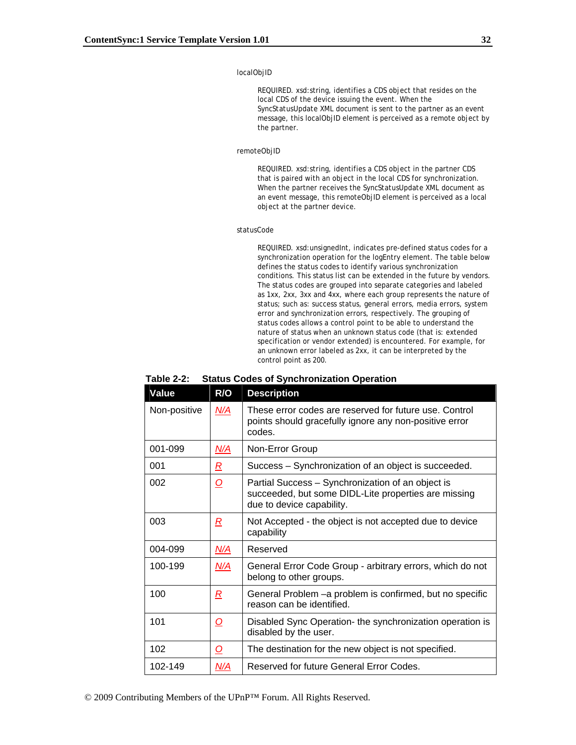localObjID

REQUIRED. xsd:string, identifies a CDS object that resides on the local CDS of the device issuing the event. When the SyncStatusUpdate XML document is sent to the partner as an event message, this localObjID element is perceived as a remote object by the partner.

remoteObjID

REQUIRED. xsd:string, identifies a CDS object in the partner CDS that is paired with an object in the local CDS for synchronization. When the partner receives the SyncStatusUpdate XML document as an event message, this remoteObjID element is perceived as a local object at the partner device.

statusCode

REQUIRED. xsd:unsignedInt, indicates pre-defined status codes for a synchronization operation for the logEntry element. The table below defines the status codes to identify various synchronization conditions. This status list can be extended in the future by vendors. The status codes are grouped into separate categories and labeled as 1xx, 2xx, 3xx and 4xx, where each group represents the nature of status; such as: success status, general errors, media errors, system error and synchronization errors, respectively. The grouping of status codes allows a control point to be able to understand the nature of status when an unknown status code (that is: extended specification or vendor extended) is encountered. For example, for an unknown error labeled as 2xx, it can be interpreted by the control point as 200.

**Table 2-2: Status Codes of Synchronization Operation**

| Value | R/O | Description |
|---|---|---|
| Non-positive | N/A | These error codes are reserved for future use. Control points should gracefully ignore any non-positive error codes. |
| 001-099 | N/A | Non-Error Group |
| 001 | R | Success – Synchronization of an object is succeeded. |
| 002 | O | Partial Success – Synchronization of an object is succeeded, but some DIDL-Lite properties are missing due to device capability. |
| 003 | R | Not Accepted - the object is not accepted due to device capability |
| 004-099 | N/A | Reserved |
| 100-199 | N/A | General Error Code Group - arbitrary errors, which do not belong to other groups. |
| 100 | R | General Problem –a problem is confirmed, but no specific reason can be identified. |
| 101 | O | Disabled Sync Operation- the synchronization operation is disabled by the user. |
| 102 | O | The destination for the new object is not specified. |
| 102-149 | N/A | Reserved for future General Error Codes. |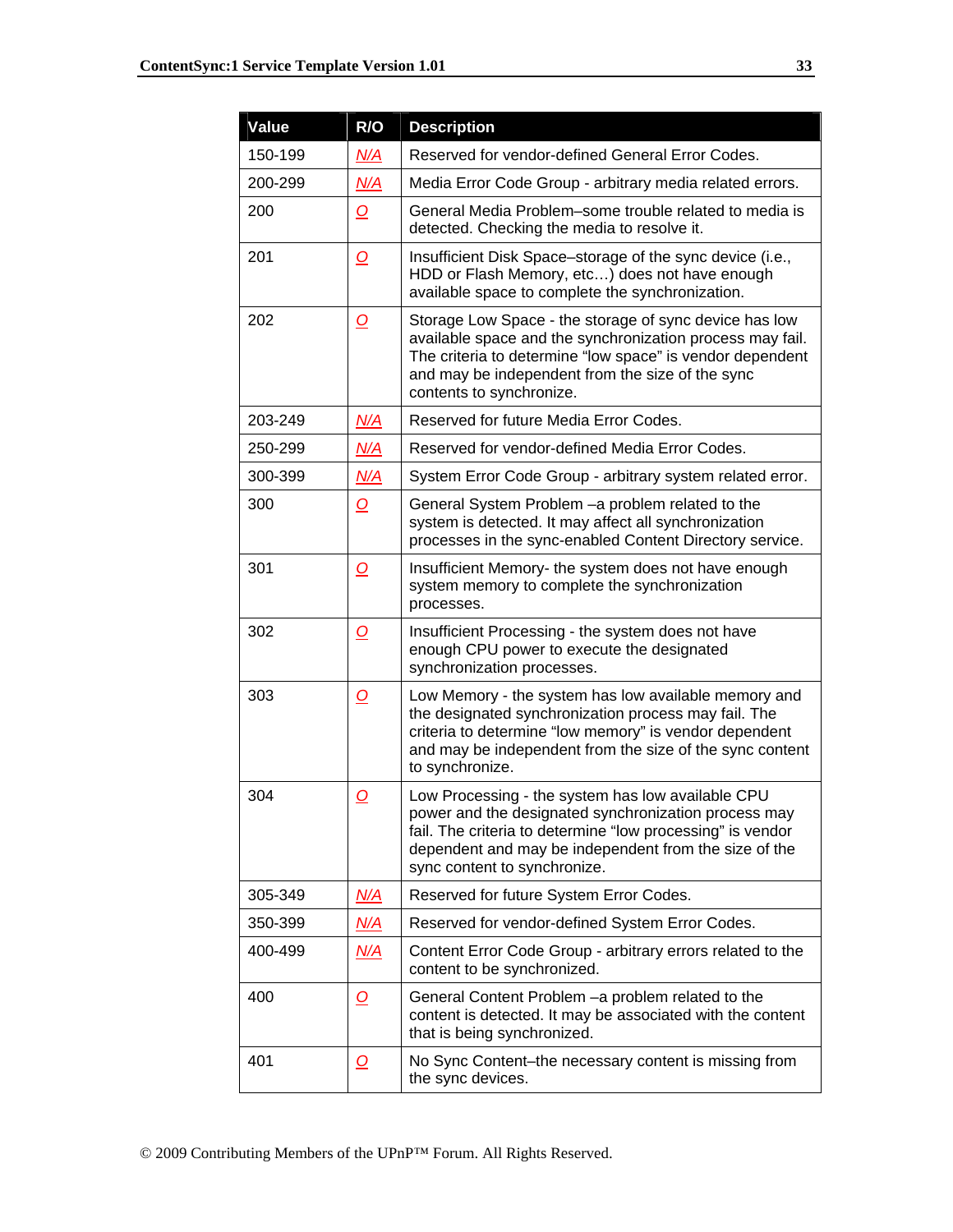| Value | R/O | Description |
| --- | --- | --- |
| 150-199 | N/A | Reserved for vendor-defined General Error Codes. |
| 200-299 | N/A | Media Error Code Group - arbitrary media related errors. |
| 200 | O | General Media Problem–some trouble related to media is detected. Checking the media to resolve it. |
| 201 | O | Insufficient Disk Space–storage of the sync device (i.e., HDD or Flash Memory, etc…) does not have enough available space to complete the synchronization. |
| 202 | O | Storage Low Space - the storage of sync device has low available space and the synchronization process may fail. The criteria to determine “low space” is vendor dependent and may be independent from the size of the sync contents to synchronize. |
| 203-249 | N/A | Reserved for future Media Error Codes. |
| 250-299 | N/A | Reserved for vendor-defined Media Error Codes. |
| 300-399 | N/A | System Error Code Group - arbitrary system related error. |
| 300 | O | General System Problem –a problem related to the system is detected. It may affect all synchronization processes in the sync-enabled Content Directory service. |
| 301 | O | Insufficient Memory- the system does not have enough system memory to complete the synchronization processes. |
| 302 | O | Insufficient Processing - the system does not have enough CPU power to execute the designated synchronization processes. |
| 303 | O | Low Memory - the system has low available memory and the designated synchronization process may fail. The criteria to determine “low memory” is vendor dependent and may be independent from the size of the sync content to synchronize. |
| 304 | O | Low Processing - the system has low available CPU power and the designated synchronization process may fail. The criteria to determine “low processing” is vendor dependent and may be independent from the size of the sync content to synchronize. |
| 305-349 | N/A | Reserved for future System Error Codes. |
| 350-399 | N/A | Reserved for vendor-defined System Error Codes. |
| 400-499 | N/A | Content Error Code Group - arbitrary errors related to the content to be synchronized. |
| 400 | O | General Content Problem –a problem related to the content is detected. It may be associated with the content that is being synchronized. |
| 401 | O | No Sync Content–the necessary content is missing from the sync devices. |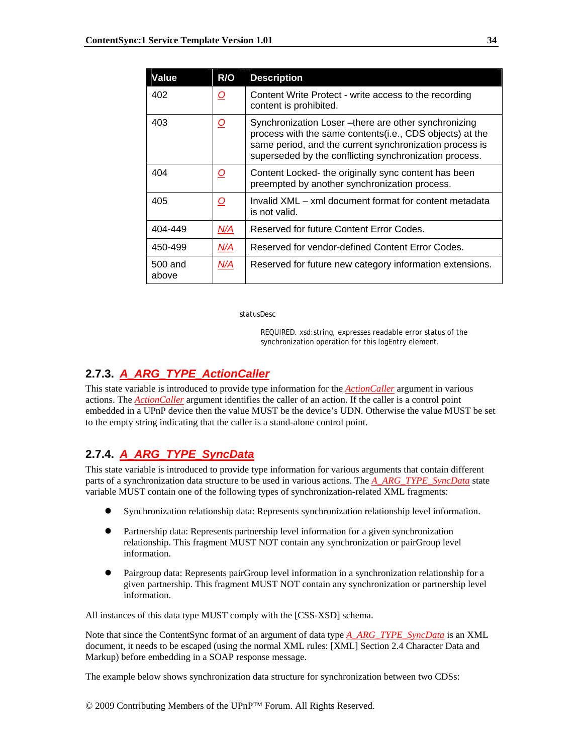| Value | R/O | Description |
|---|---|---|
| 402 | O | Content Write Protect - write access to the recording content is prohibited. |
| 403 | O | Synchronization Loser –there are other synchronizing process with the same contents(i.e., CDS objects) at the same period, and the current synchronization process is superseded by the conflicting synchronization process. |
| 404 | O | Content Locked- the originally sync content has been preempted by another synchronization process. |
| 405 | O | Invalid XML – xml document format for content metadata is not valid. |
| 404-449 | N/A | Reserved for future Content Error Codes. |
| 450-499 | N/A | Reserved for vendor-defined Content Error Codes. |
| 500 and above | N/A | Reserved for future new category information extensions. |

statusDesc

REQUIRED. xsd:string, expresses readable error status of the synchronization operation for this logEntry element.

### 2.7.3. A_ARG_TYPE_ActionCaller

This state variable is introduced to provide type information for the *ActionCaller* argument in various actions. The *ActionCaller* argument identifies the caller of an action. If the caller is a control point embedded in a UPnP device then the value MUST be the device's UDN. Otherwise the value MUST be set to the empty string indicating that the caller is a stand-alone control point.

### 2.7.4. A_ARG_TYPE_SyncData

This state variable is introduced to provide type information for various arguments that contain different parts of a synchronization data structure to be used in various actions. The *A_ARG_TYPE_SyncData* state variable MUST contain one of the following types of synchronization-related XML fragments:

- Synchronization relationship data: Represents synchronization relationship level information.
- Partnership data: Represents partnership level information for a given synchronization relationship. This fragment MUST NOT contain any synchronization or pairGroup level information.
- Pairgroup data: Represents pairGroup level information in a synchronization relationship for a given partnership. This fragment MUST NOT contain any synchronization or partnership level information.

All instances of this data type MUST comply with the [CSS-XSD] schema.

Note that since the ContentSync format of an argument of data type *A_ARG_TYPE_SyncData* is an XML document, it needs to be escaped (using the normal XML rules: [XML] Section 2.4 Character Data and Markup) before embedding in a SOAP response message.

The example below shows synchronization data structure for synchronization between two CDSs: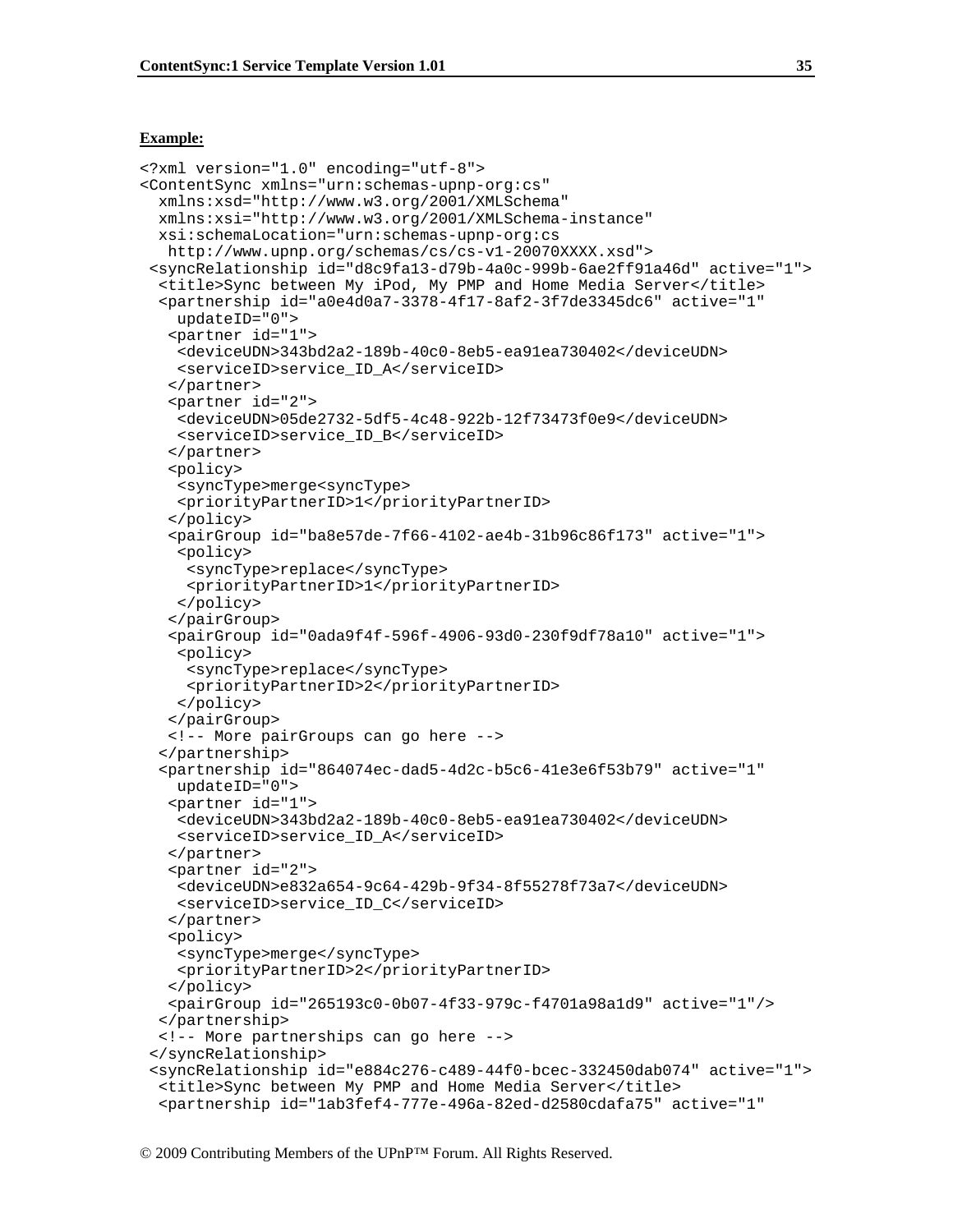**Example:**

```
<?xml version="1.0" encoding="utf-8">
<ContentSync xmlns="urn:schemas-upnp-org:cs"
  xmlns:xsd="http://www.w3.org/2001/XMLSchema"
  xmlns:xsi="http://www.w3.org/2001/XMLSchema-instance"
  xsi:schemaLocation="urn:schemas-upnp-org:cs
   http://www.upnp.org/schemas/cs/cs-v1-20070XXXX.xsd">
 <syncRelationship id="d8c9fa13-d79b-4a0c-999b-6ae2ff91a46d" active="1">
  <title>Sync between My iPod, My PMP and Home Media Server</title>
  <partnership id="a0e4d0a7-3378-4f17-8af2-3f7de3345dc6" active="1"
    updateID="0">
   <partner id="1">
    <deviceUDN>343bd2a2-189b-40c0-8eb5-ea91ea730402</deviceUDN>
    <serviceID>service_ID_A</serviceID>
   </partner>
   <partner id="2">
    <deviceUDN>05de2732-5df5-4c48-922b-12f73473f0e9</deviceUDN>
    <serviceID>service_ID_B</serviceID>
   </partner>
   <policy>
    <syncType>merge<syncType>
    <priorityPartnerID>1</priorityPartnerID>
   </policy>
   <pairGroup id="ba8e57de-7f66-4102-ae4b-31b96c86f173" active="1">
    <policy>
     <syncType>replace</syncType>
     <priorityPartnerID>1</priorityPartnerID>
    </policy>
   </pairGroup>
   <pairGroup id="0ada9f4f-596f-4906-93d0-230f9df78a10" active="1">
    <policy>
     <syncType>replace</syncType>
     <priorityPartnerID>2</priorityPartnerID>
    </policy>
   </pairGroup>
   <!-- More pairGroups can go here -->
  </partnership>
  <partnership id="864074ec-dad5-4d2c-b5c6-41e3e6f53b79" active="1"
    updateID="0">
   <partner id="1">
    <deviceUDN>343bd2a2-189b-40c0-8eb5-ea91ea730402</deviceUDN>
    <serviceID>service_ID_A</serviceID>
   </partner>
   <partner id="2">
    <deviceUDN>e832a654-9c64-429b-9f34-8f55278f73a7</deviceUDN>
    <serviceID>service_ID_C</serviceID>
   </partner>
   <policy>
    <syncType>merge</syncType>
    <priorityPartnerID>2</priorityPartnerID>
   </policy>
   <pairGroup id="265193c0-0b07-4f33-979c-f4701a98a1d9" active="1"/>
  </partnership>
  <!-- More partnerships can go here -->
 </syncRelationship>
 <syncRelationship id="e884c276-c489-44f0-bcec-332450dab074" active="1">
  <title>Sync between My PMP and Home Media Server</title>
  <partnership id="1ab3fef4-777e-496a-82ed-d2580cdafa75" active="1"
```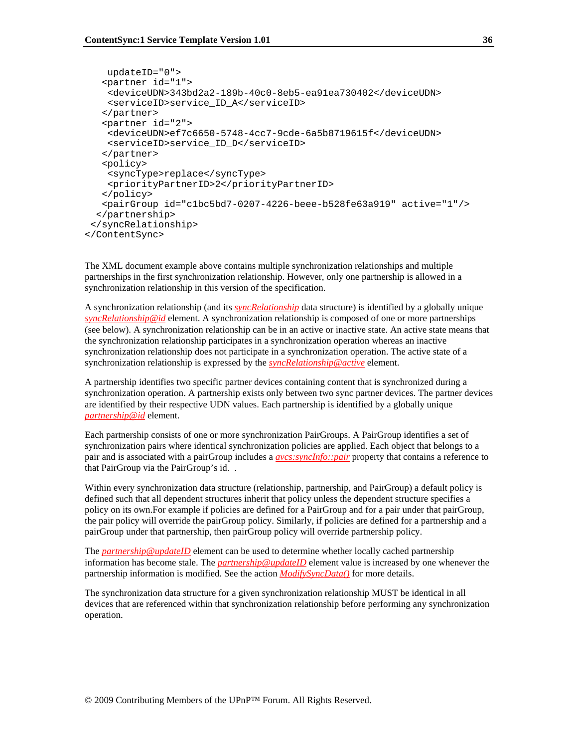```
    updateID="0">
   <partner id="1">
    <deviceUDN>343bd2a2-189b-40c0-8eb5-ea91ea730402</deviceUDN>
    <serviceID>service_ID_A</serviceID>
   </partner>
   <partner id="2">
    <deviceUDN>ef7c6650-5748-4cc7-9cde-6a5b8719615f</deviceUDN>
    <serviceID>service_ID_D</serviceID>
   </partner>
   <policy>
    <syncType>replace</syncType>
    <priorityPartnerID>2</priorityPartnerID>
   </policy>
   <pairGroup id="c1bc5bd7-0207-4226-beee-b528fe63a919" active="1"/>
  </partnership>
 </syncRelationship>
</ContentSync>
```

The XML document example above contains multiple synchronization relationships and multiple partnerships in the first synchronization relationship. However, only one partnership is allowed in a synchronization relationship in this version of the specification.

A synchronization relationship (and its *syncRelationship* data structure) is identified by a globally unique *syncRelationship@id* element. A synchronization relationship is composed of one or more partnerships (see below). A synchronization relationship can be in an active or inactive state. An active state means that the synchronization relationship participates in a synchronization operation whereas an inactive synchronization relationship does not participate in a synchronization operation. The active state of a synchronization relationship is expressed by the *syncRelationship@active* element.

A partnership identifies two specific partner devices containing content that is synchronized during a synchronization operation. A partnership exists only between two sync partner devices. The partner devices are identified by their respective UDN values. Each partnership is identified by a globally unique *partnership@id* element.

Each partnership consists of one or more synchronization PairGroups. A PairGroup identifies a set of synchronization pairs where identical synchronization policies are applied. Each object that belongs to a pair and is associated with a pairGroup includes a *avcs:syncInfo::pair* property that contains a reference to that PairGroup via the PairGroup's id. .

Within every synchronization data structure (relationship, partnership, and PairGroup) a default policy is defined such that all dependent structures inherit that policy unless the dependent structure specifies a policy on its own.For example if policies are defined for a PairGroup and for a pair under that pairGroup, the pair policy will override the pairGroup policy. Similarly, if policies are defined for a partnership and a pairGroup under that partnership, then pairGroup policy will override partnership policy.

The *partnership@updateID* element can be used to determine whether locally cached partnership information has become stale. The *partnership@updateID* element value is increased by one whenever the partnership information is modified. See the action *ModifySyncData()* for more details.

The synchronization data structure for a given synchronization relationship MUST be identical in all devices that are referenced within that synchronization relationship before performing any synchronization operation.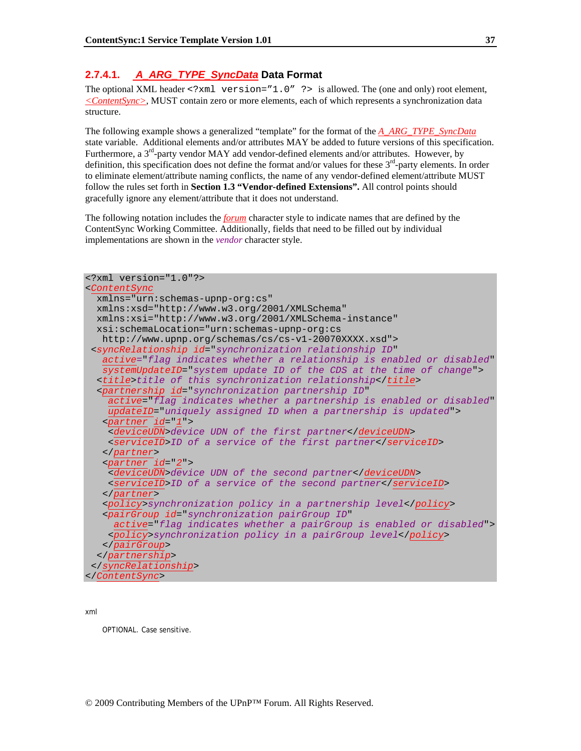#### 2.7.4.1. *A_ARG_TYPE_SyncData* Data Format

The optional XML header `<?xml version="1.0" ?>` is allowed. The (one and only) root element, *<ContentSync>*, MUST contain zero or more elements, each of which represents a synchronization data structure.

The following example shows a generalized "template" for the format of the *A_ARG_TYPE_SyncData* state variable. Additional elements and/or attributes MAY be added to future versions of this specification. Furthermore, a 3rd-party vendor MAY add vendor-defined elements and/or attributes. However, by definition, this specification does not define the format and/or values for these 3rd-party elements. In order to eliminate element/attribute naming conflicts, the name of any vendor-defined element/attribute MUST follow the rules set forth in **Section 1.3 "Vendor-defined Extensions".** All control points should gracefully ignore any element/attribute that it does not understand.

The following notation includes the *forum* character style to indicate names that are defined by the ContentSync Working Committee. Additionally, fields that need to be filled out by individual implementations are shown in the *vendor* character style.

```
<?xml version="1.0"?>
<ContentSync
  xmlns="urn:schemas-upnp-org:cs"
  xmlns:xsd="http://www.w3.org/2001/XMLSchema"
  xmlns:xsi="http://www.w3.org/2001/XMLSchema-instance"
  xsi:schemaLocation="urn:schemas-upnp-org:cs
   http://www.upnp.org/schemas/cs/cs-v1-20070XXXX.xsd">
 <syncRelationship id="synchronization relationship ID"
   active="flag indicates whether a relationship is enabled or disabled"
   systemUpdateID="system update ID of the CDS at the time of change">
  <title>title of this synchronization relationship</title>
  <partnership id="synchronization partnership ID"
    active="flag indicates whether a partnership is enabled or disabled"
    updateID="uniquely assigned ID when a partnership is updated">
   <partner id="1">
    <deviceUDN>device UDN of the first partner</deviceUDN>
    <serviceID>ID of a service of the first partner</serviceID>
   </partner>
   <partner id="2">
    <deviceUDN>device UDN of the second partner</deviceUDN>
    <serviceID>ID of a service of the second partner</serviceID>
   </partner>
   <policy>synchronization policy in a partnership level</policy>
   <pairGroup id="synchronization pairGroup ID"
     active="flag indicates whether a pairGroup is enabled or disabled">
    <policy>synchronization policy in a pairGroup level</policy>
   </pairGroup>
  </partnership>
 </syncRelationship>
</ContentSync>
```

xml

OPTIONAL. Case sensitive.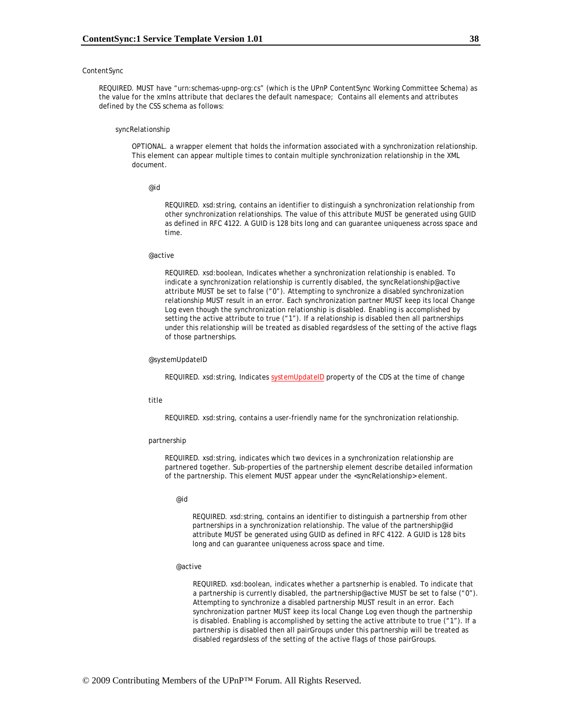ContentSync

REQUIRED. MUST have "urn:schemas-upnp-org:cs" (which is the UPnP ContentSync Working Committee Schema) as the value for the xmlns attribute that declares the default namespace; Contains all elements and attributes defined by the CSS schema as follows:

syncRelationship

OPTIONAL. a wrapper element that holds the information associated with a synchronization relationship. This element can appear multiple times to contain multiple synchronization relationship in the XML document.

@id

REQUIRED. xsd:string, contains an identifier to distinguish a synchronization relationship from other synchronization relationships. The value of this attribute MUST be generated using GUID as defined in RFC 4122. A GUID is 128 bits long and can guarantee uniqueness across space and time.

@active

REQUIRED. xsd:boolean, Indicates whether a synchronization relationship is enabled. To indicate a synchronization relationship is currently disabled, the syncRelationship@active attribute MUST be set to false ("0"). Attempting to synchronize a disabled synchronization relationship MUST result in an error. Each synchronization partner MUST keep its local Change Log even though the synchronization relationship is disabled. Enabling is accomplished by setting the active attribute to true ("1"). If a relationship is disabled then all partnerships under this relationship will be treated as disabled regardslest of the setting of the active flags of those partnerships.

@systemUpdateID

REQUIRED. xsd:string, Indicates systemUpdateID property of the CDS at the time of change

title

REQUIRED. xsd:string, contains a user-friendly name for the synchronization relationship.

partnership

REQUIRED. xsd:string, indicates which two devices in a synchronization relationship are partnered together. Sub-properties of the partnership element describe detailed information of the partnership. This element MUST appear under the <syncRelationship> element.

@id

REQUIRED. xsd:string, contains an identifier to distinguish a partnership from other partnerships in a synchronization relationship. The value of the partnership@id attribute MUST be generated using GUID as defined in RFC 4122. A GUID is 128 bits long and can guarantee uniqueness across space and time.

@active

REQUIRED. xsd:boolean, indicates whether a partsnerhip is enabled. To indicate that a partnership is currently disabled, the partnership@active MUST be set to false ("0"). Attempting to synchronize a disabled partnership MUST result in an error. Each synchronization partner MUST keep its local Change Log even though the partnership is disabled. Enabling is accomplished by setting the active attribute to true ("1"). If a partnership is disabled then all pairGroups under this partnership will be treated as disabled regardslest of the setting of the active flags of those pairGroups.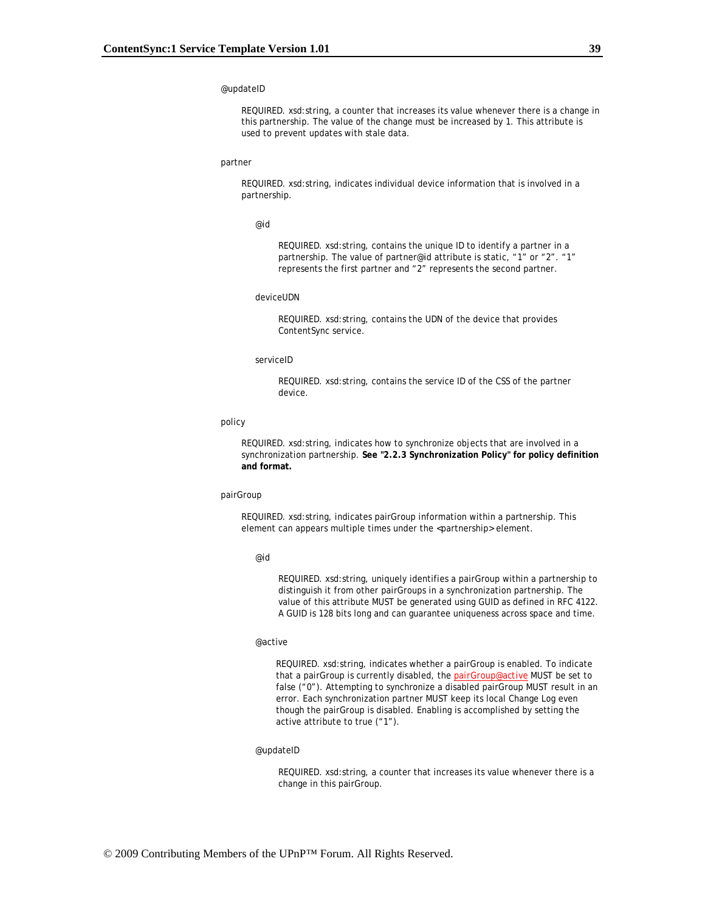@updateID

REQUIRED. xsd:string, a counter that increases its value whenever there is a change in this partnership. The value of the change must be increased by 1. This attribute is used to prevent updates with stale data.

partner

REQUIRED. xsd:string, indicates individual device information that is involved in a partnership.

@id

REQUIRED. xsd:string, contains the unique ID to identify a partner in a partnership. The value of partner@id attribute is static, "1" or "2". "1" represents the first partner and "2" represents the second partner.

deviceUDN

REQUIRED. xsd:string, contains the UDN of the device that provides ContentSync service.

serviceID

REQUIRED. xsd:string, contains the service ID of the CSS of the partner device.

policy

REQUIRED. xsd:string, indicates how to synchronize objects that are involved in a synchronization partnership. **See "2.2.3 Synchronization Policy" for policy definition and format.**

pairGroup

REQUIRED. xsd:string, indicates pairGroup information within a partnership. This element can appears multiple times under the <partnership> element.

@id

REQUIRED. xsd:string, uniquely identifies a pairGroup within a partnership to distinguish it from other pairGroups in a synchronization partnership. The value of this attribute MUST be generated using GUID as defined in RFC 4122. A GUID is 128 bits long and can guarantee uniqueness across space and time.

@active

REQUIRED. xsd:string, indicates whether a pairGroup is enabled. To indicate that a pairGroup is currently disabled, the pairGroup@active MUST be set to false ("0"). Attempting to synchronize a disabled pairGroup MUST result in an error. Each synchronization partner MUST keep its local Change Log even though the pairGroup is disabled. Enabling is accomplished by setting the active attribute to true ("1").

@updateID

REQUIRED. xsd:string, a counter that increases its value whenever there is a change in this pairGroup.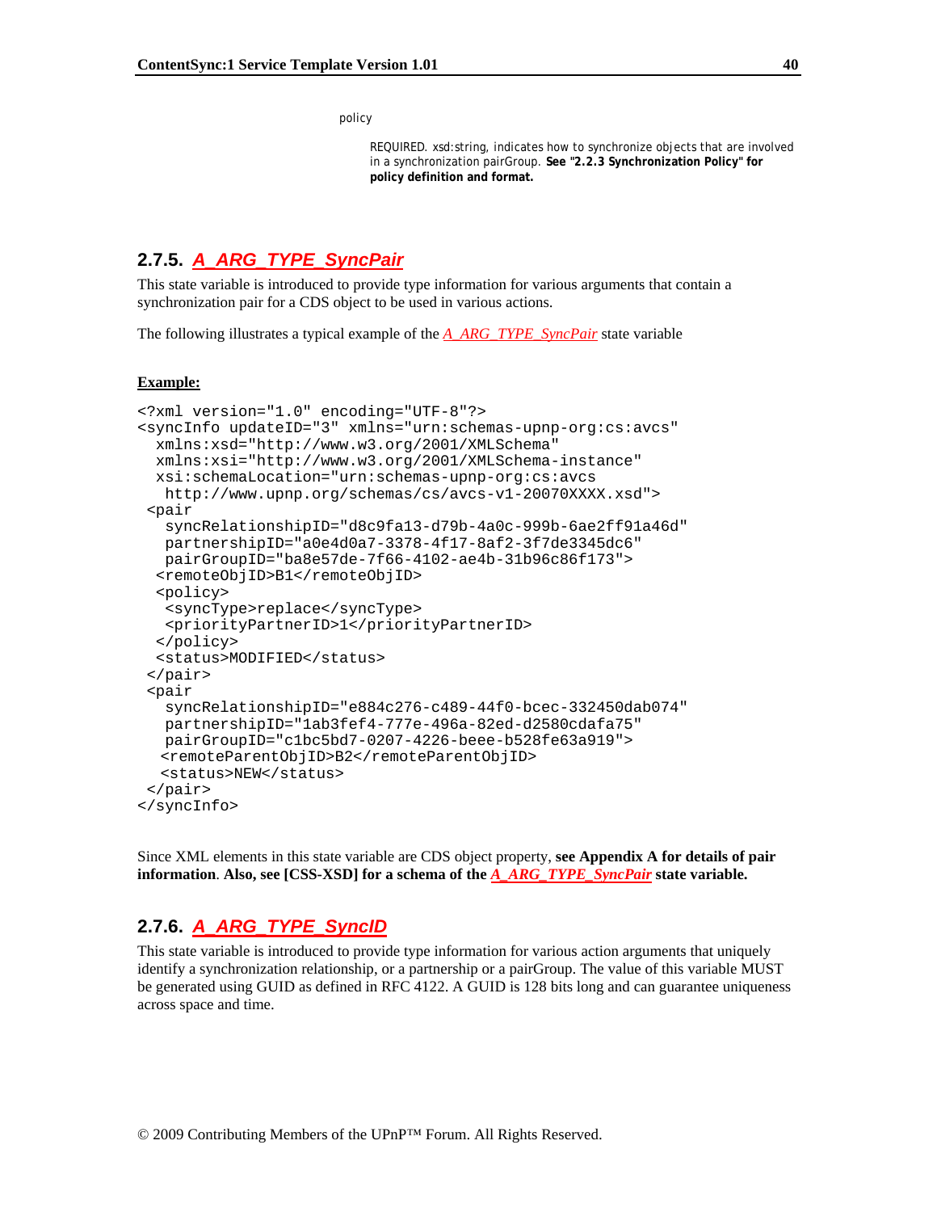policy

REQUIRED. xsd:string, indicates how to synchronize objects that are involved in a synchronization pairGroup. **See "2.2.3 Synchronization Policy" for policy definition and format.**

### 2.7.5. *A_ARG_TYPE_SyncPair*

This state variable is introduced to provide type information for various arguments that contain a synchronization pair for a CDS object to be used in various actions.

The following illustrates a typical example of the *A_ARG_TYPE_SyncPair* state variable

**Example:**

```
<?xml version="1.0" encoding="UTF-8"?>
<syncInfo updateID="3" xmlns="urn:schemas-upnp-org:cs:avcs"
  xmlns:xsd="http://www.w3.org/2001/XMLSchema"
  xmlns:xsi="http://www.w3.org/2001/XMLSchema-instance"
  xsi:schemaLocation="urn:schemas-upnp-org:cs:avcs
   http://www.upnp.org/schemas/cs/avcs-v1-20070XXXX.xsd">
 <pair
   syncRelationshipID="d8c9fa13-d79b-4a0c-999b-6ae2ff91a46d"
   partnershipID="a0e4d0a7-3378-4f17-8af2-3f7de3345dc6"
   pairGroupID="ba8e57de-7f66-4102-ae4b-31b96c86f173">
  <remoteObjID>B1</remoteObjID>
  <policy>
   <syncType>replace</syncType>
   <priorityPartnerID>1</priorityPartnerID>
  </policy>
  <status>MODIFIED</status>
 </pair>
 <pair
   syncRelationshipID="e884c276-c489-44f0-bcec-332450dab074"
   partnershipID="1ab3fef4-777e-496a-82ed-d2580cdafa75"
   pairGroupID="c1bc5bd7-0207-4226-beee-b528fe63a919">
   <remoteParentObjID>B2</remoteParentObjID>
   <status>NEW</status>
 </pair>
</syncInfo>
```

Since XML elements in this state variable are CDS object property, **see Appendix A for details of pair information**. **Also, see [CSS-XSD] for a schema of the *A_ARG_TYPE_SyncPair* state variable.**

### 2.7.6. *A_ARG_TYPE_SyncID*

This state variable is introduced to provide type information for various action arguments that uniquely identify a synchronization relationship, or a partnership or a pairGroup. The value of this variable MUST be generated using GUID as defined in RFC 4122. A GUID is 128 bits long and can guarantee uniqueness across space and time.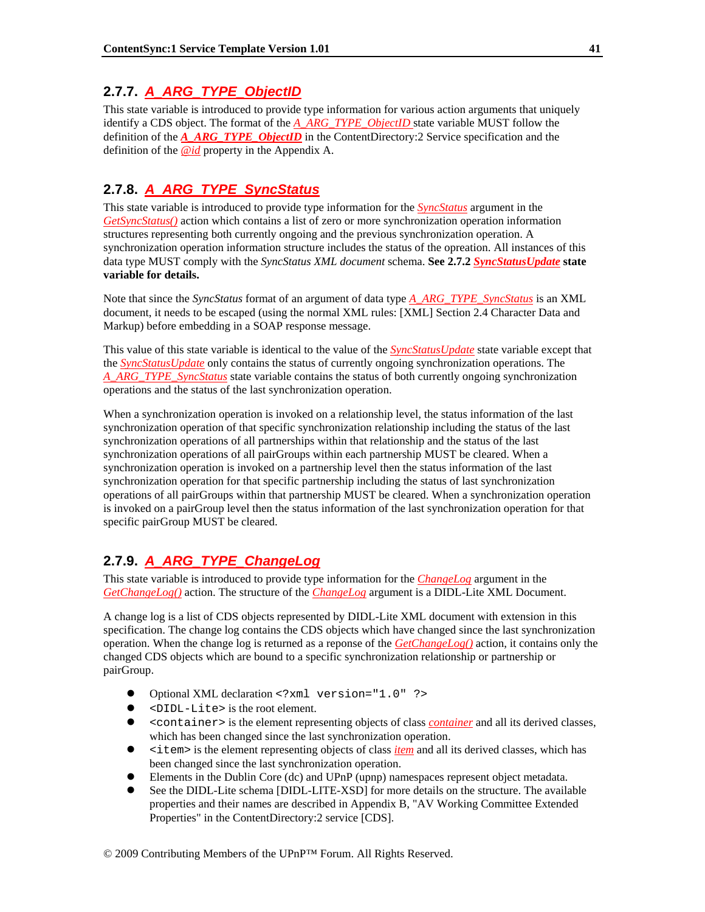### 2.7.7. *A_ARG_TYPE_ObjectID*

This state variable is introduced to provide type information for various action arguments that uniquely identify a CDS object. The format of the *A_ARG_TYPE_ObjectID* state variable MUST follow the definition of the ***A_ARG_TYPE_ObjectID*** in the ContentDirectory:2 Service specification and the definition of the *@id* property in the Appendix A.

### 2.7.8. *A_ARG_TYPE_SyncStatus*

This state variable is introduced to provide type information for the *SyncStatus* argument in the *GetSyncStatus()* action which contains a list of zero or more synchronization operation information structures representing both currently ongoing and the previous synchronization operation. A synchronization operation information structure includes the status of the opreation. All instances of this data type MUST comply with the *SyncStatus XML document* schema. **See 2.7.2 *SyncStatusUpdate* state variable for details.**

Note that since the *SyncStatus* format of an argument of data type *A_ARG_TYPE_SyncStatus* is an XML document, it needs to be escaped (using the normal XML rules: [XML] Section 2.4 Character Data and Markup) before embedding in a SOAP response message.

This value of this state variable is identical to the value of the *SyncStatusUpdate* state variable except that the *SyncStatusUpdate* only contains the status of currently ongoing synchronization operations. The *A_ARG_TYPE_SyncStatus* state variable contains the status of both currently ongoing synchronization operations and the status of the last synchronization operation.

When a synchronization operation is invoked on a relationship level, the status information of the last synchronization operation of that specific synchronization relationship including the status of the last synchronization operations of all partnerships within that relationship and the status of the last synchronization operations of all pairGroups within each partnership MUST be cleared. When a synchronization operation is invoked on a partnership level then the status information of the last synchronization operation for that specific partnership including the status of last synchronization operations of all pairGroups within that partnership MUST be cleared. When a synchronization operation is invoked on a pairGroup level then the status information of the last synchronization operation for that specific pairGroup MUST be cleared.

### 2.7.9. *A_ARG_TYPE_ChangeLog*

This state variable is introduced to provide type information for the *ChangeLog* argument in the *GetChangeLog()* action. The structure of the *ChangeLog* argument is a DIDL-Lite XML Document.

A change log is a list of CDS objects represented by DIDL-Lite XML document with extension in this specification. The change log contains the CDS objects which have changed since the last synchronization operation. When the change log is returned as a reponse of the *GetChangeLog()* action, it contains only the changed CDS objects which are bound to a specific synchronization relationship or partnership or pairGroup.

- Optional XML declaration `<?xml version="1.0" ?>`
- `<DIDL-Lite>` is the root element.
- `<container>` is the element representing objects of class *container* and all its derived classes, which has been changed since the last synchronization operation.
- `<item>` is the element representing objects of class *item* and all its derived classes, which has been changed since the last synchronization operation.
- Elements in the Dublin Core (dc) and UPnP (upnp) namespaces represent object metadata.
- See the DIDL-Lite schema [DIDL-LITE-XSD] for more details on the structure. The available properties and their names are described in Appendix B, "AV Working Committee Extended Properties" in the ContentDirectory:2 service [CDS].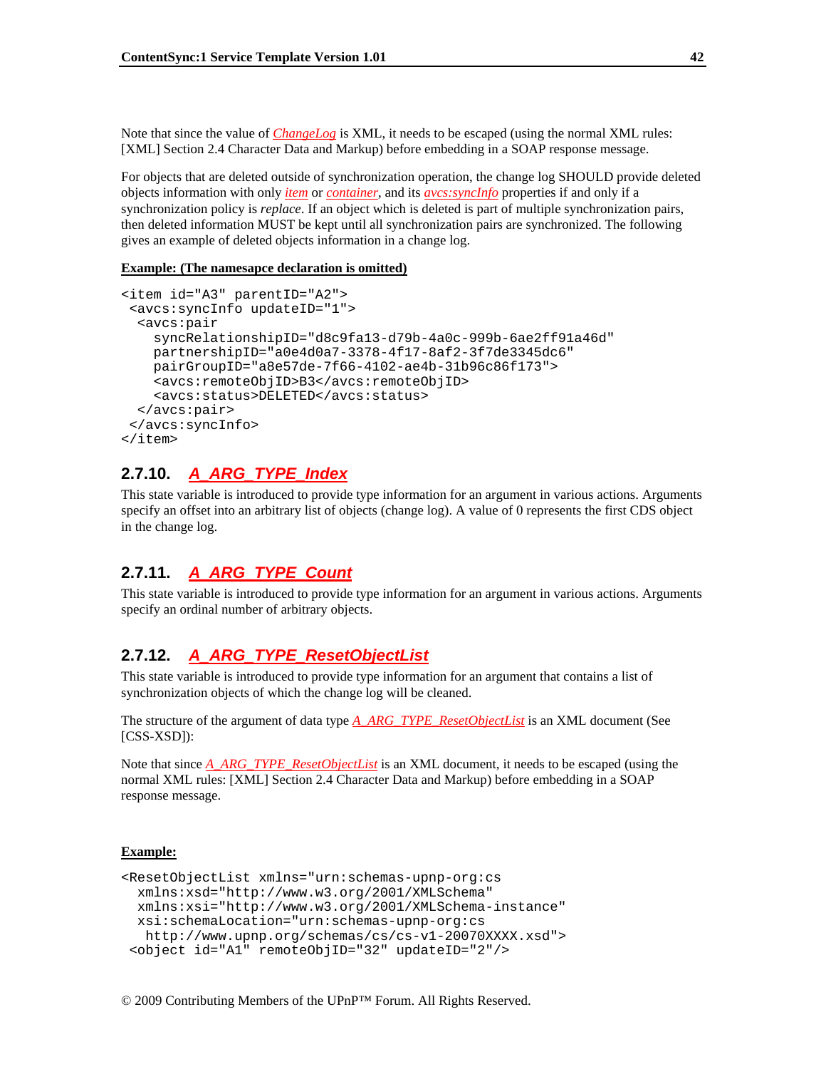Note that since the value of *ChangeLog* is XML, it needs to be escaped (using the normal XML rules: [XML] Section 2.4 Character Data and Markup) before embedding in a SOAP response message.

For objects that are deleted outside of synchronization operation, the change log SHOULD provide deleted objects information with only *item* or *container*, and its *avcs:syncInfo* properties if and only if a synchronization policy is *replace*. If an object which is deleted is part of multiple synchronization pairs, then deleted information MUST be kept until all synchronization pairs are synchronized. The following gives an example of deleted objects information in a change log.

**Example: (The namesapce declaration is omitted)**

```
<item id="A3" parentID="A2">
 <avcs:syncInfo updateID="1">
  <avcs:pair
    syncRelationshipID="d8c9fa13-d79b-4a0c-999b-6ae2ff91a46d"
    partnershipID="a0e4d0a7-3378-4f17-8af2-3f7de3345dc6"
    pairGroupID="a8e57de-7f66-4102-ae4b-31b96c86f173">
    <avcs:remoteObjID>B3</avcs:remoteObjID>
    <avcs:status>DELETED</avcs:status>
  </avcs:pair>
 </avcs:syncInfo>
</item>
```

### 2.7.10. *A_ARG_TYPE_Index*

This state variable is introduced to provide type information for an argument in various actions. Arguments specify an offset into an arbitrary list of objects (change log). A value of 0 represents the first CDS object in the change log.

### 2.7.11. *A_ARG_TYPE_Count*

This state variable is introduced to provide type information for an argument in various actions. Arguments specify an ordinal number of arbitrary objects.

### 2.7.12. *A_ARG_TYPE_ResetObjectList*

This state variable is introduced to provide type information for an argument that contains a list of synchronization objects of which the change log will be cleaned.

The structure of the argument of data type *A_ARG_TYPE_ResetObjectList* is an XML document (See [CSS-XSD]):

Note that since *A_ARG_TYPE_ResetObjectList* is an XML document, it needs to be escaped (using the normal XML rules: [XML] Section 2.4 Character Data and Markup) before embedding in a SOAP response message.

**Example:**

```
<ResetObjectList xmlns="urn:schemas-upnp-org:cs
  xmlns:xsd="http://www.w3.org/2001/XMLSchema"
  xmlns:xsi="http://www.w3.org/2001/XMLSchema-instance"
  xsi:schemaLocation="urn:schemas-upnp-org:cs
   http://www.upnp.org/schemas/cs/cs-v1-20070XXXX.xsd">
 <object id="A1" remoteObjID="32" updateID="2"/>
```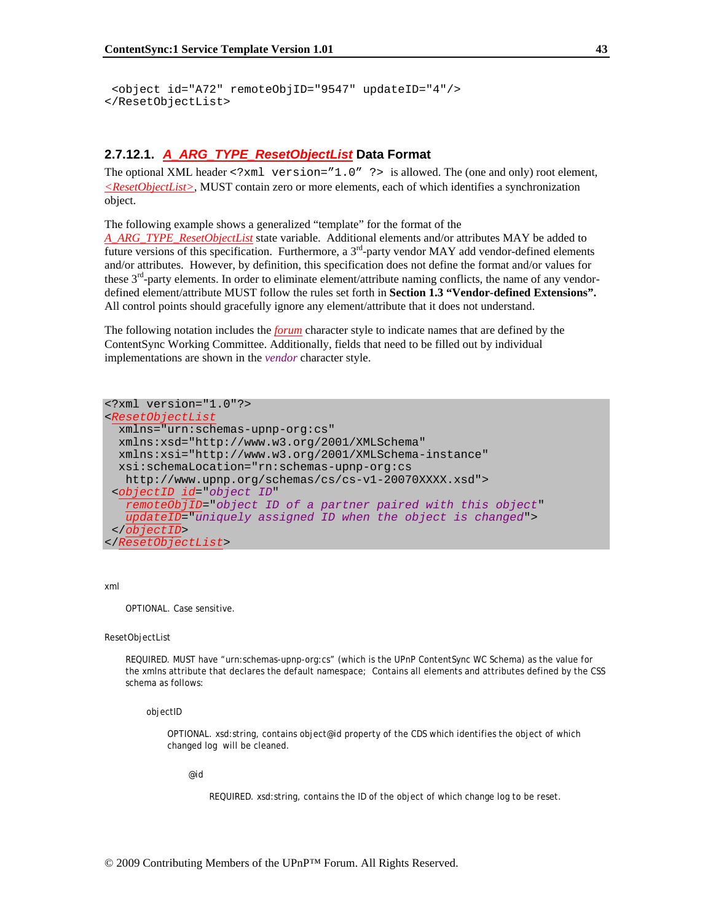```
 <object id="A72" remoteObjID="9547" updateID="4"/>
</ResetObjectList>
```

#### 2.7.12.1. *A_ARG_TYPE_ResetObjectList* Data Format

The optional XML header `<?xml version="1.0" ?>` is allowed. The (one and only) root element, *<ResetObjectList>*, MUST contain zero or more elements, each of which identifies a synchronization object.

The following example shows a generalized "template" for the format of the *A_ARG_TYPE_ResetObjectList* state variable. Additional elements and/or attributes MAY be added to future versions of this specification. Furthermore, a 3rd-party vendor MAY add vendor-defined elements and/or attributes. However, by definition, this specification does not define the format and/or values for these 3rd-party elements. In order to eliminate element/attribute naming conflicts, the name of any vendor-defined element/attribute MUST follow the rules set forth in **Section 1.3 "Vendor-defined Extensions".** All control points should gracefully ignore any element/attribute that it does not understand.

The following notation includes the *forum* character style to indicate names that are defined by the ContentSync Working Committee. Additionally, fields that need to be filled out by individual implementations are shown in the *vendor* character style.

```
<?xml version="1.0"?>
<ResetObjectList
  xmlns="urn:schemas-upnp-org:cs"
  xmlns:xsd="http://www.w3.org/2001/XMLSchema"
  xmlns:xsi="http://www.w3.org/2001/XMLSchema-instance"
  xsi:schemaLocation="rn:schemas-upnp-org:cs
   http://www.upnp.org/schemas/cs/cs-v1-20070XXXX.xsd">
 <objectID id="object ID"
   remoteObjID="object ID of a partner paired with this object"
   updateID="uniquely assigned ID when the object is changed">
 </objectID>
</ResetObjectList>
```

xml

OPTIONAL. Case sensitive.

ResetObjectList

REQUIRED. MUST have "urn:schemas-upnp-org:cs" (which is the UPnP ContentSync WC Schema) as the value for the xmlns attribute that declares the default namespace; Contains all elements and attributes defined by the CSS schema as follows:

objectID

OPTIONAL. xsd:string, contains object@id property of the CDS which identifies the object of which changed log will be cleaned.

@id

REQUIRED. xsd:string, contains the ID of the object of which change log to be reset.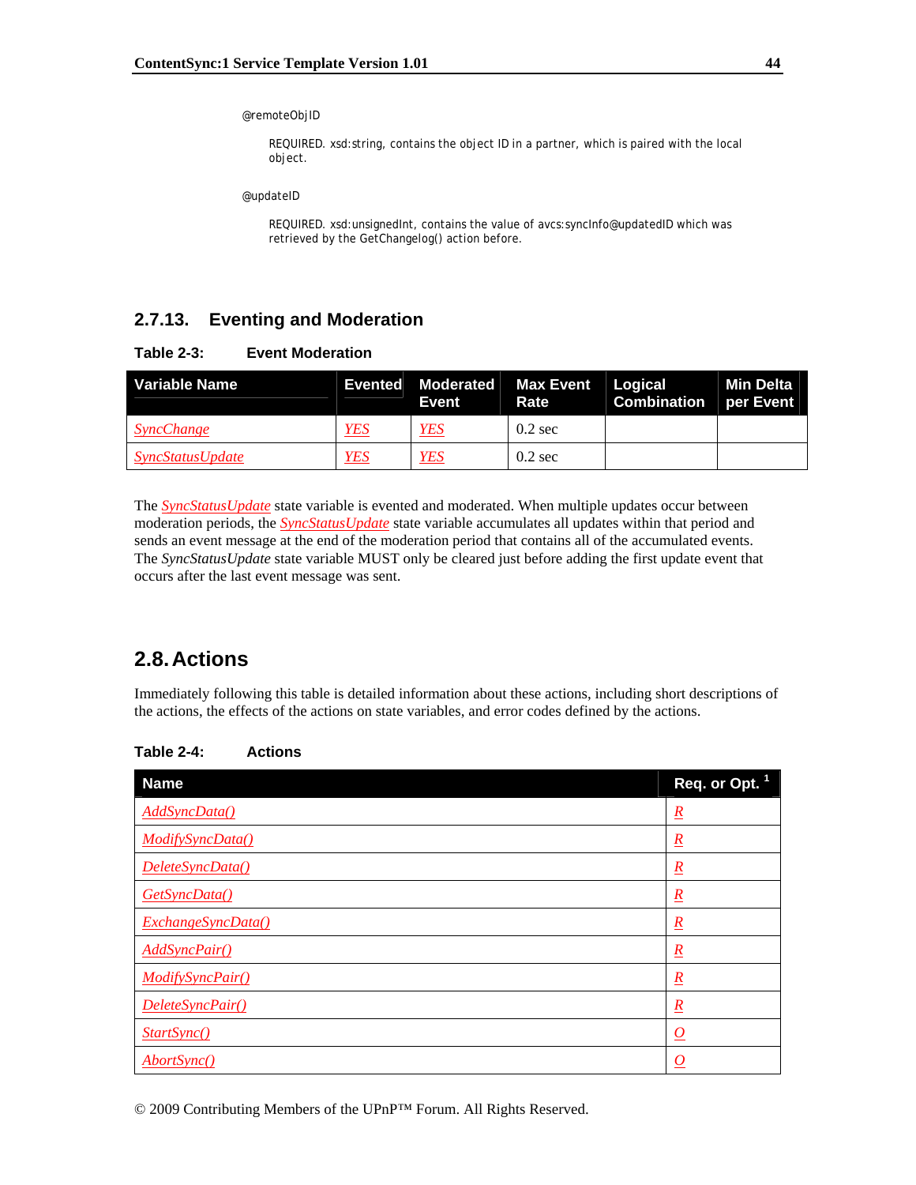@remoteObjID

REQUIRED. xsd:string, contains the object ID in a partner, which is paired with the local object.

@updateID

REQUIRED. xsd:unsignedInt, contains the value of avcs:syncInfo@updatedID which was retrieved by the GetChangelog() action before.

### 2.7.13. Eventing and Moderation

**Table 2-3: Event Moderation**

| Variable Name | Evented | Moderated Event | Max Event Rate | Logical Combination | Min Delta per Event |
|---|---|---|---|---|---|
| *SyncChange* | *YES* | *YES* | 0.2 sec | | |
| *SyncStatusUpdate* | *YES* | *YES* | 0.2 sec | | |

The *SyncStatusUpdate* state variable is evented and moderated. When multiple updates occur between moderation periods, the *SyncStatusUpdate* state variable accumulates all updates within that period and sends an event message at the end of the moderation period that contains all of the accumulated events. The *SyncStatusUpdate* state variable MUST only be cleared just before adding the first update event that occurs after the last event message was sent.

## 2.8. Actions

Immediately following this table is detailed information about these actions, including short descriptions of the actions, the effects of the actions on state variables, and error codes defined by the actions.

**Table 2-4: Actions**

| Name | Req. or Opt. [1] |
|---|---|
| *AddSyncData()* | *R* |
| *ModifySyncData()* | *R* |
| *DeleteSyncData()* | *R* |
| *GetSyncData()* | *R* |
| *ExchangeSyncData()* | *R* |
| *AddSyncPair()* | *R* |
| *ModifySyncPair()* | *R* |
| *DeleteSyncPair()* | *R* |
| *StartSync()* | *O* |
| *AbortSync()* | *O* |

© 2009 Contributing Members of the UPnP™ Forum. All Rights Reserved.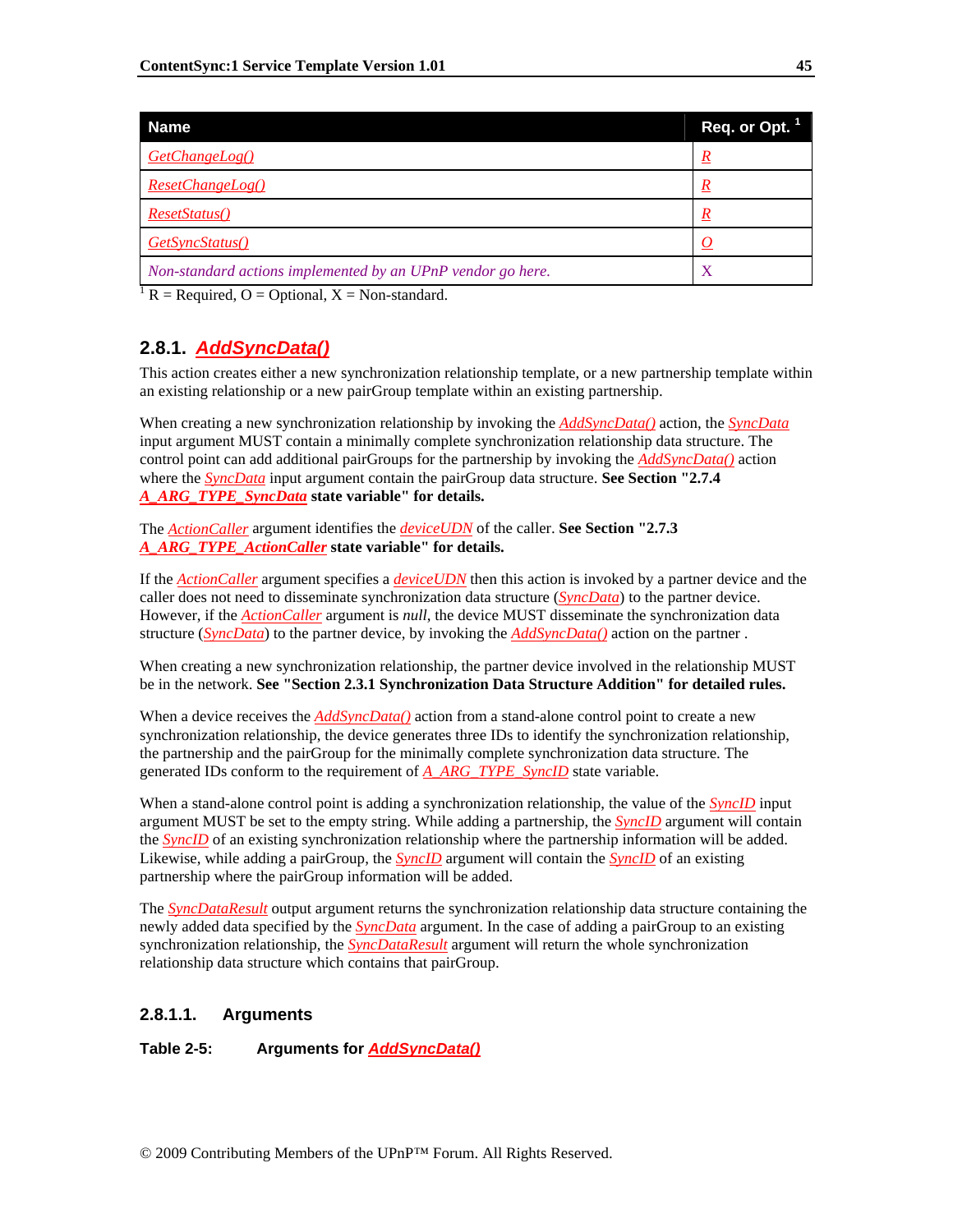| Name | Req. or Opt. [1] |
| --- | --- |
| *GetChangeLog()* | *R* |
| *ResetChangeLog()* | *R* |
| *ResetStatus()* | *R* |
| *GetSyncStatus()* | *O* |
| *Non-standard actions implemented by an UPnP vendor go here.* | X |

[1] R = Required, O = Optional, X = Non-standard.

### 2.8.1. *AddSyncData()*

This action creates either a new synchronization relationship template, or a new partnership template within an existing relationship or a new pairGroup template within an existing partnership.

When creating a new synchronization relationship by invoking the *AddSyncData()* action, the *SyncData* input argument MUST contain a minimally complete synchronization relationship data structure. The control point can add additional pairGroups for the partnership by invoking the *AddSyncData()* action where the *SyncData* input argument contain the pairGroup data structure. **See Section "2.7.4 *A_ARG_TYPE_SyncData* state variable" for details.**

The *ActionCaller* argument identifies the *deviceUDN* of the caller. **See Section "2.7.3 *A_ARG_TYPE_ActionCaller* state variable" for details.**

If the *ActionCaller* argument specifies a *deviceUDN* then this action is invoked by a partner device and the caller does not need to disseminate synchronization data structure (*SyncData*) to the partner device. However, if the *ActionCaller* argument is *null*, the device MUST disseminate the synchronization data structure (*SyncData*) to the partner device, by invoking the *AddSyncData()* action on the partner .

When creating a new synchronization relationship, the partner device involved in the relationship MUST be in the network. **See "Section 2.3.1 Synchronization Data Structure Addition" for detailed rules.**

When a device receives the *AddSyncData()* action from a stand-alone control point to create a new synchronization relationship, the device generates three IDs to identify the synchronization relationship, the partnership and the pairGroup for the minimally complete synchronization data structure. The generated IDs conform to the requirement of *A_ARG_TYPE_SyncID* state variable.

When a stand-alone control point is adding a synchronization relationship, the value of the *SyncID* input argument MUST be set to the empty string. While adding a partnership, the *SyncID* argument will contain the *SyncID* of an existing synchronization relationship where the partnership information will be added. Likewise, while adding a pairGroup, the *SyncID* argument will contain the *SyncID* of an existing partnership where the pairGroup information will be added.

The *SyncDataResult* output argument returns the synchronization relationship data structure containing the newly added data specified by the *SyncData* argument. In the case of adding a pairGroup to an existing synchronization relationship, the *SyncDataResult* argument will return the whole synchronization relationship data structure which contains that pairGroup.

#### 2.8.1.1. Arguments

**Table 2-5: Arguments for *AddSyncData()***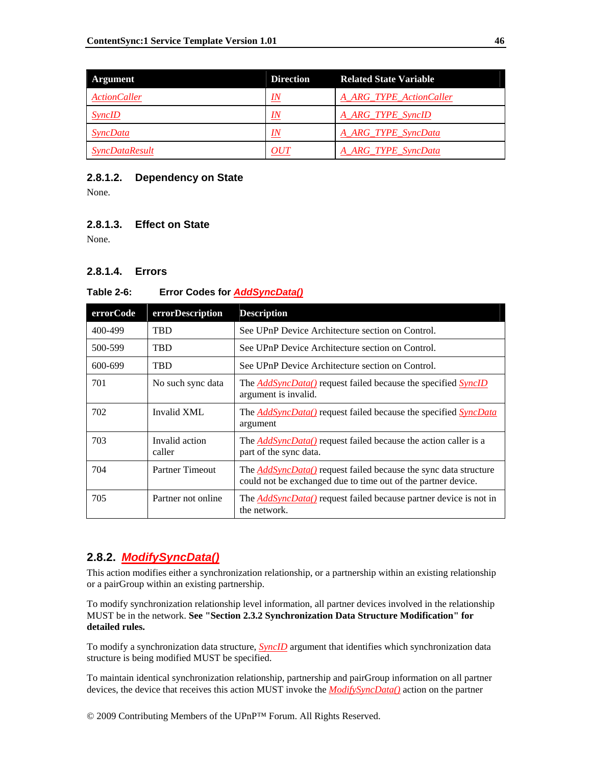| Argument | Direction | Related State Variable |
|---|---|---|
| *ActionCaller* | *IN* | *A_ARG_TYPE_ActionCaller* |
| *SyncID* | *IN* | *A_ARG_TYPE_SyncID* |
| *SyncData* | *IN* | *A_ARG_TYPE_SyncData* |
| *SyncDataResult* | *OUT* | *A_ARG_TYPE_SyncData* |

#### 2.8.1.2. Dependency on State

None.

#### 2.8.1.3. Effect on State

None.

#### 2.8.1.4. Errors

**Table 2-6: Error Codes for *AddSyncData()***

| errorCode | errorDescription | Description |
|---|---|---|
| 400-499 | TBD | See UPnP Device Architecture section on Control. |
| 500-599 | TBD | See UPnP Device Architecture section on Control. |
| 600-699 | TBD | See UPnP Device Architecture section on Control. |
| 701 | No such sync data | The *AddSyncData()* request failed because the specified *SyncID* argument is invalid. |
| 702 | Invalid XML | The *AddSyncData()* request failed because the specified *SyncData* argument |
| 703 | Invalid action caller | The *AddSyncData()* request failed because the action caller is a part of the sync data. |
| 704 | Partner Timeout | The *AddSyncData()* request failed because the sync data structure could not be exchanged due to time out of the partner device. |
| 705 | Partner not online | The *AddSyncData()* request failed because partner device is not in the network. |

### 2.8.2. *ModifySyncData()*

This action modifies either a synchronization relationship, or a partnership within an existing relationship or a pairGroup within an existing partnership.

To modify synchronization relationship level information, all partner devices involved in the relationship MUST be in the network. **See "Section 2.3.2 Synchronization Data Structure Modification" for detailed rules.**

To modify a synchronization data structure, *SyncID* argument that identifies which synchronization data structure is being modified MUST be specified.

To maintain identical synchronization relationship, partnership and pairGroup information on all partner devices, the device that receives this action MUST invoke the *ModifySyncData()* action on the partner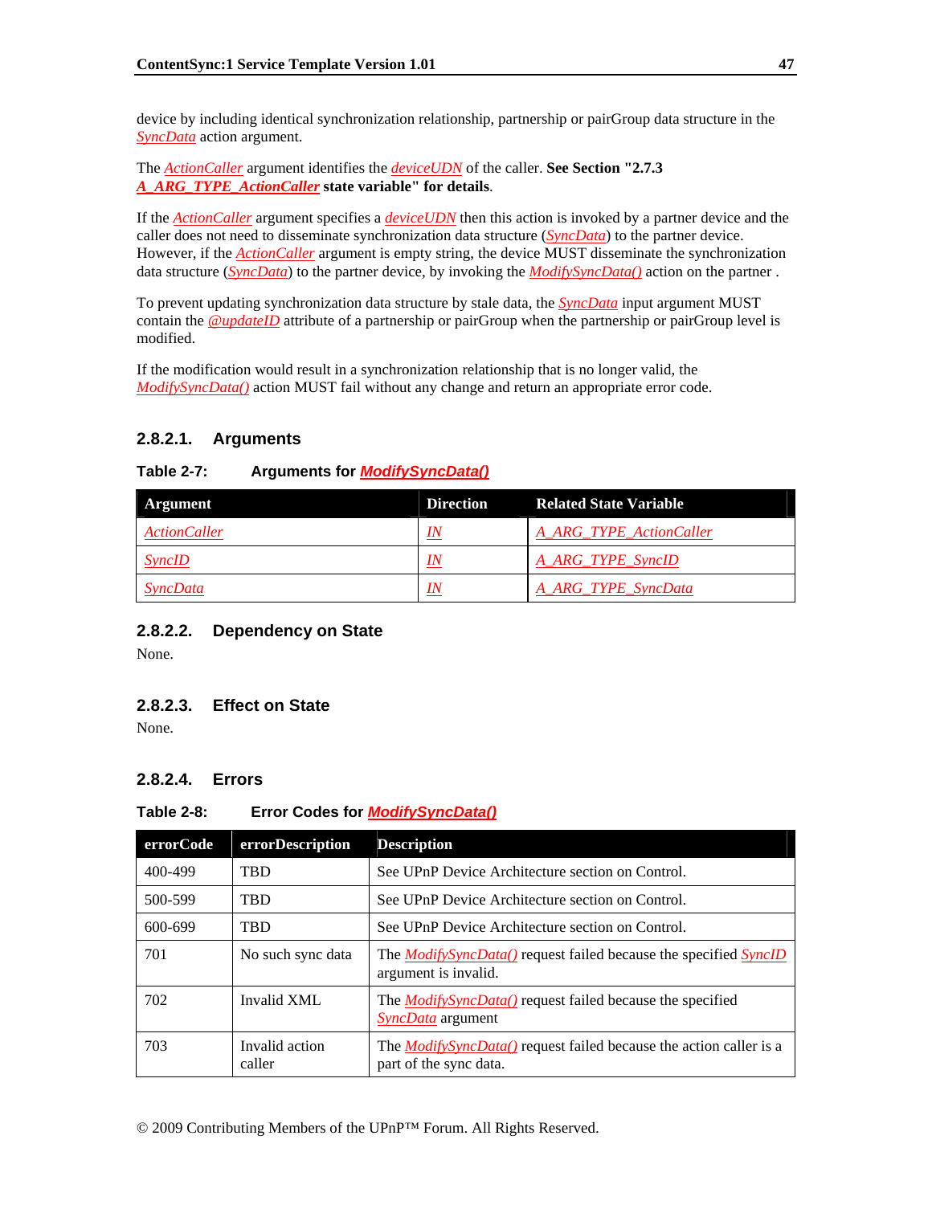device by including identical synchronization relationship, partnership or pairGroup data structure in the *SyncData* action argument.

The *ActionCaller* argument identifies the *deviceUDN* of the caller. **See Section "2.7.3 *A_ARG_TYPE_ActionCaller* state variable" for details**.

If the *ActionCaller* argument specifies a *deviceUDN* then this action is invoked by a partner device and the caller does not need to disseminate synchronization data structure (*SyncData*) to the partner device. However, if the *ActionCaller* argument is empty string, the device MUST disseminate the synchronization data structure (*SyncData*) to the partner device, by invoking the *ModifySyncData()* action on the partner .

To prevent updating synchronization data structure by stale data, the *SyncData* input argument MUST contain the *@updateID* attribute of a partnership or pairGroup when the partnership or pairGroup level is modified.

If the modification would result in a synchronization relationship that is no longer valid, the *ModifySyncData()* action MUST fail without any change and return an appropriate error code.

### 2.8.2.1. Arguments

**Table 2-7: Arguments for *ModifySyncData()***

| Argument | Direction | Related State Variable |
|---|---|---|
| *ActionCaller* | *IN* | *A_ARG_TYPE_ActionCaller* |
| *SyncID* | *IN* | *A_ARG_TYPE_SyncID* |
| *SyncData* | *IN* | *A_ARG_TYPE_SyncData* |

### 2.8.2.2. Dependency on State

None.

### 2.8.2.3. Effect on State

None.

### 2.8.2.4. Errors

**Table 2-8: Error Codes for *ModifySyncData()***

| errorCode | errorDescription | Description |
|---|---|---|
| 400-499 | TBD | See UPnP Device Architecture section on Control. |
| 500-599 | TBD | See UPnP Device Architecture section on Control. |
| 600-699 | TBD | See UPnP Device Architecture section on Control. |
| 701 | No such sync data | The *ModifySyncData()* request failed because the specified *SyncID* argument is invalid. |
| 702 | Invalid XML | The *ModifySyncData()* request failed because the specified *SyncData* argument |
| 703 | Invalid action caller | The *ModifySyncData()* request failed because the action caller is a part of the sync data. |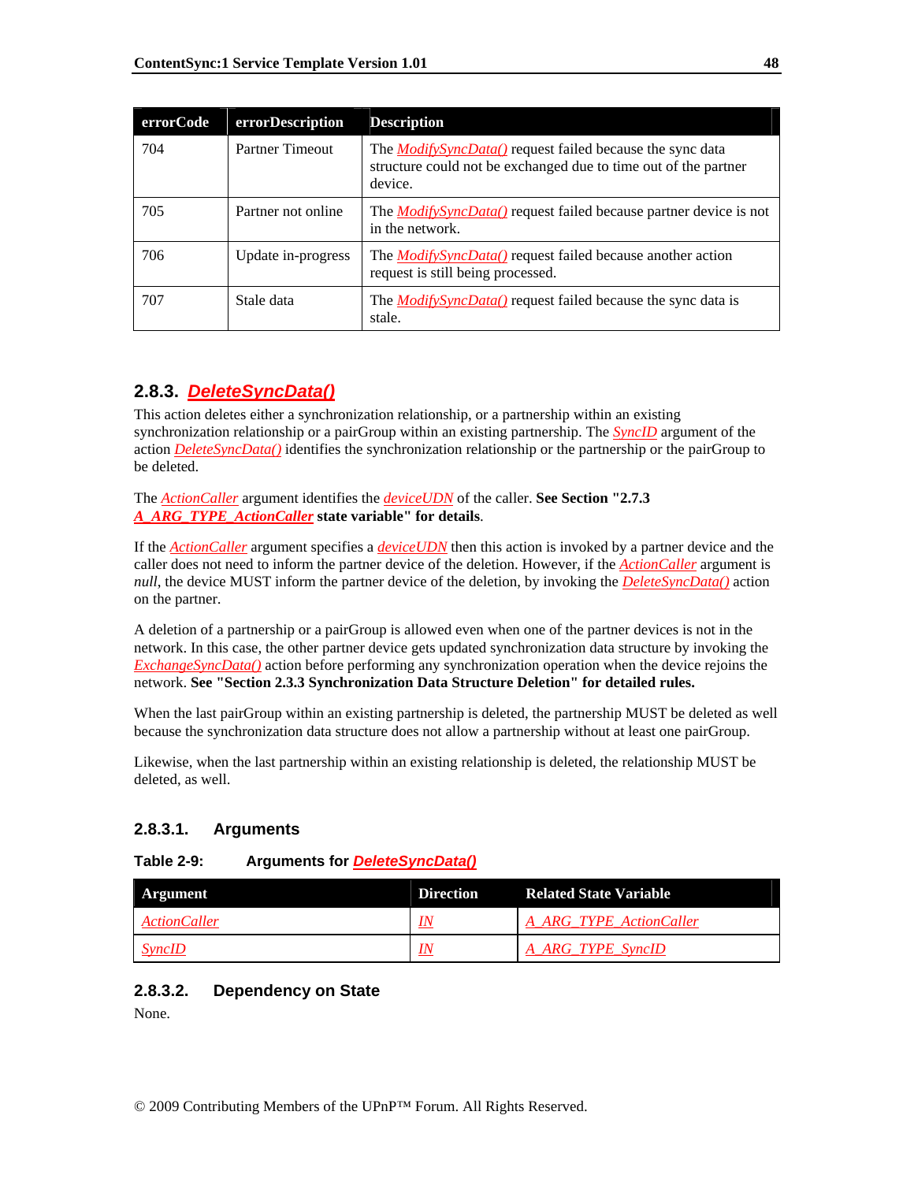| errorCode | errorDescription | Description |
| --- | --- | --- |
| 704 | Partner Timeout | The *ModifySyncData()* request failed because the sync data structure could not be exchanged due to time out of the partner device. |
| 705 | Partner not online | The *ModifySyncData()* request failed because partner device is not in the network. |
| 706 | Update in-progress | The *ModifySyncData()* request failed because another action request is still being processed. |
| 707 | Stale data | The *ModifySyncData()* request failed because the sync data is stale. |

### 2.8.3. *DeleteSyncData()*

This action deletes either a synchronization relationship, or a partnership within an existing synchronization relationship or a pairGroup within an existing partnership. The *SyncID* argument of the action *DeleteSyncData()* identifies the synchronization relationship or the partnership or the pairGroup to be deleted.

The *ActionCaller* argument identifies the *deviceUDN* of the caller. **See Section "2.7.3 *A_ARG_TYPE_ActionCaller* state variable" for details**.

If the *ActionCaller* argument specifies a *deviceUDN* then this action is invoked by a partner device and the caller does not need to inform the partner device of the deletion. However, if the *ActionCaller* argument is *null*, the device MUST inform the partner device of the deletion, by invoking the *DeleteSyncData()* action on the partner.

A deletion of a partnership or a pairGroup is allowed even when one of the partner devices is not in the network. In this case, the other partner device gets updated synchronization data structure by invoking the *ExchangeSyncData()* action before performing any synchronization operation when the device rejoins the network. **See "Section 2.3.3 Synchronization Data Structure Deletion" for detailed rules.**

When the last pairGroup within an existing partnership is deleted, the partnership MUST be deleted as well because the synchronization data structure does not allow a partnership without at least one pairGroup.

Likewise, when the last partnership within an existing relationship is deleted, the relationship MUST be deleted, as well.

#### 2.8.3.1. Arguments

**Table 2-9: Arguments for *DeleteSyncData()***

| Argument | Direction | Related State Variable |
| --- | --- | --- |
| *ActionCaller* | *IN* | *A_ARG_TYPE_ActionCaller* |
| *SyncID* | *IN* | *A_ARG_TYPE_SyncID* |

#### 2.8.3.2. Dependency on State

None.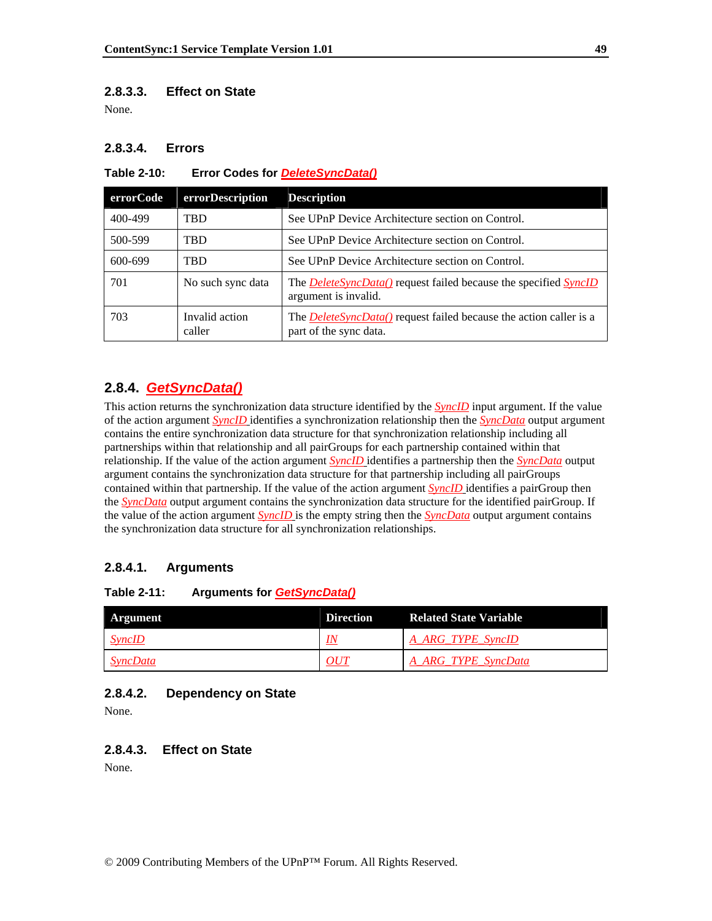#### 2.8.3.3. Effect on State

None.

#### 2.8.3.4. Errors

**Table 2-10: Error Codes for *DeleteSyncData()***

| errorCode | errorDescription | Description |
|---|---|---|
| 400-499 | TBD | See UPnP Device Architecture section on Control. |
| 500-599 | TBD | See UPnP Device Architecture section on Control. |
| 600-699 | TBD | See UPnP Device Architecture section on Control. |
| 701 | No such sync data | The *DeleteSyncData()* request failed because the specified *SyncID* argument is invalid. |
| 703 | Invalid action caller | The *DeleteSyncData()* request failed because the action caller is a part of the sync data. |

### 2.8.4. *GetSyncData()*

This action returns the synchronization data structure identified by the *SyncID* input argument. If the value of the action argument *SyncID* identifies a synchronization relationship then the *SyncData* output argument contains the entire synchronization data structure for that synchronization relationship including all partnerships within that relationship and all pairGroups for each partnership contained within that relationship. If the value of the action argument *SyncID* identifies a partnership then the *SyncData* output argument contains the synchronization data structure for that partnership including all pairGroups contained within that partnership. If the value of the action argument *SyncID* identifies a pairGroup then the *SyncData* output argument contains the synchronization data structure for the identified pairGroup. If the value of the action argument *SyncID* is the empty string then the *SyncData* output argument contains the synchronization data structure for all synchronization relationships.

#### 2.8.4.1. Arguments

**Table 2-11: Arguments for *GetSyncData()***

| Argument | Direction | Related State Variable |
|---|---|---|
| *SyncID* | *IN* | *A_ARG_TYPE_SyncID* |
| *SyncData* | *OUT* | *A_ARG_TYPE_SyncData* |

#### 2.8.4.2. Dependency on State

None.

#### 2.8.4.3. Effect on State

None.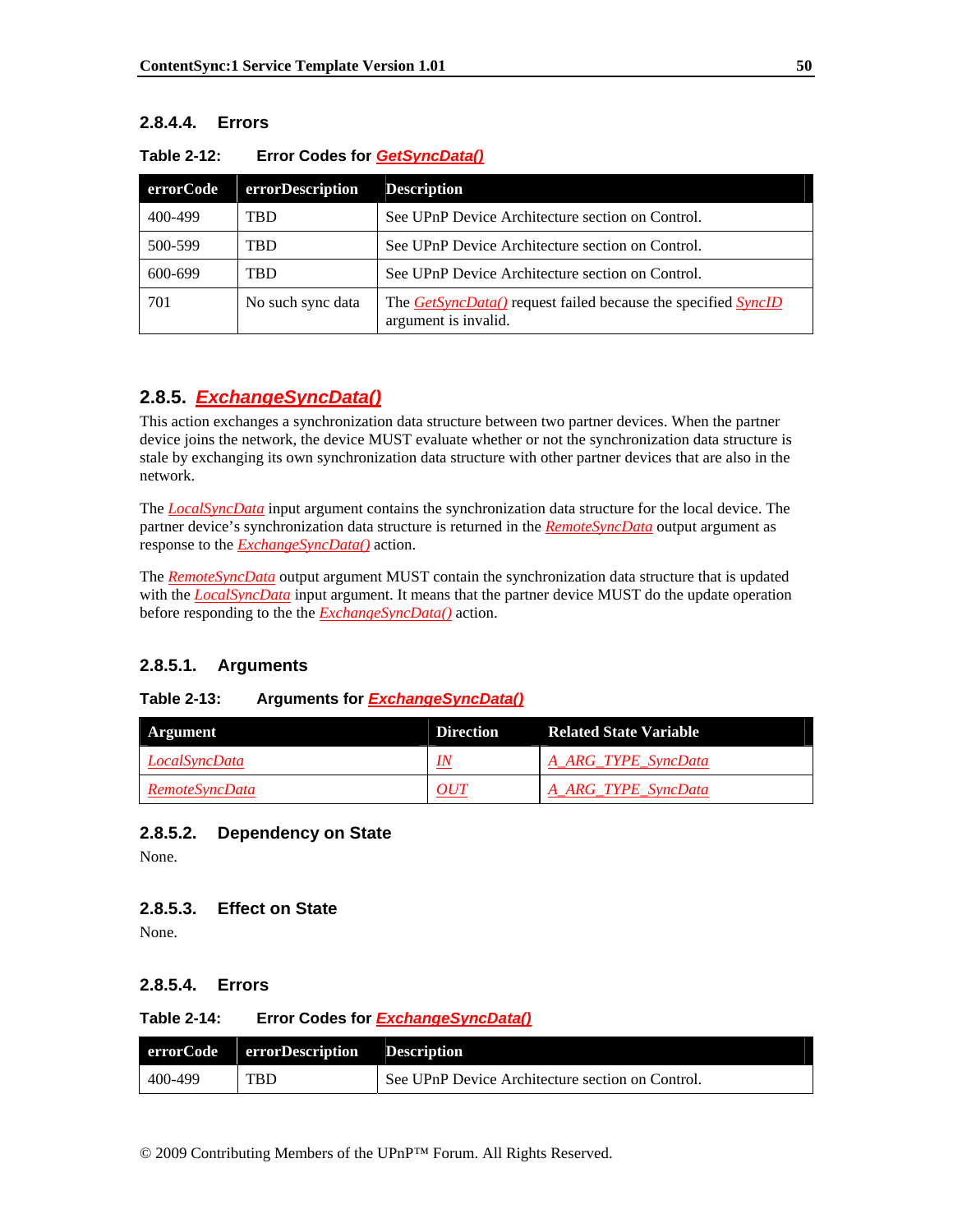#### 2.8.4.4. Errors

**Table 2-12: Error Codes for *GetSyncData()***

| errorCode | errorDescription | Description |
|---|---|---|
| 400-499 | TBD | See UPnP Device Architecture section on Control. |
| 500-599 | TBD | See UPnP Device Architecture section on Control. |
| 600-699 | TBD | See UPnP Device Architecture section on Control. |
| 701 | No such sync data | The *GetSyncData()* request failed because the specified *SyncID* argument is invalid. |

### 2.8.5. *ExchangeSyncData()*

This action exchanges a synchronization data structure between two partner devices. When the partner device joins the network, the device MUST evaluate whether or not the synchronization data structure is stale by exchanging its own synchronization data structure with other partner devices that are also in the network.

The *LocalSyncData* input argument contains the synchronization data structure for the local device. The partner device's synchronization data structure is returned in the *RemoteSyncData* output argument as response to the *ExchangeSyncData()* action.

The *RemoteSyncData* output argument MUST contain the synchronization data structure that is updated with the *LocalSyncData* input argument. It means that the partner device MUST do the update operation before responding to the the *ExchangeSyncData()* action.

#### 2.8.5.1. Arguments

**Table 2-13: Arguments for *ExchangeSyncData()***

| Argument | Direction | Related State Variable |
|---|---|---|
| *LocalSyncData* | *IN* | *A_ARG_TYPE_SyncData* |
| *RemoteSyncData* | *OUT* | *A_ARG_TYPE_SyncData* |

#### 2.8.5.2. Dependency on State

None.

#### 2.8.5.3. Effect on State

None.

#### 2.8.5.4. Errors

**Table 2-14: Error Codes for *ExchangeSyncData()***

| errorCode | errorDescription | Description |
|---|---|---|
| 400-499 | TBD | See UPnP Device Architecture section on Control. |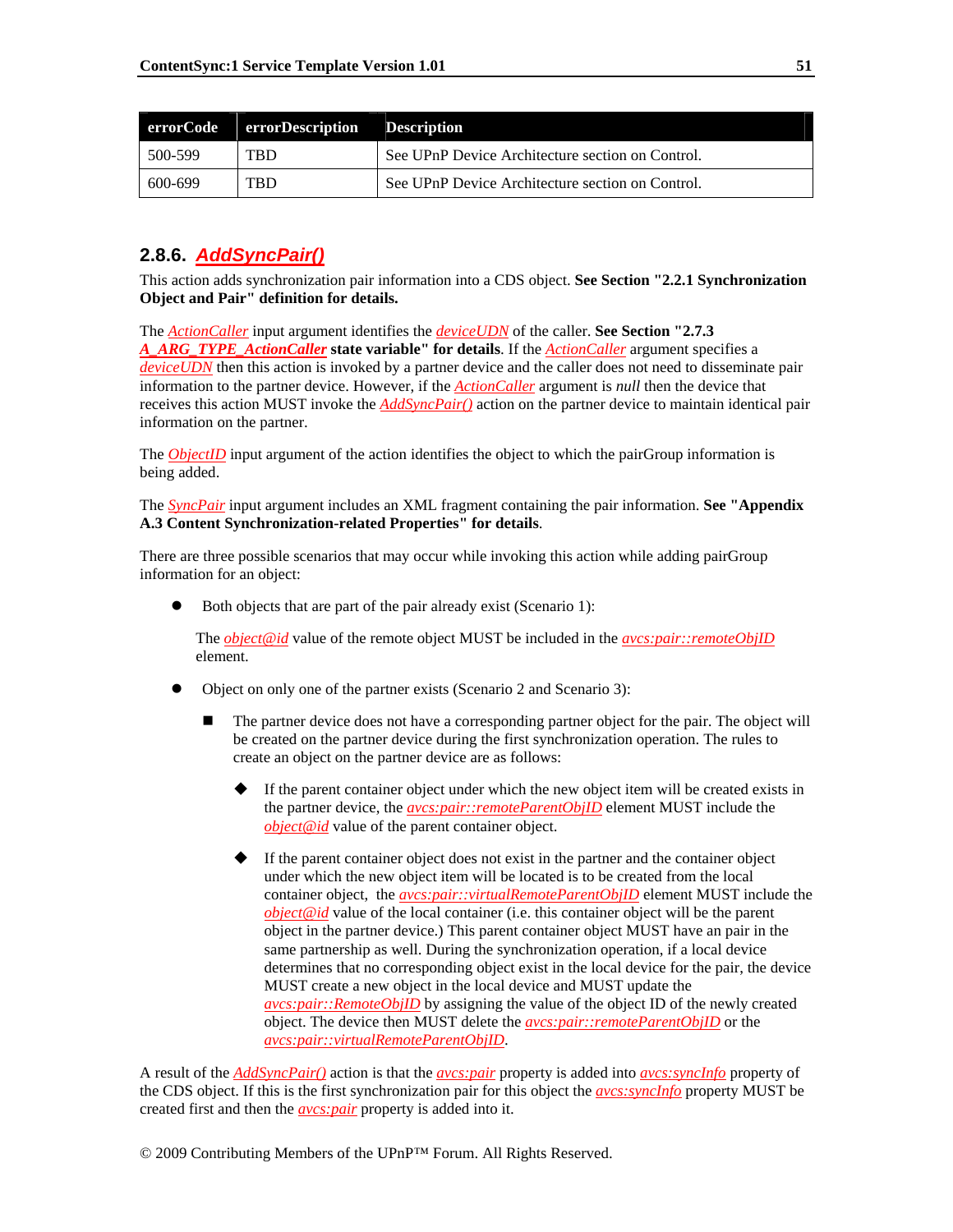| errorCode | errorDescription | Description |
|---|---|---|
| 500-599 | TBD | See UPnP Device Architecture section on Control. |
| 600-699 | TBD | See UPnP Device Architecture section on Control. |

### 2.8.6. *AddSyncPair()*

This action adds synchronization pair information into a CDS object. **See Section "2.2.1 Synchronization Object and Pair" definition for details.**

The *ActionCaller* input argument identifies the *deviceUDN* of the caller. **See Section "2.7.3 *A_ARG_TYPE_ActionCaller* state variable" for details**. If the *ActionCaller* argument specifies a *deviceUDN* then this action is invoked by a partner device and the caller does not need to disseminate pair information to the partner device. However, if the *ActionCaller* argument is *null* then the device that receives this action MUST invoke the *AddSyncPair()* action on the partner device to maintain identical pair information on the partner.

The *ObjectID* input argument of the action identifies the object to which the pairGroup information is being added.

The *SyncPair* input argument includes an XML fragment containing the pair information. **See "Appendix A.3 Content Synchronization-related Properties" for details**.

There are three possible scenarios that may occur while invoking this action while adding pairGroup information for an object:

- Both objects that are part of the pair already exist (Scenario 1):

  The *object@id* value of the remote object MUST be included in the *avcs:pair::remoteObjID* element.

- Object on only one of the partner exists (Scenario 2 and Scenario 3):

  - The partner device does not have a corresponding partner object for the pair. The object will be created on the partner device during the first synchronization operation. The rules to create an object on the partner device are as follows:

    - If the parent container object under which the new object item will be created exists in the partner device, the *avcs:pair::remoteParentObjID* element MUST include the *object@id* value of the parent container object.

    - If the parent container object does not exist in the partner and the container object under which the new object item will be located is to be created from the local container object, the *avcs:pair::virtualRemoteParentObjID* element MUST include the *object@id* value of the local container (i.e. this container object will be the parent object in the partner device.) This parent container object MUST have an pair in the same partnership as well. During the synchronization operation, if a local device determines that no corresponding object exist in the local device for the pair, the device MUST create a new object in the local device and MUST update the *avcs:pair::RemoteObjID* by assigning the value of the object ID of the newly created object. The device then MUST delete the *avcs:pair::remoteParentObjID* or the *avcs:pair::virtualRemoteParentObjID*.

A result of the *AddSyncPair()* action is that the *avcs:pair* property is added into *avcs:syncInfo* property of the CDS object. If this is the first synchronization pair for this object the *avcs:syncInfo* property MUST be created first and then the *avcs:pair* property is added into it.

© 2009 Contributing Members of the UPnP™ Forum. All Rights Reserved.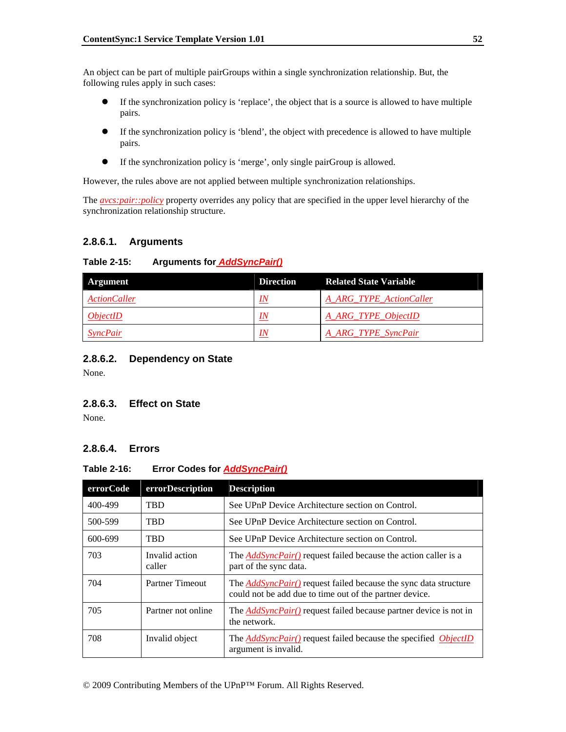An object can be part of multiple pairGroups within a single synchronization relationship. But, the following rules apply in such cases:

- If the synchronization policy is 'replace', the object that is a source is allowed to have multiple pairs.
- If the synchronization policy is 'blend', the object with precedence is allowed to have multiple pairs.
- If the synchronization policy is 'merge', only single pairGroup is allowed.

However, the rules above are not applied between multiple synchronization relationships.

The *avcs:pair::policy* property overrides any policy that are specified in the upper level hierarchy of the synchronization relationship structure.

#### 2.8.6.1. Arguments

**Table 2-15: Arguments for *AddSyncPair()***

| Argument | Direction | Related State Variable |
|---|---|---|
| *ActionCaller* | *IN* | *A_ARG_TYPE_ActionCaller* |
| *ObjectID* | *IN* | *A_ARG_TYPE_ObjectID* |
| *SyncPair* | *IN* | *A_ARG_TYPE_SyncPair* |

#### 2.8.6.2. Dependency on State

None.

#### 2.8.6.3. Effect on State

None.

#### 2.8.6.4. Errors

**Table 2-16: Error Codes for *AddSyncPair()***

| errorCode | errorDescription | Description |
|---|---|---|
| 400-499 | TBD | See UPnP Device Architecture section on Control. |
| 500-599 | TBD | See UPnP Device Architecture section on Control. |
| 600-699 | TBD | See UPnP Device Architecture section on Control. |
| 703 | Invalid action caller | The *AddSyncPair()* request failed because the action caller is a part of the sync data. |
| 704 | Partner Timeout | The *AddSyncPair()* request failed because the sync data structure could not be add due to time out of the partner device. |
| 705 | Partner not online | The *AddSyncPair()* request failed because partner device is not in the network. |
| 708 | Invalid object | The *AddSyncPair()* request failed because the specified *ObjectID* argument is invalid. |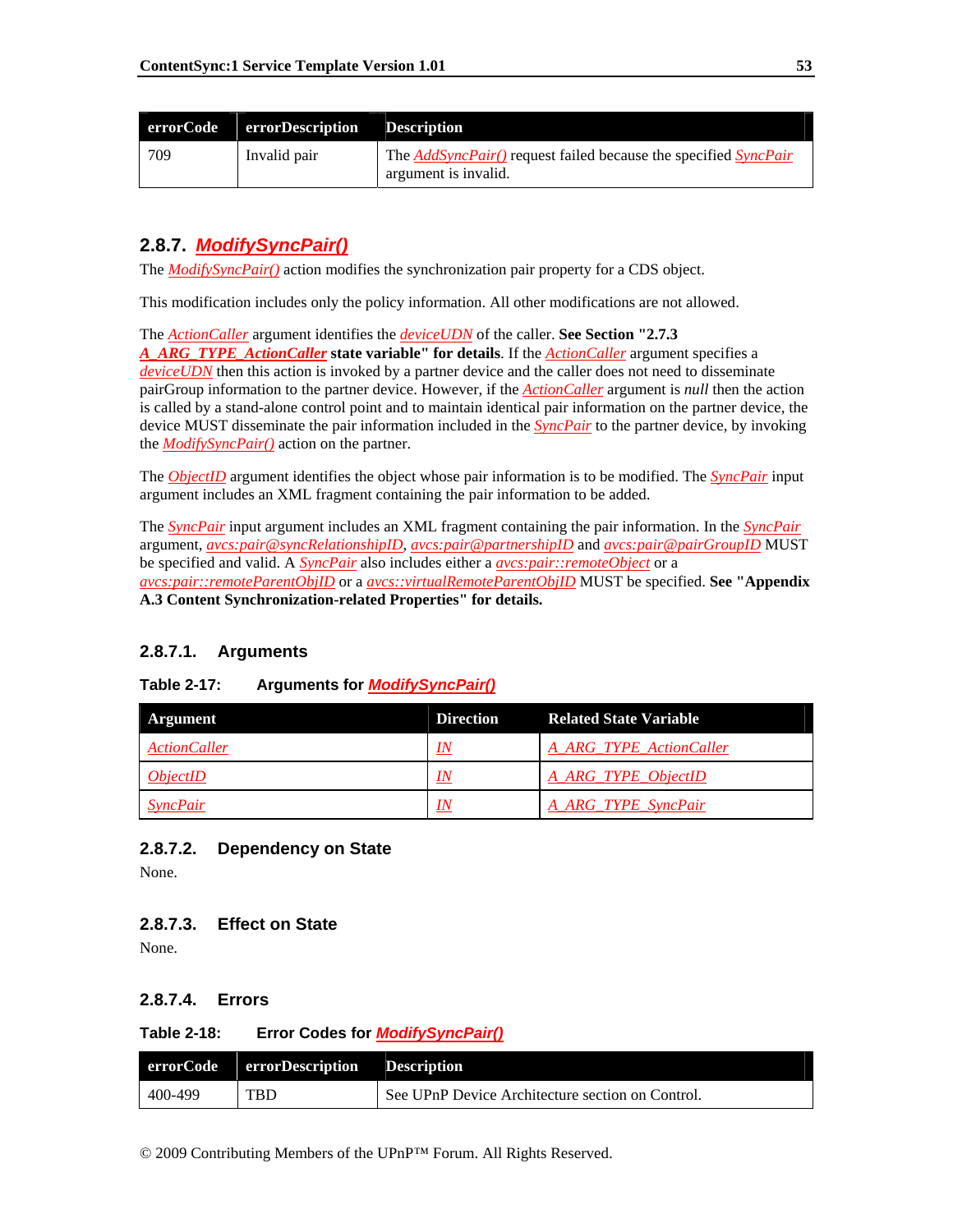| errorCode | errorDescription | Description |
| --- | --- | --- |
| 709 | Invalid pair | The *AddSyncPair()* request failed because the specified *SyncPair* argument is invalid. |

### 2.8.7. *ModifySyncPair()*

The *ModifySyncPair()* action modifies the synchronization pair property for a CDS object.

This modification includes only the policy information. All other modifications are not allowed.

The *ActionCaller* argument identifies the *deviceUDN* of the caller. **See Section "2.7.3 *A_ARG_TYPE_ActionCaller* state variable" for details**. If the *ActionCaller* argument specifies a *deviceUDN* then this action is invoked by a partner device and the caller does not need to disseminate pairGroup information to the partner device. However, if the *ActionCaller* argument is *null* then the action is called by a stand-alone control point and to maintain identical pair information on the partner device, the device MUST disseminate the pair information included in the *SyncPair* to the partner device, by invoking the *ModifySyncPair()* action on the partner.

The *ObjectID* argument identifies the object whose pair information is to be modified. The *SyncPair* input argument includes an XML fragment containing the pair information to be added.

The *SyncPair* input argument includes an XML fragment containing the pair information. In the *SyncPair* argument, *avcs:pair@syncRelationshipID*, *avcs:pair@partnershipID* and *avcs:pair@pairGroupID* MUST be specified and valid. A *SyncPair* also includes either a *avcs:pair::remoteObject* or a *avcs:pair::remoteParentObjID* or a *avcs::virtualRemoteParentObjID* MUST be specified. **See "Appendix A.3 Content Synchronization-related Properties" for details.**

#### 2.8.7.1. Arguments

**Table 2-17: Arguments for *ModifySyncPair()***

| Argument | Direction | Related State Variable |
| --- | --- | --- |
| *ActionCaller* | *IN* | *A_ARG_TYPE_ActionCaller* |
| *ObjectID* | *IN* | *A_ARG_TYPE_ObjectID* |
| *SyncPair* | *IN* | *A_ARG_TYPE_SyncPair* |

#### 2.8.7.2. Dependency on State

None.

#### 2.8.7.3. Effect on State

None.

#### 2.8.7.4. Errors

**Table 2-18: Error Codes for *ModifySyncPair()***

| errorCode | errorDescription | Description |
| --- | --- | --- |
| 400-499 | TBD | See UPnP Device Architecture section on Control. |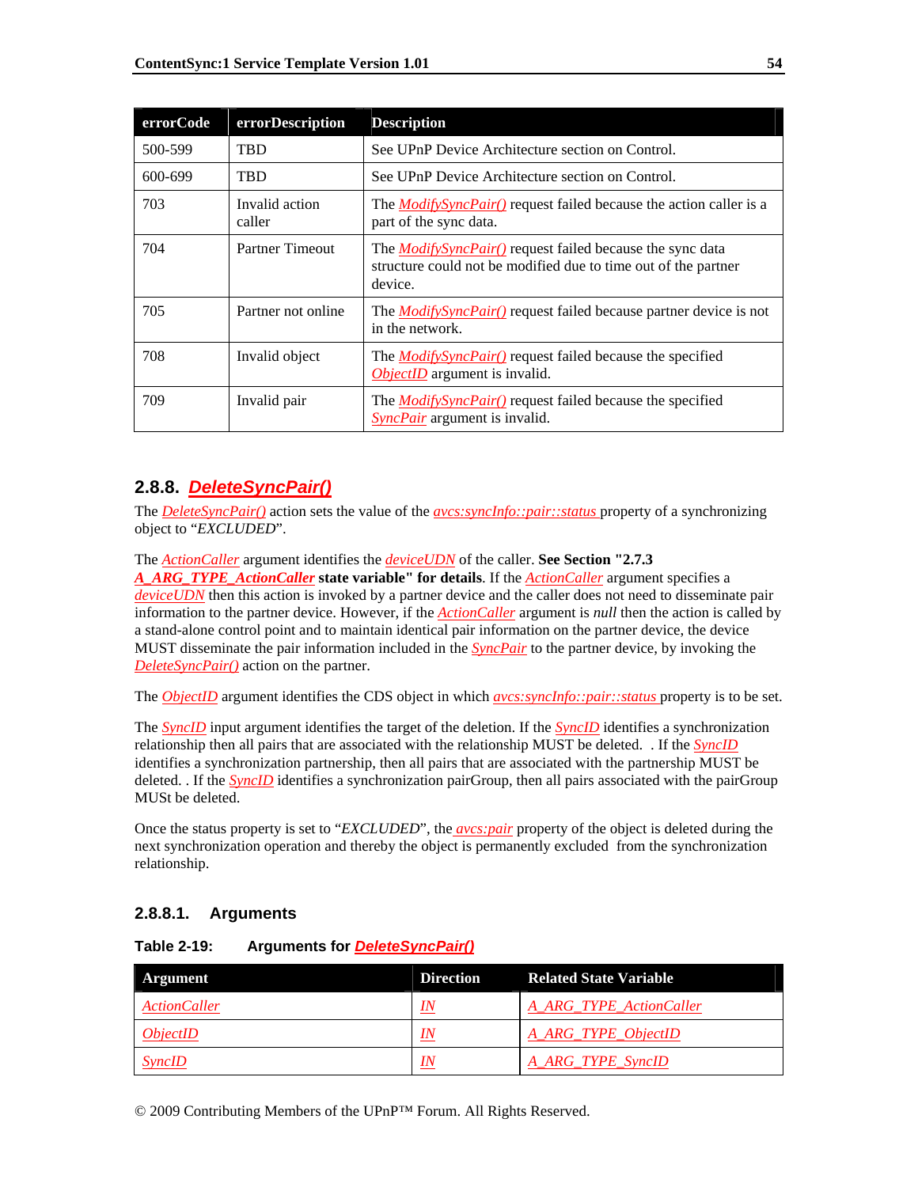| errorCode | errorDescription | Description |
|---|---|---|
| 500-599 | TBD | See UPnP Device Architecture section on Control. |
| 600-699 | TBD | See UPnP Device Architecture section on Control. |
| 703 | Invalid action caller | The *ModifySyncPair()* request failed because the action caller is a part of the sync data. |
| 704 | Partner Timeout | The *ModifySyncPair()* request failed because the sync data structure could not be modified due to time out of the partner device. |
| 705 | Partner not online | The *ModifySyncPair()* request failed because partner device is not in the network. |
| 708 | Invalid object | The *ModifySyncPair()* request failed because the specified *ObjectID* argument is invalid. |
| 709 | Invalid pair | The *ModifySyncPair()* request failed because the specified *SyncPair* argument is invalid. |

## 2.8.8. *DeleteSyncPair()*

The *DeleteSyncPair()* action sets the value of the *avcs:syncInfo::pair::status* property of a synchronizing object to "*EXCLUDED*".

The *ActionCaller* argument identifies the *deviceUDN* of the caller. **See Section "2.7.3 *A_ARG_TYPE_ActionCaller* state variable" for details**. If the *ActionCaller* argument specifies a *deviceUDN* then this action is invoked by a partner device and the caller does not need to disseminate pair information to the partner device. However, if the *ActionCaller* argument is *null* then the action is called by a stand-alone control point and to maintain identical pair information on the partner device, the device MUST disseminate the pair information included in the *SyncPair* to the partner device, by invoking the *DeleteSyncPair()* action on the partner.

The *ObjectID* argument identifies the CDS object in which *avcs:syncInfo::pair::status* property is to be set.

The *SyncID* input argument identifies the target of the deletion. If the *SyncID* identifies a synchronization relationship then all pairs that are associated with the relationship MUST be deleted. . If the *SyncID* identifies a synchronization partnership, then all pairs that are associated with the partnership MUST be deleted. . If the *SyncID* identifies a synchronization pairGroup, then all pairs associated with the pairGroup MUSt be deleted.

Once the status property is set to "*EXCLUDED*", the *avcs:pair* property of the object is deleted during the next synchronization operation and thereby the object is permanently excluded from the synchronization relationship.

### 2.8.8.1. Arguments

**Table 2-19: Arguments for *DeleteSyncPair()***

| Argument | Direction | Related State Variable |
|---|---|---|
| *ActionCaller* | *IN* | *A_ARG_TYPE_ActionCaller* |
| *ObjectID* | *IN* | *A_ARG_TYPE_ObjectID* |
| *SyncID* | *IN* | *A_ARG_TYPE_SyncID* |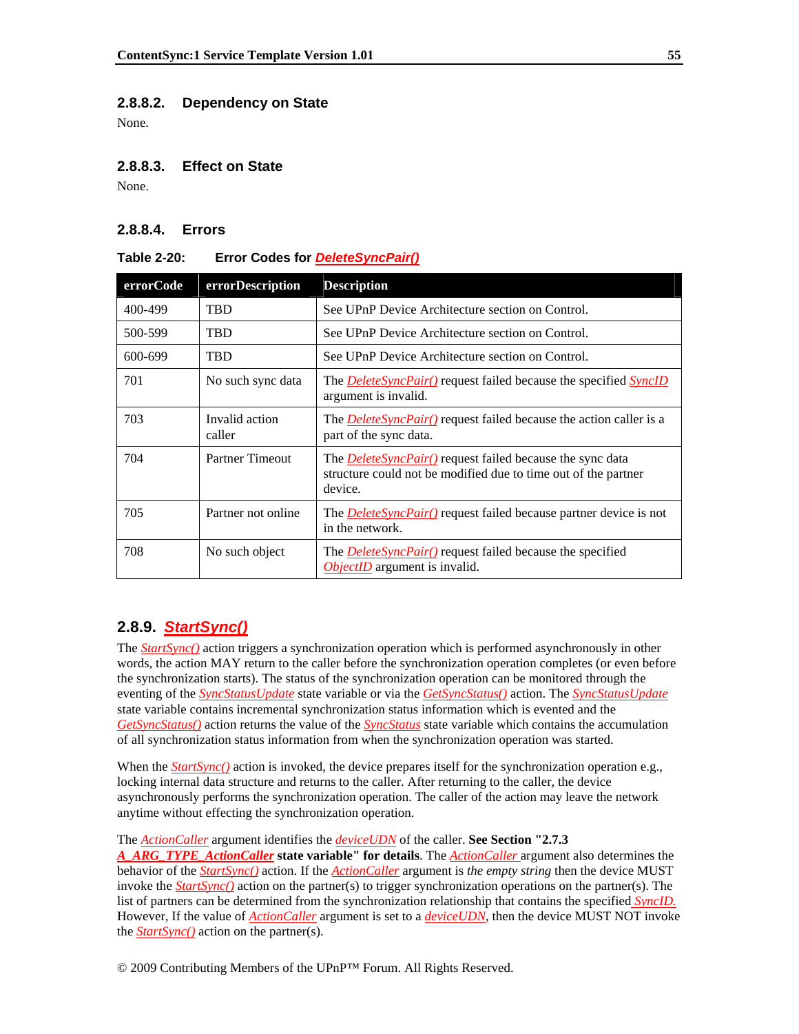#### 2.8.8.2. Dependency on State

None.

#### 2.8.8.3. Effect on State

None.

#### 2.8.8.4. Errors

**Table 2-20: Error Codes for *DeleteSyncPair()***

| errorCode | errorDescription | Description |
|---|---|---|
| 400-499 | TBD | See UPnP Device Architecture section on Control. |
| 500-599 | TBD | See UPnP Device Architecture section on Control. |
| 600-699 | TBD | See UPnP Device Architecture section on Control. |
| 701 | No such sync data | The *DeleteSyncPair()* request failed because the specified *SyncID* argument is invalid. |
| 703 | Invalid action caller | The *DeleteSyncPair()* request failed because the action caller is a part of the sync data. |
| 704 | Partner Timeout | The *DeleteSyncPair()* request failed because the sync data structure could not be modified due to time out of the partner device. |
| 705 | Partner not online | The *DeleteSyncPair()* request failed because partner device is not in the network. |
| 708 | No such object | The *DeleteSyncPair()* request failed because the specified *ObjectID* argument is invalid. |

### 2.8.9. *StartSync()*

The *StartSync()* action triggers a synchronization operation which is performed asynchronously in other words, the action MAY return to the caller before the synchronization operation completes (or even before the synchronization starts). The status of the synchronization operation can be monitored through the eventing of the *SyncStatusUpdate* state variable or via the *GetSyncStatus()* action. The *SyncStatusUpdate* state variable contains incremental synchronization status information which is evented and the *GetSyncStatus()* action returns the value of the *SyncStatus* state variable which contains the accumulation of all synchronization status information from when the synchronization operation was started.

When the *StartSync()* action is invoked, the device prepares itself for the synchronization operation e.g., locking internal data structure and returns to the caller. After returning to the caller, the device asynchronously performs the synchronization operation. The caller of the action may leave the network anytime without effecting the synchronization operation.

The *ActionCaller* argument identifies the *deviceUDN* of the caller. **See Section "2.7.3 *A_ARG_TYPE_ActionCaller* state variable" for details**. The *ActionCaller* argument also determines the behavior of the *StartSync()* action. If the *ActionCaller* argument is *the empty string* then the device MUST invoke the *StartSync()* action on the partner(s) to trigger synchronization operations on the partner(s). The list of partners can be determined from the synchronization relationship that contains the specified *SyncID.* However, If the value of *ActionCaller* argument is set to a *deviceUDN*, then the device MUST NOT invoke the *StartSync()* action on the partner(s).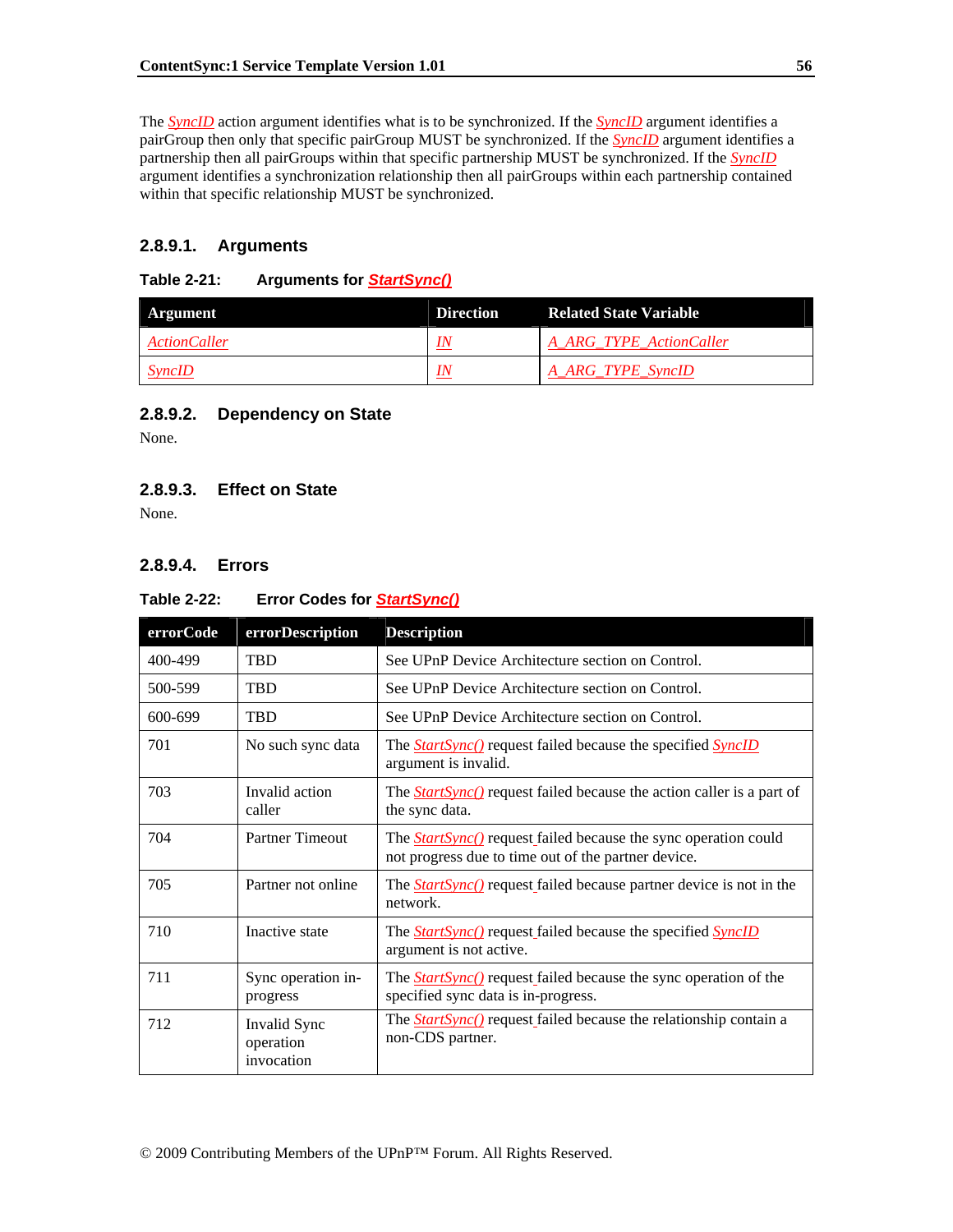The *SyncID* action argument identifies what is to be synchronized. If the *SyncID* argument identifies a pairGroup then only that specific pairGroup MUST be synchronized. If the *SyncID* argument identifies a partnership then all pairGroups within that specific partnership MUST be synchronized. If the *SyncID* argument identifies a synchronization relationship then all pairGroups within each partnership contained within that specific relationship MUST be synchronized.

#### 2.8.9.1. Arguments

**Table 2-21: Arguments for *StartSync()***

| Argument | Direction | Related State Variable |
|---|---|---|
| *ActionCaller* | *IN* | *A_ARG_TYPE_ActionCaller* |
| *SyncID* | *IN* | *A_ARG_TYPE_SyncID* |

#### 2.8.9.2. Dependency on State

None.

#### 2.8.9.3. Effect on State

None.

#### 2.8.9.4. Errors

**Table 2-22: Error Codes for *StartSync()***

| errorCode | errorDescription | Description |
|---|---|---|
| 400-499 | TBD | See UPnP Device Architecture section on Control. |
| 500-599 | TBD | See UPnP Device Architecture section on Control. |
| 600-699 | TBD | See UPnP Device Architecture section on Control. |
| 701 | No such sync data | The *StartSync()* request failed because the specified *SyncID* argument is invalid. |
| 703 | Invalid action caller | The *StartSync()* request failed because the action caller is a part of the sync data. |
| 704 | Partner Timeout | The *StartSync()* request failed because the sync operation could not progress due to time out of the partner device. |
| 705 | Partner not online | The *StartSync()* request failed because partner device is not in the network. |
| 710 | Inactive state | The *StartSync()* request failed because the specified *SyncID* argument is not active. |
| 711 | Sync operation in-progress | The *StartSync()* request failed because the sync operation of the specified sync data is in-progress. |
| 712 | Invalid Sync operation invocation | The *StartSync()* request failed because the relationship contain a non-CDS partner. |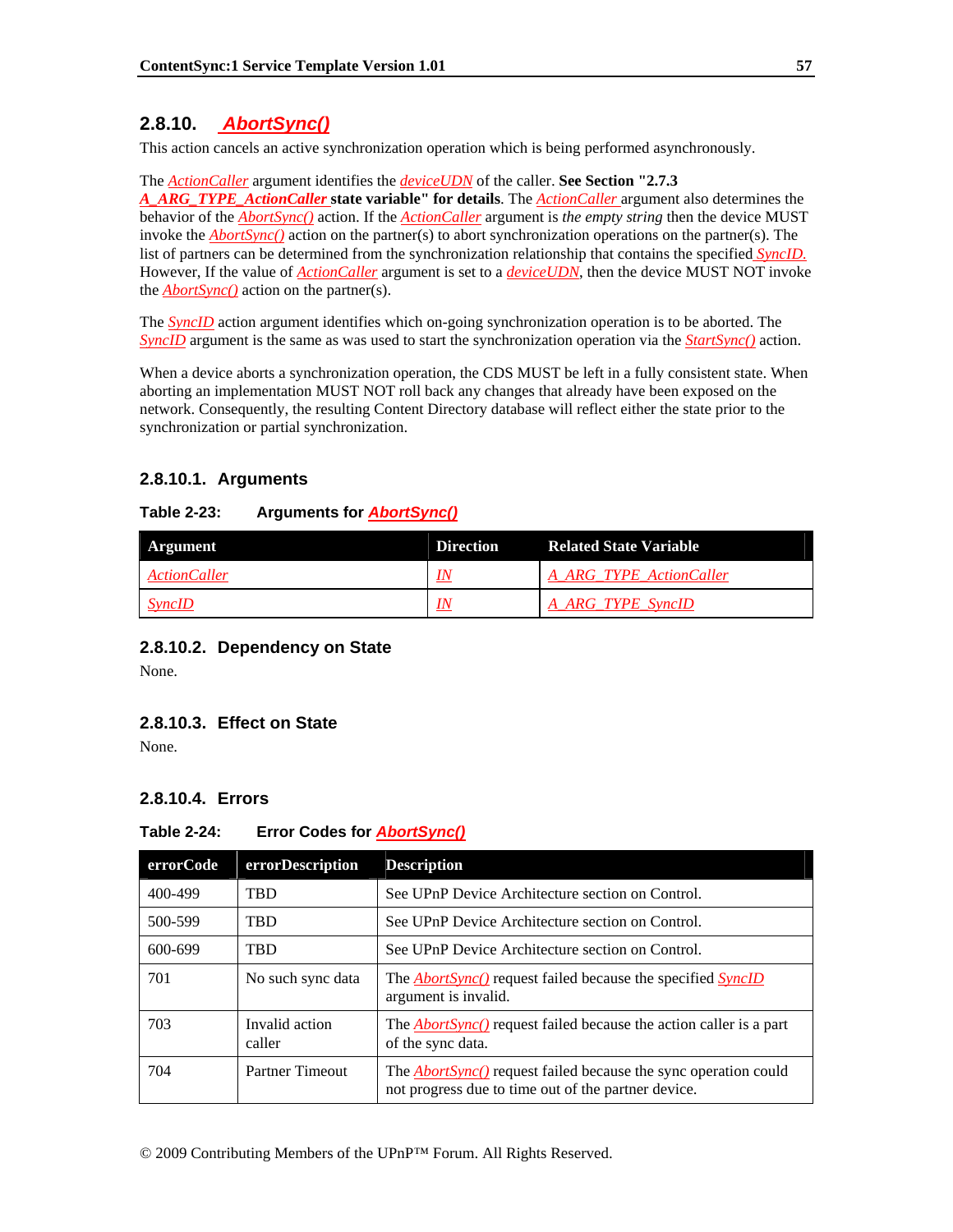### 2.8.10. *AbortSync()*

This action cancels an active synchronization operation which is being performed asynchronously.

The *ActionCaller* argument identifies the *deviceUDN* of the caller. **See Section "2.7.3 *A_ARG_TYPE_ActionCaller* state variable" for details**. The *ActionCaller* argument also determines the behavior of the *AbortSync()* action. If the *ActionCaller* argument is *the empty string* then the device MUST invoke the *AbortSync()* action on the partner(s) to abort synchronization operations on the partner(s). The list of partners can be determined from the synchronization relationship that contains the specified *SyncID.* However, If the value of *ActionCaller* argument is set to a *deviceUDN*, then the device MUST NOT invoke the *AbortSync()* action on the partner(s).

The *SyncID* action argument identifies which on-going synchronization operation is to be aborted. The *SyncID* argument is the same as was used to start the synchronization operation via the *StartSync()* action.

When a device aborts a synchronization operation, the CDS MUST be left in a fully consistent state. When aborting an implementation MUST NOT roll back any changes that already have been exposed on the network. Consequently, the resulting Content Directory database will reflect either the state prior to the synchronization or partial synchronization.

#### 2.8.10.1. Arguments

**Table 2-23: Arguments for *AbortSync()***

| Argument | Direction | Related State Variable |
|---|---|---|
| *ActionCaller* | *IN* | *A_ARG_TYPE_ActionCaller* |
| *SyncID* | *IN* | *A_ARG_TYPE_SyncID* |

#### 2.8.10.2. Dependency on State

None.

#### 2.8.10.3. Effect on State

None.

#### 2.8.10.4. Errors

**Table 2-24: Error Codes for *AbortSync()***

| errorCode | errorDescription | Description |
|---|---|---|
| 400-499 | TBD | See UPnP Device Architecture section on Control. |
| 500-599 | TBD | See UPnP Device Architecture section on Control. |
| 600-699 | TBD | See UPnP Device Architecture section on Control. |
| 701 | No such sync data | The *AbortSync()* request failed because the specified *SyncID* argument is invalid. |
| 703 | Invalid action caller | The *AbortSync()* request failed because the action caller is a part of the sync data. |
| 704 | Partner Timeout | The *AbortSync()* request failed because the sync operation could not progress due to time out of the partner device. |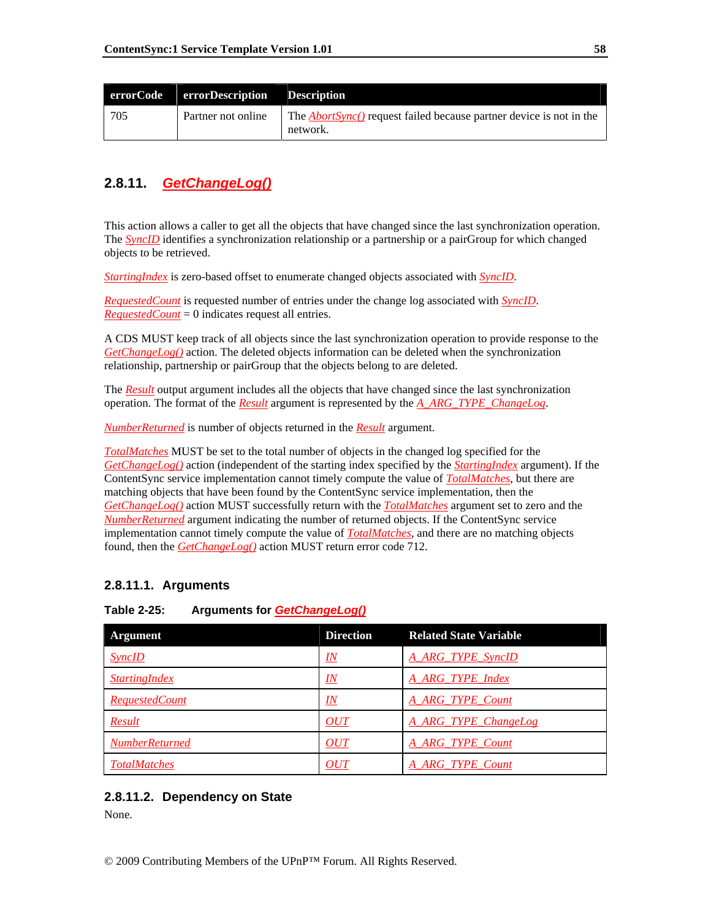| errorCode | errorDescription | Description |
| --- | --- | --- |
| 705 | Partner not online | The *AbortSync()* request failed because partner device is not in the network. |

### 2.8.11. *GetChangeLog()*

This action allows a caller to get all the objects that have changed since the last synchronization operation. The *SyncID* identifies a synchronization relationship or a partnership or a pairGroup for which changed objects to be retrieved.

*StartingIndex* is zero-based offset to enumerate changed objects associated with *SyncID*.

*RequestedCount* is requested number of entries under the change log associated with *SyncID*. *RequestedCount* = 0 indicates request all entries.

A CDS MUST keep track of all objects since the last synchronization operation to provide response to the *GetChangeLog()* action. The deleted objects information can be deleted when the synchronization relationship, partnership or pairGroup that the objects belong to are deleted.

The *Result* output argument includes all the objects that have changed since the last synchronization operation. The format of the *Result* argument is represented by the *A_ARG_TYPE_ChangeLog*.

*NumberReturned* is number of objects returned in the *Result* argument.

*TotalMatches* MUST be set to the total number of objects in the changed log specified for the *GetChangeLog()* action (independent of the starting index specified by the *StartingIndex* argument). If the ContentSync service implementation cannot timely compute the value of *TotalMatches*, but there are matching objects that have been found by the ContentSync service implementation, then the *GetChangeLog()* action MUST successfully return with the *TotalMatches* argument set to zero and the *NumberReturned* argument indicating the number of returned objects. If the ContentSync service implementation cannot timely compute the value of *TotalMatches*, and there are no matching objects found, then the *GetChangeLog()* action MUST return error code 712.

#### 2.8.11.1. Arguments

**Table 2-25: Arguments for *GetChangeLog()***

| Argument | Direction | Related State Variable |
| --- | --- | --- |
| *SyncID* | *IN* | *A_ARG_TYPE_SyncID* |
| *StartingIndex* | *IN* | *A_ARG_TYPE_Index* |
| *RequestedCount* | *IN* | *A_ARG_TYPE_Count* |
| *Result* | *OUT* | *A_ARG_TYPE_ChangeLog* |
| *NumberReturned* | *OUT* | *A_ARG_TYPE_Count* |
| *TotalMatches* | *OUT* | *A_ARG_TYPE_Count* |

#### 2.8.11.2. Dependency on State

None.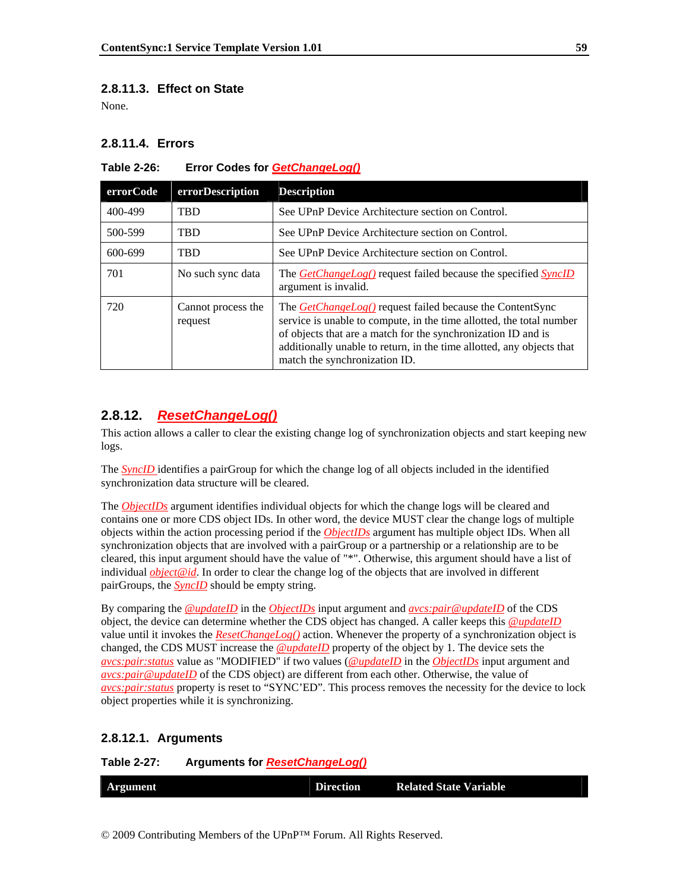### 2.8.11.3. Effect on State

None.

### 2.8.11.4. Errors

**Table 2-26: Error Codes for *GetChangeLog()***

| errorCode | errorDescription | Description |
|---|---|---|
| 400-499 | TBD | See UPnP Device Architecture section on Control. |
| 500-599 | TBD | See UPnP Device Architecture section on Control. |
| 600-699 | TBD | See UPnP Device Architecture section on Control. |
| 701 | No such sync data | The *GetChangeLog()* request failed because the specified *SyncID* argument is invalid. |
| 720 | Cannot process the request | The *GetChangeLog()* request failed because the ContentSync service is unable to compute, in the time allotted, the total number of objects that are a match for the synchronization ID and is additionally unable to return, in the time allotted, any objects that match the synchronization ID. |

## 2.8.12. *ResetChangeLog()*

This action allows a caller to clear the existing change log of synchronization objects and start keeping new logs.

The *SyncID* identifies a pairGroup for which the change log of all objects included in the identified synchronization data structure will be cleared.

The *ObjectIDs* argument identifies individual objects for which the change logs will be cleared and contains one or more CDS object IDs. In other word, the device MUST clear the change logs of multiple objects within the action processing period if the *ObjectIDs* argument has multiple object IDs. When all synchronization objects that are involved with a pairGroup or a partnership or a relationship are to be cleared, this input argument should have the value of "*". Otherwise, this argument should have a list of individual *object@id*. In order to clear the change log of the objects that are involved in different pairGroups, the *SyncID* should be empty string.

By comparing the *@updateID* in the *ObjectIDs* input argument and *avcs:pair@updateID* of the CDS object, the device can determine whether the CDS object has changed. A caller keeps this *@updateID* value until it invokes the *ResetChangeLog()* action. Whenever the property of a synchronization object is changed, the CDS MUST increase the *@updateID* property of the object by 1. The device sets the *avcs:pair:status* value as "MODIFIED" if two values (*@updateID* in the *ObjectIDs* input argument and *avcs:pair@updateID* of the CDS object) are different from each other. Otherwise, the value of *avcs:pair:status* property is reset to "SYNC'ED". This process removes the necessity for the device to lock object properties while it is synchronizing.

### 2.8.12.1. Arguments

**Table 2-27: Arguments for *ResetChangeLog()***

| Argument | Direction | Related State Variable |
|---|---|---|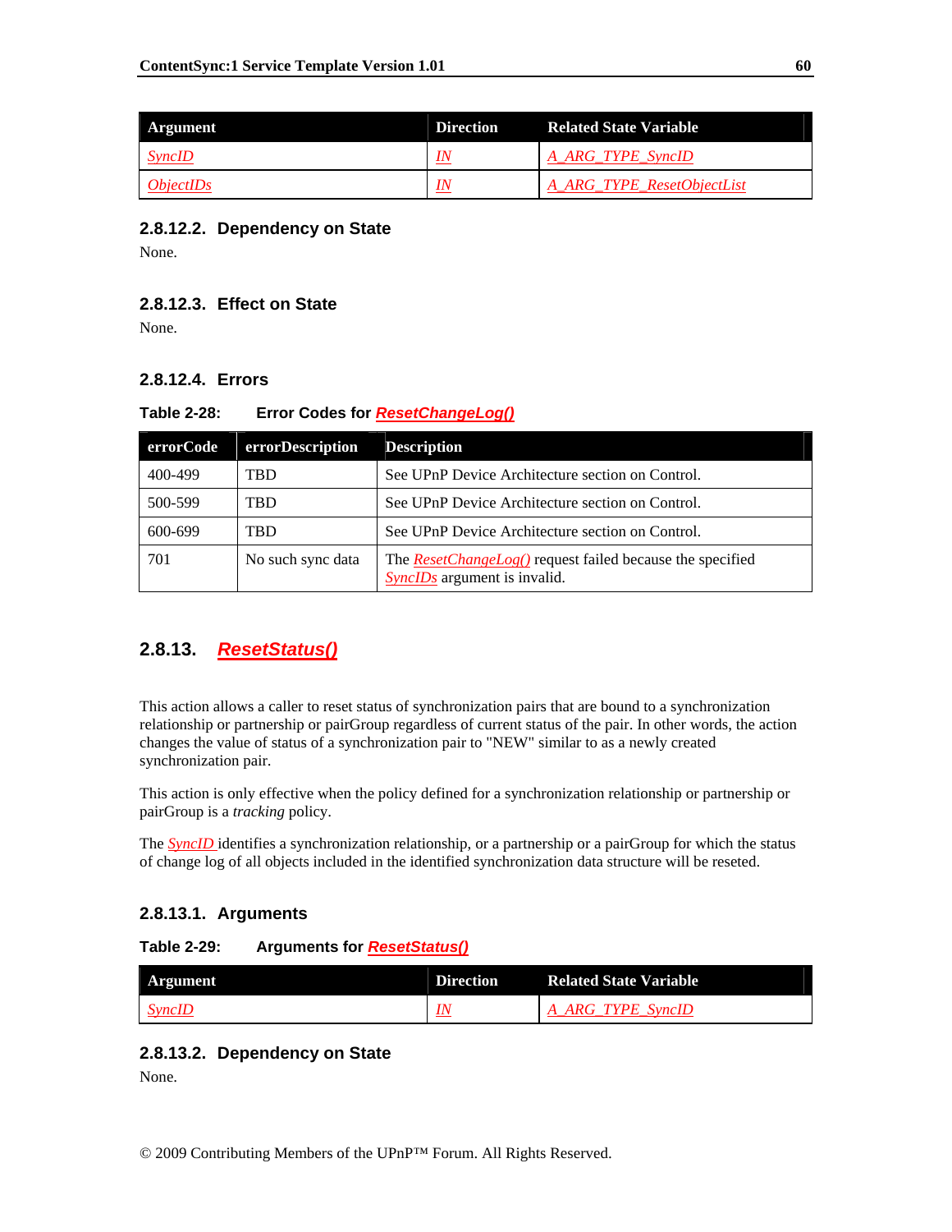| Argument | Direction | Related State Variable |
|---|---|---|
| *SyncID* | *IN* | *A_ARG_TYPE_SyncID* |
| *ObjectIDs* | *IN* | *A_ARG_TYPE_ResetObjectList* |

#### 2.8.12.2. Dependency on State

None.

#### 2.8.12.3. Effect on State

None.

#### 2.8.12.4. Errors

**Table 2-28: Error Codes for *ResetChangeLog()***

| errorCode | errorDescription | Description |
|---|---|---|
| 400-499 | TBD | See UPnP Device Architecture section on Control. |
| 500-599 | TBD | See UPnP Device Architecture section on Control. |
| 600-699 | TBD | See UPnP Device Architecture section on Control. |
| 701 | No such sync data | The *ResetChangeLog()* request failed because the specified *SyncIDs* argument is invalid. |

### 2.8.13. *ResetStatus()*

This action allows a caller to reset status of synchronization pairs that are bound to a synchronization relationship or partnership or pairGroup regardless of current status of the pair. In other words, the action changes the value of status of a synchronization pair to "NEW" similar to as a newly created synchronization pair.

This action is only effective when the policy defined for a synchronization relationship or partnership or pairGroup is a *tracking* policy.

The *SyncID* identifies a synchronization relationship, or a partnership or a pairGroup for which the status of change log of all objects included in the identified synchronization data structure will be reseted.

#### 2.8.13.1. Arguments

**Table 2-29: Arguments for *ResetStatus()***

| Argument | Direction | Related State Variable |
|---|---|---|
| *SyncID* | *IN* | *A_ARG_TYPE_SyncID* |

#### 2.8.13.2. Dependency on State

None.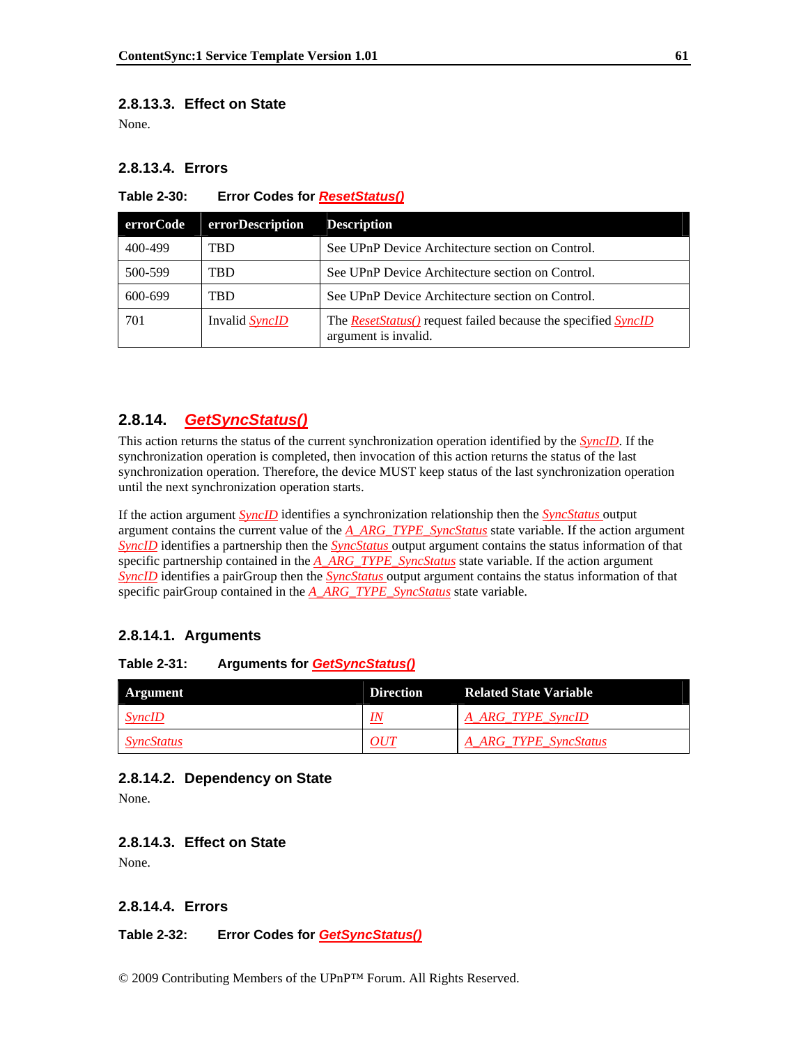#### 2.8.13.3. Effect on State

None.

#### 2.8.13.4. Errors

**Table 2-30: Error Codes for *ResetStatus()***

| errorCode | errorDescription | Description |
|---|---|---|
| 400-499 | TBD | See UPnP Device Architecture section on Control. |
| 500-599 | TBD | See UPnP Device Architecture section on Control. |
| 600-699 | TBD | See UPnP Device Architecture section on Control. |
| 701 | Invalid *SyncID* | The *ResetStatus()* request failed because the specified *SyncID* argument is invalid. |

### 2.8.14. *GetSyncStatus()*

This action returns the status of the current synchronization operation identified by the *SyncID*. If the synchronization operation is completed, then invocation of this action returns the status of the last synchronization operation. Therefore, the device MUST keep status of the last synchronization operation until the next synchronization operation starts.

If the action argument *SyncID* identifies a synchronization relationship then the *SyncStatus* output argument contains the current value of the *A_ARG_TYPE_SyncStatus* state variable. If the action argument *SyncID* identifies a partnership then the *SyncStatus* output argument contains the status information of that specific partnership contained in the *A_ARG_TYPE_SyncStatus* state variable. If the action argument *SyncID* identifies a pairGroup then the *SyncStatus* output argument contains the status information of that specific pairGroup contained in the *A_ARG_TYPE_SyncStatus* state variable.

#### 2.8.14.1. Arguments

**Table 2-31: Arguments for *GetSyncStatus()***

| Argument | Direction | Related State Variable |
|---|---|---|
| *SyncID* | *IN* | *A_ARG_TYPE_SyncID* |
| *SyncStatus* | *OUT* | *A_ARG_TYPE_SyncStatus* |

#### 2.8.14.2. Dependency on State

None.

#### 2.8.14.3. Effect on State

None.

#### 2.8.14.4. Errors

**Table 2-32: Error Codes for *GetSyncStatus()***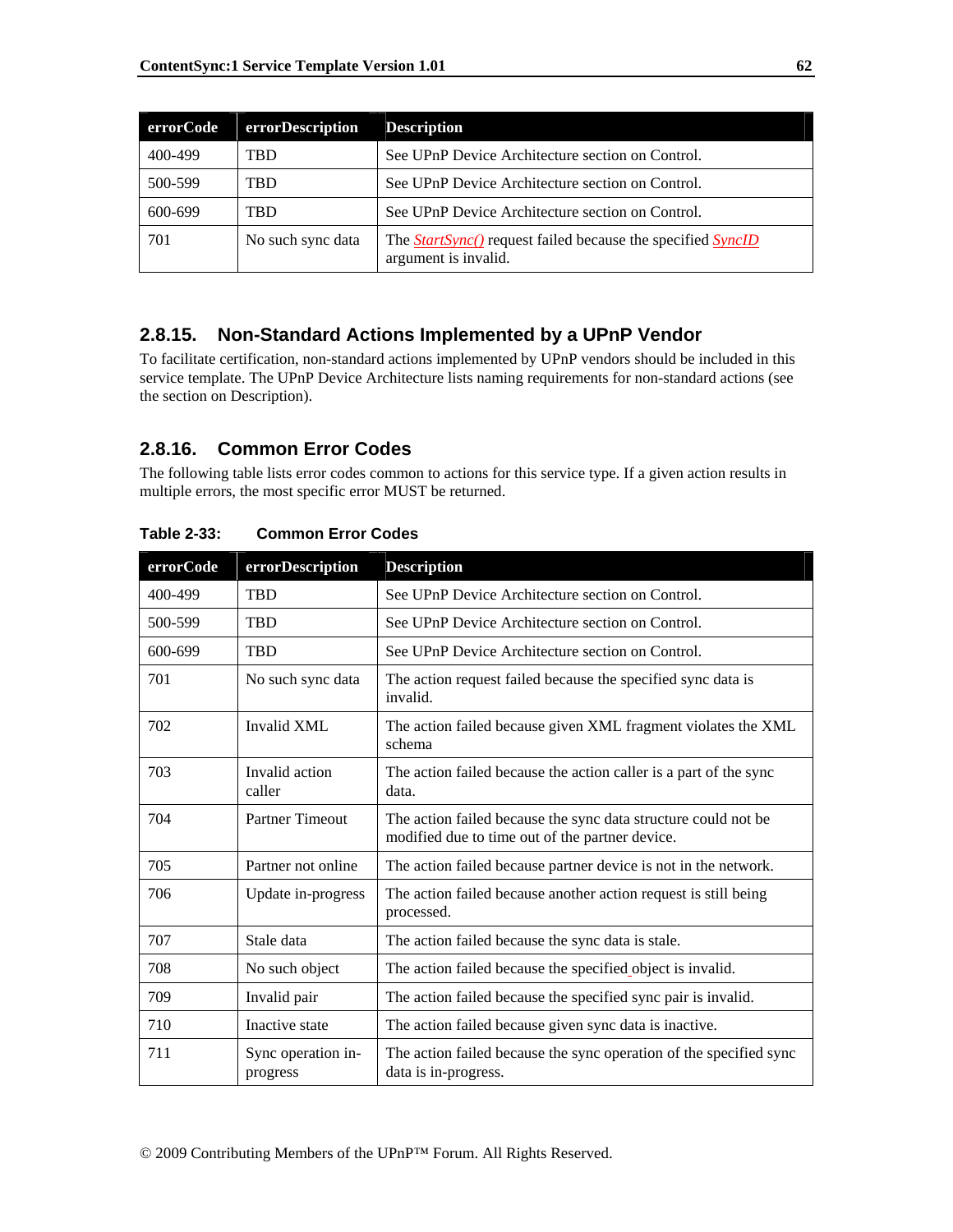| errorCode | errorDescription | Description |
| --- | --- | --- |
| 400-499 | TBD | See UPnP Device Architecture section on Control. |
| 500-599 | TBD | See UPnP Device Architecture section on Control. |
| 600-699 | TBD | See UPnP Device Architecture section on Control. |
| 701 | No such sync data | The *StartSync()* request failed because the specified *SyncID* argument is invalid. |

### 2.8.15. Non-Standard Actions Implemented by a UPnP Vendor

To facilitate certification, non-standard actions implemented by UPnP vendors should be included in this service template. The UPnP Device Architecture lists naming requirements for non-standard actions (see the section on Description).

### 2.8.16. Common Error Codes

The following table lists error codes common to actions for this service type. If a given action results in multiple errors, the most specific error MUST be returned.

**Table 2-33: Common Error Codes**

| errorCode | errorDescription | Description |
| --- | --- | --- |
| 400-499 | TBD | See UPnP Device Architecture section on Control. |
| 500-599 | TBD | See UPnP Device Architecture section on Control. |
| 600-699 | TBD | See UPnP Device Architecture section on Control. |
| 701 | No such sync data | The action request failed because the specified sync data is invalid. |
| 702 | Invalid XML | The action failed because given XML fragment violates the XML schema |
| 703 | Invalid action caller | The action failed because the action caller is a part of the sync data. |
| 704 | Partner Timeout | The action failed because the sync data structure could not be modified due to time out of the partner device. |
| 705 | Partner not online | The action failed because partner device is not in the network. |
| 706 | Update in-progress | The action failed because another action request is still being processed. |
| 707 | Stale data | The action failed because the sync data is stale. |
| 708 | No such object | The action failed because the specified object is invalid. |
| 709 | Invalid pair | The action failed because the specified sync pair is invalid. |
| 710 | Inactive state | The action failed because given sync data is inactive. |
| 711 | Sync operation in-progress | The action failed because the sync operation of the specified sync data is in-progress. |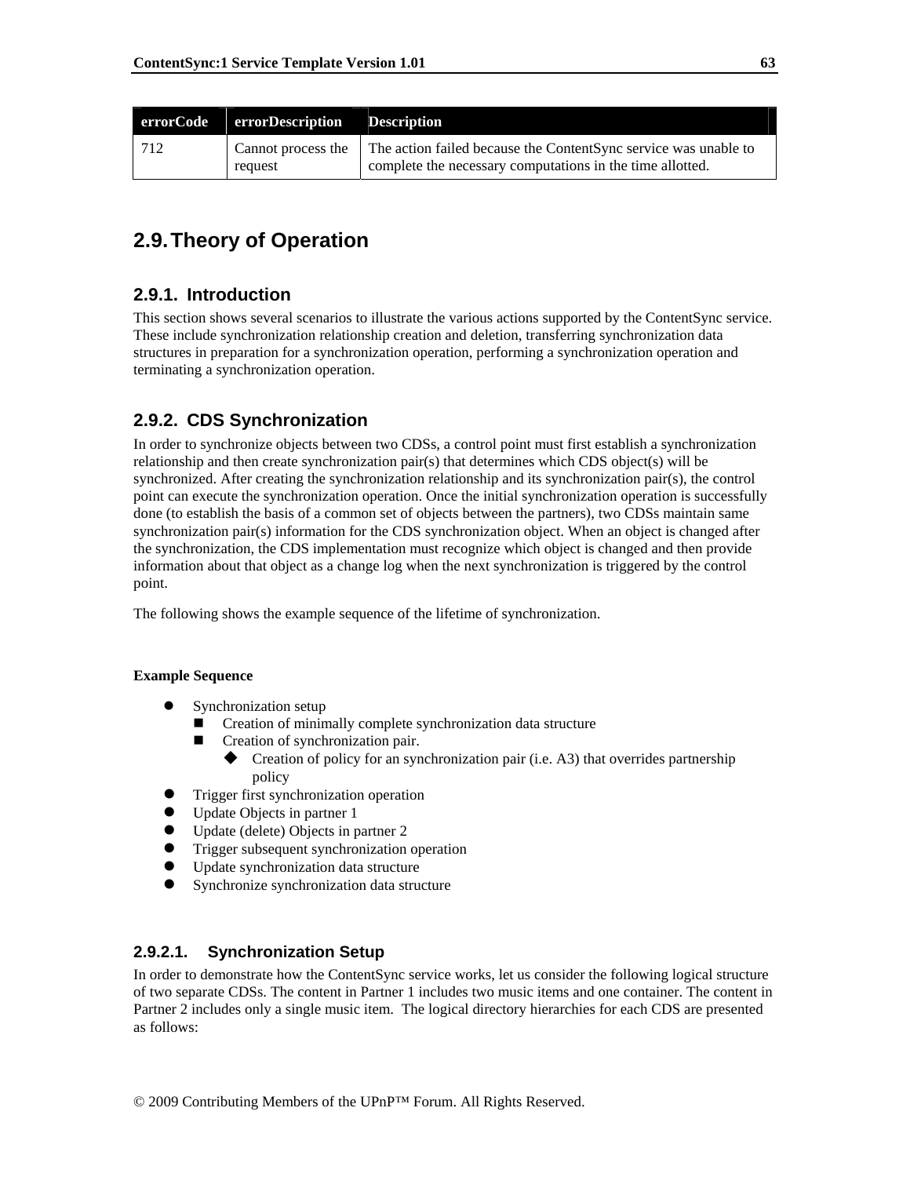| errorCode | errorDescription | Description |
| --- | --- | --- |
| 712 | Cannot process the request | The action failed because the ContentSync service was unable to complete the necessary computations in the time allotted. |

## 2.9. Theory of Operation

### 2.9.1. Introduction

This section shows several scenarios to illustrate the various actions supported by the ContentSync service. These include synchronization relationship creation and deletion, transferring synchronization data structures in preparation for a synchronization operation, performing a synchronization operation and terminating a synchronization operation.

### 2.9.2. CDS Synchronization

In order to synchronize objects between two CDSs, a control point must first establish a synchronization relationship and then create synchronization pair(s) that determines which CDS object(s) will be synchronized. After creating the synchronization relationship and its synchronization pair(s), the control point can execute the synchronization operation. Once the initial synchronization operation is successfully done (to establish the basis of a common set of objects between the partners), two CDSs maintain same synchronization pair(s) information for the CDS synchronization object. When an object is changed after the synchronization, the CDS implementation must recognize which object is changed and then provide information about that object as a change log when the next synchronization is triggered by the control point.

The following shows the example sequence of the lifetime of synchronization.

**Example Sequence**

- Synchronization setup
  - Creation of minimally complete synchronization data structure
  - Creation of synchronization pair.
    - Creation of policy for an synchronization pair (i.e. A3) that overrides partnership policy
- Trigger first synchronization operation
- Update Objects in partner 1
- Update (delete) Objects in partner 2
- Trigger subsequent synchronization operation
- Update synchronization data structure
- Synchronize synchronization data structure

#### 2.9.2.1. Synchronization Setup

In order to demonstrate how the ContentSync service works, let us consider the following logical structure of two separate CDSs. The content in Partner 1 includes two music items and one container. The content in Partner 2 includes only a single music item. The logical directory hierarchies for each CDS are presented as follows: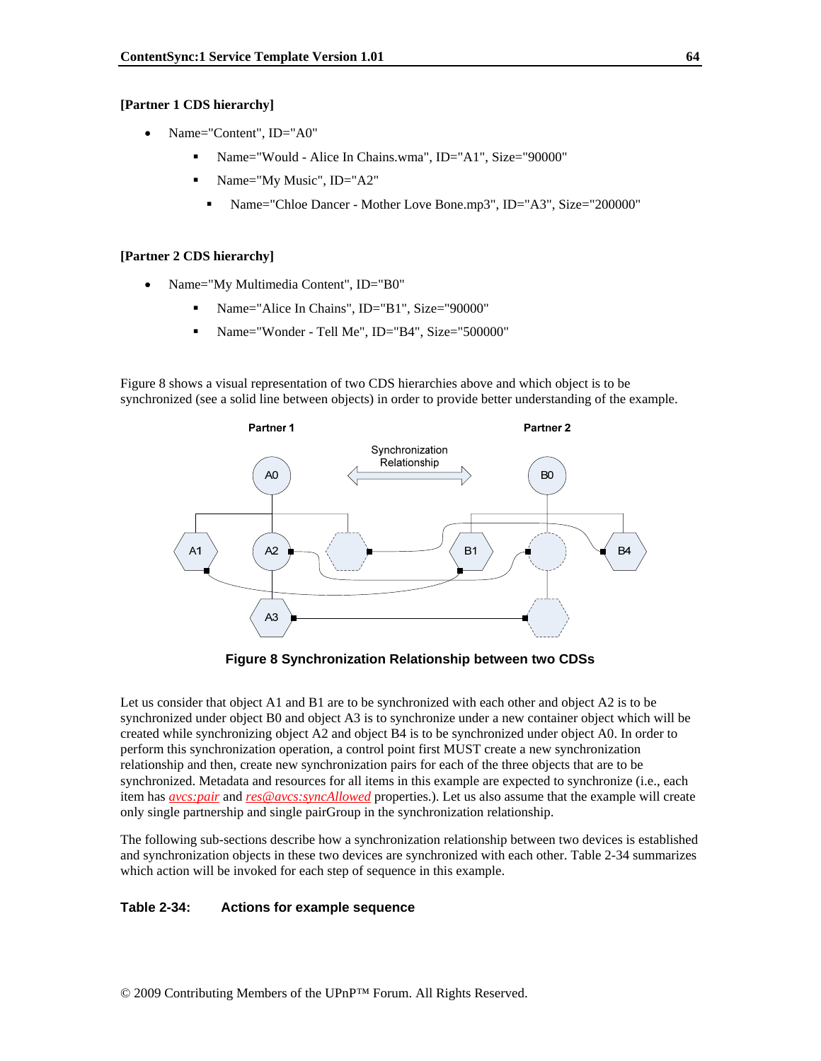**[Partner 1 CDS hierarchy]**

- Name="Content", ID="A0"
  - Name="Would - Alice In Chains.wma", ID="A1", Size="90000"
  - Name="My Music", ID="A2"
    - Name="Chloe Dancer - Mother Love Bone.mp3", ID="A3", Size="200000"

**[Partner 2 CDS hierarchy]**

- Name="My Multimedia Content", ID="B0"
  - Name="Alice In Chains", ID="B1", Size="90000"
  - Name="Wonder - Tell Me", ID="B4", Size="500000"

Figure 8 shows a visual representation of two CDS hierarchies above and which object is to be synchronized (see a solid line between objects) in order to provide better understanding of the example.

**Figure 8 Synchronization Relationship between two CDSs**

Let us consider that object A1 and B1 are to be synchronized with each other and object A2 is to be synchronized under object B0 and object A3 is to synchronize under a new container object which will be created while synchronizing object A2 and object B4 is to be synchronized under object A0. In order to perform this synchronization operation, a control point first MUST create a new synchronization relationship and then, create new synchronization pairs for each of the three objects that are to be synchronized. Metadata and resources for all items in this example are expected to synchronize (i.e., each item has *avcs:pair* and *res@avcs:syncAllowed* properties.). Let us also assume that the example will create only single partnership and single pairGroup in the synchronization relationship.

The following sub-sections describe how a synchronization relationship between two devices is established and synchronization objects in these two devices are synchronized with each other. Table 2-34 summarizes which action will be invoked for each step of sequence in this example.

**Table 2-34: Actions for example sequence**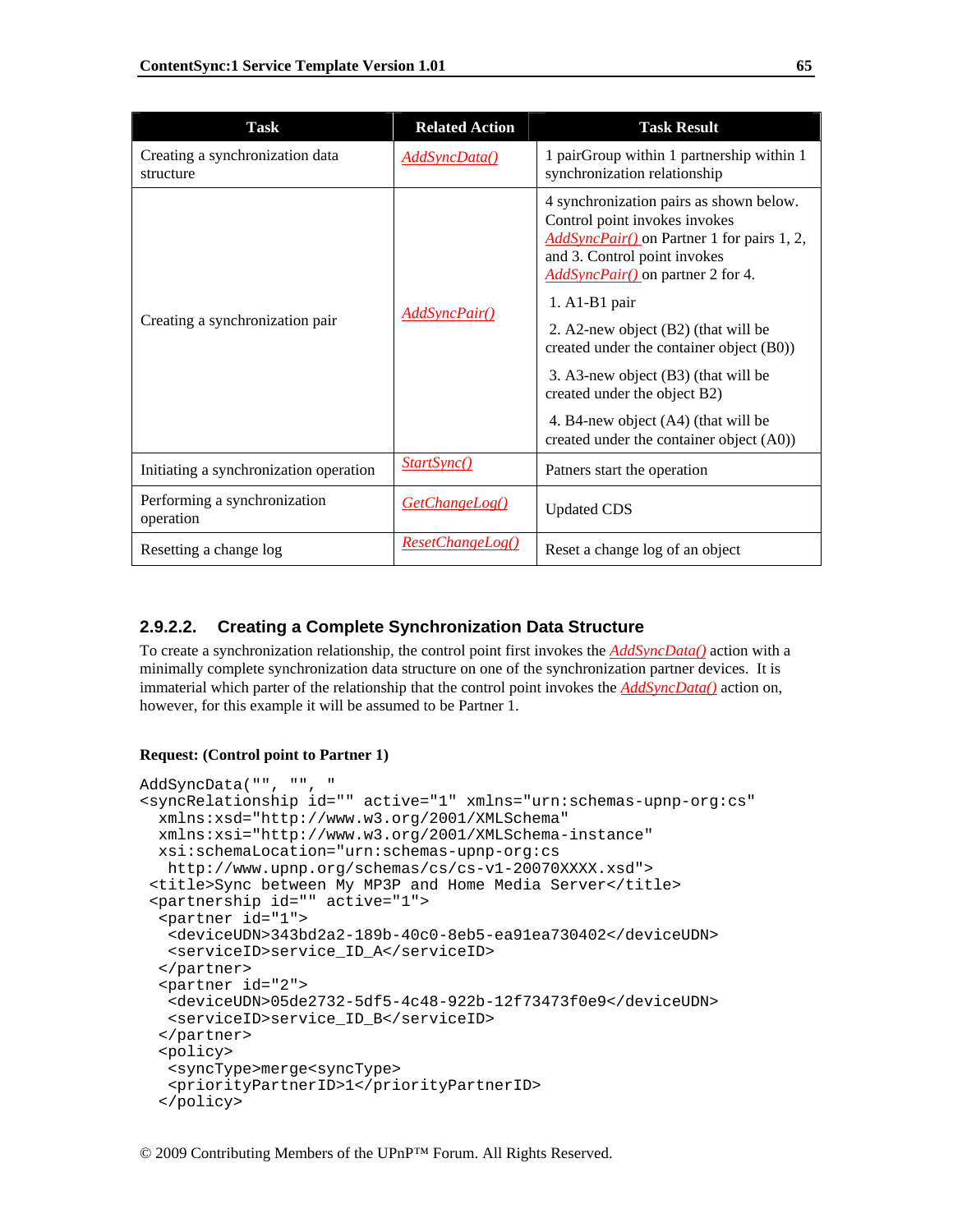| Task | Related Action | Task Result |
|---|---|---|
| Creating a synchronization data structure | AddSyncData() | 1 pairGroup within 1 partnership within 1 synchronization relationship |
| Creating a synchronization pair | AddSyncPair() | 4 synchronization pairs as shown below. Control point invokes invokes AddSyncPair() on Partner 1 for pairs 1, 2, and 3. Control point invokes AddSyncPair() on partner 2 for 4.<br>1. A1-B1 pair<br>2. A2-new object (B2) (that will be created under the container object (B0))<br>3. A3-new object (B3) (that will be created under the object B2)<br>4. B4-new object (A4) (that will be created under the container object (A0)) |
| Initiating a synchronization operation | StartSync() | Patners start the operation |
| Performing a synchronization operation | GetChangeLog() | Updated CDS |
| Resetting a change log | ResetChangeLog() | Reset a change log of an object |

#### 2.9.2.2. Creating a Complete Synchronization Data Structure

To create a synchronization relationship, the control point first invokes the AddSyncData() action with a minimally complete synchronization data structure on one of the synchronization partner devices. It is immaterial which parter of the relationship that the control point invokes the AddSyncData() action on, however, for this example it will be assumed to be Partner 1.

**Request: (Control point to Partner 1)**

```
AddSyncData("", "", "
<syncRelationship id="" active="1" xmlns="urn:schemas-upnp-org:cs"
  xmlns:xsd="http://www.w3.org/2001/XMLSchema"
  xmlns:xsi="http://www.w3.org/2001/XMLSchema-instance"
  xsi:schemaLocation="urn:schemas-upnp-org:cs
   http://www.upnp.org/schemas/cs/cs-v1-20070XXXX.xsd">
 <title>Sync between My MP3P and Home Media Server</title>
 <partnership id="" active="1">
  <partner id="1">
   <deviceUDN>343bd2a2-189b-40c0-8eb5-ea91ea730402</deviceUDN>
   <serviceID>service_ID_A</serviceID>
  </partner>
  <partner id="2">
   <deviceUDN>05de2732-5df5-4c48-922b-12f73473f0e9</deviceUDN>
   <serviceID>service_ID_B</serviceID>
  </partner>
  <policy>
   <syncType>merge<syncType>
   <priorityPartnerID>1</priorityPartnerID>
  </policy>
```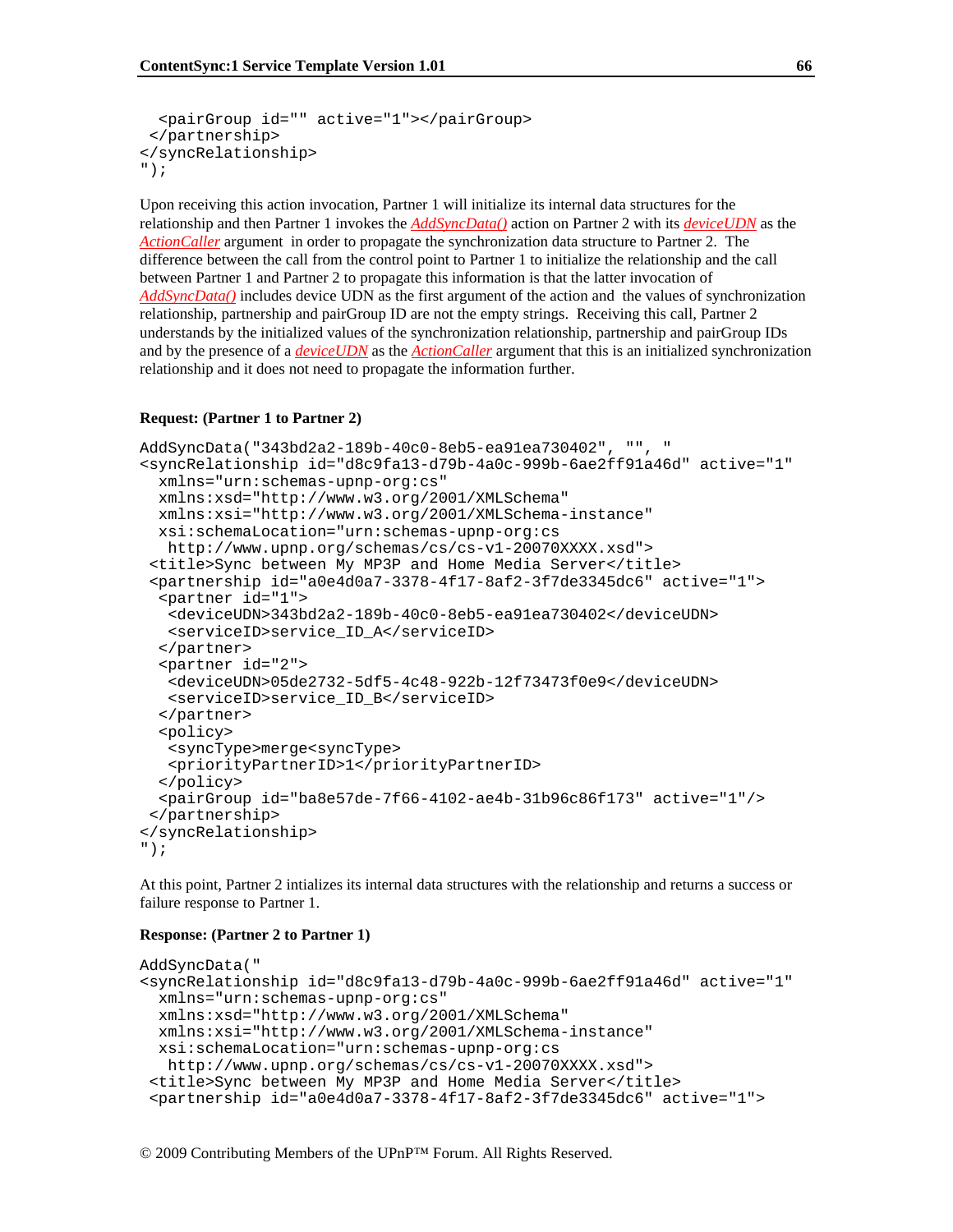```
  <pairGroup id="" active="1"></pairGroup>
 </partnership>
</syncRelationship>
");
```

Upon receiving this action invocation, Partner 1 will initialize its internal data structures for the relationship and then Partner 1 invokes the *AddSyncData()* action on Partner 2 with its *deviceUDN* as the *ActionCaller* argument in order to propagate the synchronization data structure to Partner 2. The difference between the call from the control point to Partner 1 to initialize the relationship and the call between Partner 1 and Partner 2 to propagate this information is that the latter invocation of *AddSyncData()* includes device UDN as the first argument of the action and the values of synchronization relationship, partnership and pairGroup ID are not the empty strings. Receiving this call, Partner 2 understands by the initialized values of the synchronization relationship, partnership and pairGroup IDs and by the presence of a *deviceUDN* as the *ActionCaller* argument that this is an initialized synchronization relationship and it does not need to propagate the information further.

**Request: (Partner 1 to Partner 2)**

```
AddSyncData("343bd2a2-189b-40c0-8eb5-ea91ea730402", "", "
<syncRelationship id="d8c9fa13-d79b-4a0c-999b-6ae2ff91a46d" active="1"
  xmlns="urn:schemas-upnp-org:cs"
  xmlns:xsd="http://www.w3.org/2001/XMLSchema"
  xmlns:xsi="http://www.w3.org/2001/XMLSchema-instance"
  xsi:schemaLocation="urn:schemas-upnp-org:cs
   http://www.upnp.org/schemas/cs/cs-v1-20070XXXX.xsd">
 <title>Sync between My MP3P and Home Media Server</title>
 <partnership id="a0e4d0a7-3378-4f17-8af2-3f7de3345dc6" active="1">
  <partner id="1">
   <deviceUDN>343bd2a2-189b-40c0-8eb5-ea91ea730402</deviceUDN>
   <serviceID>service_ID_A</serviceID>
  </partner>
  <partner id="2">
   <deviceUDN>05de2732-5df5-4c48-922b-12f73473f0e9</deviceUDN>
   <serviceID>service_ID_B</serviceID>
  </partner>
  <policy>
   <syncType>merge<syncType>
   <priorityPartnerID>1</priorityPartnerID>
  </policy>
  <pairGroup id="ba8e57de-7f66-4102-ae4b-31b96c86f173" active="1"/>
 </partnership>
</syncRelationship>
");
```

At this point, Partner 2 intializes its internal data structures with the relationship and returns a success or failure response to Partner 1.

**Response: (Partner 2 to Partner 1)**

```
AddSyncData("
<syncRelationship id="d8c9fa13-d79b-4a0c-999b-6ae2ff91a46d" active="1"
  xmlns="urn:schemas-upnp-org:cs"
  xmlns:xsd="http://www.w3.org/2001/XMLSchema"
  xmlns:xsi="http://www.w3.org/2001/XMLSchema-instance"
  xsi:schemaLocation="urn:schemas-upnp-org:cs
   http://www.upnp.org/schemas/cs/cs-v1-20070XXXX.xsd">
 <title>Sync between My MP3P and Home Media Server</title>
 <partnership id="a0e4d0a7-3378-4f17-8af2-3f7de3345dc6" active="1">
```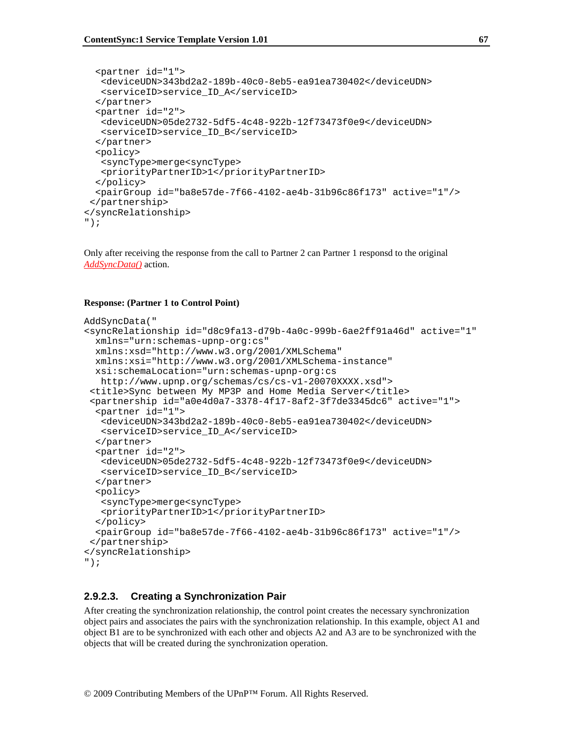```
  <partner id="1">
   <deviceUDN>343bd2a2-189b-40c0-8eb5-ea91ea730402</deviceUDN>
   <serviceID>service_ID_A</serviceID>
  </partner>
  <partner id="2">
   <deviceUDN>05de2732-5df5-4c48-922b-12f73473f0e9</deviceUDN>
   <serviceID>service_ID_B</serviceID>
  </partner>
  <policy>
   <syncType>merge<syncType>
   <priorityPartnerID>1</priorityPartnerID>
  </policy>
  <pairGroup id="ba8e57de-7f66-4102-ae4b-31b96c86f173" active="1"/>
 </partnership>
</syncRelationship>
");
```

Only after receiving the response from the call to Partner 2 can Partner 1 responsd to the original *AddSyncData()* action.

**Response: (Partner 1 to Control Point)**

```
AddSyncData("
<syncRelationship id="d8c9fa13-d79b-4a0c-999b-6ae2ff91a46d" active="1"
  xmlns="urn:schemas-upnp-org:cs"
  xmlns:xsd="http://www.w3.org/2001/XMLSchema"
  xmlns:xsi="http://www.w3.org/2001/XMLSchema-instance"
  xsi:schemaLocation="urn:schemas-upnp-org:cs
   http://www.upnp.org/schemas/cs/cs-v1-20070XXXX.xsd">
 <title>Sync between My MP3P and Home Media Server</title>
 <partnership id="a0e4d0a7-3378-4f17-8af2-3f7de3345dc6" active="1">
  <partner id="1">
   <deviceUDN>343bd2a2-189b-40c0-8eb5-ea91ea730402</deviceUDN>
   <serviceID>service_ID_A</serviceID>
  </partner>
  <partner id="2">
   <deviceUDN>05de2732-5df5-4c48-922b-12f73473f0e9</deviceUDN>
   <serviceID>service_ID_B</serviceID>
  </partner>
  <policy>
   <syncType>merge<syncType>
   <priorityPartnerID>1</priorityPartnerID>
  </policy>
  <pairGroup id="ba8e57de-7f66-4102-ae4b-31b96c86f173" active="1"/>
 </partnership>
</syncRelationship>
");
```

#### 2.9.2.3. Creating a Synchronization Pair

After creating the synchronization relationship, the control point creates the necessary synchronization object pairs and associates the pairs with the synchronization relationship. In this example, object A1 and object B1 are to be synchronized with each other and objects A2 and A3 are to be synchronized with the objects that will be created during the synchronization operation.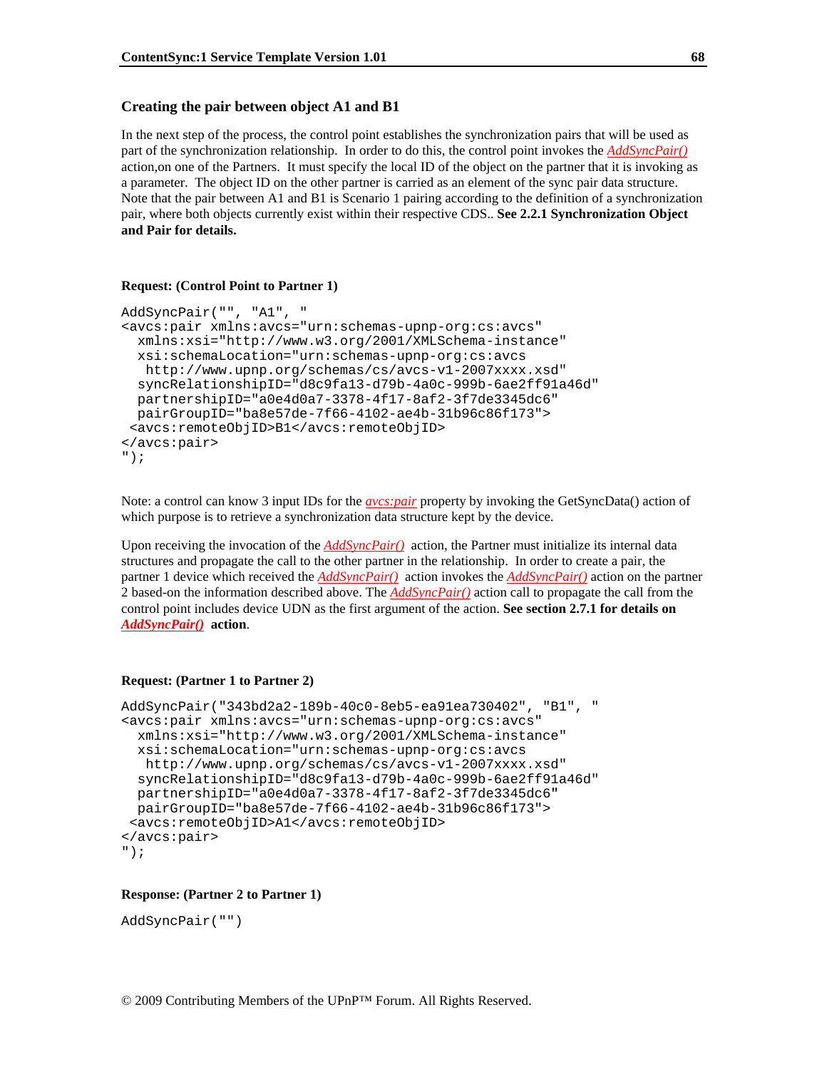### Creating the pair between object A1 and B1

In the next step of the process, the control point establishes the synchronization pairs that will be used as part of the synchronization relationship. In order to do this, the control point invokes the *AddSyncPair()* action,on one of the Partners. It must specify the local ID of the object on the partner that it is invoking as a parameter. The object ID on the other partner is carried as an element of the sync pair data structure. Note that the pair between A1 and B1 is Scenario 1 pairing according to the definition of a synchronization pair, where both objects currently exist within their respective CDS.. **See 2.2.1 Synchronization Object and Pair for details.**

**Request: (Control Point to Partner 1)**

```
AddSyncPair("", "A1", "
<avcs:pair xmlns:avcs="urn:schemas-upnp-org:cs:avcs"
  xmlns:xsi="http://www.w3.org/2001/XMLSchema-instance"
  xsi:schemaLocation="urn:schemas-upnp-org:cs:avcs
   http://www.upnp.org/schemas/cs/avcs-v1-2007xxxx.xsd"
  syncRelationshipID="d8c9fa13-d79b-4a0c-999b-6ae2ff91a46d"
  partnershipID="a0e4d0a7-3378-4f17-8af2-3f7de3345dc6"
  pairGroupID="ba8e57de-7f66-4102-ae4b-31b96c86f173">
 <avcs:remoteObjID>B1</avcs:remoteObjID>
</avcs:pair>
");
```

Note: a control can know 3 input IDs for the *avcs:pair* property by invoking the GetSyncData() action of which purpose is to retrieve a synchronization data structure kept by the device.

Upon receiving the invocation of the *AddSyncPair()* action, the Partner must initialize its internal data structures and propagate the call to the other partner in the relationship. In order to create a pair, the partner 1 device which received the *AddSyncPair()* action invokes the *AddSyncPair()* action on the partner 2 based-on the information described above. The *AddSyncPair()* action call to propagate the call from the control point includes device UDN as the first argument of the action. **See section 2.7.1 for details on *AddSyncPair()* action**.

**Request: (Partner 1 to Partner 2)**

```
AddSyncPair("343bd2a2-189b-40c0-8eb5-ea91ea730402", "B1", "
<avcs:pair xmlns:avcs="urn:schemas-upnp-org:cs:avcs"
  xmlns:xsi="http://www.w3.org/2001/XMLSchema-instance"
  xsi:schemaLocation="urn:schemas-upnp-org:cs:avcs
   http://www.upnp.org/schemas/cs/avcs-v1-2007xxxx.xsd"
  syncRelationshipID="d8c9fa13-d79b-4a0c-999b-6ae2ff91a46d"
  partnershipID="a0e4d0a7-3378-4f17-8af2-3f7de3345dc6"
  pairGroupID="ba8e57de-7f66-4102-ae4b-31b96c86f173">
 <avcs:remoteObjID>A1</avcs:remoteObjID>
</avcs:pair>
");
```

**Response: (Partner 2 to Partner 1)**

```
AddSyncPair("")
```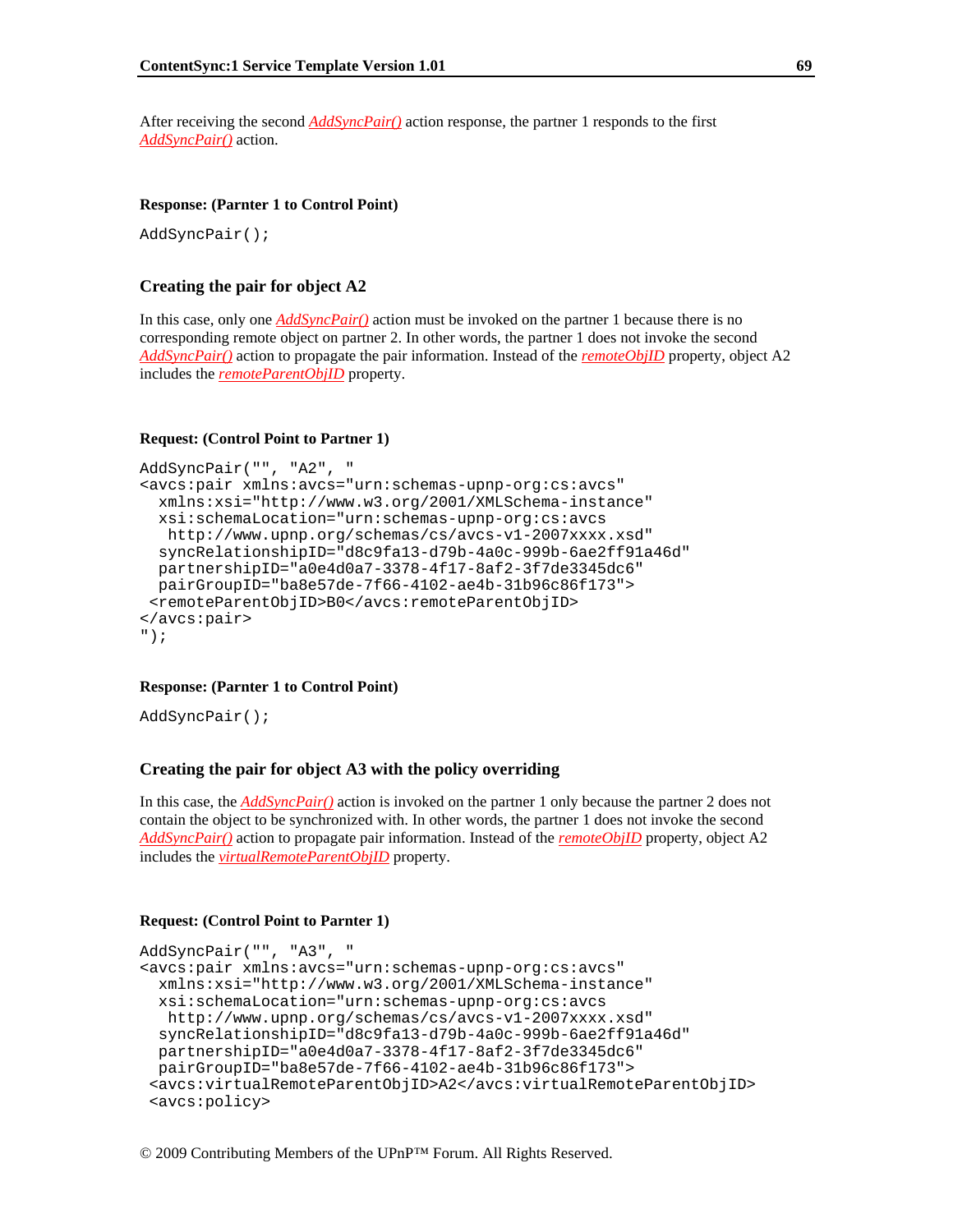After receiving the second *AddSyncPair()* action response, the partner 1 responds to the first *AddSyncPair()* action.

**Response: (Parnter 1 to Control Point)**

```
AddSyncPair();
```

### Creating the pair for object A2

In this case, only one *AddSyncPair()* action must be invoked on the partner 1 because there is no corresponding remote object on partner 2. In other words, the partner 1 does not invoke the second *AddSyncPair()* action to propagate the pair information. Instead of the *remoteObjID* property, object A2 includes the *remoteParentObjID* property.

**Request: (Control Point to Parnter 1)**

```
AddSyncPair("", "A2", "
<avcs:pair xmlns:avcs="urn:schemas-upnp-org:cs:avcs"
  xmlns:xsi="http://www.w3.org/2001/XMLSchema-instance"
  xsi:schemaLocation="urn:schemas-upnp-org:cs:avcs
   http://www.upnp.org/schemas/cs/avcs-v1-2007xxxx.xsd"
  syncRelationshipID="d8c9fa13-d79b-4a0c-999b-6ae2ff91a46d"
  partnershipID="a0e4d0a7-3378-4f17-8af2-3f7de3345dc6"
  pairGroupID="ba8e57de-7f66-4102-ae4b-31b96c86f173">
 <remoteParentObjID>B0</avcs:remoteParentObjID>
</avcs:pair>
");
```

**Response: (Parnter 1 to Control Point)**

```
AddSyncPair();
```

### Creating the pair for object A3 with the policy overriding

In this case, the *AddSyncPair()* action is invoked on the partner 1 only because the partner 2 does not contain the object to be synchronized with. In other words, the partner 1 does not invoke the second *AddSyncPair()* action to propagate pair information. Instead of the *remoteObjID* property, object A2 includes the *virtualRemoteParentObjID* property.

**Request: (Control Point to Parnter 1)**

```
AddSyncPair("", "A3", "
<avcs:pair xmlns:avcs="urn:schemas-upnp-org:cs:avcs"
  xmlns:xsi="http://www.w3.org/2001/XMLSchema-instance"
  xsi:schemaLocation="urn:schemas-upnp-org:cs:avcs
   http://www.upnp.org/schemas/cs/avcs-v1-2007xxxx.xsd"
  syncRelationshipID="d8c9fa13-d79b-4a0c-999b-6ae2ff91a46d"
  partnershipID="a0e4d0a7-3378-4f17-8af2-3f7de3345dc6"
  pairGroupID="ba8e57de-7f66-4102-ae4b-31b96c86f173">
 <avcs:virtualRemoteParentObjID>A2</avcs:virtualRemoteParentObjID>
 <avcs:policy>
```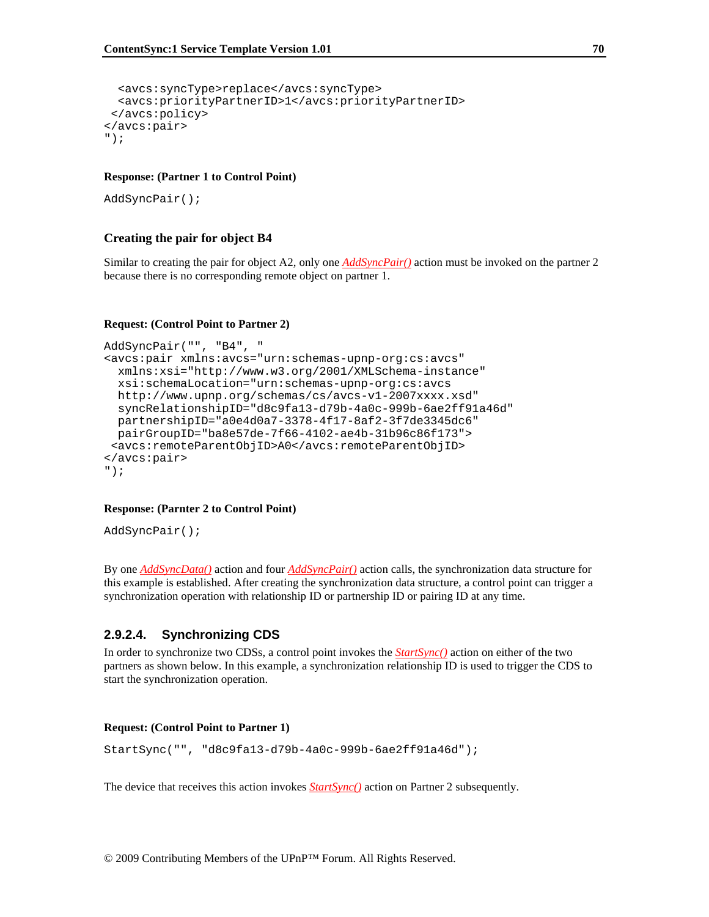```
  <avcs:syncType>replace</avcs:syncType>
  <avcs:priorityPartnerID>1</avcs:priorityPartnerID>
 </avcs:policy>
</avcs:pair>
");
```

**Response: (Partner 1 to Control Point)**

```
AddSyncPair();
```

### Creating the pair for object B4

Similar to creating the pair for object A2, only one *AddSyncPair()* action must be invoked on the partner 2 because there is no corresponding remote object on partner 1.

**Request: (Control Point to Partner 2)**

```
AddSyncPair("", "B4", "
<avcs:pair xmlns:avcs="urn:schemas-upnp-org:cs:avcs"
  xmlns:xsi="http://www.w3.org/2001/XMLSchema-instance"
  xsi:schemaLocation="urn:schemas-upnp-org:cs:avcs
  http://www.upnp.org/schemas/cs/avcs-v1-2007xxxx.xsd"
  syncRelationshipID="d8c9fa13-d79b-4a0c-999b-6ae2ff91a46d"
  partnershipID="a0e4d0a7-3378-4f17-8af2-3f7de3345dc6"
  pairGroupID="ba8e57de-7f66-4102-ae4b-31b96c86f173">
 <avcs:remoteParentObjID>A0</avcs:remoteParentObjID>
</avcs:pair>
");
```

**Response: (Parnter 2 to Control Point)**

```
AddSyncPair();
```

By one *AddSyncData()* action and four *AddSyncPair()* action calls, the synchronization data structure for this example is established. After creating the synchronization data structure, a control point can trigger a synchronization operation with relationship ID or partnership ID or pairing ID at any time.

### 2.9.2.4. Synchronizing CDS

In order to synchronize two CDSs, a control point invokes the *StartSync()* action on either of the two partners as shown below. In this example, a synchronization relationship ID is used to trigger the CDS to start the synchronization operation.

**Request: (Control Point to Partner 1)**

```
StartSync("", "d8c9fa13-d79b-4a0c-999b-6ae2ff91a46d");
```

The device that receives this action invokes *StartSync()* action on Partner 2 subsequently.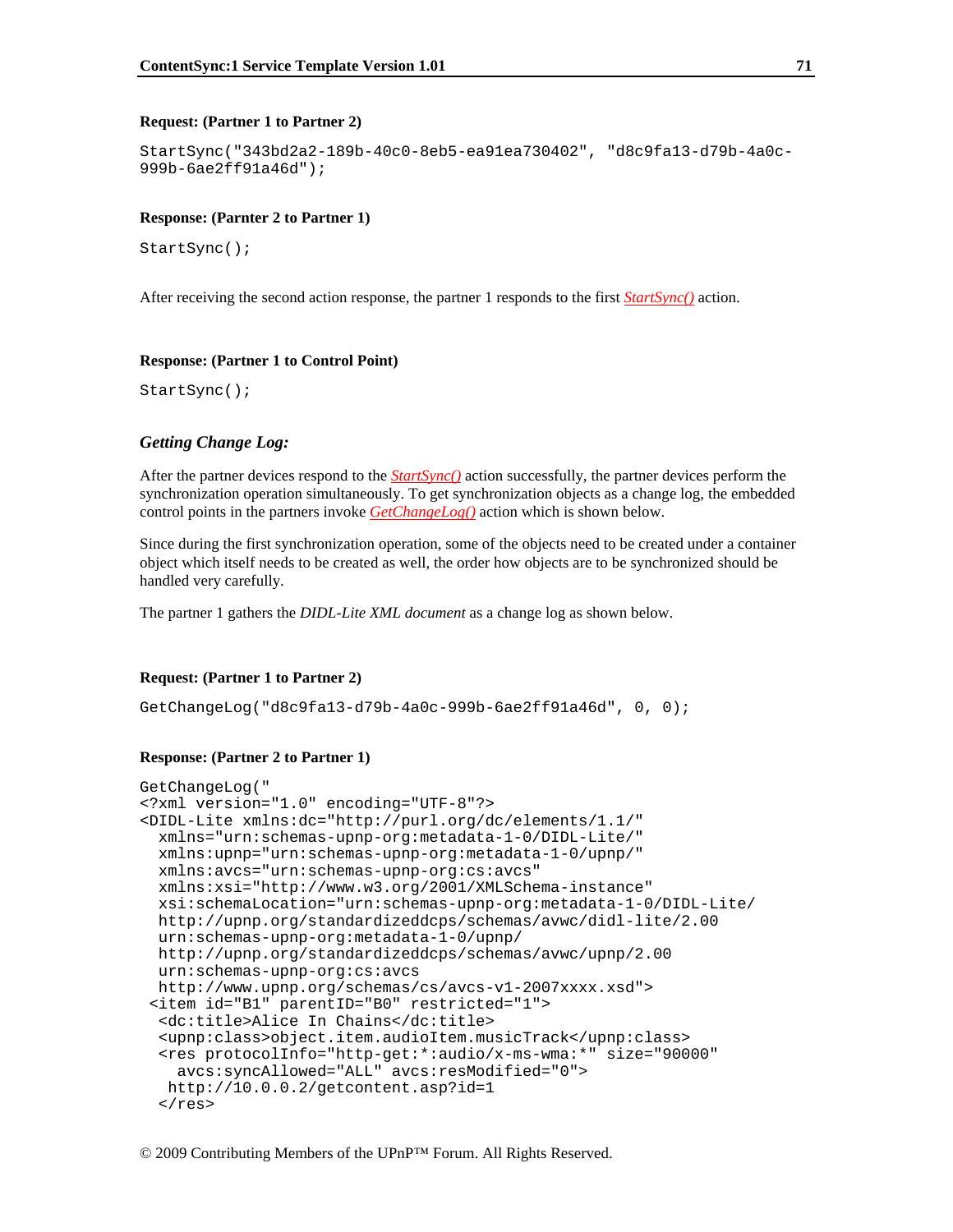**Request: (Partner 1 to Partner 2)**

```
StartSync("343bd2a2-189b-40c0-8eb5-ea91ea730402", "d8c9fa13-d79b-4a0c-
999b-6ae2ff91a46d");
```

**Response: (Parnter 2 to Partner 1)**

```
StartSync();
```

After receiving the second action response, the partner 1 responds to the first *StartSync()* action.

**Response: (Partner 1 to Control Point)**

```
StartSync();
```

### *Getting Change Log:*

After the partner devices respond to the *StartSync()* action successfully, the partner devices perform the synchronization operation simultaneously. To get synchronization objects as a change log, the embedded control points in the partners invoke *GetChangeLog()* action which is shown below.

Since during the first synchronization operation, some of the objects need to be created under a container object which itself needs to be created as well, the order how objects are to be synchronized should be handled very carefully.

The partner 1 gathers the *DIDL-Lite XML document* as a change log as shown below.

**Request: (Partner 1 to Partner 2)**

```
GetChangeLog("d8c9fa13-d79b-4a0c-999b-6ae2ff91a46d", 0, 0);
```

**Response: (Partner 2 to Partner 1)**

```
GetChangeLog("
<?xml version="1.0" encoding="UTF-8"?>
<DIDL-Lite xmlns:dc="http://purl.org/dc/elements/1.1/"
  xmlns="urn:schemas-upnp-org:metadata-1-0/DIDL-Lite/"
  xmlns:upnp="urn:schemas-upnp-org:metadata-1-0/upnp/"
  xmlns:avcs="urn:schemas-upnp-org:cs:avcs"
  xmlns:xsi="http://www.w3.org/2001/XMLSchema-instance"
  xsi:schemaLocation="urn:schemas-upnp-org:metadata-1-0/DIDL-Lite/
  http://upnp.org/standardizeddcps/schemas/avwc/didl-lite/2.00
  urn:schemas-upnp-org:metadata-1-0/upnp/
  http://upnp.org/standardizeddcps/schemas/avwc/upnp/2.00
  urn:schemas-upnp-org:cs:avcs
  http://www.upnp.org/schemas/cs/avcs-v1-2007xxxx.xsd">
 <item id="B1" parentID="B0" restricted="1">
  <dc:title>Alice In Chains</dc:title>
  <upnp:class>object.item.audioItem.musicTrack</upnp:class>
  <res protocolInfo="http-get:*:audio/x-ms-wma:*" size="90000"
    avcs:syncAllowed="ALL" avcs:resModified="0">
   http://10.0.0.2/getcontent.asp?id=1
  </res>
```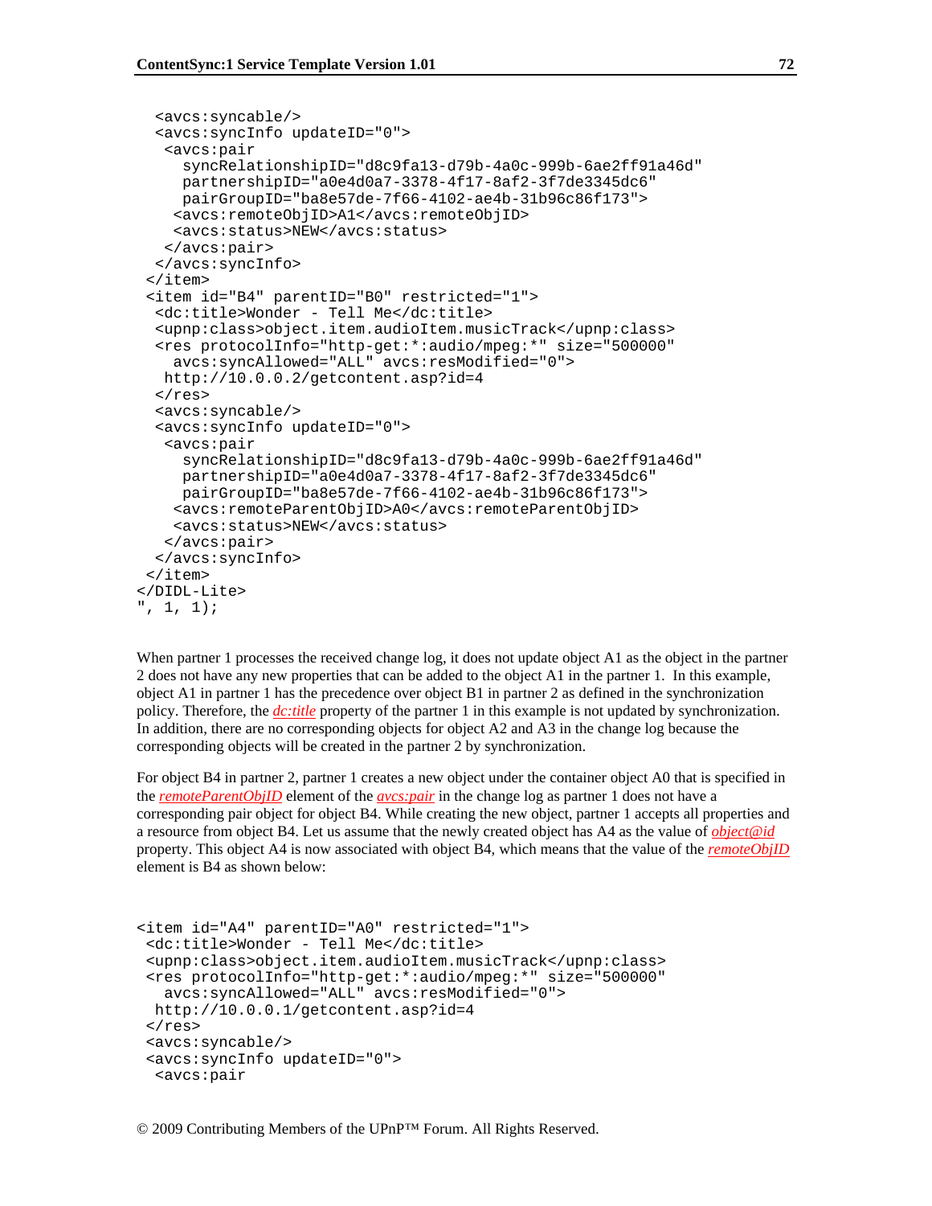```
  <avcs:syncable/>
  <avcs:syncInfo updateID="0">
   <avcs:pair
     syncRelationshipID="d8c9fa13-d79b-4a0c-999b-6ae2ff91a46d"
     partnershipID="a0e4d0a7-3378-4f17-8af2-3f7de3345dc6"
     pairGroupID="ba8e57de-7f66-4102-ae4b-31b96c86f173">
    <avcs:remoteObjID>A1</avcs:remoteObjID>
    <avcs:status>NEW</avcs:status>
   </avcs:pair>
  </avcs:syncInfo>
 </item>
 <item id="B4" parentID="B0" restricted="1">
  <dc:title>Wonder - Tell Me</dc:title>
  <upnp:class>object.item.audioItem.musicTrack</upnp:class>
  <res protocolInfo="http-get:*:audio/mpeg:*" size="500000"
    avcs:syncAllowed="ALL" avcs:resModified="0">
   http://10.0.0.2/getcontent.asp?id=4
  </res>
  <avcs:syncable/>
  <avcs:syncInfo updateID="0">
   <avcs:pair
     syncRelationshipID="d8c9fa13-d79b-4a0c-999b-6ae2ff91a46d"
     partnershipID="a0e4d0a7-3378-4f17-8af2-3f7de3345dc6"
     pairGroupID="ba8e57de-7f66-4102-ae4b-31b96c86f173">
    <avcs:remoteParentObjID>A0</avcs:remoteParentObjID>
    <avcs:status>NEW</avcs:status>
   </avcs:pair>
  </avcs:syncInfo>
 </item>
</DIDL-Lite>
", 1, 1);
```

When partner 1 processes the received change log, it does not update object A1 as the object in the partner 2 does not have any new properties that can be added to the object A1 in the partner 1. In this example, object A1 in partner 1 has the precedence over object B1 in partner 2 as defined in the synchronization policy. Therefore, the *dc:title* property of the partner 1 in this example is not updated by synchronization. In addition, there are no corresponding objects for object A2 and A3 in the change log because the corresponding objects will be created in the partner 2 by synchronization.

For object B4 in partner 2, partner 1 creates a new object under the container object A0 that is specified in the *remoteParentObjID* element of the *avcs:pair* in the change log as partner 1 does not have a corresponding pair object for object B4. While creating the new object, partner 1 accepts all properties and a resource from object B4. Let us assume that the newly created object has A4 as the value of *object@id* property. This object A4 is now associated with object B4, which means that the value of the *remoteObjID* element is B4 as shown below:

```
<item id="A4" parentID="A0" restricted="1">
 <dc:title>Wonder - Tell Me</dc:title>
 <upnp:class>object.item.audioItem.musicTrack</upnp:class>
 <res protocolInfo="http-get:*:audio/mpeg:*" size="500000"
   avcs:syncAllowed="ALL" avcs:resModified="0">
  http://10.0.0.1/getcontent.asp?id=4
 </res>
 <avcs:syncable/>
 <avcs:syncInfo updateID="0">
  <avcs:pair
```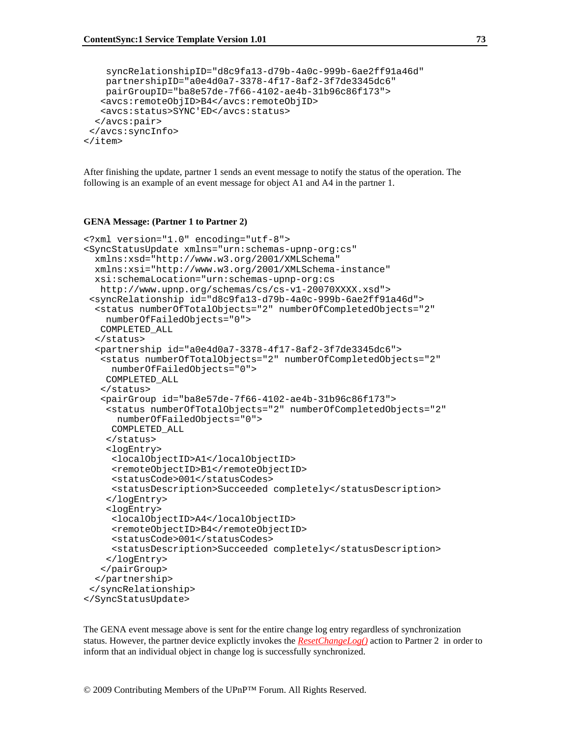```
    syncRelationshipID="d8c9fa13-d79b-4a0c-999b-6ae2ff91a46d"
    partnershipID="a0e4d0a7-3378-4f17-8af2-3f7de3345dc6"
    pairGroupID="ba8e57de-7f66-4102-ae4b-31b96c86f173">
   <avcs:remoteObjID>B4</avcs:remoteObjID>
   <avcs:status>SYNC'ED</avcs:status>
  </avcs:pair>
 </avcs:syncInfo>
</item>
```

After finishing the update, partner 1 sends an event message to notify the status of the operation. The following is an example of an event message for object A1 and A4 in the partner 1.

**GENA Message: (Partner 1 to Partner 2)**

```
<?xml version="1.0" encoding="utf-8">
<SyncStatusUpdate xmlns="urn:schemas-upnp-org:cs"
  xmlns:xsd="http://www.w3.org/2001/XMLSchema"
  xmlns:xsi="http://www.w3.org/2001/XMLSchema-instance"
  xsi:schemaLocation="urn:schemas-upnp-org:cs
   http://www.upnp.org/schemas/cs/cs-v1-20070XXXX.xsd">
 <syncRelationship id="d8c9fa13-d79b-4a0c-999b-6ae2ff91a46d">
  <status numberOfTotalObjects="2" numberOfCompletedObjects="2"
    numberOfFailedObjects="0">
   COMPLETED_ALL
  </status>
  <partnership id="a0e4d0a7-3378-4f17-8af2-3f7de3345dc6">
   <status numberOfTotalObjects="2" numberOfCompletedObjects="2"
     numberOfFailedObjects="0">
    COMPLETED_ALL
   </status>
   <pairGroup id="ba8e57de-7f66-4102-ae4b-31b96c86f173">
    <status numberOfTotalObjects="2" numberOfCompletedObjects="2"
      numberOfFailedObjects="0">
     COMPLETED_ALL
    </status>
    <logEntry>
     <localObjectID>A1</localObjectID>
     <remoteObjectID>B1</remoteObjectID>
     <statusCode>001</statusCodes>
     <statusDescription>Succeeded completely</statusDescription>
    </logEntry>
    <logEntry>
     <localObjectID>A4</localObjectID>
     <remoteObjectID>B4</remoteObjectID>
     <statusCode>001</statusCodes>
     <statusDescription>Succeeded completely</statusDescription>
    </logEntry>
   </pairGroup>
  </partnership>
 </syncRelationship>
</SyncStatusUpdate>
```

The GENA event message above is sent for the entire change log entry regardless of synchronization status. However, the partner device explictly invokes the *ResetChangeLog()* action to Partner 2 in order to inform that an individual object in change log is successfully synchronized.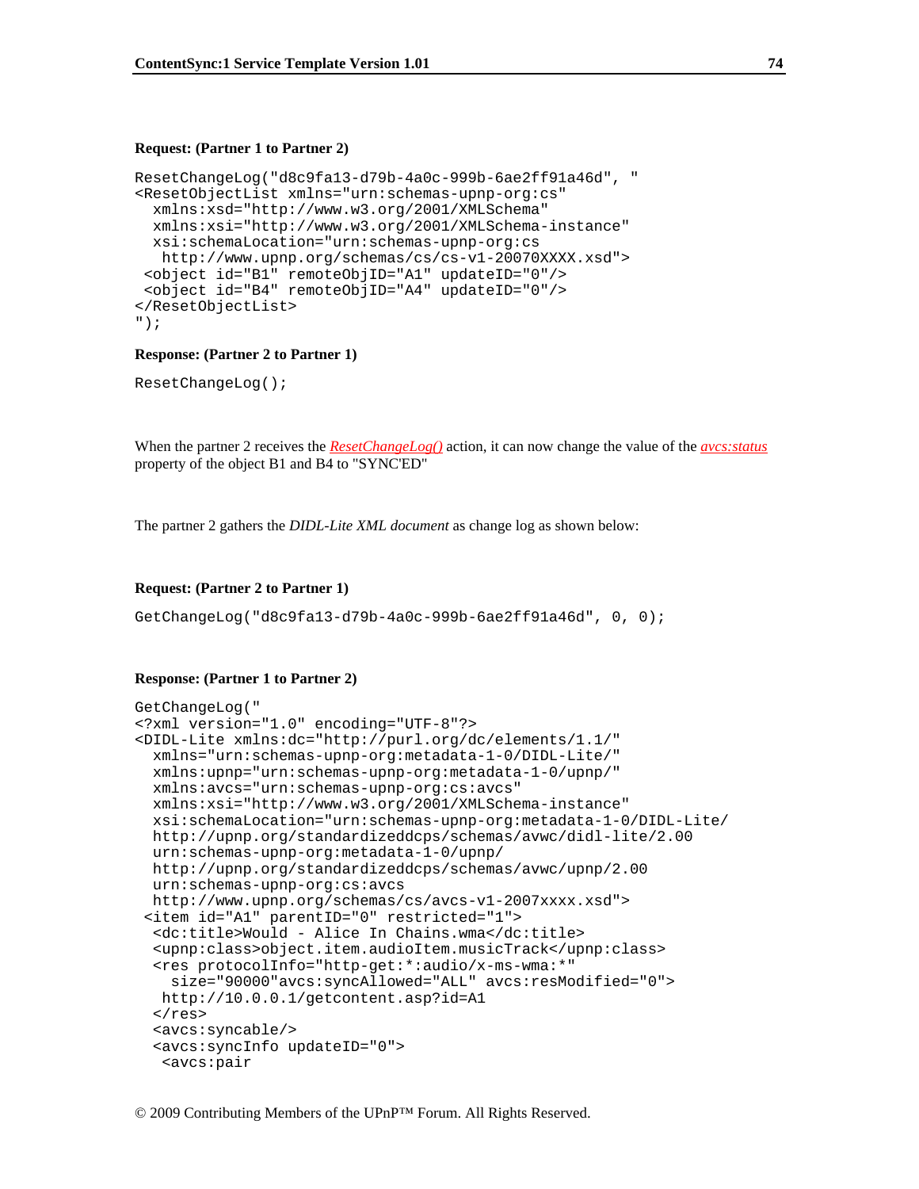**Request: (Partner 1 to Partner 2)**

```
ResetChangeLog("d8c9fa13-d79b-4a0c-999b-6ae2ff91a46d", "
<ResetObjectList xmlns="urn:schemas-upnp-org:cs"
  xmlns:xsd="http://www.w3.org/2001/XMLSchema"
  xmlns:xsi="http://www.w3.org/2001/XMLSchema-instance"
  xsi:schemaLocation="urn:schemas-upnp-org:cs
   http://www.upnp.org/schemas/cs/cs-v1-20070XXXX.xsd">
 <object id="B1" remoteObjID="A1" updateID="0"/>
 <object id="B4" remoteObjID="A4" updateID="0"/>
</ResetObjectList>
");
```

**Response: (Partner 2 to Partner 1)**

```
ResetChangeLog();
```

When the partner 2 receives the *ResetChangeLog()* action, it can now change the value of the *avcs:status* property of the object B1 and B4 to "SYNC'ED"

The partner 2 gathers the *DIDL-Lite XML document* as change log as shown below:

**Request: (Partner 2 to Partner 1)**

```
GetChangeLog("d8c9fa13-d79b-4a0c-999b-6ae2ff91a46d", 0, 0);
```

**Response: (Partner 1 to Partner 2)**

```
GetChangeLog("
<?xml version="1.0" encoding="UTF-8"?>
<DIDL-Lite xmlns:dc="http://purl.org/dc/elements/1.1/"
  xmlns="urn:schemas-upnp-org:metadata-1-0/DIDL-Lite/"
  xmlns:upnp="urn:schemas-upnp-org:metadata-1-0/upnp/"
  xmlns:avcs="urn:schemas-upnp-org:cs:avcs"
  xmlns:xsi="http://www.w3.org/2001/XMLSchema-instance"
  xsi:schemaLocation="urn:schemas-upnp-org:metadata-1-0/DIDL-Lite/
  http://upnp.org/standardizeddcps/schemas/avwc/didl-lite/2.00
  urn:schemas-upnp-org:metadata-1-0/upnp/
  http://upnp.org/standardizeddcps/schemas/avwc/upnp/2.00
  urn:schemas-upnp-org:cs:avcs
  http://www.upnp.org/schemas/cs/avcs-v1-2007xxxx.xsd">
 <item id="A1" parentID="0" restricted="1">
  <dc:title>Would - Alice In Chains.wma</dc:title>
  <upnp:class>object.item.audioItem.musicTrack</upnp:class>
  <res protocolInfo="http-get:*:audio/x-ms-wma:*"
    size="90000"avcs:syncAllowed="ALL" avcs:resModified="0">
   http://10.0.0.1/getcontent.asp?id=A1
  </res>
  <avcs:syncable/>
  <avcs:syncInfo updateID="0">
   <avcs:pair
```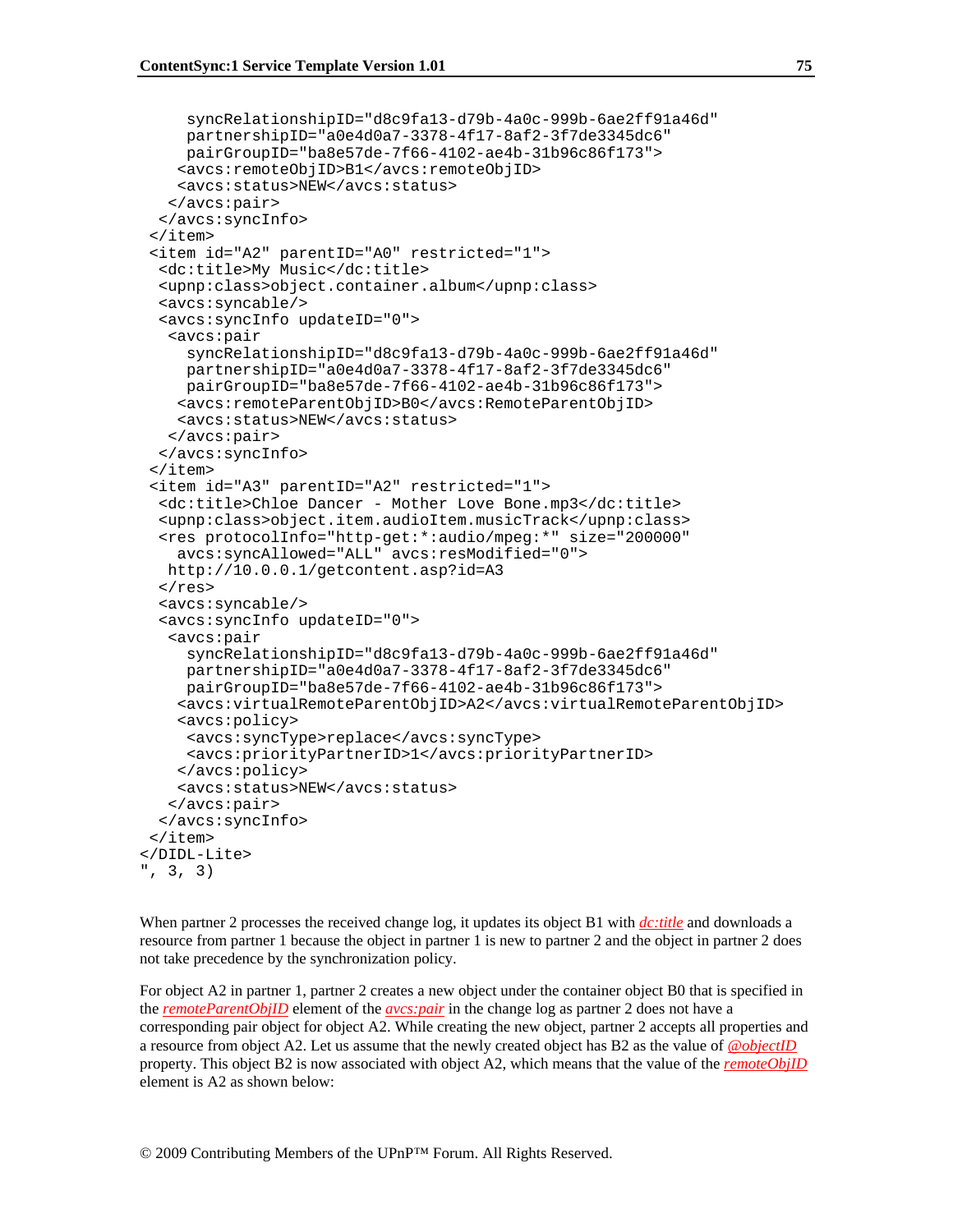```
      syncRelationshipID="d8c9fa13-d79b-4a0c-999b-6ae2ff91a46d"
      partnershipID="a0e4d0a7-3378-4f17-8af2-3f7de3345dc6"
      pairGroupID="ba8e57de-7f66-4102-ae4b-31b96c86f173">
     <avcs:remoteObjID>B1</avcs:remoteObjID>
     <avcs:status>NEW</avcs:status>
    </avcs:pair>
   </avcs:syncInfo>
  </item>
  <item id="A2" parentID="A0" restricted="1">
   <dc:title>My Music</dc:title>
   <upnp:class>object.container.album</upnp:class>
   <avcs:syncable/>
   <avcs:syncInfo updateID="0">
    <avcs:pair
      syncRelationshipID="d8c9fa13-d79b-4a0c-999b-6ae2ff91a46d"
      partnershipID="a0e4d0a7-3378-4f17-8af2-3f7de3345dc6"
      pairGroupID="ba8e57de-7f66-4102-ae4b-31b96c86f173">
     <avcs:remoteParentObjID>B0</avcs:RemoteParentObjID>
     <avcs:status>NEW</avcs:status>
    </avcs:pair>
   </avcs:syncInfo>
  </item>
  <item id="A3" parentID="A2" restricted="1">
   <dc:title>Chloe Dancer - Mother Love Bone.mp3</dc:title>
   <upnp:class>object.item.audioItem.musicTrack</upnp:class>
   <res protocolInfo="http-get:*:audio/mpeg:*" size="200000"
     avcs:syncAllowed="ALL" avcs:resModified="0">
    http://10.0.0.1/getcontent.asp?id=A3
   </res>
   <avcs:syncable/>
   <avcs:syncInfo updateID="0">
    <avcs:pair
      syncRelationshipID="d8c9fa13-d79b-4a0c-999b-6ae2ff91a46d"
      partnershipID="a0e4d0a7-3378-4f17-8af2-3f7de3345dc6"
      pairGroupID="ba8e57de-7f66-4102-ae4b-31b96c86f173">
     <avcs:virtualRemoteParentObjID>A2</avcs:virtualRemoteParentObjID>
     <avcs:policy>
      <avcs:syncType>replace</avcs:syncType>
      <avcs:priorityPartnerID>1</avcs:priorityPartnerID>
     </avcs:policy>
     <avcs:status>NEW</avcs:status>
    </avcs:pair>
   </avcs:syncInfo>
  </item>
</DIDL-Lite>
", 3, 3)
```

When partner 2 processes the received change log, it updates its object B1 with *dc:title* and downloads a resource from partner 1 because the object in partner 1 is new to partner 2 and the object in partner 2 does not take precedence by the synchronization policy.

For object A2 in partner 1, partner 2 creates a new object under the container object B0 that is specified in the *remoteParentObjID* element of the *avcs:pair* in the change log as partner 2 does not have a corresponding pair object for object A2. While creating the new object, partner 2 accepts all properties and a resource from object A2. Let us assume that the newly created object has B2 as the value of *@objectID* property. This object B2 is now associated with object A2, which means that the value of the *remoteObjID* element is A2 as shown below: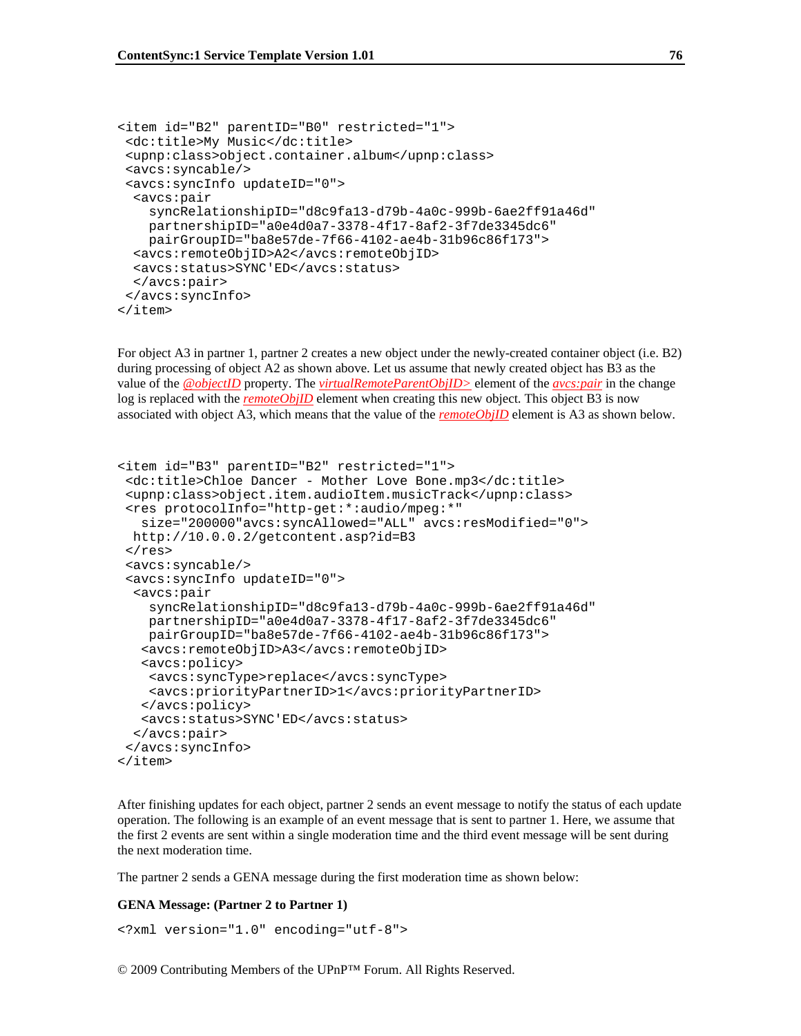```
<item id="B2" parentID="B0" restricted="1">
 <dc:title>My Music</dc:title>
 <upnp:class>object.container.album</upnp:class>
 <avcs:syncable/>
 <avcs:syncInfo updateID="0">
  <avcs:pair
    syncRelationshipID="d8c9fa13-d79b-4a0c-999b-6ae2ff91a46d"
    partnershipID="a0e4d0a7-3378-4f17-8af2-3f7de3345dc6"
    pairGroupID="ba8e57de-7f66-4102-ae4b-31b96c86f173">
  <avcs:remoteObjID>A2</avcs:remoteObjID>
  <avcs:status>SYNC'ED</avcs:status>
  </avcs:pair>
 </avcs:syncInfo>
</item>
```

For object A3 in partner 1, partner 2 creates a new object under the newly-created container object (i.e. B2) during processing of object A2 as shown above. Let us assume that newly created object has B3 as the value of the *@objectID* property. The *virtualRemoteParentObjID>* element of the *avcs:pair* in the change log is replaced with the *remoteObjID* element when creating this new object. This object B3 is now associated with object A3, which means that the value of the *remoteObjID* element is A3 as shown below.

```
<item id="B3" parentID="B2" restricted="1">
 <dc:title>Chloe Dancer - Mother Love Bone.mp3</dc:title>
 <upnp:class>object.item.audioItem.musicTrack</upnp:class>
 <res protocolInfo="http-get:*:audio/mpeg:*"
   size="200000"avcs:syncAllowed="ALL" avcs:resModified="0">
  http://10.0.0.2/getcontent.asp?id=B3
 </res>
 <avcs:syncable/>
 <avcs:syncInfo updateID="0">
  <avcs:pair
    syncRelationshipID="d8c9fa13-d79b-4a0c-999b-6ae2ff91a46d"
    partnershipID="a0e4d0a7-3378-4f17-8af2-3f7de3345dc6"
    pairGroupID="ba8e57de-7f66-4102-ae4b-31b96c86f173">
   <avcs:remoteObjID>A3</avcs:remoteObjID>
   <avcs:policy>
    <avcs:syncType>replace</avcs:syncType>
    <avcs:priorityPartnerID>1</avcs:priorityPartnerID>
   </avcs:policy>
   <avcs:status>SYNC'ED</avcs:status>
  </avcs:pair>
 </avcs:syncInfo>
</item>
```

After finishing updates for each object, partner 2 sends an event message to notify the status of each update operation. The following is an example of an event message that is sent to partner 1. Here, we assume that the first 2 events are sent within a single moderation time and the third event message will be sent during the next moderation time.

The partner 2 sends a GENA message during the first moderation time as shown below:

**GENA Message: (Partner 2 to Partner 1)**

```
<?xml version="1.0" encoding="utf-8">
```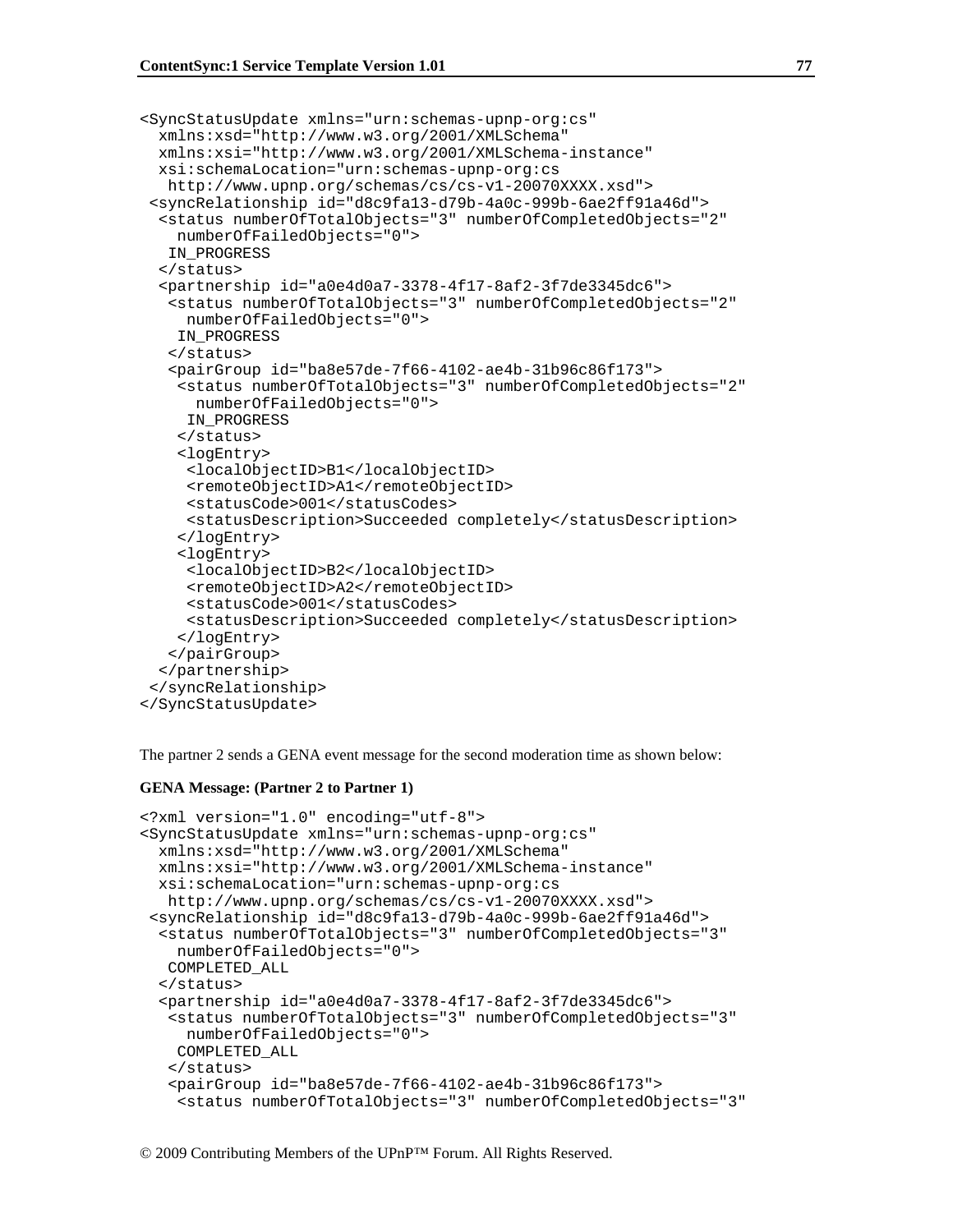```
<SyncStatusUpdate xmlns="urn:schemas-upnp-org:cs"
  xmlns:xsd="http://www.w3.org/2001/XMLSchema"
  xmlns:xsi="http://www.w3.org/2001/XMLSchema-instance"
  xsi:schemaLocation="urn:schemas-upnp-org:cs
   http://www.upnp.org/schemas/cs/cs-v1-20070XXXX.xsd">
 <syncRelationship id="d8c9fa13-d79b-4a0c-999b-6ae2ff91a46d">
  <status numberOfTotalObjects="3" numberOfCompletedObjects="2"
    numberOfFailedObjects="0">
   IN_PROGRESS
  </status>
  <partnership id="a0e4d0a7-3378-4f17-8af2-3f7de3345dc6">
   <status numberOfTotalObjects="3" numberOfCompletedObjects="2"
     numberOfFailedObjects="0">
    IN_PROGRESS
   </status>
   <pairGroup id="ba8e57de-7f66-4102-ae4b-31b96c86f173">
    <status numberOfTotalObjects="3" numberOfCompletedObjects="2"
      numberOfFailedObjects="0">
     IN_PROGRESS
    </status>
    <logEntry>
     <localObjectID>B1</localObjectID>
     <remoteObjectID>A1</remoteObjectID>
     <statusCode>001</statusCodes>
     <statusDescription>Succeeded completely</statusDescription>
    </logEntry>
    <logEntry>
     <localObjectID>B2</localObjectID>
     <remoteObjectID>A2</remoteObjectID>
     <statusCode>001</statusCodes>
     <statusDescription>Succeeded completely</statusDescription>
    </logEntry>
   </pairGroup>
  </partnership>
 </syncRelationship>
</SyncStatusUpdate>
```

The partner 2 sends a GENA event message for the second moderation time as shown below:

**GENA Message: (Partner 2 to Partner 1)**

```
<?xml version="1.0" encoding="utf-8">
<SyncStatusUpdate xmlns="urn:schemas-upnp-org:cs"
  xmlns:xsd="http://www.w3.org/2001/XMLSchema"
  xmlns:xsi="http://www.w3.org/2001/XMLSchema-instance"
  xsi:schemaLocation="urn:schemas-upnp-org:cs
   http://www.upnp.org/schemas/cs/cs-v1-20070XXXX.xsd">
 <syncRelationship id="d8c9fa13-d79b-4a0c-999b-6ae2ff91a46d">
  <status numberOfTotalObjects="3" numberOfCompletedObjects="3"
    numberOfFailedObjects="0">
   COMPLETED_ALL
  </status>
  <partnership id="a0e4d0a7-3378-4f17-8af2-3f7de3345dc6">
   <status numberOfTotalObjects="3" numberOfCompletedObjects="3"
     numberOfFailedObjects="0">
    COMPLETED_ALL
   </status>
   <pairGroup id="ba8e57de-7f66-4102-ae4b-31b96c86f173">
    <status numberOfTotalObjects="3" numberOfCompletedObjects="3"
```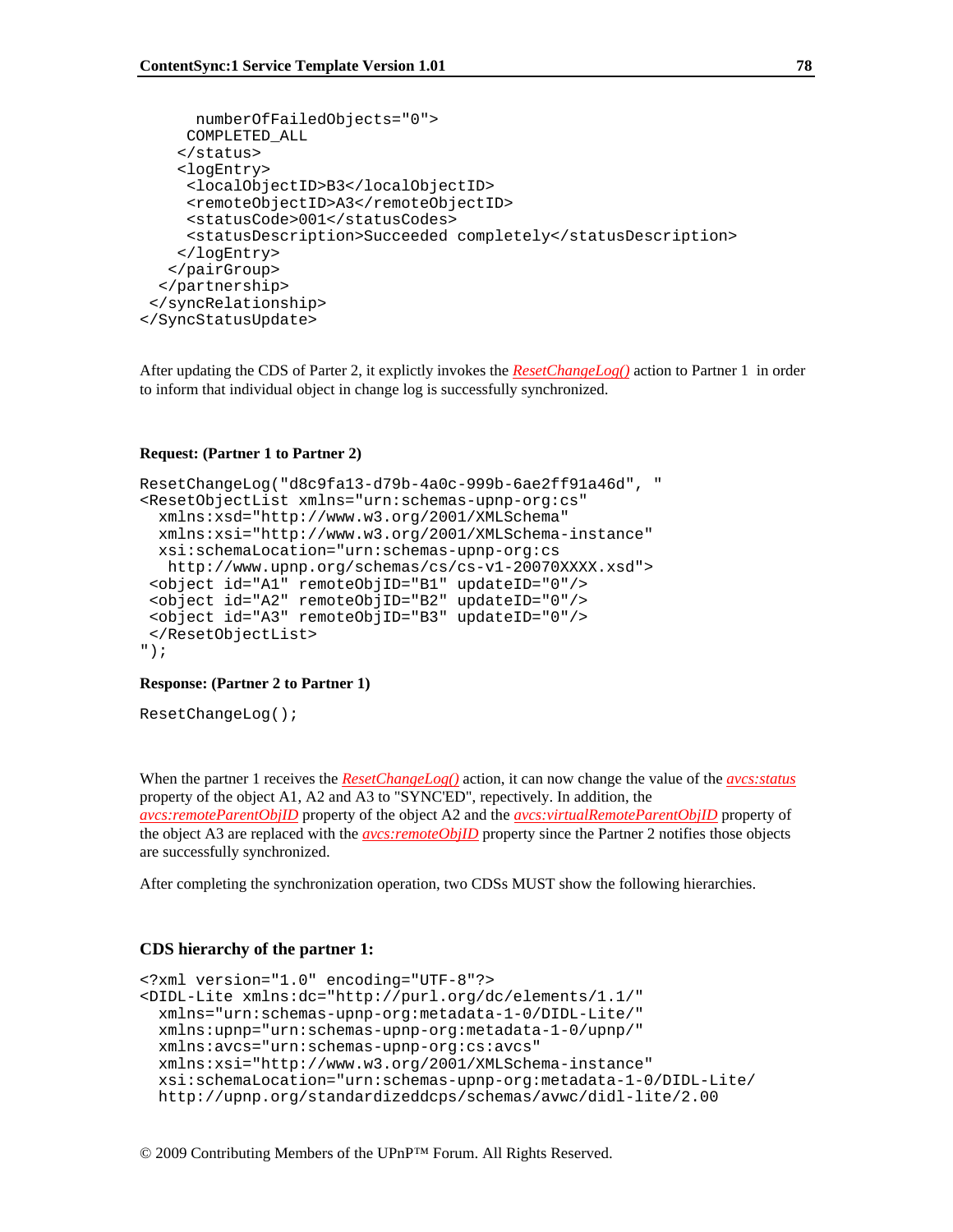```
      numberOfFailedObjects="0">
     COMPLETED_ALL
    </status>
    <logEntry>
     <localObjectID>B3</localObjectID>
     <remoteObjectID>A3</remoteObjectID>
     <statusCode>001</statusCodes>
     <statusDescription>Succeeded completely</statusDescription>
    </logEntry>
   </pairGroup>
  </partnership>
 </syncRelationship>
</SyncStatusUpdate>
```

After updating the CDS of Parter 2, it explictly invokes the *ResetChangeLog()* action to Partner 1 in order to inform that individual object in change log is successfully synchronized.

**Request: (Partner 1 to Partner 2)**

```
ResetChangeLog("d8c9fa13-d79b-4a0c-999b-6ae2ff91a46d", "
<ResetObjectList xmlns="urn:schemas-upnp-org:cs"
  xmlns:xsd="http://www.w3.org/2001/XMLSchema"
  xmlns:xsi="http://www.w3.org/2001/XMLSchema-instance"
  xsi:schemaLocation="urn:schemas-upnp-org:cs
   http://www.upnp.org/schemas/cs/cs-v1-20070XXXX.xsd">
 <object id="A1" remoteObjID="B1" updateID="0"/>
 <object id="A2" remoteObjID="B2" updateID="0"/>
 <object id="A3" remoteObjID="B3" updateID="0"/>
 </ResetObjectList>
");
```

**Response: (Partner 2 to Partner 1)**

```
ResetChangeLog();
```

When the partner 1 receives the *ResetChangeLog()* action, it can now change the value of the *avcs:status* property of the object A1, A2 and A3 to "SYNC'ED", repectively. In addition, the *avcs:remoteParentObjID* property of the object A2 and the *avcs:virtualRemoteParentObjID* property of the object A3 are replaced with the *avcs:remoteObjID* property since the Partner 2 notifies those objects are successfully synchronized.

After completing the synchronization operation, two CDSs MUST show the following hierarchies.

### CDS hierarchy of the partner 1:

```
<?xml version="1.0" encoding="UTF-8"?>
<DIDL-Lite xmlns:dc="http://purl.org/dc/elements/1.1/"
  xmlns="urn:schemas-upnp-org:metadata-1-0/DIDL-Lite/"
  xmlns:upnp="urn:schemas-upnp-org:metadata-1-0/upnp/"
  xmlns:avcs="urn:schemas-upnp-org:cs:avcs"
  xmlns:xsi="http://www.w3.org/2001/XMLSchema-instance"
  xsi:schemaLocation="urn:schemas-upnp-org:metadata-1-0/DIDL-Lite/
  http://upnp.org/standardizeddcps/schemas/avwc/didl-lite/2.00
```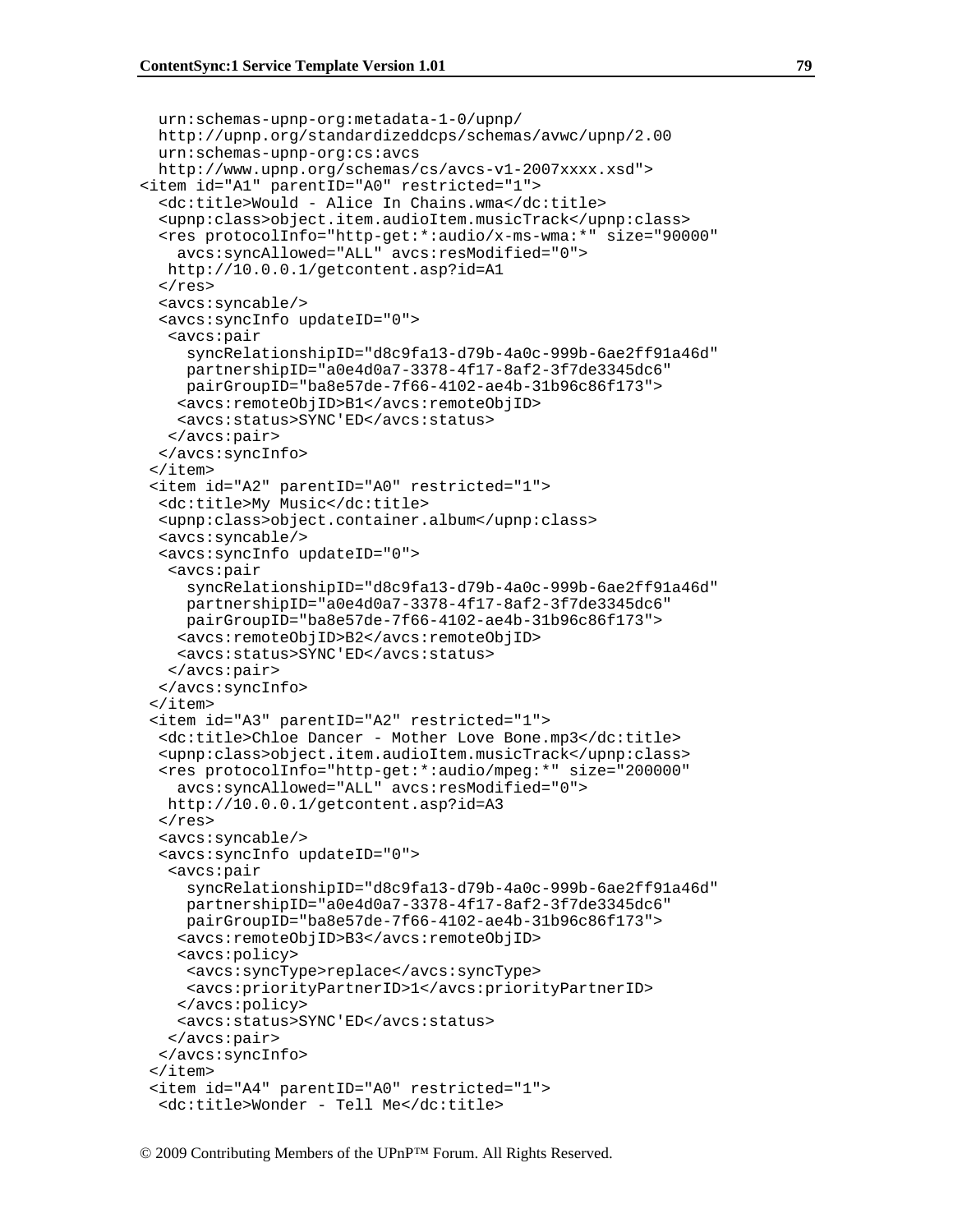```
    urn:schemas-upnp-org:metadata-1-0/upnp/
    http://upnp.org/standardizeddcps/schemas/avwc/upnp/2.00
    urn:schemas-upnp-org:cs:avcs
    http://www.upnp.org/schemas/cs/avcs-v1-2007xxxx.xsd">
 <item id="A1" parentID="A0" restricted="1">
    <dc:title>Would - Alice In Chains.wma</dc:title>
    <upnp:class>object.item.audioItem.musicTrack</upnp:class>
    <res protocolInfo="http-get:*:audio/x-ms-wma:*" size="90000"
      avcs:syncAllowed="ALL" avcs:resModified="0">
     http://10.0.0.1/getcontent.asp?id=A1
    </res>
    <avcs:syncable/>
    <avcs:syncInfo updateID="0">
     <avcs:pair
       syncRelationshipID="d8c9fa13-d79b-4a0c-999b-6ae2ff91a46d"
       partnershipID="a0e4d0a7-3378-4f17-8af2-3f7de3345dc6"
       pairGroupID="ba8e57de-7f66-4102-ae4b-31b96c86f173">
      <avcs:remoteObjID>B1</avcs:remoteObjID>
      <avcs:status>SYNC'ED</avcs:status>
     </avcs:pair>
    </avcs:syncInfo>
  </item>
  <item id="A2" parentID="A0" restricted="1">
    <dc:title>My Music</dc:title>
    <upnp:class>object.container.album</upnp:class>
    <avcs:syncable/>
    <avcs:syncInfo updateID="0">
     <avcs:pair
       syncRelationshipID="d8c9fa13-d79b-4a0c-999b-6ae2ff91a46d"
       partnershipID="a0e4d0a7-3378-4f17-8af2-3f7de3345dc6"
       pairGroupID="ba8e57de-7f66-4102-ae4b-31b96c86f173">
      <avcs:remoteObjID>B2</avcs:remoteObjID>
      <avcs:status>SYNC'ED</avcs:status>
     </avcs:pair>
    </avcs:syncInfo>
  </item>
  <item id="A3" parentID="A2" restricted="1">
    <dc:title>Chloe Dancer - Mother Love Bone.mp3</dc:title>
    <upnp:class>object.item.audioItem.musicTrack</upnp:class>
    <res protocolInfo="http-get:*:audio/mpeg:*" size="200000"
      avcs:syncAllowed="ALL" avcs:resModified="0">
     http://10.0.0.1/getcontent.asp?id=A3
    </res>
    <avcs:syncable/>
    <avcs:syncInfo updateID="0">
     <avcs:pair
       syncRelationshipID="d8c9fa13-d79b-4a0c-999b-6ae2ff91a46d"
       partnershipID="a0e4d0a7-3378-4f17-8af2-3f7de3345dc6"
       pairGroupID="ba8e57de-7f66-4102-ae4b-31b96c86f173">
      <avcs:remoteObjID>B3</avcs:remoteObjID>
      <avcs:policy>
       <avcs:syncType>replace</avcs:syncType>
       <avcs:priorityPartnerID>1</avcs:priorityPartnerID>
      </avcs:policy>
      <avcs:status>SYNC'ED</avcs:status>
     </avcs:pair>
    </avcs:syncInfo>
  </item>
  <item id="A4" parentID="A0" restricted="1">
    <dc:title>Wonder - Tell Me</dc:title>
```

© 2009 Contributing Members of the UPnP™ Forum. All Rights Reserved.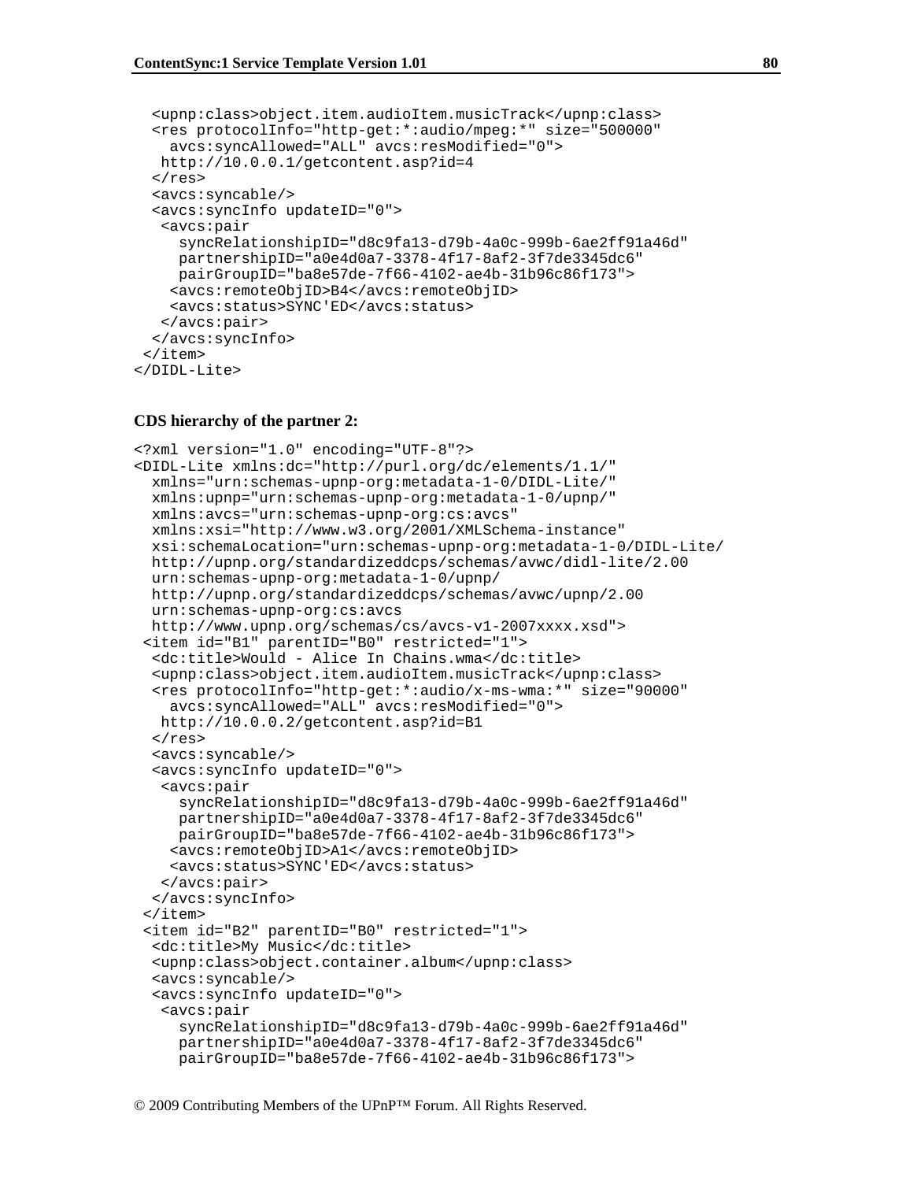```
  <upnp:class>object.item.audioItem.musicTrack</upnp:class>
  <res protocolInfo="http-get:*:audio/mpeg:*" size="500000"
    avcs:syncAllowed="ALL" avcs:resModified="0">
   http://10.0.0.1/getcontent.asp?id=4
  </res>
  <avcs:syncable/>
  <avcs:syncInfo updateID="0">
   <avcs:pair
     syncRelationshipID="d8c9fa13-d79b-4a0c-999b-6ae2ff91a46d"
     partnershipID="a0e4d0a7-3378-4f17-8af2-3f7de3345dc6"
     pairGroupID="ba8e57de-7f66-4102-ae4b-31b96c86f173">
    <avcs:remoteObjID>B4</avcs:remoteObjID>
    <avcs:status>SYNC'ED</avcs:status>
   </avcs:pair>
  </avcs:syncInfo>
 </item>
</DIDL-Lite>
```

**CDS hierarchy of the partner 2:**

```
<?xml version="1.0" encoding="UTF-8"?>
<DIDL-Lite xmlns:dc="http://purl.org/dc/elements/1.1/"
  xmlns="urn:schemas-upnp-org:metadata-1-0/DIDL-Lite/"
  xmlns:upnp="urn:schemas-upnp-org:metadata-1-0/upnp/"
  xmlns:avcs="urn:schemas-upnp-org:cs:avcs"
  xmlns:xsi="http://www.w3.org/2001/XMLSchema-instance"
  xsi:schemaLocation="urn:schemas-upnp-org:metadata-1-0/DIDL-Lite/
  http://upnp.org/standardizeddcps/schemas/avwc/didl-lite/2.00
  urn:schemas-upnp-org:metadata-1-0/upnp/
  http://upnp.org/standardizeddcps/schemas/avwc/upnp/2.00
  urn:schemas-upnp-org:cs:avcs
  http://www.upnp.org/schemas/cs/avcs-v1-2007xxxx.xsd">
 <item id="B1" parentID="B0" restricted="1">
  <dc:title>Would - Alice In Chains.wma</dc:title>
  <upnp:class>object.item.audioItem.musicTrack</upnp:class>
  <res protocolInfo="http-get:*:audio/x-ms-wma:*" size="90000"
    avcs:syncAllowed="ALL" avcs:resModified="0">
   http://10.0.0.2/getcontent.asp?id=B1
  </res>
  <avcs:syncable/>
  <avcs:syncInfo updateID="0">
   <avcs:pair
     syncRelationshipID="d8c9fa13-d79b-4a0c-999b-6ae2ff91a46d"
     partnershipID="a0e4d0a7-3378-4f17-8af2-3f7de3345dc6"
     pairGroupID="ba8e57de-7f66-4102-ae4b-31b96c86f173">
    <avcs:remoteObjID>A1</avcs:remoteObjID>
    <avcs:status>SYNC'ED</avcs:status>
   </avcs:pair>
  </avcs:syncInfo>
 </item>
 <item id="B2" parentID="B0" restricted="1">
  <dc:title>My Music</dc:title>
  <upnp:class>object.container.album</upnp:class>
  <avcs:syncable/>
  <avcs:syncInfo updateID="0">
   <avcs:pair
     syncRelationshipID="d8c9fa13-d79b-4a0c-999b-6ae2ff91a46d"
     partnershipID="a0e4d0a7-3378-4f17-8af2-3f7de3345dc6"
     pairGroupID="ba8e57de-7f66-4102-ae4b-31b96c86f173">
```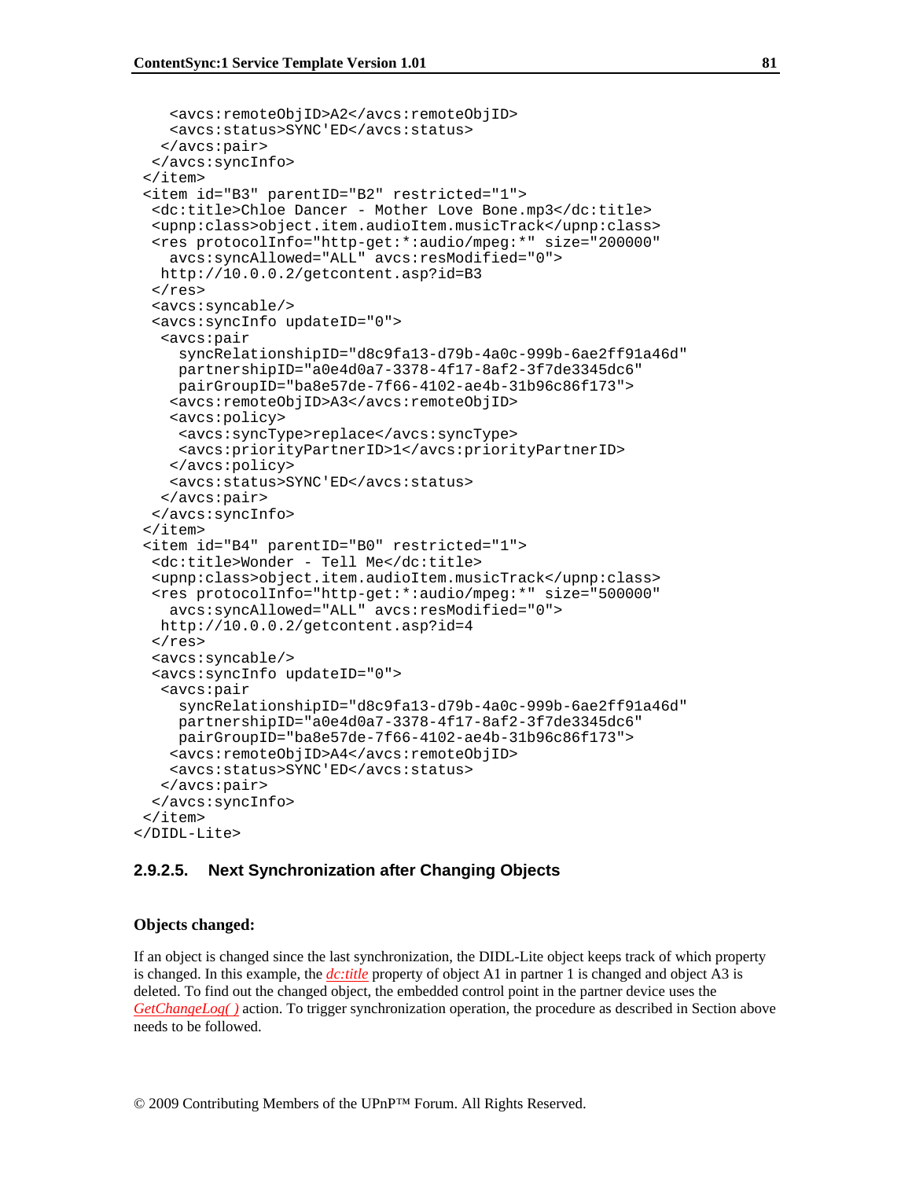```
    <avcs:remoteObjID>A2</avcs:remoteObjID>
    <avcs:status>SYNC'ED</avcs:status>
   </avcs:pair>
  </avcs:syncInfo>
 </item>
 <item id="B3" parentID="B2" restricted="1">
  <dc:title>Chloe Dancer - Mother Love Bone.mp3</dc:title>
  <upnp:class>object.item.audioItem.musicTrack</upnp:class>
  <res protocolInfo="http-get:*:audio/mpeg:*" size="200000"
    avcs:syncAllowed="ALL" avcs:resModified="0">
   http://10.0.0.2/getcontent.asp?id=B3
  </res>
  <avcs:syncable/>
  <avcs:syncInfo updateID="0">
   <avcs:pair
     syncRelationshipID="d8c9fa13-d79b-4a0c-999b-6ae2ff91a46d"
     partnershipID="a0e4d0a7-3378-4f17-8af2-3f7de3345dc6"
     pairGroupID="ba8e57de-7f66-4102-ae4b-31b96c86f173">
    <avcs:remoteObjID>A3</avcs:remoteObjID>
    <avcs:policy>
     <avcs:syncType>replace</avcs:syncType>
     <avcs:priorityPartnerID>1</avcs:priorityPartnerID>
    </avcs:policy>
    <avcs:status>SYNC'ED</avcs:status>
   </avcs:pair>
  </avcs:syncInfo>
 </item>
 <item id="B4" parentID="B0" restricted="1">
  <dc:title>Wonder - Tell Me</dc:title>
  <upnp:class>object.item.audioItem.musicTrack</upnp:class>
  <res protocolInfo="http-get:*:audio/mpeg:*" size="500000"
    avcs:syncAllowed="ALL" avcs:resModified="0">
   http://10.0.0.2/getcontent.asp?id=4
  </res>
  <avcs:syncable/>
  <avcs:syncInfo updateID="0">
   <avcs:pair
     syncRelationshipID="d8c9fa13-d79b-4a0c-999b-6ae2ff91a46d"
     partnershipID="a0e4d0a7-3378-4f17-8af2-3f7de3345dc6"
     pairGroupID="ba8e57de-7f66-4102-ae4b-31b96c86f173">
    <avcs:remoteObjID>A4</avcs:remoteObjID>
    <avcs:status>SYNC'ED</avcs:status>
   </avcs:pair>
  </avcs:syncInfo>
 </item>
</DIDL-Lite>
```

#### 2.9.2.5. Next Synchronization after Changing Objects

**Objects changed:**

If an object is changed since the last synchronization, the DIDL-Lite object keeps track of which property is changed. In this example, the *dc:title* property of object A1 in partner 1 is changed and object A3 is deleted. To find out the changed object, the embedded control point in the partner device uses the *GetChangeLog( )* action. To trigger synchronization operation, the procedure as described in Section above needs to be followed.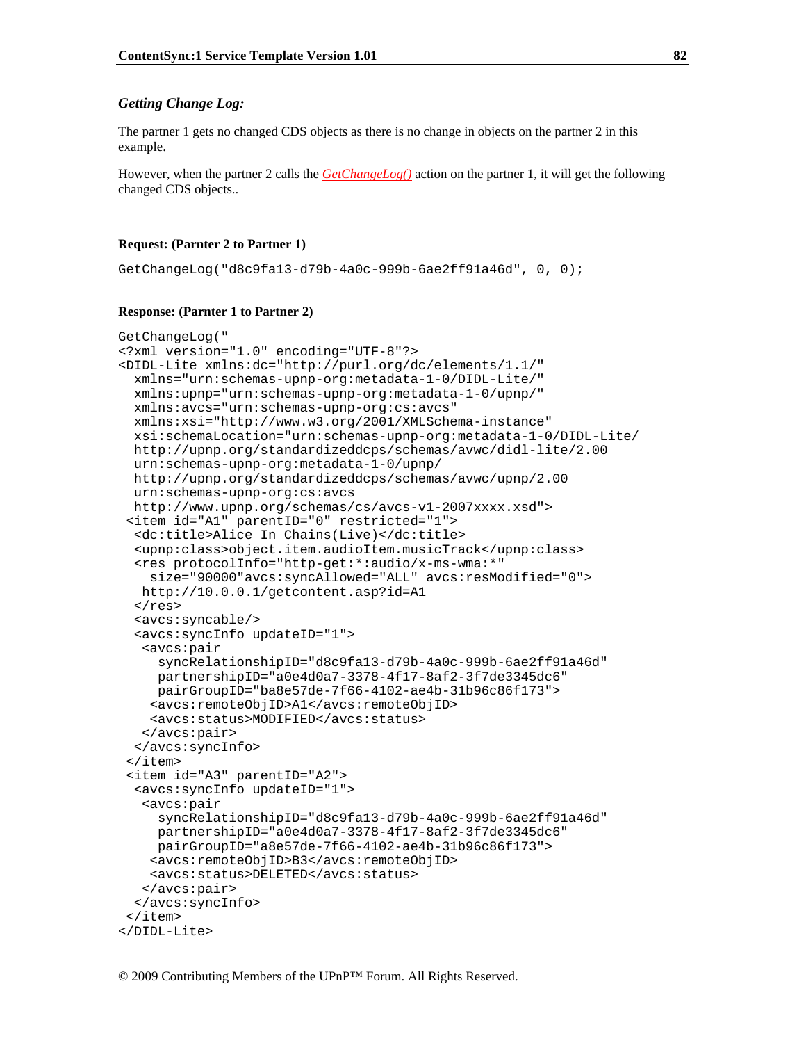*Getting Change Log:*

The partner 1 gets no changed CDS objects as there is no change in objects on the partner 2 in this example.

However, when the partner 2 calls the *GetChangeLog()* action on the partner 1, it will get the following changed CDS objects..

**Request: (Parnter 2 to Partner 1)**

```
GetChangeLog("d8c9fa13-d79b-4a0c-999b-6ae2ff91a46d", 0, 0);
```

**Response: (Parnter 1 to Partner 2)**

```
GetChangeLog("
<?xml version="1.0" encoding="UTF-8"?>
<DIDL-Lite xmlns:dc="http://purl.org/dc/elements/1.1/"
  xmlns="urn:schemas-upnp-org:metadata-1-0/DIDL-Lite/"
  xmlns:upnp="urn:schemas-upnp-org:metadata-1-0/upnp/"
  xmlns:avcs="urn:schemas-upnp-org:cs:avcs"
  xmlns:xsi="http://www.w3.org/2001/XMLSchema-instance"
  xsi:schemaLocation="urn:schemas-upnp-org:metadata-1-0/DIDL-Lite/
  http://upnp.org/standardizeddcps/schemas/avwc/didl-lite/2.00
  urn:schemas-upnp-org:metadata-1-0/upnp/
  http://upnp.org/standardizeddcps/schemas/avwc/upnp/2.00
  urn:schemas-upnp-org:cs:avcs
  http://www.upnp.org/schemas/cs/avcs-v1-2007xxxx.xsd">
 <item id="A1" parentID="0" restricted="1">
  <dc:title>Alice In Chains(Live)</dc:title>
  <upnp:class>object.item.audioItem.musicTrack</upnp:class>
  <res protocolInfo="http-get:*:audio/x-ms-wma:*"
    size="90000"avcs:syncAllowed="ALL" avcs:resModified="0">
   http://10.0.0.1/getcontent.asp?id=A1
  </res>
  <avcs:syncable/>
  <avcs:syncInfo updateID="1">
   <avcs:pair
     syncRelationshipID="d8c9fa13-d79b-4a0c-999b-6ae2ff91a46d"
     partnershipID="a0e4d0a7-3378-4f17-8af2-3f7de3345dc6"
     pairGroupID="ba8e57de-7f66-4102-ae4b-31b96c86f173">
    <avcs:remoteObjID>A1</avcs:remoteObjID>
    <avcs:status>MODIFIED</avcs:status>
   </avcs:pair>
  </avcs:syncInfo>
 </item>
 <item id="A3" parentID="A2">
  <avcs:syncInfo updateID="1">
   <avcs:pair
     syncRelationshipID="d8c9fa13-d79b-4a0c-999b-6ae2ff91a46d"
     partnershipID="a0e4d0a7-3378-4f17-8af2-3f7de3345dc6"
     pairGroupID="a8e57de-7f66-4102-ae4b-31b96c86f173">
    <avcs:remoteObjID>B3</avcs:remoteObjID>
    <avcs:status>DELETED</avcs:status>
   </avcs:pair>
  </avcs:syncInfo>
 </item>
</DIDL-Lite>
```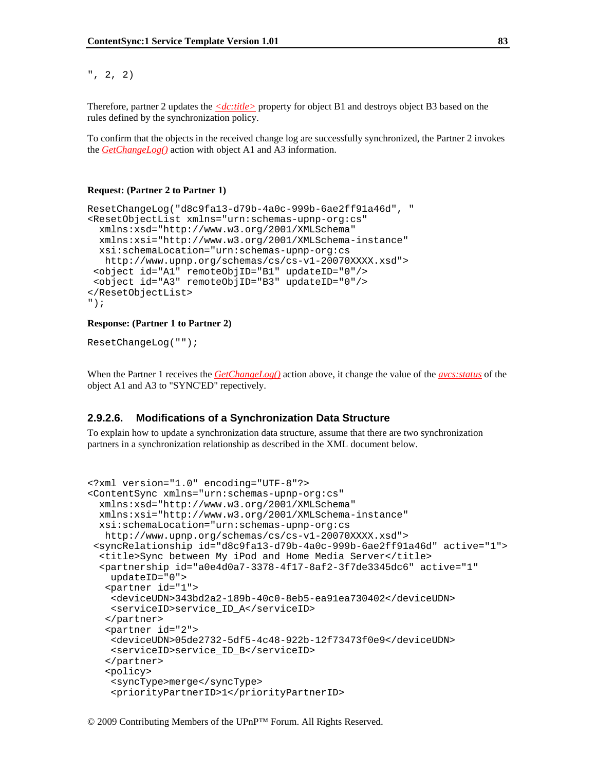```
", 2, 2)
```

Therefore, partner 2 updates the *<dc:title>* property for object B1 and destroys object B3 based on the rules defined by the synchronization policy.

To confirm that the objects in the received change log are successfully synchronized, the Partner 2 invokes the *GetChangeLog()* action with object A1 and A3 information.

**Request: (Partner 2 to Partner 1)**

```
ResetChangeLog("d8c9fa13-d79b-4a0c-999b-6ae2ff91a46d", "
<ResetObjectList xmlns="urn:schemas-upnp-org:cs"
  xmlns:xsd="http://www.w3.org/2001/XMLSchema"
  xmlns:xsi="http://www.w3.org/2001/XMLSchema-instance"
  xsi:schemaLocation="urn:schemas-upnp-org:cs
   http://www.upnp.org/schemas/cs/cs-v1-20070XXXX.xsd">
 <object id="A1" remoteObjID="B1" updateID="0"/>
 <object id="A3" remoteObjID="B3" updateID="0"/>
</ResetObjectList>
");
```

**Response: (Partner 1 to Partner 2)**

```
ResetChangeLog("");
```

When the Partner 1 receives the *GetChangeLog()* action above, it change the value of the *avcs:status* of the object A1 and A3 to "SYNC'ED" repectively.

#### 2.9.2.6. Modifications of a Synchronization Data Structure

To explain how to update a synchronization data structure, assume that there are two synchronization partners in a synchronization relationship as described in the XML document below.

```
<?xml version="1.0" encoding="UTF-8"?>
<ContentSync xmlns="urn:schemas-upnp-org:cs"
  xmlns:xsd="http://www.w3.org/2001/XMLSchema"
  xmlns:xsi="http://www.w3.org/2001/XMLSchema-instance"
  xsi:schemaLocation="urn:schemas-upnp-org:cs
   http://www.upnp.org/schemas/cs/cs-v1-20070XXXX.xsd">
 <syncRelationship id="d8c9fa13-d79b-4a0c-999b-6ae2ff91a46d" active="1">
  <title>Sync between My iPod and Home Media Server</title>
  <partnership id="a0e4d0a7-3378-4f17-8af2-3f7de3345dc6" active="1"
    updateID="0">
   <partner id="1">
    <deviceUDN>343bd2a2-189b-40c0-8eb5-ea91ea730402</deviceUDN>
    <serviceID>service_ID_A</serviceID>
   </partner>
   <partner id="2">
    <deviceUDN>05de2732-5df5-4c48-922b-12f73473f0e9</deviceUDN>
    <serviceID>service_ID_B</serviceID>
   </partner>
   <policy>
    <syncType>merge</syncType>
    <priorityPartnerID>1</priorityPartnerID>
```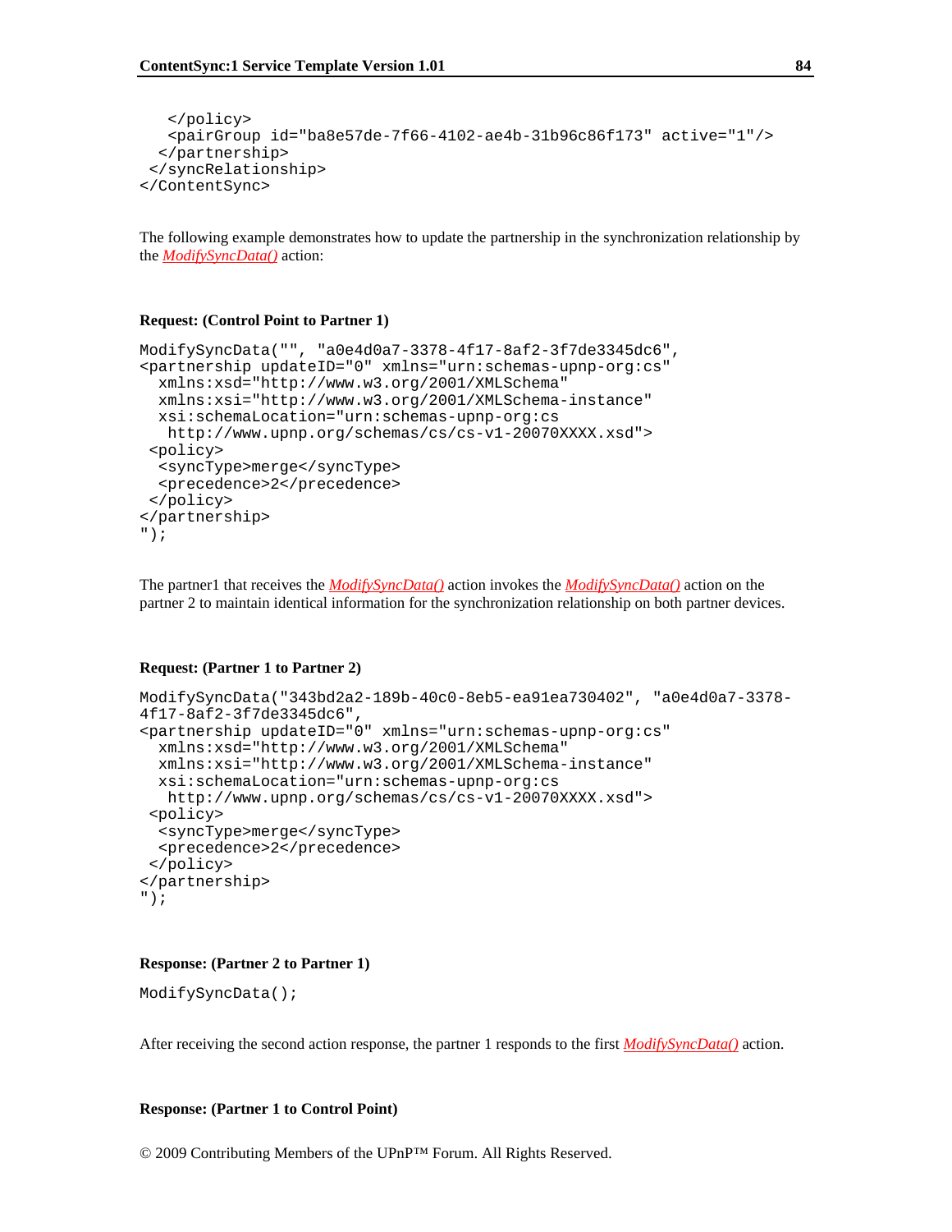```
  </policy>
  <pairGroup id="ba8e57de-7f66-4102-ae4b-31b96c86f173" active="1"/>
 </partnership>
</syncRelationship>
</ContentSync>
```

The following example demonstrates how to update the partnership in the synchronization relationship by the *ModifySyncData()* action:

**Request: (Control Point to Partner 1)**

```
ModifySyncData("", "a0e4d0a7-3378-4f17-8af2-3f7de3345dc6",
<partnership updateID="0" xmlns="urn:schemas-upnp-org:cs"
  xmlns:xsd="http://www.w3.org/2001/XMLSchema"
  xmlns:xsi="http://www.w3.org/2001/XMLSchema-instance"
  xsi:schemaLocation="urn:schemas-upnp-org:cs
   http://www.upnp.org/schemas/cs/cs-v1-20070XXXX.xsd">
 <policy>
  <syncType>merge</syncType>
  <precedence>2</precedence>
 </policy>
</partnership>
");
```

The partner1 that receives the *ModifySyncData()* action invokes the *ModifySyncData()* action on the partner 2 to maintain identical information for the synchronization relationship on both partner devices.

**Request: (Partner 1 to Partner 2)**

```
ModifySyncData("343bd2a2-189b-40c0-8eb5-ea91ea730402", "a0e4d0a7-3378-
4f17-8af2-3f7de3345dc6",
<partnership updateID="0" xmlns="urn:schemas-upnp-org:cs"
  xmlns:xsd="http://www.w3.org/2001/XMLSchema"
  xmlns:xsi="http://www.w3.org/2001/XMLSchema-instance"
  xsi:schemaLocation="urn:schemas-upnp-org:cs
   http://www.upnp.org/schemas/cs/cs-v1-20070XXXX.xsd">
 <policy>
  <syncType>merge</syncType>
  <precedence>2</precedence>
 </policy>
</partnership>
");
```

**Response: (Partner 2 to Partner 1)**

```
ModifySyncData();
```

After receiving the second action response, the partner 1 responds to the first *ModifySyncData()* action.

**Response: (Partner 1 to Control Point)**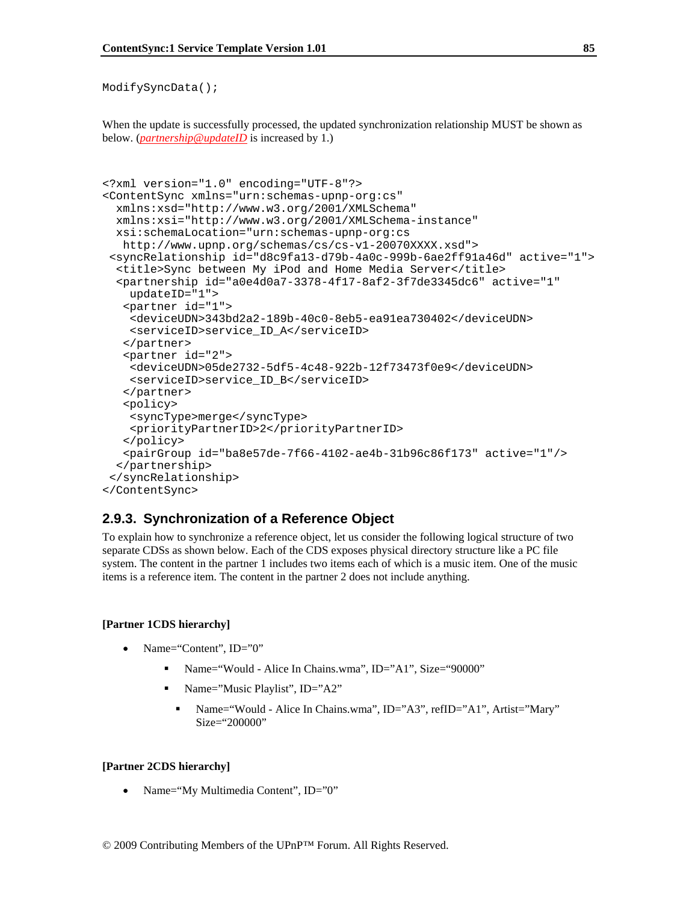```
ModifySyncData();
```

When the update is successfully processed, the updated synchronization relationship MUST be shown as below. (*partnership@updateID* is increased by 1.)

```
<?xml version="1.0" encoding="UTF-8"?>
<ContentSync xmlns="urn:schemas-upnp-org:cs"
  xmlns:xsd="http://www.w3.org/2001/XMLSchema"
  xmlns:xsi="http://www.w3.org/2001/XMLSchema-instance"
  xsi:schemaLocation="urn:schemas-upnp-org:cs
   http://www.upnp.org/schemas/cs/cs-v1-20070XXXX.xsd">
 <syncRelationship id="d8c9fa13-d79b-4a0c-999b-6ae2ff91a46d" active="1">
  <title>Sync between My iPod and Home Media Server</title>
  <partnership id="a0e4d0a7-3378-4f17-8af2-3f7de3345dc6" active="1"
    updateID="1">
   <partner id="1">
    <deviceUDN>343bd2a2-189b-40c0-8eb5-ea91ea730402</deviceUDN>
    <serviceID>service_ID_A</serviceID>
   </partner>
   <partner id="2">
    <deviceUDN>05de2732-5df5-4c48-922b-12f73473f0e9</deviceUDN>
    <serviceID>service_ID_B</serviceID>
   </partner>
   <policy>
    <syncType>merge</syncType>
    <priorityPartnerID>2</priorityPartnerID>
   </policy>
   <pairGroup id="ba8e57de-7f66-4102-ae4b-31b96c86f173" active="1"/>
  </partnership>
 </syncRelationship>
</ContentSync>
```

### 2.9.3. Synchronization of a Reference Object

To explain how to synchronize a reference object, let us consider the following logical structure of two separate CDSs as shown below. Each of the CDS exposes physical directory structure like a PC file system. The content in the partner 1 includes two items each of which is a music item. One of the music items is a reference item. The content in the partner 2 does not include anything.

**[Partner 1CDS hierarchy]**

- Name="Content", ID="0"
  - Name="Would - Alice In Chains.wma", ID="A1", Size="90000"
  - Name="Music Playlist", ID="A2"
    - Name="Would - Alice In Chains.wma", ID="A3", refID="A1", Artist="Mary" Size="200000"

**[Partner 2CDS hierarchy]**

- Name="My Multimedia Content", ID="0"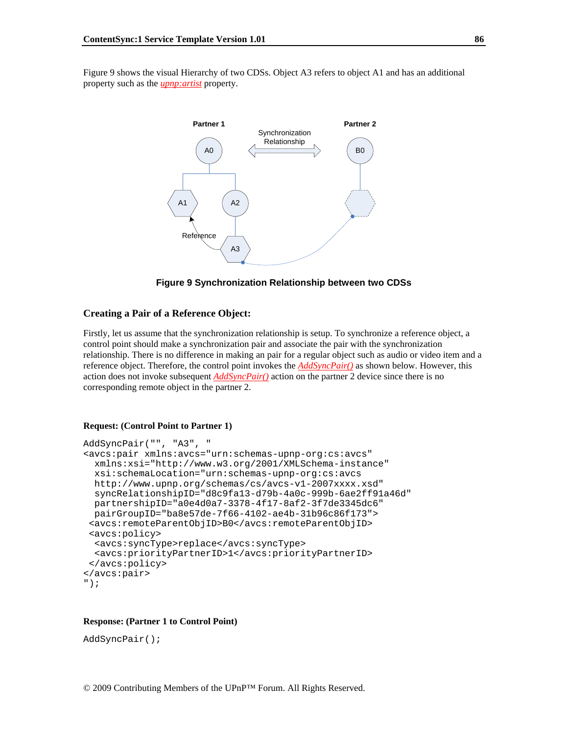Figure 9 shows the visual Hierarchy of two CDSs. Object A3 refers to object A1 and has an additional property such as the *upnp:artist* property.

**Figure 9 Synchronization Relationship between two CDSs**

### Creating a Pair of a Reference Object:

Firstly, let us assume that the synchronization relationship is setup. To synchronize a reference object, a control point should make a synchronization pair and associate the pair with the synchronization relationship. There is no difference in making an pair for a regular object such as audio or video item and a reference object. Therefore, the control point invokes the *AddSyncPair()* as shown below. However, this action does not invoke subsequent *AddSyncPair()* action on the partner 2 device since there is no corresponding remote object in the partner 2.

**Request: (Control Point to Partner 1)**

```
AddSyncPair("", "A3", "
<avcs:pair xmlns:avcs="urn:schemas-upnp-org:cs:avcs"
  xmlns:xsi="http://www.w3.org/2001/XMLSchema-instance"
  xsi:schemaLocation="urn:schemas-upnp-org:cs:avcs
  http://www.upnp.org/schemas/cs/avcs-v1-2007xxxx.xsd"
  syncRelationshipID="d8c9fa13-d79b-4a0c-999b-6ae2ff91a46d"
  partnershipID="a0e4d0a7-3378-4f17-8af2-3f7de3345dc6"
  pairGroupID="ba8e57de-7f66-4102-ae4b-31b96c86f173">
 <avcs:remoteParentObjID>B0</avcs:remoteParentObjID>
 <avcs:policy>
  <avcs:syncType>replace</avcs:syncType>
  <avcs:priorityPartnerID>1</avcs:priorityPartnerID>
 </avcs:policy>
</avcs:pair>
");
```

**Response: (Partner 1 to Control Point)**

```
AddSyncPair();
```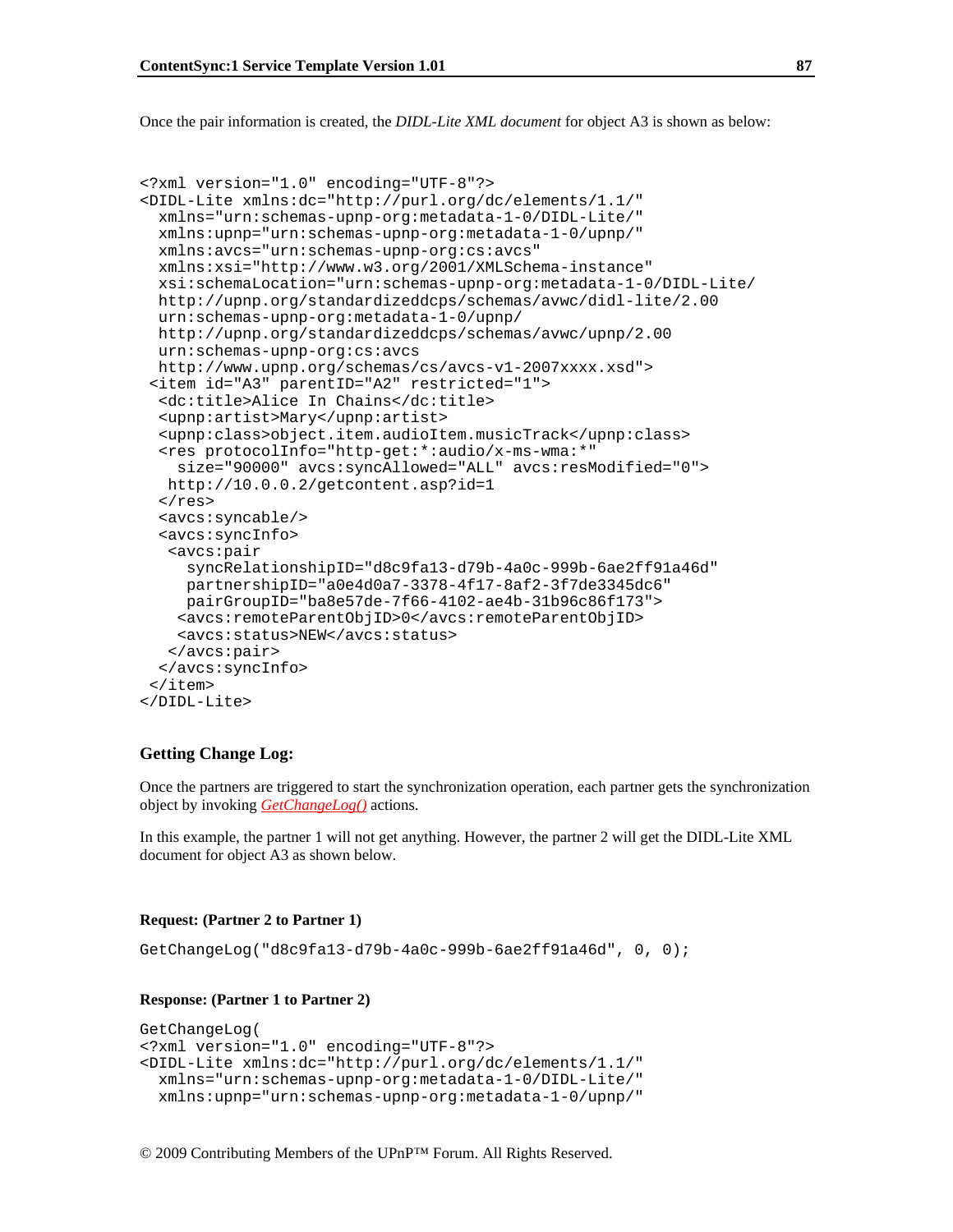Once the pair information is created, the *DIDL-Lite XML document* for object A3 is shown as below:

```
<?xml version="1.0" encoding="UTF-8"?>
<DIDL-Lite xmlns:dc="http://purl.org/dc/elements/1.1/"
  xmlns="urn:schemas-upnp-org:metadata-1-0/DIDL-Lite/"
  xmlns:upnp="urn:schemas-upnp-org:metadata-1-0/upnp/"
  xmlns:avcs="urn:schemas-upnp-org:cs:avcs"
  xmlns:xsi="http://www.w3.org/2001/XMLSchema-instance"
  xsi:schemaLocation="urn:schemas-upnp-org:metadata-1-0/DIDL-Lite/
  http://upnp.org/standardizeddcps/schemas/avwc/didl-lite/2.00
  urn:schemas-upnp-org:metadata-1-0/upnp/
  http://upnp.org/standardizeddcps/schemas/avwc/upnp/2.00
  urn:schemas-upnp-org:cs:avcs
  http://www.upnp.org/schemas/cs/avcs-v1-2007xxxx.xsd">
 <item id="A3" parentID="A2" restricted="1">
  <dc:title>Alice In Chains</dc:title>
  <upnp:artist>Mary</upnp:artist>
  <upnp:class>object.item.audioItem.musicTrack</upnp:class>
  <res protocolInfo="http-get:*:audio/x-ms-wma:*"
    size="90000" avcs:syncAllowed="ALL" avcs:resModified="0">
   http://10.0.0.2/getcontent.asp?id=1
  </res>
  <avcs:syncable/>
  <avcs:syncInfo>
   <avcs:pair
     syncRelationshipID="d8c9fa13-d79b-4a0c-999b-6ae2ff91a46d"
     partnershipID="a0e4d0a7-3378-4f17-8af2-3f7de3345dc6"
     pairGroupID="ba8e57de-7f66-4102-ae4b-31b96c86f173">
    <avcs:remoteParentObjID>0</avcs:remoteParentObjID>
    <avcs:status>NEW</avcs:status>
   </avcs:pair>
  </avcs:syncInfo>
 </item>
</DIDL-Lite>
```

### Getting Change Log:

Once the partners are triggered to start the synchronization operation, each partner gets the synchronization object by invoking *GetChangeLog()* actions.

In this example, the partner 1 will not get anything. However, the partner 2 will get the DIDL-Lite XML document for object A3 as shown below.

**Request: (Partner 2 to Partner 1)**

```
GetChangeLog("d8c9fa13-d79b-4a0c-999b-6ae2ff91a46d", 0, 0);
```

**Response: (Partner 1 to Partner 2)**

```
GetChangeLog(
<?xml version="1.0" encoding="UTF-8"?>
<DIDL-Lite xmlns:dc="http://purl.org/dc/elements/1.1/"
  xmlns="urn:schemas-upnp-org:metadata-1-0/DIDL-Lite/"
  xmlns:upnp="urn:schemas-upnp-org:metadata-1-0/upnp/"
```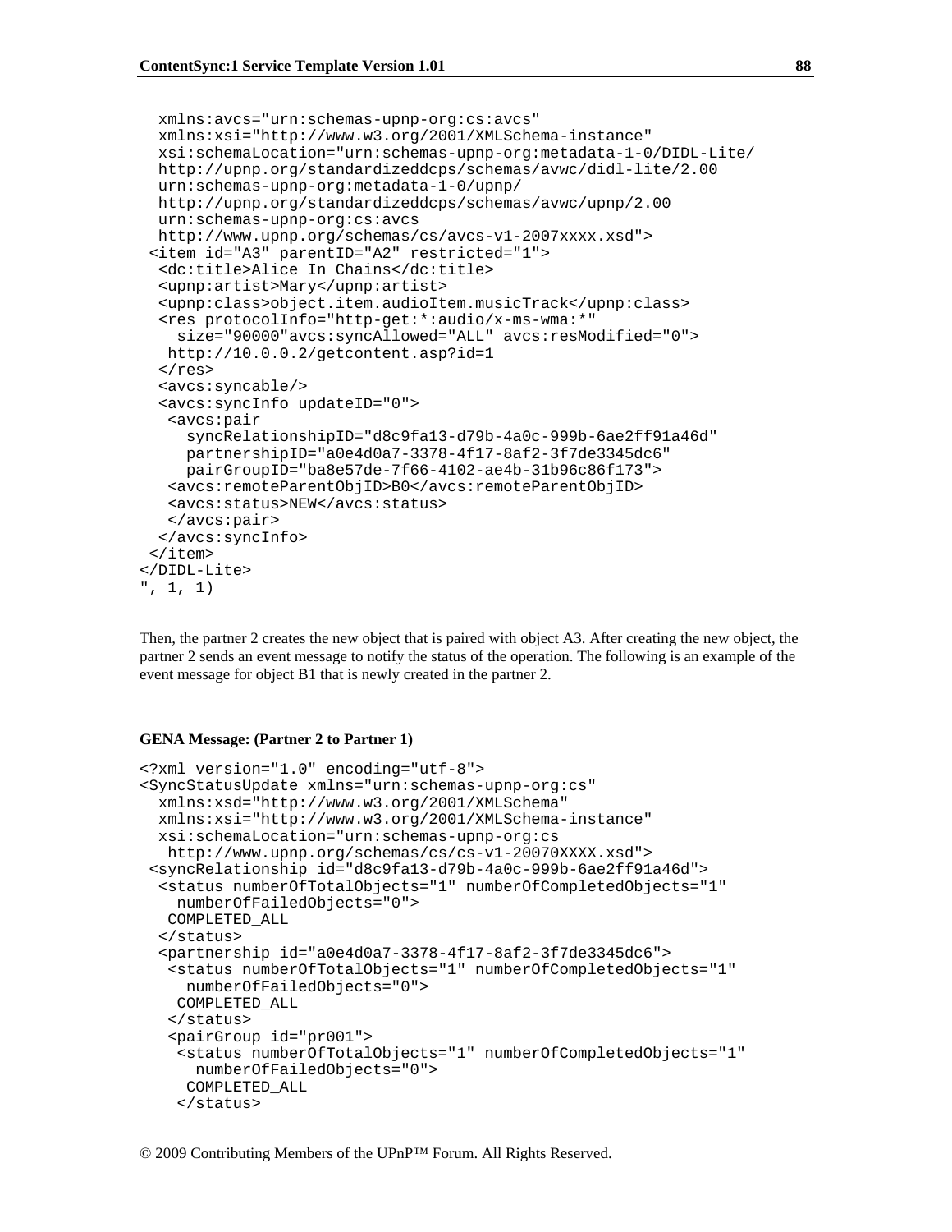```
  xmlns:avcs="urn:schemas-upnp-org:cs:avcs"
  xmlns:xsi="http://www.w3.org/2001/XMLSchema-instance"
  xsi:schemaLocation="urn:schemas-upnp-org:metadata-1-0/DIDL-Lite/
  http://upnp.org/standardizeddcps/schemas/avwc/didl-lite/2.00
  urn:schemas-upnp-org:metadata-1-0/upnp/
  http://upnp.org/standardizeddcps/schemas/avwc/upnp/2.00
  urn:schemas-upnp-org:cs:avcs
  http://www.upnp.org/schemas/cs/avcs-v1-2007xxxx.xsd">
 <item id="A3" parentID="A2" restricted="1">
  <dc:title>Alice In Chains</dc:title>
  <upnp:artist>Mary</upnp:artist>
  <upnp:class>object.item.audioItem.musicTrack</upnp:class>
  <res protocolInfo="http-get:*:audio/x-ms-wma:*"
    size="90000"avcs:syncAllowed="ALL" avcs:resModified="0">
   http://10.0.0.2/getcontent.asp?id=1
  </res>
  <avcs:syncable/>
  <avcs:syncInfo updateID="0">
   <avcs:pair
     syncRelationshipID="d8c9fa13-d79b-4a0c-999b-6ae2ff91a46d"
     partnershipID="a0e4d0a7-3378-4f17-8af2-3f7de3345dc6"
     pairGroupID="ba8e57de-7f66-4102-ae4b-31b96c86f173">
   <avcs:remoteParentObjID>B0</avcs:remoteParentObjID>
   <avcs:status>NEW</avcs:status>
   </avcs:pair>
  </avcs:syncInfo>
 </item>
</DIDL-Lite>
", 1, 1)
```

Then, the partner 2 creates the new object that is paired with object A3. After creating the new object, the partner 2 sends an event message to notify the status of the operation. The following is an example of the event message for object B1 that is newly created in the partner 2.

**GENA Message: (Partner 2 to Partner 1)**

```
<?xml version="1.0" encoding="utf-8">
<SyncStatusUpdate xmlns="urn:schemas-upnp-org:cs"
  xmlns:xsd="http://www.w3.org/2001/XMLSchema"
  xmlns:xsi="http://www.w3.org/2001/XMLSchema-instance"
  xsi:schemaLocation="urn:schemas-upnp-org:cs
   http://www.upnp.org/schemas/cs/cs-v1-20070XXXX.xsd">
 <syncRelationship id="d8c9fa13-d79b-4a0c-999b-6ae2ff91a46d">
  <status numberOfTotalObjects="1" numberOfCompletedObjects="1"
    numberOfFailedObjects="0">
   COMPLETED_ALL
  </status>
  <partnership id="a0e4d0a7-3378-4f17-8af2-3f7de3345dc6">
   <status numberOfTotalObjects="1" numberOfCompletedObjects="1"
     numberOfFailedObjects="0">
    COMPLETED_ALL
   </status>
   <pairGroup id="pr001">
    <status numberOfTotalObjects="1" numberOfCompletedObjects="1"
      numberOfFailedObjects="0">
     COMPLETED_ALL
    </status>
```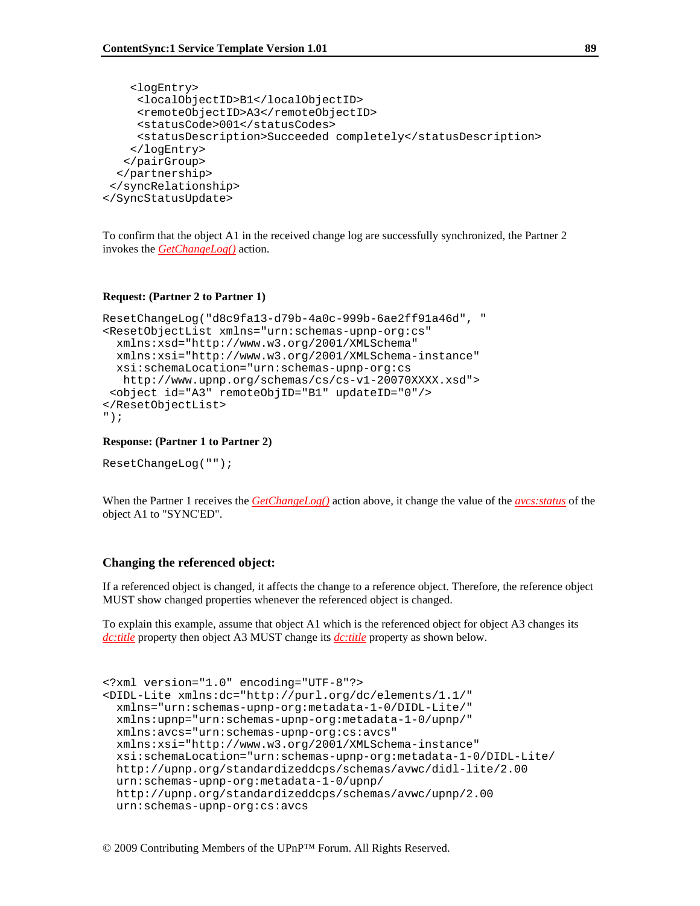```
    <logEntry>
     <localObjectID>B1</localObjectID>
     <remoteObjectID>A3</remoteObjectID>
     <statusCode>001</statusCodes>
     <statusDescription>Succeeded completely</statusDescription>
    </logEntry>
   </pairGroup>
  </partnership>
 </syncRelationship>
</SyncStatusUpdate>
```

To confirm that the object A1 in the received change log are successfully synchronized, the Partner 2 invokes the *GetChangeLog()* action.

**Request: (Partner 2 to Partner 1)**

```
ResetChangeLog("d8c9fa13-d79b-4a0c-999b-6ae2ff91a46d", "
<ResetObjectList xmlns="urn:schemas-upnp-org:cs"
  xmlns:xsd="http://www.w3.org/2001/XMLSchema"
  xmlns:xsi="http://www.w3.org/2001/XMLSchema-instance"
  xsi:schemaLocation="urn:schemas-upnp-org:cs
   http://www.upnp.org/schemas/cs/cs-v1-20070XXXX.xsd">
 <object id="A3" remoteObjID="B1" updateID="0"/>
</ResetObjectList>
");
```

**Response: (Partner 1 to Partner 2)**

```
ResetChangeLog("");
```

When the Partner 1 receives the *GetChangeLog()* action above, it change the value of the *avcs:status* of the object A1 to "SYNC'ED".

### Changing the referenced object:

If a referenced object is changed, it affects the change to a reference object. Therefore, the reference object MUST show changed properties whenever the referenced object is changed.

To explain this example, assume that object A1 which is the referenced object for object A3 changes its *dc:title* property then object A3 MUST change its *dc:title* property as shown below.

```
<?xml version="1.0" encoding="UTF-8"?>
<DIDL-Lite xmlns:dc="http://purl.org/dc/elements/1.1/"
  xmlns="urn:schemas-upnp-org:metadata-1-0/DIDL-Lite/"
  xmlns:upnp="urn:schemas-upnp-org:metadata-1-0/upnp/"
  xmlns:avcs="urn:schemas-upnp-org:cs:avcs"
  xmlns:xsi="http://www.w3.org/2001/XMLSchema-instance"
  xsi:schemaLocation="urn:schemas-upnp-org:metadata-1-0/DIDL-Lite/
  http://upnp.org/standardizeddcps/schemas/avwc/didl-lite/2.00
  urn:schemas-upnp-org:metadata-1-0/upnp/
  http://upnp.org/standardizeddcps/schemas/avwc/upnp/2.00
  urn:schemas-upnp-org:cs:avcs
```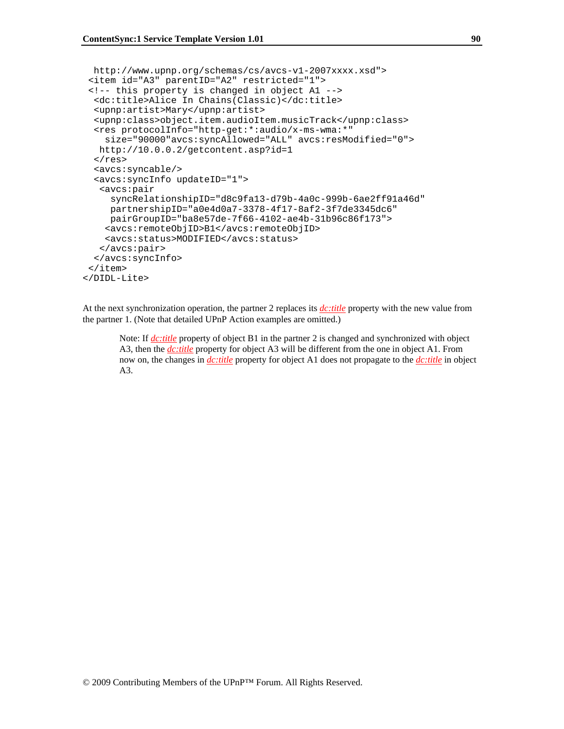```
  http://www.upnp.org/schemas/cs/avcs-v1-2007xxxx.xsd">
 <item id="A3" parentID="A2" restricted="1">
 <!-- this property is changed in object A1 -->
  <dc:title>Alice In Chains(Classic)</dc:title>
  <upnp:artist>Mary</upnp:artist>
  <upnp:class>object.item.audioItem.musicTrack</upnp:class>
  <res protocolInfo="http-get:*:audio/x-ms-wma:*"
    size="90000"avcs:syncAllowed="ALL" avcs:resModified="0">
   http://10.0.0.2/getcontent.asp?id=1
  </res>
  <avcs:syncable/>
  <avcs:syncInfo updateID="1">
   <avcs:pair
     syncRelationshipID="d8c9fa13-d79b-4a0c-999b-6ae2ff91a46d"
     partnershipID="a0e4d0a7-3378-4f17-8af2-3f7de3345dc6"
     pairGroupID="ba8e57de-7f66-4102-ae4b-31b96c86f173">
    <avcs:remoteObjID>B1</avcs:remoteObjID>
    <avcs:status>MODIFIED</avcs:status>
   </avcs:pair>
  </avcs:syncInfo>
 </item>
</DIDL-Lite>
```

At the next synchronization operation, the partner 2 replaces its *dc:title* property with the new value from the partner 1. (Note that detailed UPnP Action examples are omitted.)

> Note: If *dc:title* property of object B1 in the partner 2 is changed and synchronized with object A3, then the *dc:title* property for object A3 will be different from the one in object A1. From now on, the changes in *dc:title* property for object A1 does not propagate to the *dc:title* in object A3.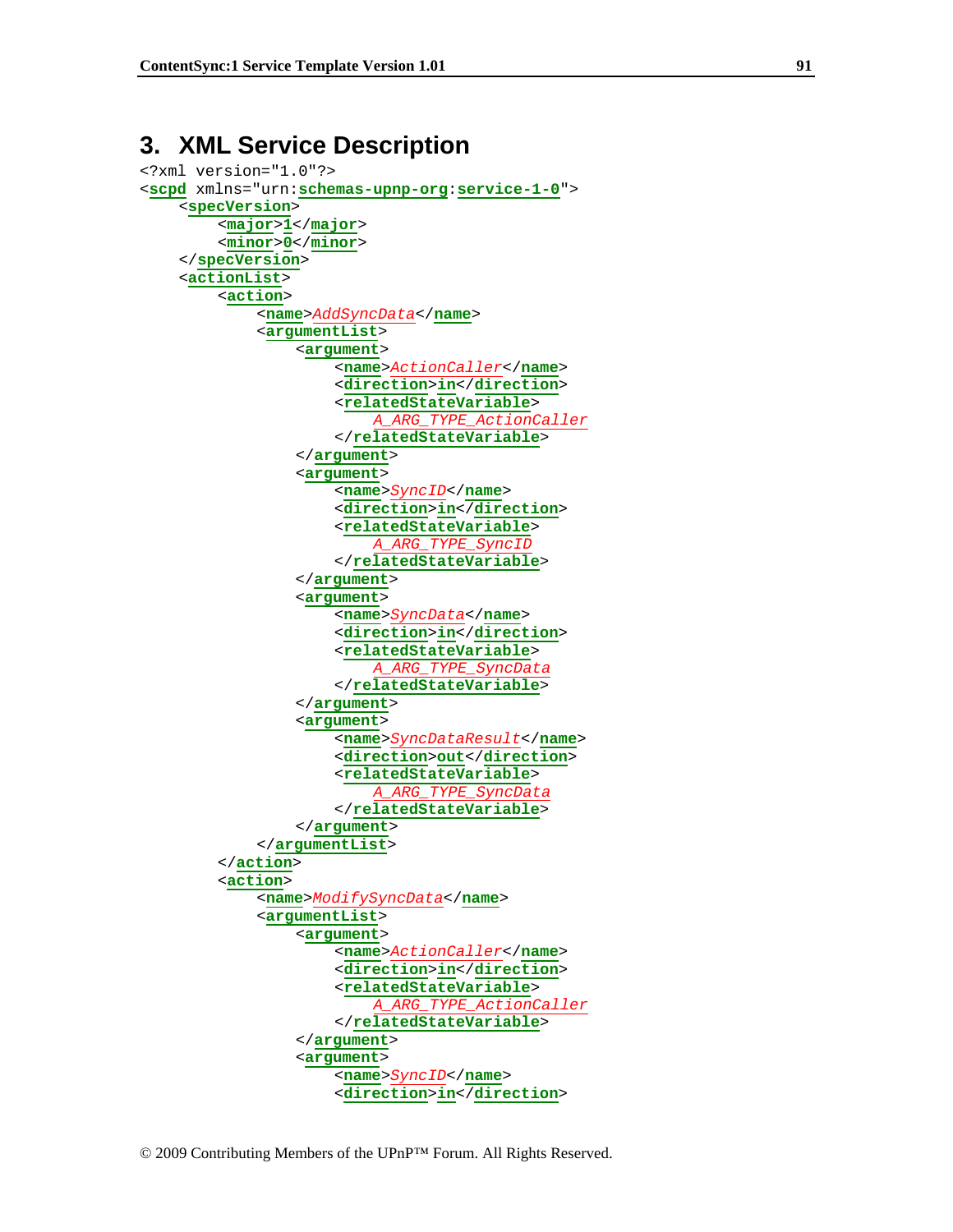# 3. XML Service Description

```
<?xml version="1.0"?>
<scpd xmlns="urn:schemas-upnp-org:service-1-0">
    <specVersion>
        <major>1</major>
        <minor>0</minor>
    </specVersion>
    <actionList>
        <action>
            <name>AddSyncData</name>
            <argumentList>
                <argument>
                    <name>ActionCaller</name>
                    <direction>in</direction>
                    <relatedStateVariable>
                        A_ARG_TYPE_ActionCaller
                    </relatedStateVariable>
                </argument>
                <argument>
                    <name>SyncID</name>
                    <direction>in</direction>
                    <relatedStateVariable>
                        A_ARG_TYPE_SyncID
                    </relatedStateVariable>
                </argument>
                <argument>
                    <name>SyncData</name>
                    <direction>in</direction>
                    <relatedStateVariable>
                        A_ARG_TYPE_SyncData
                    </relatedStateVariable>
                </argument>
                <argument>
                    <name>SyncDataResult</name>
                    <direction>out</direction>
                    <relatedStateVariable>
                        A_ARG_TYPE_SyncData
                    </relatedStateVariable>
                </argument>
            </argumentList>
        </action>
        <action>
            <name>ModifySyncData</name>
            <argumentList>
                <argument>
                    <name>ActionCaller</name>
                    <direction>in</direction>
                    <relatedStateVariable>
                        A_ARG_TYPE_ActionCaller
                    </relatedStateVariable>
                </argument>
                <argument>
                    <name>SyncID</name>
                    <direction>in</direction>
```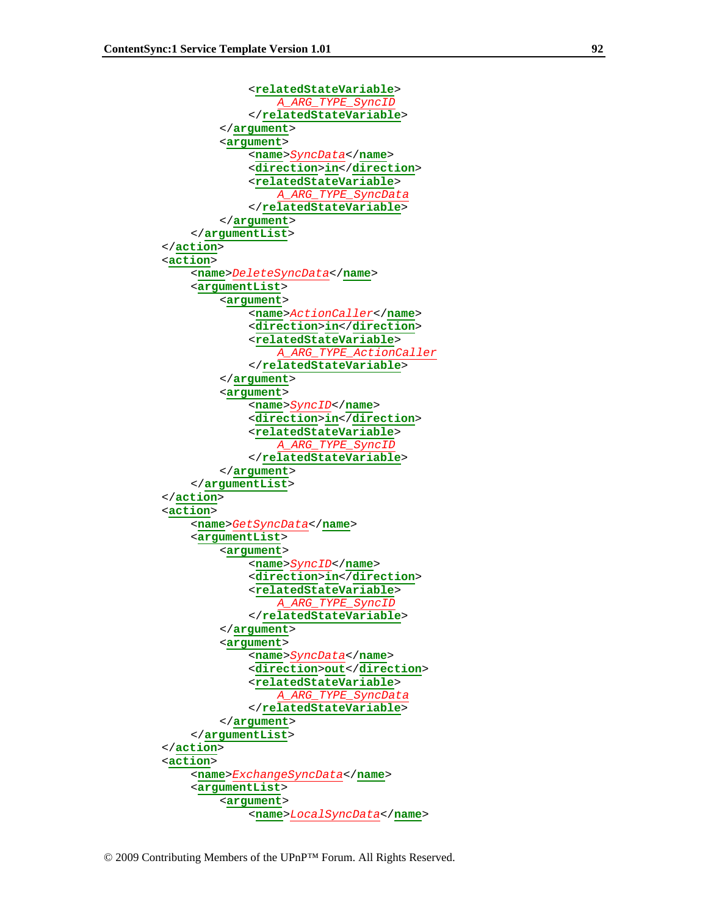```
                <relatedStateVariable>
                    A_ARG_TYPE_SyncID
                </relatedStateVariable>
            </argument>
            <argument>
                <name>SyncData</name>
                <direction>in</direction>
                <relatedStateVariable>
                    A_ARG_TYPE_SyncData
                </relatedStateVariable>
            </argument>
        </argumentList>
    </action>
    <action>
        <name>DeleteSyncData</name>
        <argumentList>
            <argument>
                <name>ActionCaller</name>
                <direction>in</direction>
                <relatedStateVariable>
                    A_ARG_TYPE_ActionCaller
                </relatedStateVariable>
            </argument>
            <argument>
                <name>SyncID</name>
                <direction>in</direction>
                <relatedStateVariable>
                    A_ARG_TYPE_SyncID
                </relatedStateVariable>
            </argument>
        </argumentList>
    </action>
    <action>
        <name>GetSyncData</name>
        <argumentList>
            <argument>
                <name>SyncID</name>
                <direction>in</direction>
                <relatedStateVariable>
                    A_ARG_TYPE_SyncID
                </relatedStateVariable>
            </argument>
            <argument>
                <name>SyncData</name>
                <direction>out</direction>
                <relatedStateVariable>
                    A_ARG_TYPE_SyncData
                </relatedStateVariable>
            </argument>
        </argumentList>
    </action>
    <action>
        <name>ExchangeSyncData</name>
        <argumentList>
            <argument>
                <name>LocalSyncData</name>
```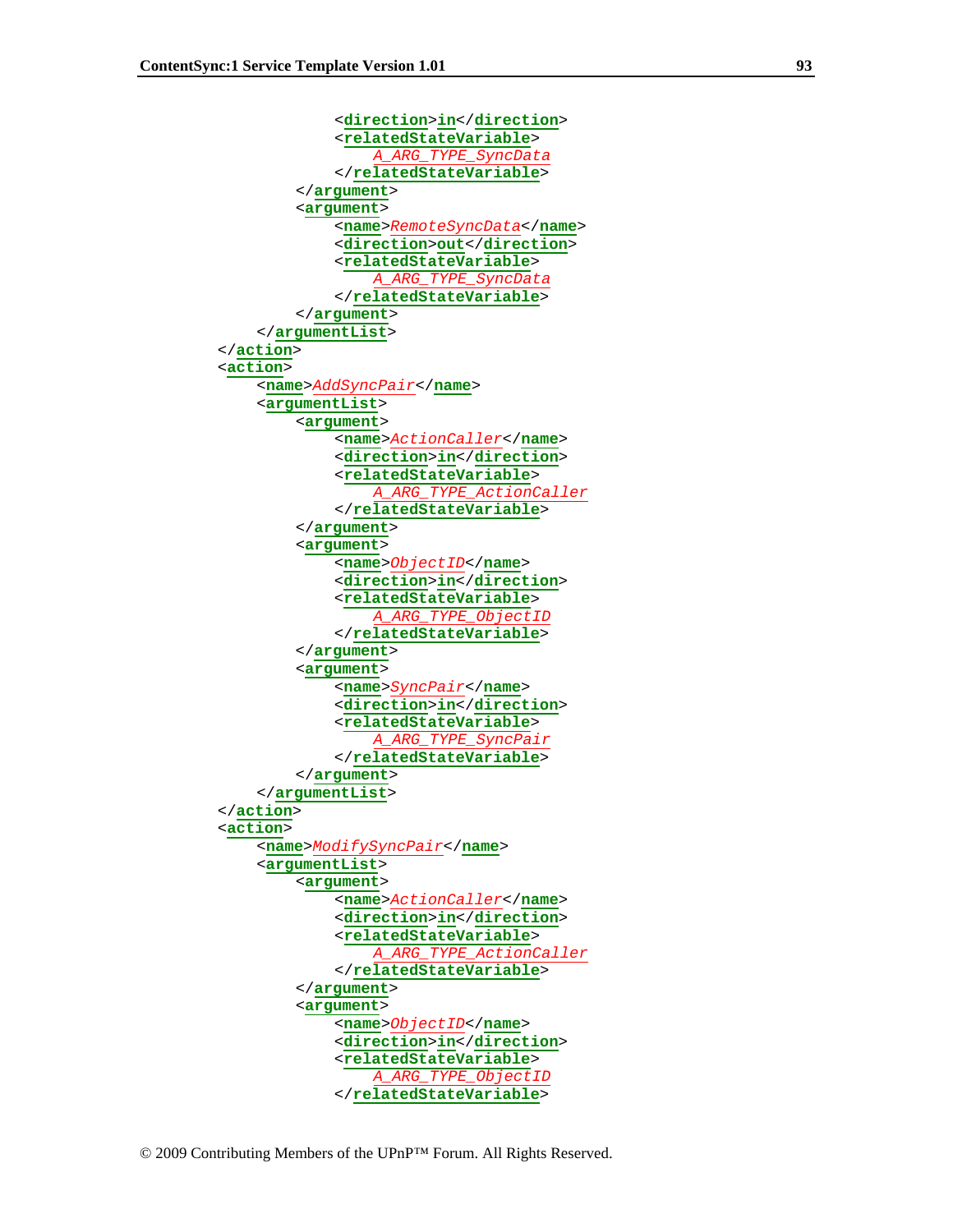```
                <direction>in</direction>
                <relatedStateVariable>
                    A_ARG_TYPE_SyncData
                </relatedStateVariable>
            </argument>
            <argument>
                <name>RemoteSyncData</name>
                <direction>out</direction>
                <relatedStateVariable>
                    A_ARG_TYPE_SyncData
                </relatedStateVariable>
            </argument>
        </argumentList>
    </action>
    <action>
        <name>AddSyncPair</name>
        <argumentList>
            <argument>
                <name>ActionCaller</name>
                <direction>in</direction>
                <relatedStateVariable>
                    A_ARG_TYPE_ActionCaller
                </relatedStateVariable>
            </argument>
            <argument>
                <name>ObjectID</name>
                <direction>in</direction>
                <relatedStateVariable>
                    A_ARG_TYPE_ObjectID
                </relatedStateVariable>
            </argument>
            <argument>
                <name>SyncPair</name>
                <direction>in</direction>
                <relatedStateVariable>
                    A_ARG_TYPE_SyncPair
                </relatedStateVariable>
            </argument>
        </argumentList>
    </action>
    <action>
        <name>ModifySyncPair</name>
        <argumentList>
            <argument>
                <name>ActionCaller</name>
                <direction>in</direction>
                <relatedStateVariable>
                    A_ARG_TYPE_ActionCaller
                </relatedStateVariable>
            </argument>
            <argument>
                <name>ObjectID</name>
                <direction>in</direction>
                <relatedStateVariable>
                    A_ARG_TYPE_ObjectID
                </relatedStateVariable>
```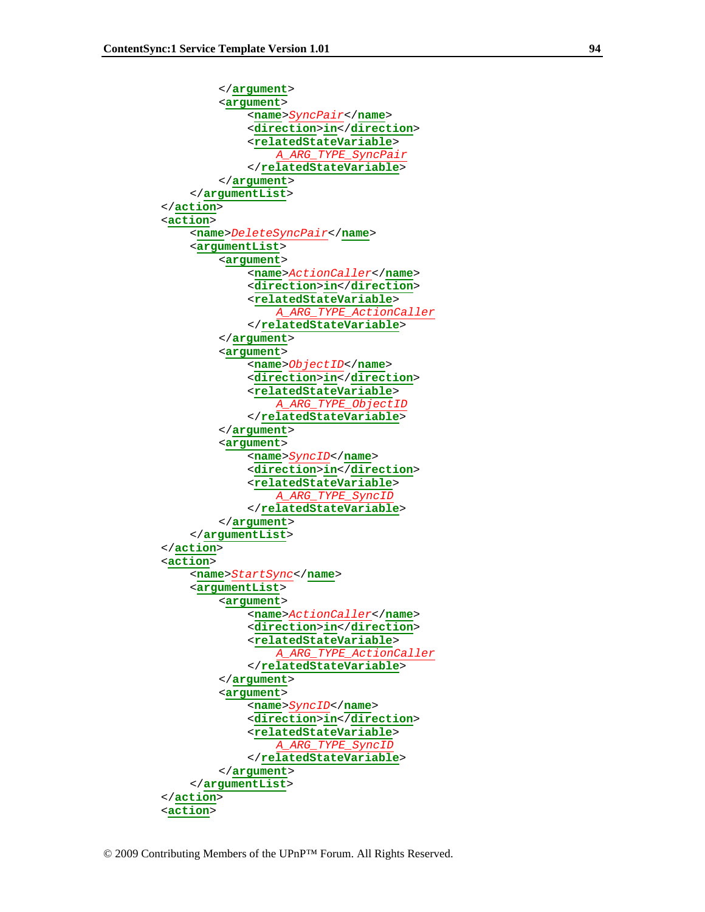```
            </argument>
            <argument>
                <name>SyncPair</name>
                <direction>in</direction>
                <relatedStateVariable>
                    A_ARG_TYPE_SyncPair
                </relatedStateVariable>
            </argument>
        </argumentList>
    </action>
    <action>
        <name>DeleteSyncPair</name>
        <argumentList>
            <argument>
                <name>ActionCaller</name>
                <direction>in</direction>
                <relatedStateVariable>
                    A_ARG_TYPE_ActionCaller
                </relatedStateVariable>
            </argument>
            <argument>
                <name>ObjectID</name>
                <direction>in</direction>
                <relatedStateVariable>
                    A_ARG_TYPE_ObjectID
                </relatedStateVariable>
            </argument>
            <argument>
                <name>SyncID</name>
                <direction>in</direction>
                <relatedStateVariable>
                    A_ARG_TYPE_SyncID
                </relatedStateVariable>
            </argument>
        </argumentList>
    </action>
    <action>
        <name>StartSync</name>
        <argumentList>
            <argument>
                <name>ActionCaller</name>
                <direction>in</direction>
                <relatedStateVariable>
                    A_ARG_TYPE_ActionCaller
                </relatedStateVariable>
            </argument>
            <argument>
                <name>SyncID</name>
                <direction>in</direction>
                <relatedStateVariable>
                    A_ARG_TYPE_SyncID
                </relatedStateVariable>
            </argument>
        </argumentList>
    </action>
    <action>
```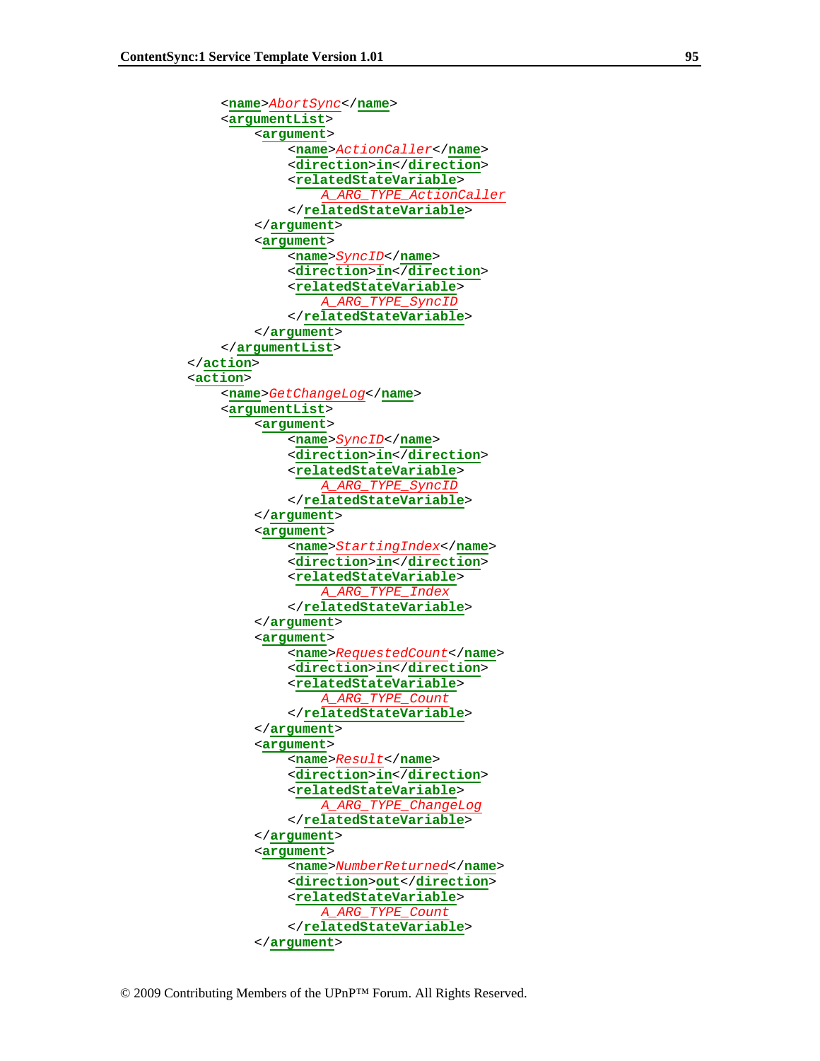```
            <name>AbortSync</name>
            <argumentList>
                <argument>
                    <name>ActionCaller</name>
                    <direction>in</direction>
                    <relatedStateVariable>
                        A_ARG_TYPE_ActionCaller
                    </relatedStateVariable>
                </argument>
                <argument>
                    <name>SyncID</name>
                    <direction>in</direction>
                    <relatedStateVariable>
                        A_ARG_TYPE_SyncID
                    </relatedStateVariable>
                </argument>
            </argumentList>
        </action>
        <action>
            <name>GetChangeLog</name>
            <argumentList>
                <argument>
                    <name>SyncID</name>
                    <direction>in</direction>
                    <relatedStateVariable>
                        A_ARG_TYPE_SyncID
                    </relatedStateVariable>
                </argument>
                <argument>
                    <name>StartingIndex</name>
                    <direction>in</direction>
                    <relatedStateVariable>
                        A_ARG_TYPE_Index
                    </relatedStateVariable>
                </argument>
                <argument>
                    <name>RequestedCount</name>
                    <direction>in</direction>
                    <relatedStateVariable>
                        A_ARG_TYPE_Count
                    </relatedStateVariable>
                </argument>
                <argument>
                    <name>Result</name>
                    <direction>in</direction>
                    <relatedStateVariable>
                        A_ARG_TYPE_ChangeLog
                    </relatedStateVariable>
                </argument>
                <argument>
                    <name>NumberReturned</name>
                    <direction>out</direction>
                    <relatedStateVariable>
                        A_ARG_TYPE_Count
                    </relatedStateVariable>
                </argument>
```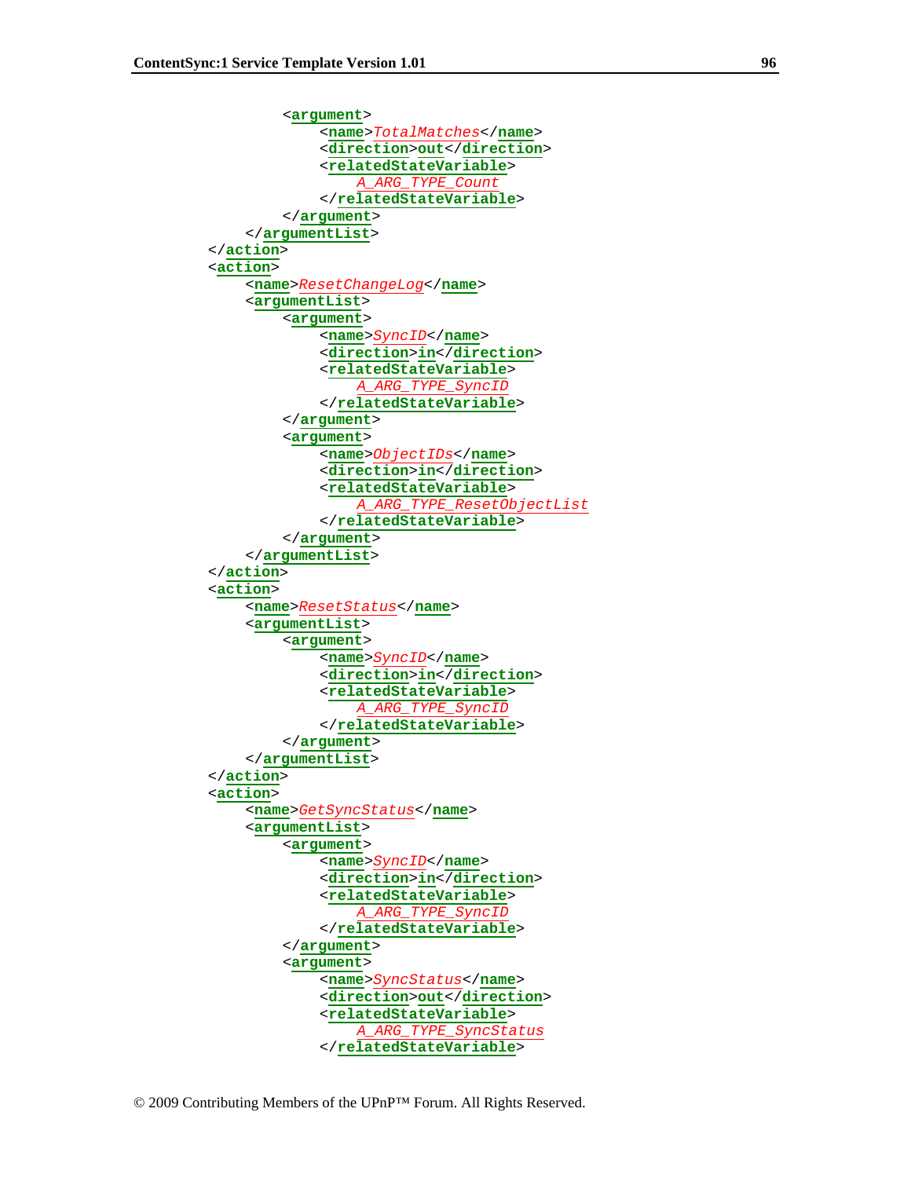```
            <argument>
                <name>TotalMatches</name>
                <direction>out</direction>
                <relatedStateVariable>
                    A_ARG_TYPE_Count
                </relatedStateVariable>
            </argument>
        </argumentList>
    </action>
    <action>
        <name>ResetChangeLog</name>
        <argumentList>
            <argument>
                <name>SyncID</name>
                <direction>in</direction>
                <relatedStateVariable>
                    A_ARG_TYPE_SyncID
                </relatedStateVariable>
            </argument>
            <argument>
                <name>ObjectIDs</name>
                <direction>in</direction>
                <relatedStateVariable>
                    A_ARG_TYPE_ResetObjectList
                </relatedStateVariable>
            </argument>
        </argumentList>
    </action>
    <action>
        <name>ResetStatus</name>
        <argumentList>
            <argument>
                <name>SyncID</name>
                <direction>in</direction>
                <relatedStateVariable>
                    A_ARG_TYPE_SyncID
                </relatedStateVariable>
            </argument>
        </argumentList>
    </action>
    <action>
        <name>GetSyncStatus</name>
        <argumentList>
            <argument>
                <name>SyncID</name>
                <direction>in</direction>
                <relatedStateVariable>
                    A_ARG_TYPE_SyncID
                </relatedStateVariable>
            </argument>
            <argument>
                <name>SyncStatus</name>
                <direction>out</direction>
                <relatedStateVariable>
                    A_ARG_TYPE_SyncStatus
                </relatedStateVariable>
```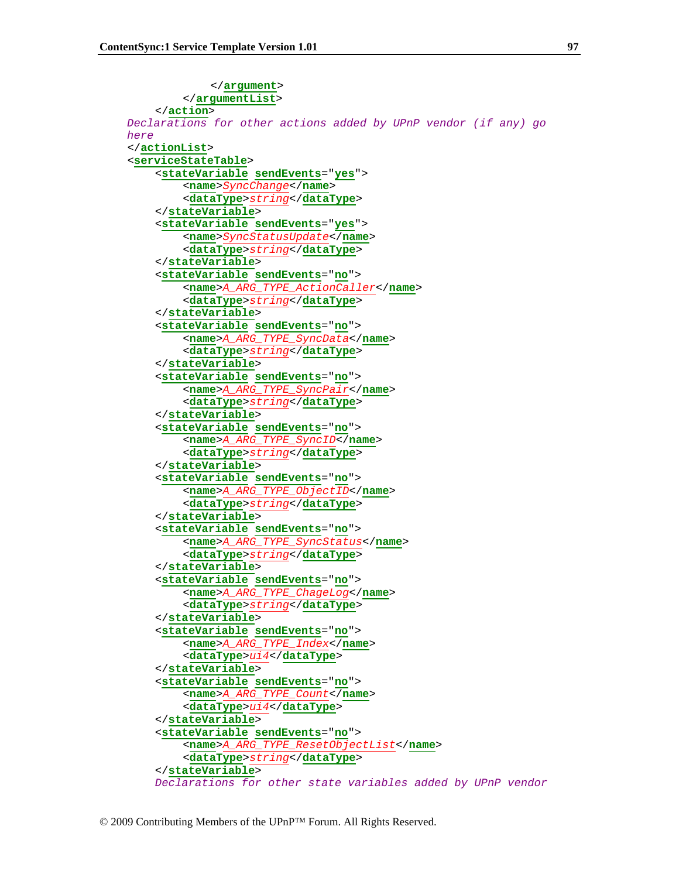```
            </argument>
        </argumentList>
    </action>
Declarations for other actions added by UPnP vendor (if any) go
here
</actionList>
<serviceStateTable>
    <stateVariable sendEvents="yes">
        <name>SyncChange</name>
        <dataType>string</dataType>
    </stateVariable>
    <stateVariable sendEvents="yes">
        <name>SyncStatusUpdate</name>
        <dataType>string</dataType>
    </stateVariable>
    <stateVariable sendEvents="no">
        <name>A_ARG_TYPE_ActionCaller</name>
        <dataType>string</dataType>
    </stateVariable>
    <stateVariable sendEvents="no">
        <name>A_ARG_TYPE_SyncData</name>
        <dataType>string</dataType>
    </stateVariable>
    <stateVariable sendEvents="no">
        <name>A_ARG_TYPE_SyncPair</name>
        <dataType>string</dataType>
    </stateVariable>
    <stateVariable sendEvents="no">
        <name>A_ARG_TYPE_SyncID</name>
        <dataType>string</dataType>
    </stateVariable>
    <stateVariable sendEvents="no">
        <name>A_ARG_TYPE_ObjectID</name>
        <dataType>string</dataType>
    </stateVariable>
    <stateVariable sendEvents="no">
        <name>A_ARG_TYPE_SyncStatus</name>
        <dataType>string</dataType>
    </stateVariable>
    <stateVariable sendEvents="no">
        <name>A_ARG_TYPE_ChageLog</name>
        <dataType>string</dataType>
    </stateVariable>
    <stateVariable sendEvents="no">
        <name>A_ARG_TYPE_Index</name>
        <dataType>ui4</dataType>
    </stateVariable>
    <stateVariable sendEvents="no">
        <name>A_ARG_TYPE_Count</name>
        <dataType>ui4</dataType>
    </stateVariable>
    <stateVariable sendEvents="no">
        <name>A_ARG_TYPE_ResetObjectList</name>
        <dataType>string</dataType>
    </stateVariable>
    Declarations for other state variables added by UPnP vendor
```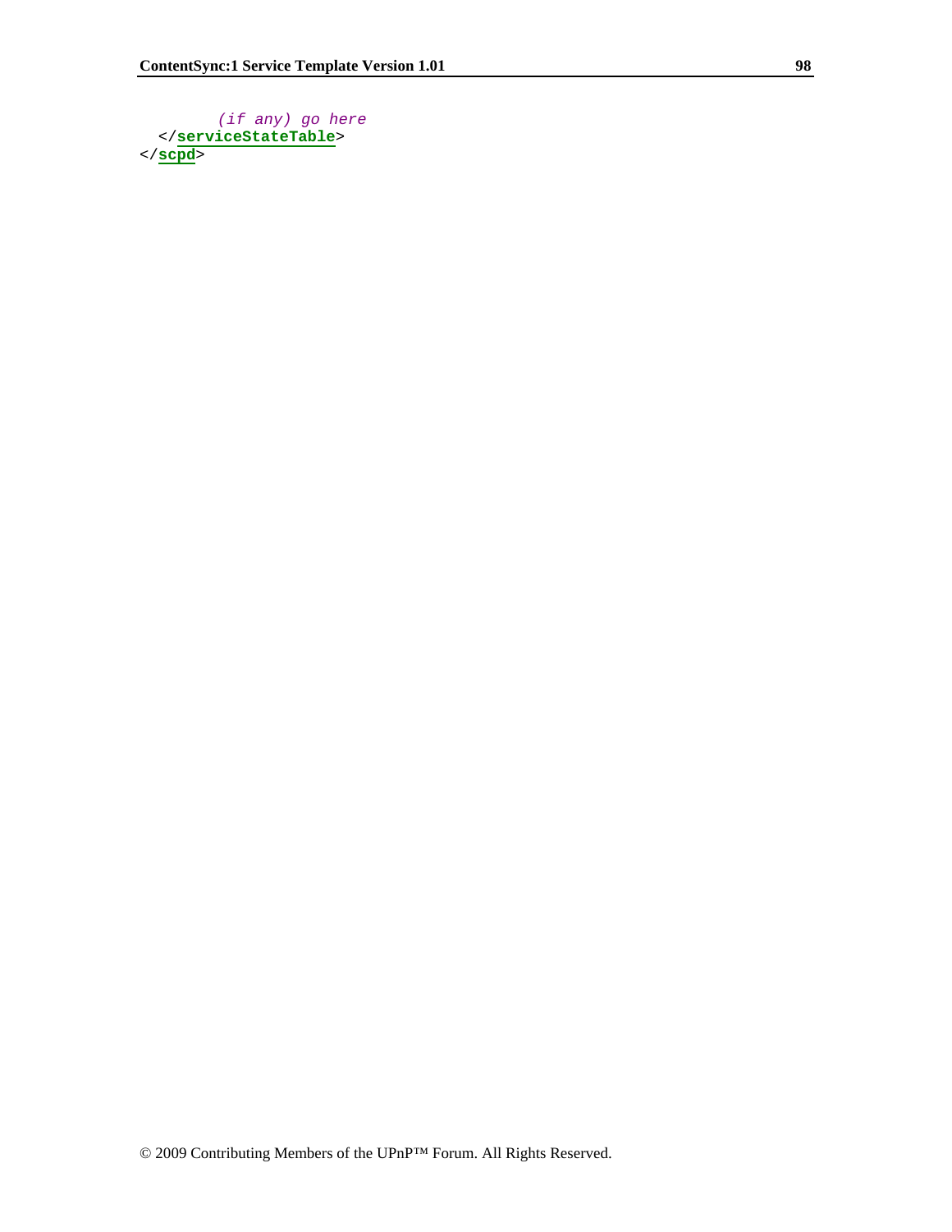```
        (if any) go here
  </serviceStateTable>
</scpd>
```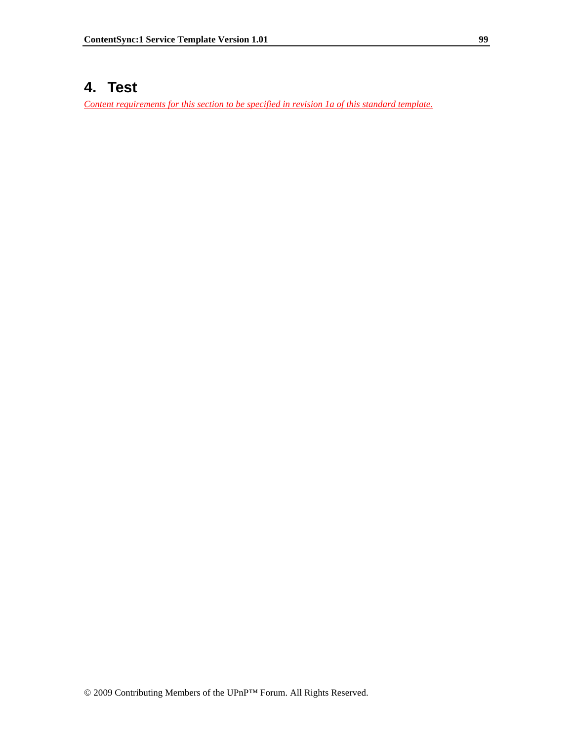# 4. Test

*Content requirements for this section to be specified in revision 1a of this standard template.*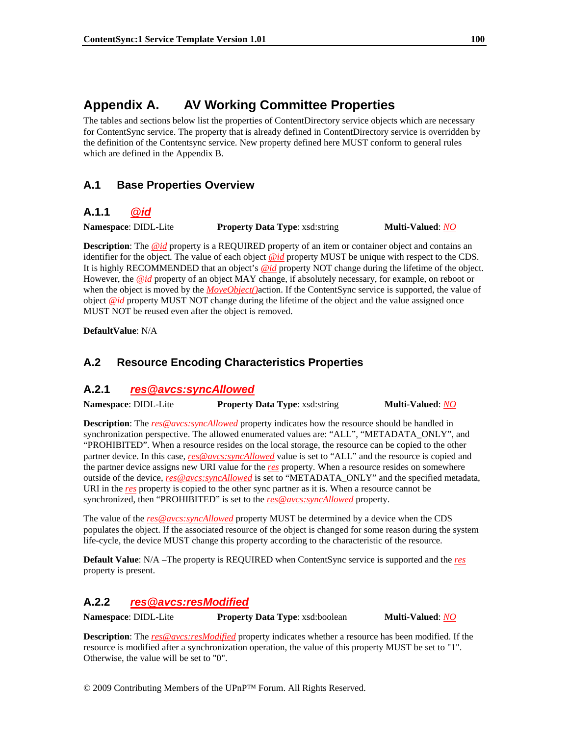# Appendix A. AV Working Committee Properties

The tables and sections below list the properties of ContentDirectory service objects which are necessary for ContentSync service. The property that is already defined in ContentDirectory service is overridden by the definition of the Contentsync service. New property defined here MUST conform to general rules which are defined in the Appendix B.

## A.1 Base Properties Overview

### A.1.1 *@id*

**Namespace**: DIDL-Lite **Property Data Type**: xsd:string **Multi-Valued**: *NO*

**Description**: The *@id* property is a REQUIRED property of an item or container object and contains an identifier for the object. The value of each object *@id* property MUST be unique with respect to the CDS. It is highly RECOMMENDED that an object's *@id* property NOT change during the lifetime of the object. However, the *@id* property of an object MAY change, if absolutely necessary, for example, on reboot or when the object is moved by the *MoveObject()*action. If the ContentSync service is supported, the value of object *@id* property MUST NOT change during the lifetime of the object and the value assigned once MUST NOT be reused even after the object is removed.

**DefaultValue**: N/A

## A.2 Resource Encoding Characteristics Properties

### A.2.1 *res@avcs:syncAllowed*

**Namespace**: DIDL-Lite **Property Data Type**: xsd:string **Multi-Valued**: *NO*

**Description**: The *res@avcs:syncAllowed* property indicates how the resource should be handled in synchronization perspective. The allowed enumerated values are: "ALL", "METADATA_ONLY", and "PROHIBITED". When a resource resides on the local storage, the resource can be copied to the other partner device. In this case, *res@avcs:syncAllowed* value is set to "ALL" and the resource is copied and the partner device assigns new URI value for the *res* property. When a resource resides on somewhere outside of the device, *res@avcs:syncAllowed* is set to "METADATA_ONLY" and the specified metadata, URI in the *res* property is copied to the other sync partner as it is. When a resource cannot be synchronized, then "PROHIBITED" is set to the *res@avcs:syncAllowed* property.

The value of the *res@avcs:syncAllowed* property MUST be determined by a device when the CDS populates the object. If the associated resource of the object is changed for some reason during the system life-cycle, the device MUST change this property according to the characteristic of the resource.

**Default Value**: N/A –The property is REQUIRED when ContentSync service is supported and the *res* property is present.

### A.2.2 *res@avcs:resModified*

**Namespace**: DIDL-Lite **Property Data Type**: xsd:boolean **Multi-Valued**: *NO*

**Description**: The *res@avcs:resModified* property indicates whether a resource has been modified. If the resource is modified after a synchronization operation, the value of this property MUST be set to "1". Otherwise, the value will be set to "0".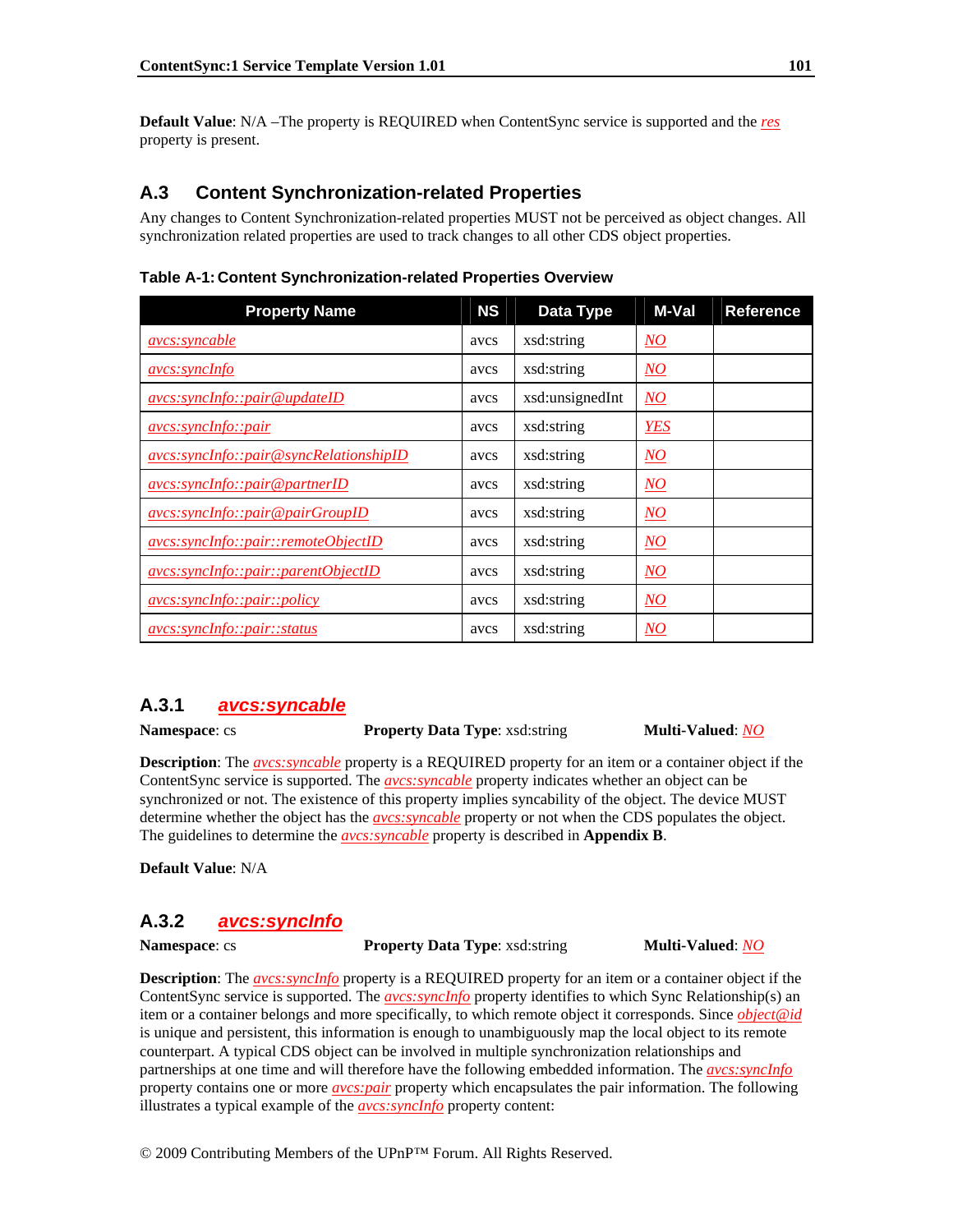**Default Value**: N/A –The property is REQUIRED when ContentSync service is supported and the *res* property is present.

## A.3 Content Synchronization-related Properties

Any changes to Content Synchronization-related properties MUST not be perceived as object changes. All synchronization related properties are used to track changes to all other CDS object properties.

**Table A-1: Content Synchronization-related Properties Overview**

| Property Name | NS | Data Type | M-Val | Reference |
|---|---|---|---|---|
| *avcs:syncable* | avcs | xsd:string | *NO* | |
| *avcs:syncInfo* | avcs | xsd:string | *NO* | |
| *avcs:syncInfo::pair@updateID* | avcs | xsd:unsignedInt | *NO* | |
| *avcs:syncInfo::pair* | avcs | xsd:string | *YES* | |
| *avcs:syncInfo::pair@syncRelationshipID* | avcs | xsd:string | *NO* | |
| *avcs:syncInfo::pair@partnerID* | avcs | xsd:string | *NO* | |
| *avcs:syncInfo::pair@pairGroupID* | avcs | xsd:string | *NO* | |
| *avcs:syncInfo::pair::remoteObjectID* | avcs | xsd:string | *NO* | |
| *avcs:syncInfo::pair::parentObjectID* | avcs | xsd:string | *NO* | |
| *avcs:syncInfo::pair::policy* | avcs | xsd:string | *NO* | |
| *avcs:syncInfo::pair::status* | avcs | xsd:string | *NO* | |

### A.3.1 *avcs:syncable*

**Namespace**: cs **Property Data Type**: xsd:string **Multi-Valued**: *NO*

**Description**: The *avcs:syncable* property is a REQUIRED property for an item or a container object if the ContentSync service is supported. The *avcs:syncable* property indicates whether an object can be synchronized or not. The existence of this property implies syncability of the object. The device MUST determine whether the object has the *avcs:syncable* property or not when the CDS populates the object. The guidelines to determine the *avcs:syncable* property is described in **Appendix B**.

**Default Value**: N/A

### A.3.2 *avcs:syncInfo*

**Namespace**: cs **Property Data Type**: xsd:string **Multi-Valued**: *NO*

**Description**: The *avcs:syncInfo* property is a REQUIRED property for an item or a container object if the ContentSync service is supported. The *avcs:syncInfo* property identifies to which Sync Relationship(s) an item or a container belongs and more specifically, to which remote object it corresponds. Since *object@id* is unique and persistent, this information is enough to unambiguously map the local object to its remote counterpart. A typical CDS object can be involved in multiple synchronization relationships and partnerships at one time and will therefore have the following embedded information. The *avcs:syncInfo* property contains one or more *avcs:pair* property which encapsulates the pair information. The following illustrates a typical example of the *avcs:syncInfo* property content: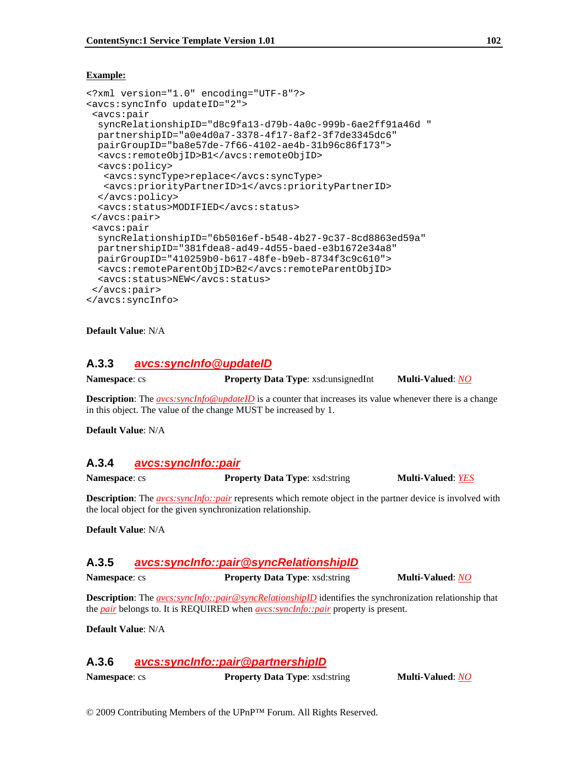**Example:**

```
<?xml version="1.0" encoding="UTF-8"?>
<avcs:syncInfo updateID="2">
 <avcs:pair
  syncRelationshipID="d8c9fa13-d79b-4a0c-999b-6ae2ff91a46d "
  partnershipID="a0e4d0a7-3378-4f17-8af2-3f7de3345dc6"
  pairGroupID="ba8e57de-7f66-4102-ae4b-31b96c86f173">
  <avcs:remoteObjID>B1</avcs:remoteObjID>
  <avcs:policy>
   <avcs:syncType>replace</avcs:syncType>
   <avcs:priorityPartnerID>1</avcs:priorityPartnerID>
  </avcs:policy>
  <avcs:status>MODIFIED</avcs:status>
 </avcs:pair>
 <avcs:pair
  syncRelationshipID="6b5016ef-b548-4b27-9c37-8cd8863ed59a"
  partnershipID="381fdea8-ad49-4d55-baed-e3b1672e34a8"
  pairGroupID="410259b0-b617-48fe-b9eb-8734f3c9c610">
  <avcs:remoteParentObjID>B2</avcs:remoteParentObjID>
  <avcs:status>NEW</avcs:status>
 </avcs:pair>
</avcs:syncInfo>
```

**Default Value**: N/A

### A.3.3 *avcs:syncInfo@updateID*

**Namespace**: cs **Property Data Type**: xsd:unsignedInt **Multi-Valued**: *NO*

**Description**: The *avcs:syncInfo@updateID* is a counter that increases its value whenever there is a change in this object. The value of the change MUST be increased by 1.

**Default Value**: N/A

### A.3.4 *avcs:syncInfo::pair*

**Namespace**: cs **Property Data Type**: xsd:string **Multi-Valued**: *YES*

**Description**: The *avcs:syncInfo::pair* represents which remote object in the partner device is involved with the local object for the given synchronization relationship.

**Default Value**: N/A

### A.3.5 *avcs:syncInfo::pair@syncRelationshipID*

**Namespace**: cs **Property Data Type**: xsd:string **Multi-Valued**: *NO*

**Description**: The *avcs:syncInfo::pair@syncRelationshipID* identifies the synchronization relationship that the *pair* belongs to. It is REQUIRED when *avcs:syncInfo::pair* property is present.

**Default Value**: N/A

### A.3.6 *avcs:syncInfo::pair@partnershipID*

**Namespace**: cs **Property Data Type**: xsd:string **Multi-Valued**: *NO*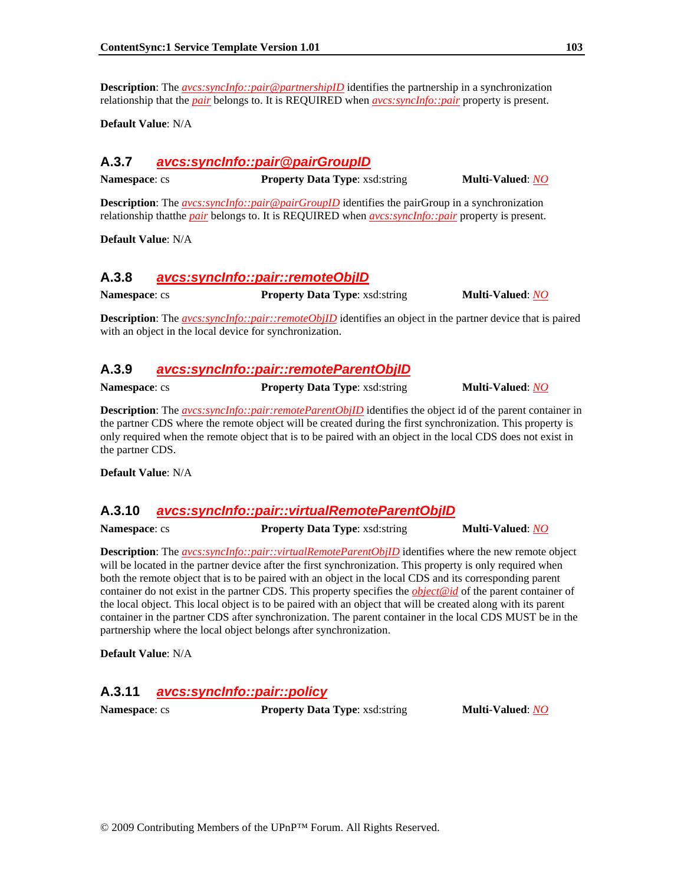**Description**: The *avcs:syncInfo::pair@partnershipID* identifies the partnership in a synchronization relationship that the *pair* belongs to. It is REQUIRED when *avcs:syncInfo::pair* property is present.

**Default Value**: N/A

### A.3.7 *avcs:syncInfo::pair@pairGroupID*

**Namespace**: cs **Property Data Type**: xsd:string **Multi-Valued**: *NO*

**Description**: The *avcs:syncInfo::pair@pairGroupID* identifies the pairGroup in a synchronization relationship thatthe *pair* belongs to. It is REQUIRED when *avcs:syncInfo::pair* property is present.

**Default Value**: N/A

### A.3.8 *avcs:syncInfo::pair::remoteObjID*

**Namespace**: cs **Property Data Type**: xsd:string **Multi-Valued**: *NO*

**Description**: The *avcs:syncInfo::pair::remoteObjID* identifies an object in the partner device that is paired with an object in the local device for synchronization.

### A.3.9 *avcs:syncInfo::pair::remoteParentObjID*

**Namespace**: cs **Property Data Type**: xsd:string **Multi-Valued**: *NO*

**Description**: The *avcs:syncInfo::pair:remoteParentObjID* identifies the object id of the parent container in the partner CDS where the remote object will be created during the first synchronization. This property is only required when the remote object that is to be paired with an object in the local CDS does not exist in the partner CDS.

**Default Value**: N/A

### A.3.10 *avcs:syncInfo::pair::virtualRemoteParentObjID*

**Namespace**: cs **Property Data Type**: xsd:string **Multi-Valued**: *NO*

**Description**: The *avcs:syncInfo::pair::virtualRemoteParentObjID* identifies where the new remote object will be located in the partner device after the first synchronization. This property is only required when both the remote object that is to be paired with an object in the local CDS and its corresponding parent container do not exist in the partner CDS. This property specifies the *object@id* of the parent container of the local object. This local object is to be paired with an object that will be created along with its parent container in the partner CDS after synchronization. The parent container in the local CDS MUST be in the partnership where the local object belongs after synchronization.

**Default Value**: N/A

### A.3.11 *avcs:syncInfo::pair::policy*

**Namespace**: cs **Property Data Type**: xsd:string **Multi-Valued**: *NO*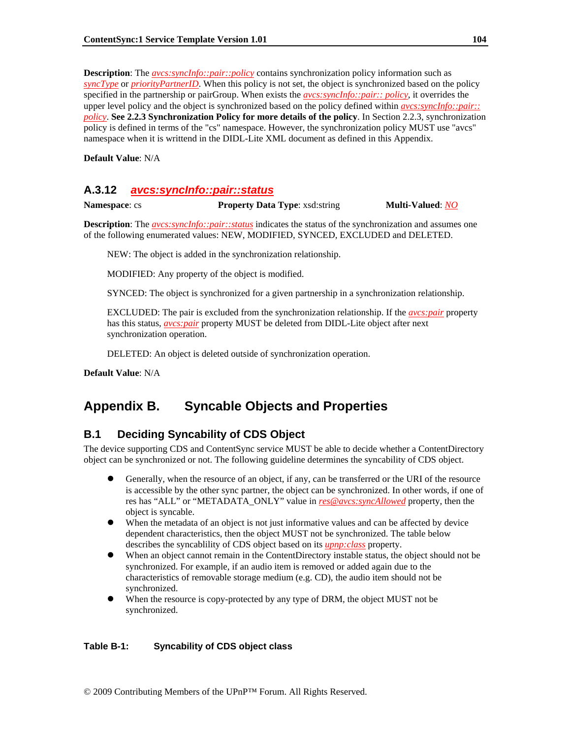**Description**: The *avcs:syncInfo::pair::policy* contains synchronization policy information such as *syncType* or *priorityPartnerID*. When this policy is not set, the object is synchronized based on the policy specified in the partnership or pairGroup. When exists the *avcs:syncInfo::pair:: policy*, it overrides the upper level policy and the object is synchronized based on the policy defined within *avcs:syncInfo::pair:: policy*. **See 2.2.3 Synchronization Policy for more details of the policy**. In Section 2.2.3, synchronization policy is defined in terms of the "cs" namespace. However, the synchronization policy MUST use "avcs" namespace when it is writtend in the DIDL-Lite XML document as defined in this Appendix.

**Default Value**: N/A

### A.3.12 *avcs:syncInfo::pair::status*

**Namespace**: cs **Property Data Type**: xsd:string **Multi-Valued**: *NO*

**Description**: The *avcs:syncInfo::pair::status* indicates the status of the synchronization and assumes one of the following enumerated values: NEW, MODIFIED, SYNCED, EXCLUDED and DELETED.

> NEW: The object is added in the synchronization relationship.
>
> MODIFIED: Any property of the object is modified.
>
> SYNCED: The object is synchronized for a given partnership in a synchronization relationship.
>
> EXCLUDED: The pair is excluded from the synchronization relationship. If the *avcs:pair* property has this status, *avcs:pair* property MUST be deleted from DIDL-Lite object after next synchronization operation.
>
> DELETED: An object is deleted outside of synchronization operation.

**Default Value**: N/A

# Appendix B. Syncable Objects and Properties

## B.1 Deciding Syncability of CDS Object

The device supporting CDS and ContentSync service MUST be able to decide whether a ContentDirectory object can be synchronized or not. The following guideline determines the syncability of CDS object.

- Generally, when the resource of an object, if any, can be transferred or the URI of the resource is accessible by the other sync partner, the object can be synchronized. In other words, if one of res has “ALL” or “METADATA_ONLY” value in *res@avcs:syncAllowed* property, then the object is syncable.
- When the metadata of an object is not just informative values and can be affected by device dependent characteristics, then the object MUST not be synchronized. The table below describes the syncablility of CDS object based on its *upnp:class* property.
- When an object cannot remain in the ContentDirectory instable status, the object should not be synchronized. For example, if an audio item is removed or added again due to the characteristics of removable storage medium (e.g. CD), the audio item should not be synchronized.
- When the resource is copy-protected by any type of DRM, the object MUST not be synchronized.

**Table B-1: Syncability of CDS object class**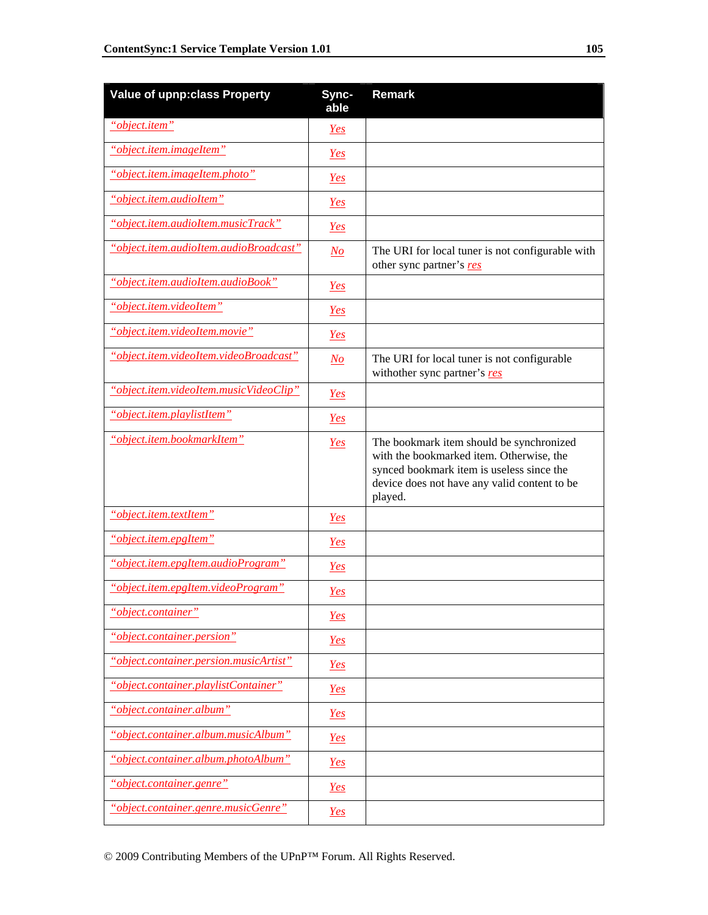| Value of upnp:class Property | Sync-able | Remark |
|---|---|---|
| *"object.item"* | *Yes* | |
| *"object.item.imageItem"* | *Yes* | |
| *"object.item.imageItem.photo"* | *Yes* | |
| *"object.item.audioItem"* | *Yes* | |
| *"object.item.audioItem.musicTrack"* | *Yes* | |
| *"object.item.audioItem.audioBroadcast"* | *No* | The URI for local tuner is not configurable with other sync partner's *res* |
| *"object.item.audioItem.audioBook"* | *Yes* | |
| *"object.item.videoItem"* | *Yes* | |
| *"object.item.videoItem.movie"* | *Yes* | |
| *"object.item.videoItem.videoBroadcast"* | *No* | The URI for local tuner is not configurable withother sync partner's *res* |
| *"object.item.videoItem.musicVideoClip"* | *Yes* | |
| *"object.item.playlistItem"* | *Yes* | |
| *"object.item.bookmarkItem"* | *Yes* | The bookmark item should be synchronized with the bookmarked item. Otherwise, the synced bookmark item is useless since the device does not have any valid content to be played. |
| *"object.item.textItem"* | *Yes* | |
| *"object.item.epgItem"* | *Yes* | |
| *"object.item.epgItem.audioProgram"* | *Yes* | |
| *"object.item.epgItem.videoProgram"* | *Yes* | |
| *"object.container"* | *Yes* | |
| *"object.container.person"* | *Yes* | |
| *"object.container.persion.musicArtist"* | *Yes* | |
| *"object.container.playlistContainer"* | *Yes* | |
| *"object.container.album"* | *Yes* | |
| *"object.container.album.musicAlbum"* | *Yes* | |
| *"object.container.album.photoAlbum"* | *Yes* | |
| *"object.container.genre"* | *Yes* | |
| *"object.container.genre.musicGenre"* | *Yes* | |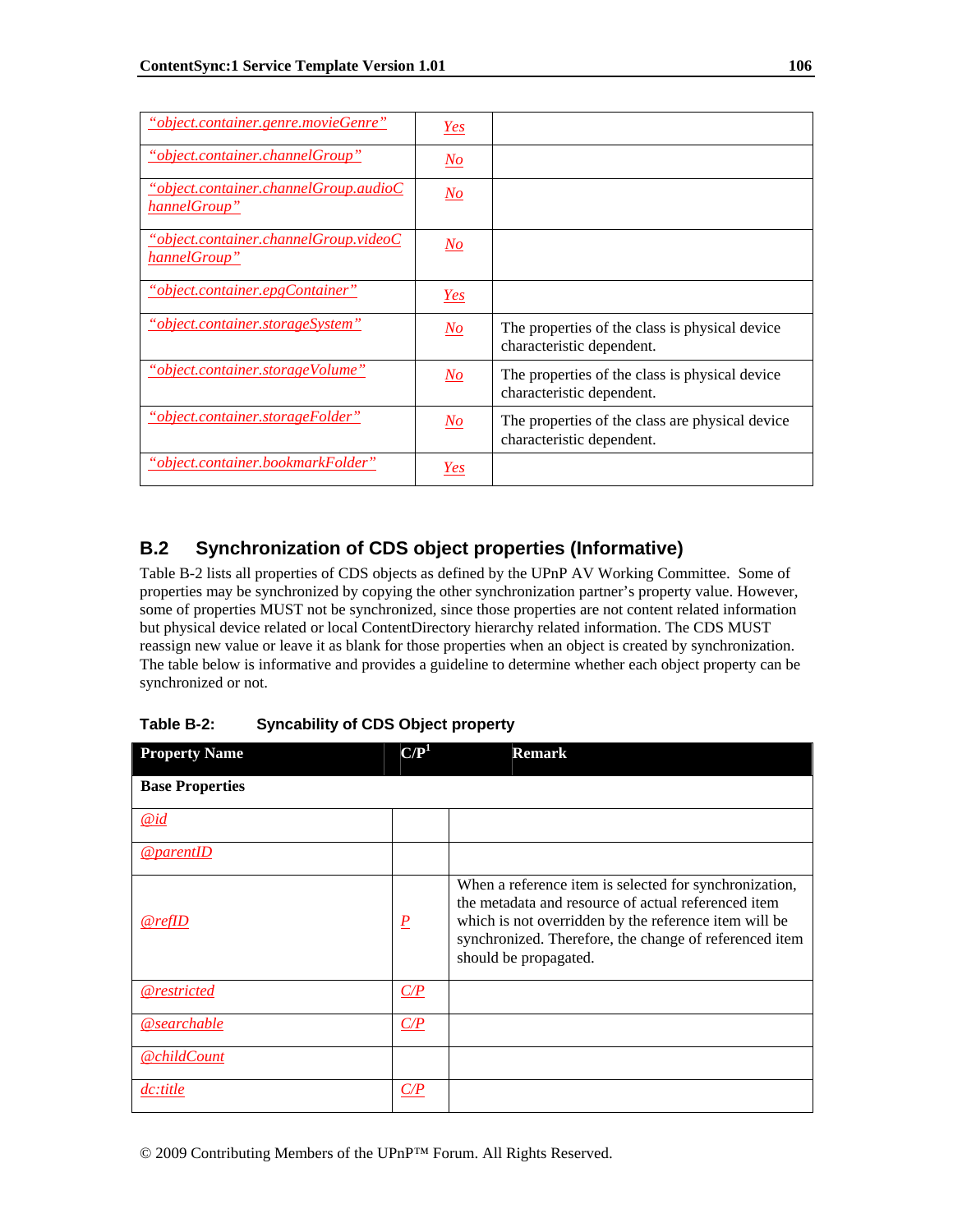| | | |
|---|---|---|
| *"object.container.genre.movieGenre"* | *Yes* | |
| *"object.container.channelGroup"* | *No* | |
| *"object.container.channelGroup.audioChannelGroup"* | *No* | |
| *"object.container.channelGroup.videoChannelGroup"* | *No* | |
| *"object.container.epgContainer"* | *Yes* | |
| *"object.container.storageSystem"* | *No* | The properties of the class is physical device characteristic dependent. |
| *"object.container.storageVolume"* | *No* | The properties of the class is physical device characteristic dependent. |
| *"object.container.storageFolder"* | *No* | The properties of the class are physical device characteristic dependent. |
| *"object.container.bookmarkFolder"* | *Yes* | |

## B.2 Synchronization of CDS object properties (Informative)

Table B-2 lists all properties of CDS objects as defined by the UPnP AV Working Committee. Some of properties may be synchronized by copying the other synchronization partner's property value. However, some of properties MUST not be synchronized, since those properties are not content related information but physical device related or local ContentDirectory hierarchy related information. The CDS MUST reassign new value or leave it as blank for those properties when an object is created by synchronization. The table below is informative and provides a guideline to determine whether each object property can be synchronized or not.

**Table B-2: Syncability of CDS Object property**

| Property Name | C/P[1] | Remark |
|---|---|---|
| **Base Properties** | | |
| *@id* | | |
| *@parentID* | | |
| *@refID* | *P* | When a reference item is selected for synchronization, the metadata and resource of actual referenced item which is not overridden by the reference item will be synchronized. Therefore, the change of referenced item should be propagated. |
| *@restricted* | *C/P* | |
| *@searchable* | *C/P* | |
| *@childCount* | | |
| *dc:title* | *C/P* | |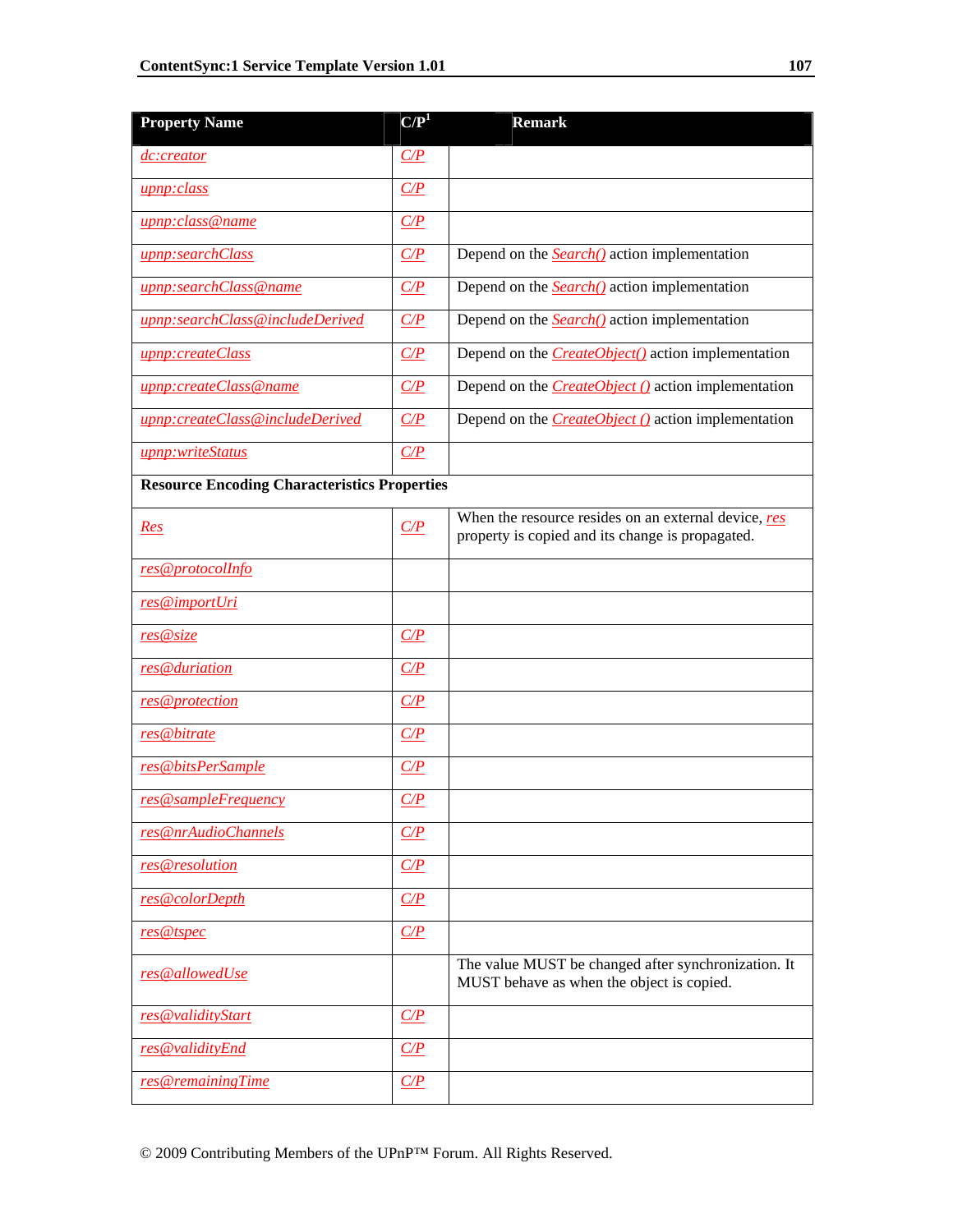| Property Name | C/P[1] | Remark |
|---|---|---|
| dc:creator | C/P | |
| upnp:class | C/P | |
| upnp:class@name | C/P | |
| upnp:searchClass | C/P | Depend on the Search() action implementation |
| upnp:searchClass@name | C/P | Depend on the Search() action implementation |
| upnp:searchClass@includeDerived | C/P | Depend on the Search() action implementation |
| upnp:createClass | C/P | Depend on the CreateObject() action implementation |
| upnp:createClass@name | C/P | Depend on the CreateObject () action implementation |
| upnp:createClass@includeDerived | C/P | Depend on the CreateObject () action implementation |
| upnp:writeStatus | C/P | |
| **Resource Encoding Characteristics Properties** | | |
| Res | C/P | When the resource resides on an external device, res property is copied and its change is propagated. |
| res@protocolInfo | | |
| res@importUri | | |
| res@size | C/P | |
| res@duriation | C/P | |
| res@protection | C/P | |
| res@bitrate | C/P | |
| res@bitsPerSample | C/P | |
| res@sampleFrequency | C/P | |
| res@nrAudioChannels | C/P | |
| res@resolution | C/P | |
| res@colorDepth | C/P | |
| res@tspec | C/P | |
| res@allowedUse | | The value MUST be changed after synchronization. It MUST behave as when the object is copied. |
| res@validityStart | C/P | |
| res@validityEnd | C/P | |
| res@remainingTime | C/P | |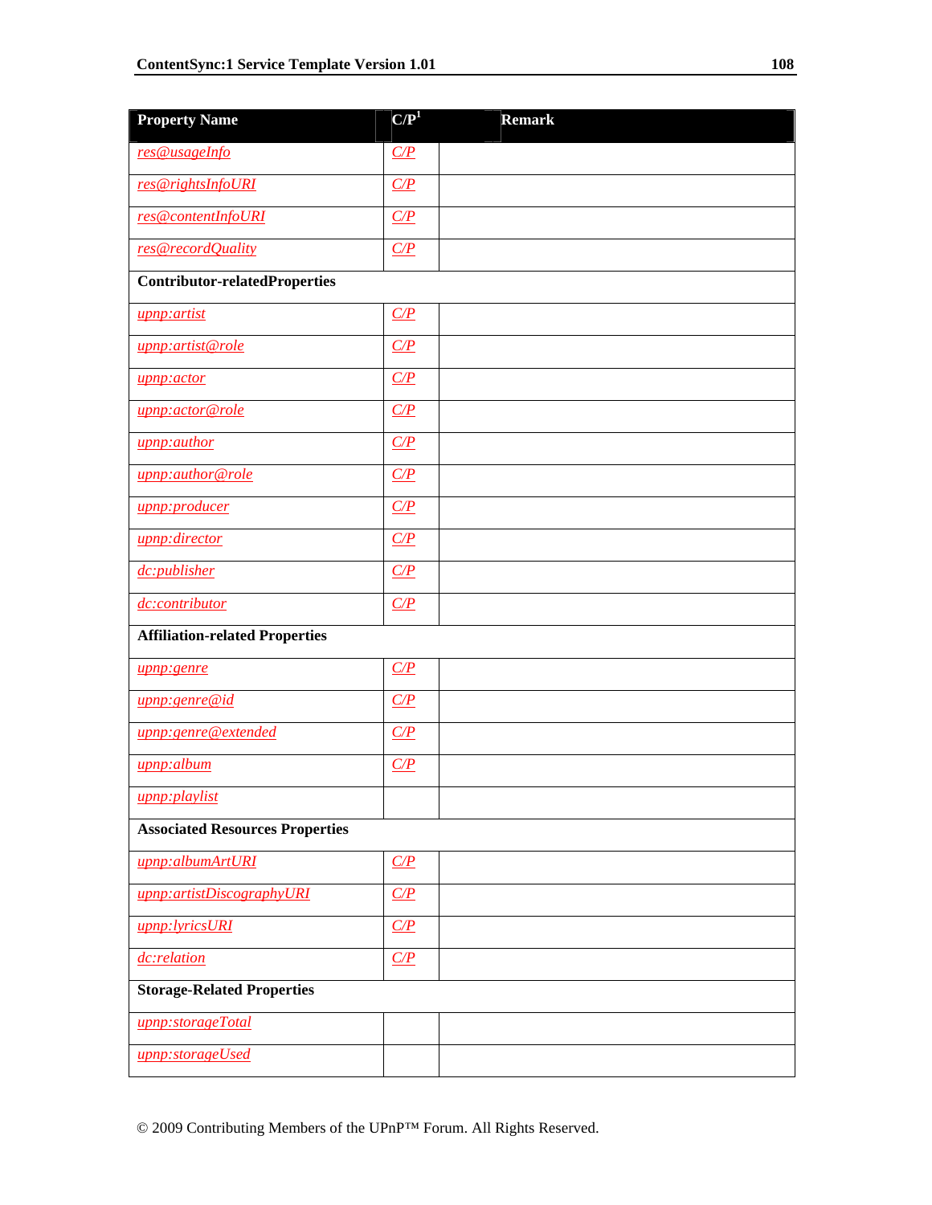| Property Name | C/P[1] | Remark |
|---|---|---|
| *res@usageInfo* | *C/P* | |
| *res@rightsInfoURI* | *C/P* | |
| *res@contentInfoURI* | *C/P* | |
| *res@recordQuality* | *C/P* | |
| **Contributor-relatedProperties** | | |
| *upnp:artist* | *C/P* | |
| *upnp:artist@role* | *C/P* | |
| *upnp:actor* | *C/P* | |
| *upnp:actor@role* | *C/P* | |
| *upnp:author* | *C/P* | |
| *upnp:author@role* | *C/P* | |
| *upnp:producer* | *C/P* | |
| *upnp:director* | *C/P* | |
| *dc:publisher* | *C/P* | |
| *dc:contributor* | *C/P* | |
| **Affiliation-related Properties** | | |
| *upnp:genre* | *C/P* | |
| *upnp:genre@id* | *C/P* | |
| *upnp:genre@extended* | *C/P* | |
| *upnp:album* | *C/P* | |
| *upnp:playlist* | | |
| **Associated Resources Properties** | | |
| *upnp:albumArtURI* | *C/P* | |
| *upnp:artistDiscographyURI* | *C/P* | |
| *upnp:lyricsURI* | *C/P* | |
| *dc:relation* | *C/P* | |
| **Storage-Related Properties** | | |
| *upnp:storageTotal* | | |
| *upnp:storageUsed* | | |

© 2009 Contributing Members of the UPnP™ Forum. All Rights Reserved.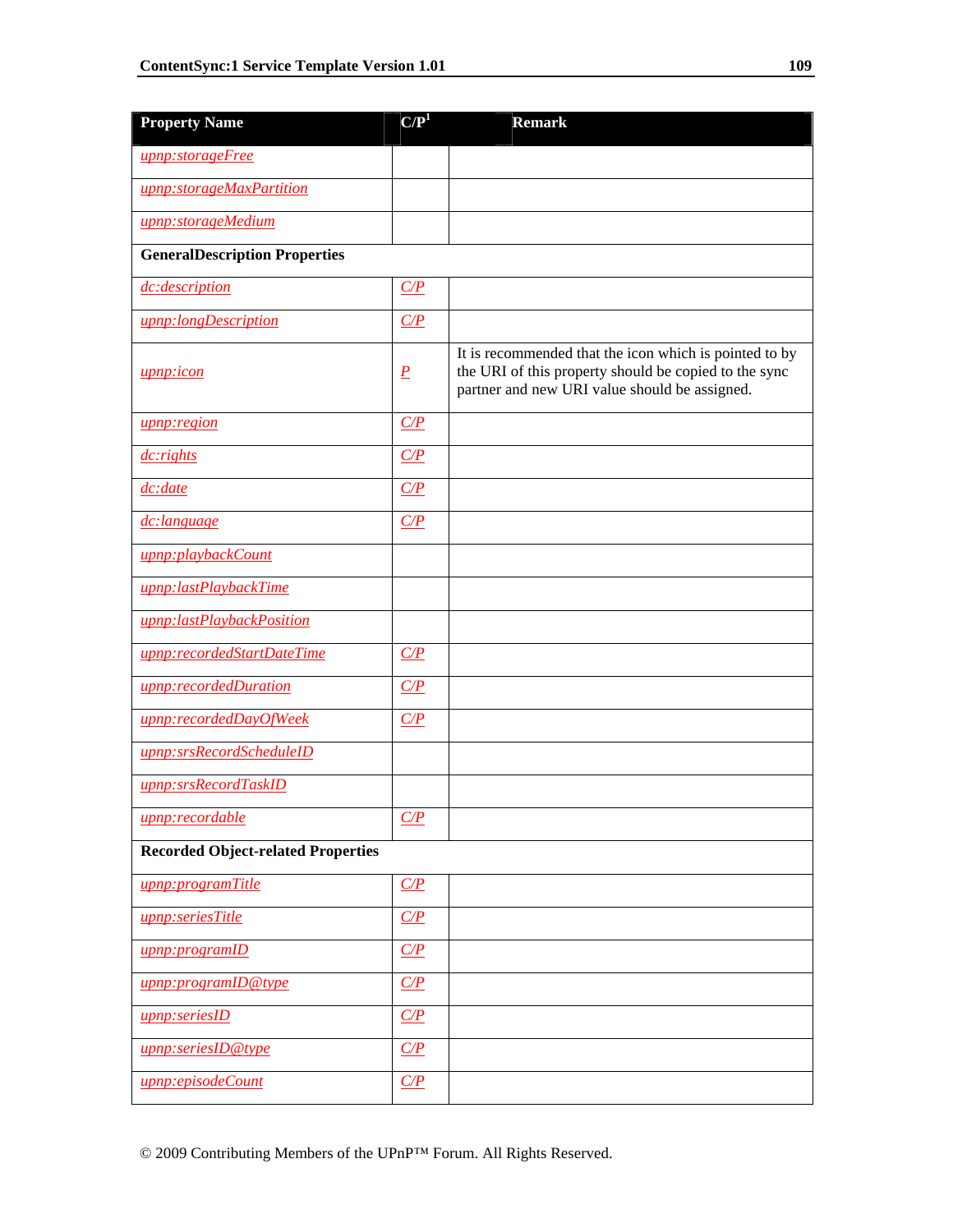| Property Name | C/P[1] | Remark |
|---|---|---|
| upnp:storageFree | | |
| upnp:storageMaxPartition | | |
| upnp:storageMedium | | |
| **GeneralDescription Properties** | | |
| dc:description | C/P | |
| upnp:longDescription | C/P | |
| upnp:icon | P | It is recommended that the icon which is pointed to by the URI of this property should be copied to the sync partner and new URI value should be assigned. |
| upnp:region | C/P | |
| dc:rights | C/P | |
| dc:date | C/P | |
| dc:language | C/P | |
| upnp:playbackCount | | |
| upnp:lastPlaybackTime | | |
| upnp:lastPlaybackPosition | | |
| upnp:recordedStartDateTime | C/P | |
| upnp:recordedDuration | C/P | |
| upnp:recordedDayOfWeek | C/P | |
| upnp:srsRecordScheduleID | | |
| upnp:srsRecordTaskID | | |
| upnp:recordable | C/P | |
| **Recorded Object-related Properties** | | |
| upnp:programTitle | C/P | |
| upnp:seriesTitle | C/P | |
| upnp:programID | C/P | |
| upnp:programID@type | C/P | |
| upnp:seriesID | C/P | |
| upnp:seriesID@type | C/P | |
| upnp:episodeCount | C/P | |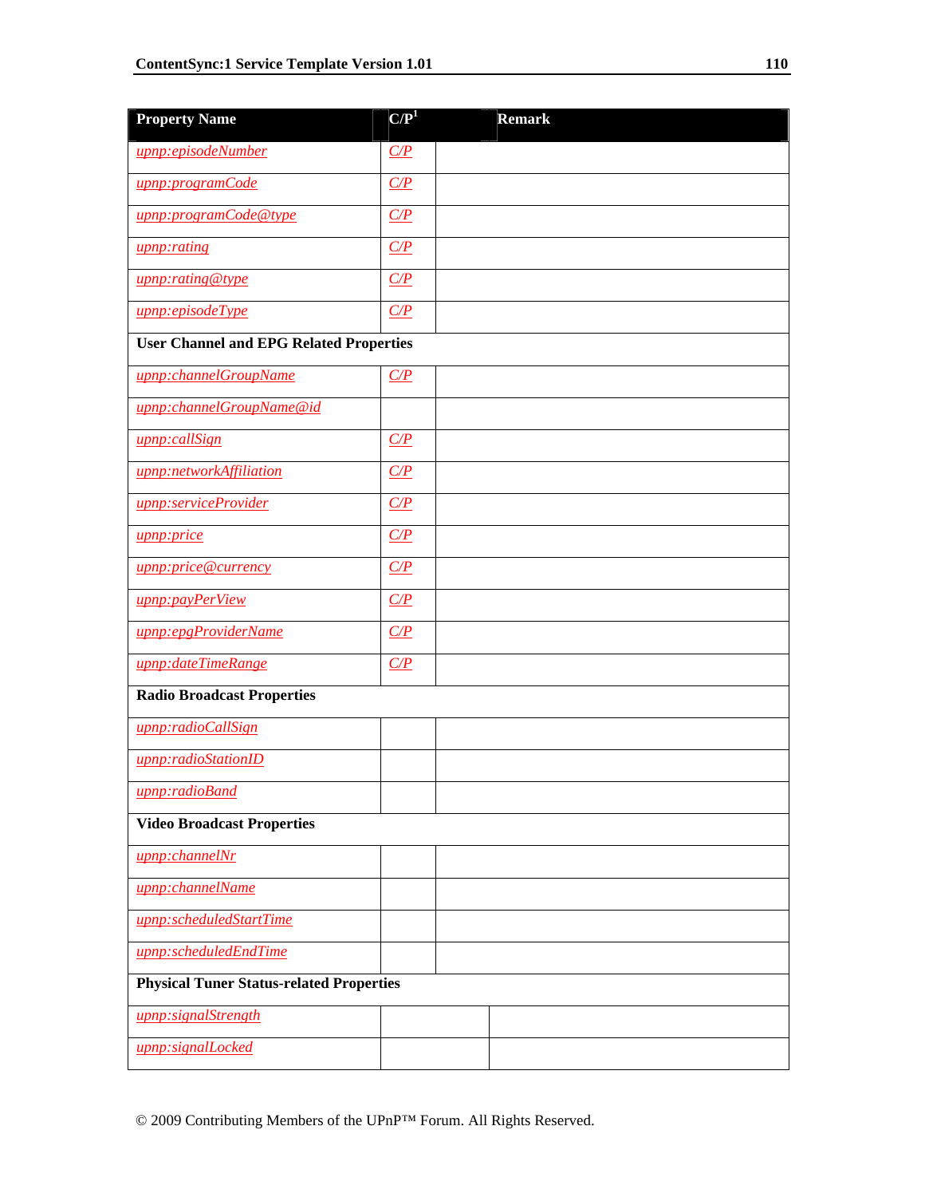| Property Name | C/P[1] | Remark |
|---|---|---|
| *upnp:episodeNumber* | *C/P* | |
| *upnp:programCode* | *C/P* | |
| *upnp:programCode@type* | *C/P* | |
| *upnp:rating* | *C/P* | |
| *upnp:rating@type* | *C/P* | |
| *upnp:episodeType* | *C/P* | |
| **User Channel and EPG Related Properties** | | |
| *upnp:channelGroupName* | *C/P* | |
| *upnp:channelGroupName@id* | | |
| *upnp:callSign* | *C/P* | |
| *upnp:networkAffiliation* | *C/P* | |
| *upnp:serviceProvider* | *C/P* | |
| *upnp:price* | *C/P* | |
| *upnp:price@currency* | *C/P* | |
| *upnp:payPerView* | *C/P* | |
| *upnp:epgProviderName* | *C/P* | |
| *upnp:dateTimeRange* | *C/P* | |
| **Radio Broadcast Properties** | | |
| *upnp:radioCallSign* | | |
| *upnp:radioStationID* | | |
| *upnp:radioBand* | | |
| **Video Broadcast Properties** | | |
| *upnp:channelNr* | | |
| *upnp:channelName* | | |
| *upnp:scheduledStartTime* | | |
| *upnp:scheduledEndTime* | | |
| **Physical Tuner Status-related Properties** | | |
| *upnp:signalStrength* | | |
| *upnp:signalLocked* | | |

© 2009 Contributing Members of the UPnP™ Forum. All Rights Reserved.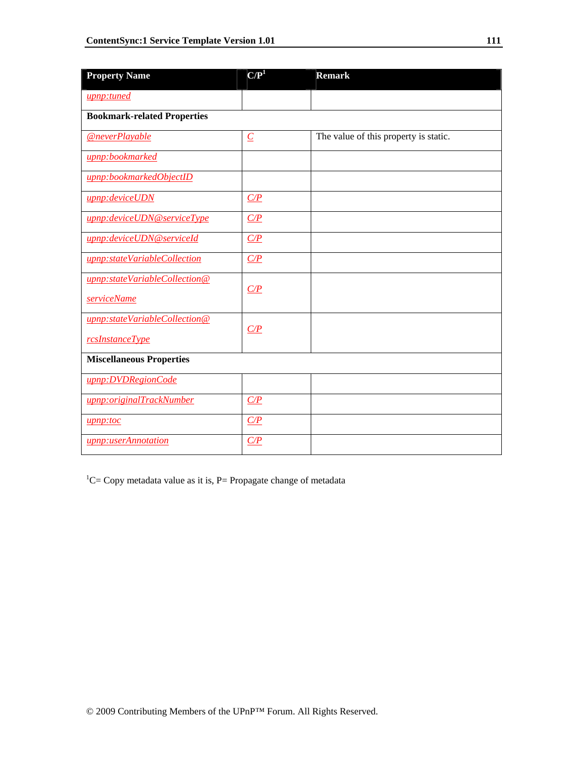| Property Name | C/P[1] | Remark |
|---|---|---|
| upnp:tuned | | |
| **Bookmark-related Properties** | | |
| @neverPlayable | C | The value of this property is static. |
| upnp:bookmarked | | |
| upnp:bookmarkedObjectID | | |
| upnp:deviceUDN | C/P | |
| upnp:deviceUDN@serviceType | C/P | |
| upnp:deviceUDN@serviceId | C/P | |
| upnp:stateVariableCollection | C/P | |
| upnp:stateVariableCollection@serviceName | C/P | |
| upnp:stateVariableCollection@rcsInstanceType | C/P | |
| **Miscellaneous Properties** | | |
| upnp:DVDRegionCode | | |
| upnp:originalTrackNumber | C/P | |
| upnp:toc | C/P | |
| upnp:userAnnotation | C/P | |

[1]C= Copy metadata value as it is, P= Propagate change of metadata

© 2009 Contributing Members of the UPnP™ Forum. All Rights Reserved.